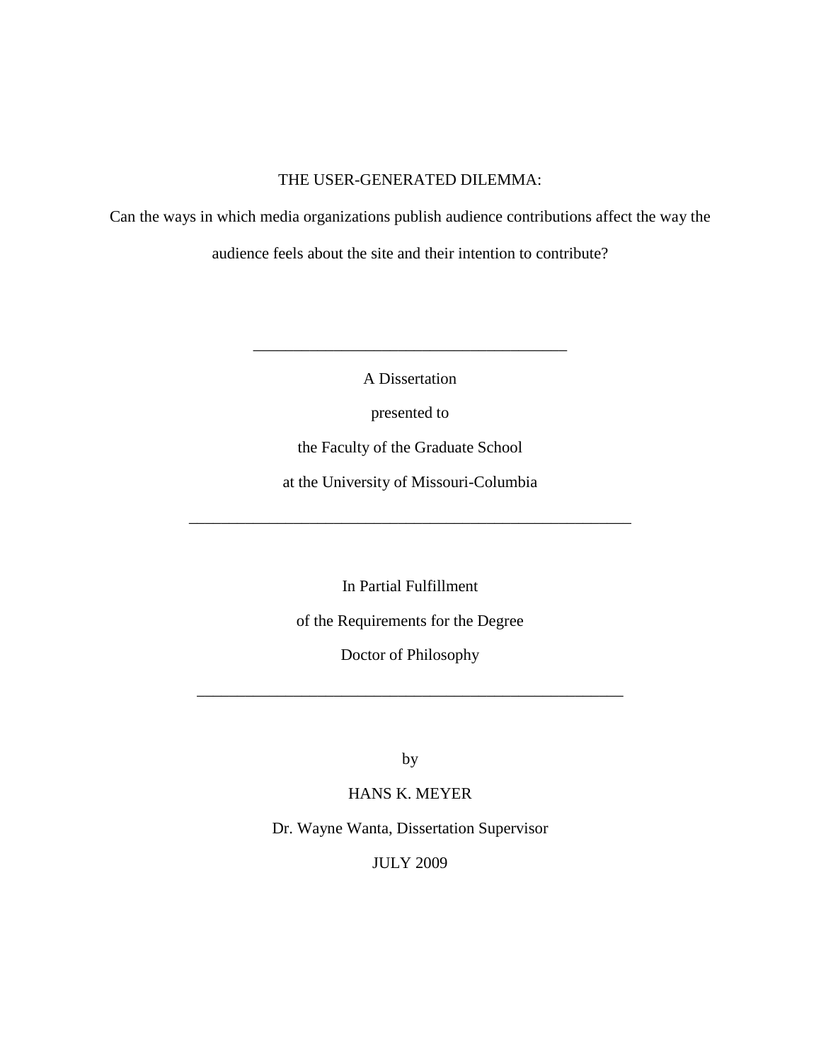# THE USER-GENERATED DILEMMA:

Can the ways in which media organizations publish audience contributions affect the way the audience feels about the site and their intention to contribute?

---

A Dissertation

presented to

the Faculty of the Graduate School

at the University of Missouri-Columbia

---

In Partial Fulfillment

of the Requirements for the Degree

Doctor of Philosophy

---

by

HANS K. MEYER

Dr. Wayne Wanta, Dissertation Supervisor

JULY 2009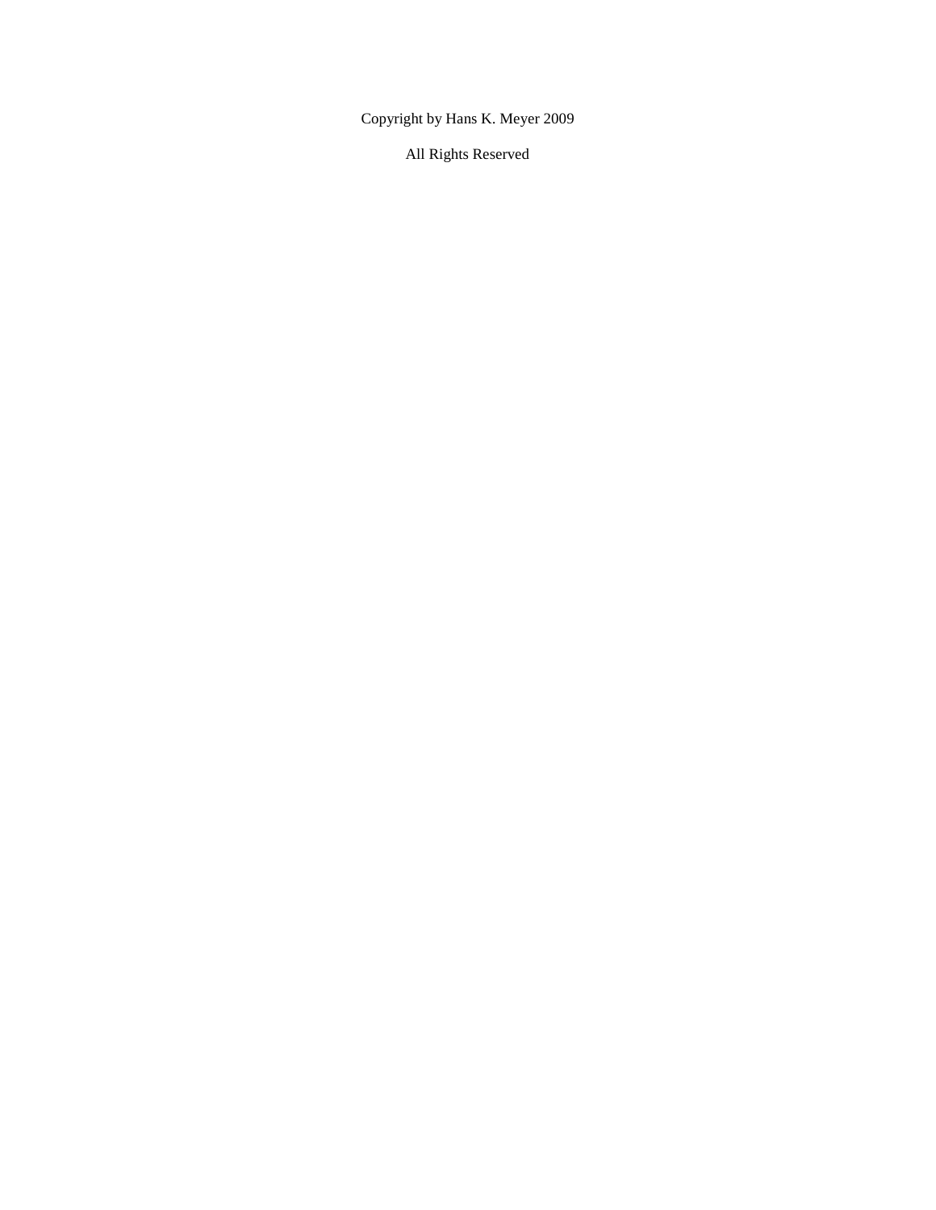Copyright by Hans K. Meyer 2009

All Rights Reserved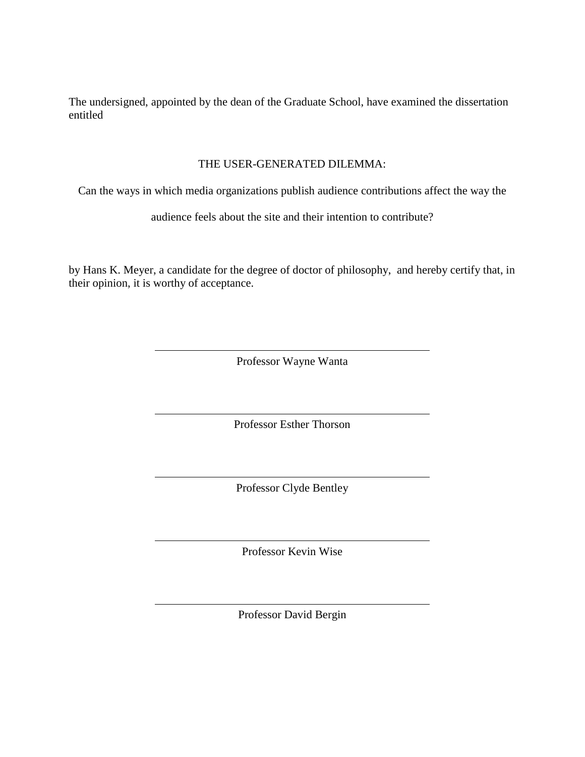The undersigned, appointed by the dean of the Graduate School, have examined the dissertation entitled

THE USER-GENERATED DILEMMA:

Can the ways in which media organizations publish audience contributions affect the way the audience feels about the site and their intention to contribute?

by Hans K. Meyer, a candidate for the degree of doctor of philosophy, and hereby certify that, in their opinion, it is worthy of acceptance.

Professor Wayne Wanta

Professor Esther Thorson

Professor Clyde Bentley

Professor Kevin Wise

Professor David Bergin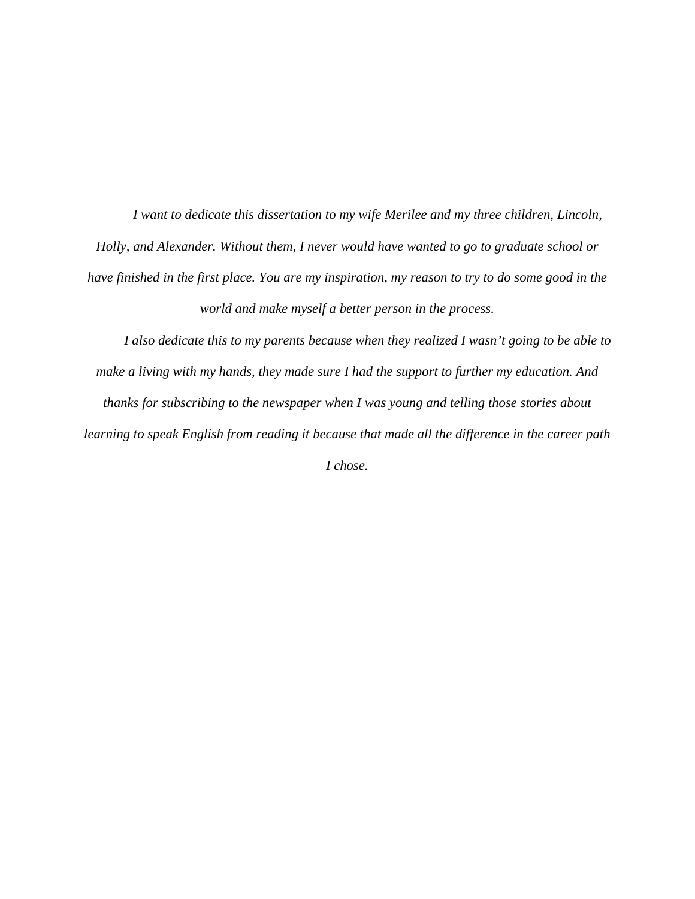*I want to dedicate this dissertation to my wife Merilee and my three children, Lincoln, Holly, and Alexander. Without them, I never would have wanted to go to graduate school or have finished in the first place. You are my inspiration, my reason to try to do some good in the world and make myself a better person in the process.*

*I also dedicate this to my parents because when they realized I wasn't going to be able to make a living with my hands, they made sure I had the support to further my education. And thanks for subscribing to the newspaper when I was young and telling those stories about learning to speak English from reading it because that made all the difference in the career path I chose.*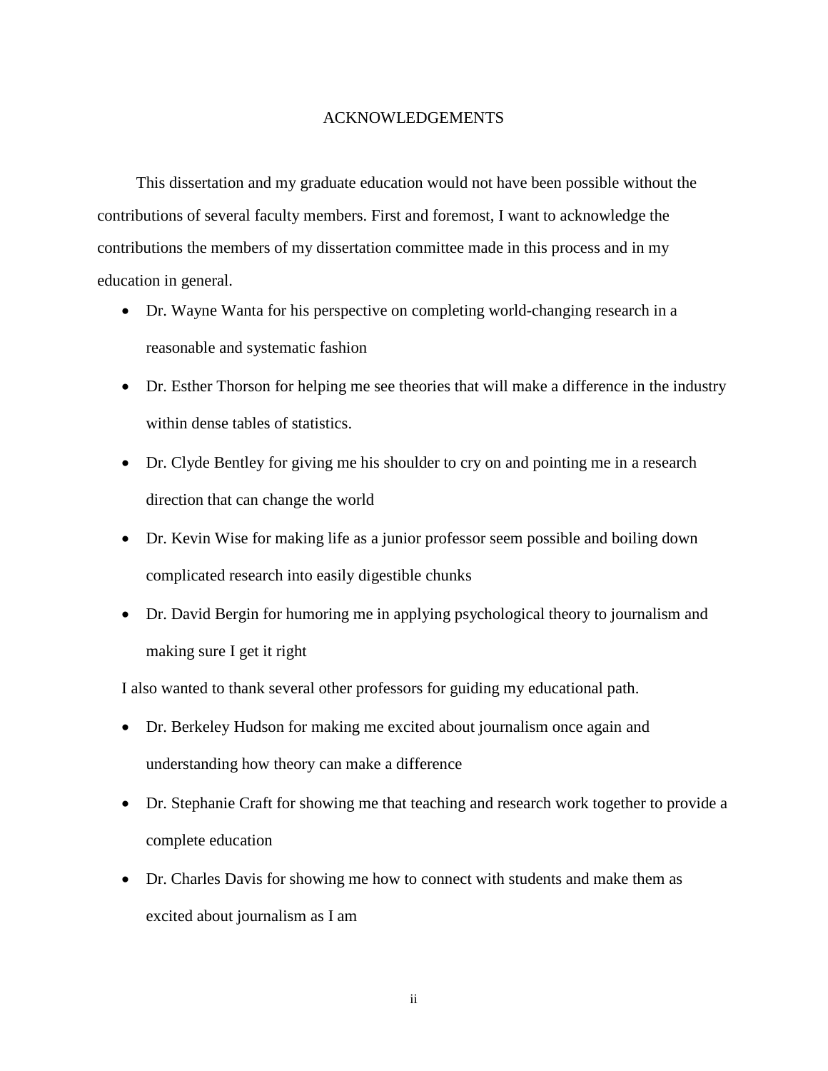# ACKNOWLEDGEMENTS

This dissertation and my graduate education would not have been possible without the contributions of several faculty members. First and foremost, I want to acknowledge the contributions the members of my dissertation committee made in this process and in my education in general.

- Dr. Wayne Wanta for his perspective on completing world-changing research in a reasonable and systematic fashion
- Dr. Esther Thorson for helping me see theories that will make a difference in the industry within dense tables of statistics.
- Dr. Clyde Bentley for giving me his shoulder to cry on and pointing me in a research direction that can change the world
- Dr. Kevin Wise for making life as a junior professor seem possible and boiling down complicated research into easily digestible chunks
- Dr. David Bergin for humoring me in applying psychological theory to journalism and making sure I get it right

I also wanted to thank several other professors for guiding my educational path.

- Dr. Berkeley Hudson for making me excited about journalism once again and understanding how theory can make a difference
- Dr. Stephanie Craft for showing me that teaching and research work together to provide a complete education
- Dr. Charles Davis for showing me how to connect with students and make them as excited about journalism as I am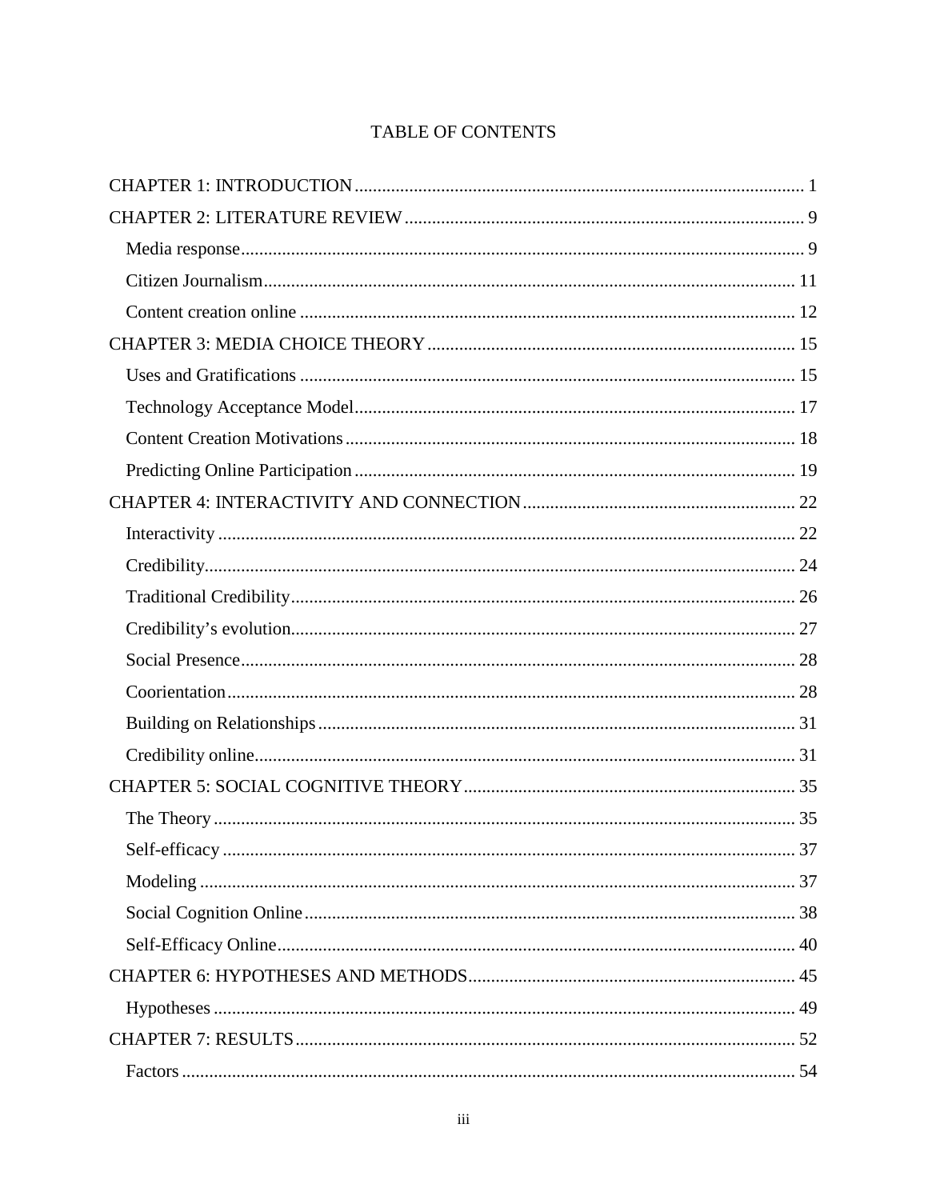# TABLE OF CONTENTS

CHAPTER 1: INTRODUCTION .................................................................................................. 1

CHAPTER 2: LITERATURE REVIEW ....................................................................................... 9

- Media response ........................................................................................................................ 9
- Citizen Journalism .................................................................................................................. 11
- Content creation online .......................................................................................................... 12

CHAPTER 3: MEDIA CHOICE THEORY ................................................................................ 15

- Uses and Gratifications .......................................................................................................... 15
- Technology Acceptance Model ............................................................................................... 17
- Content Creation Motivations ................................................................................................. 18
- Predicting Online Participation .............................................................................................. 19

CHAPTER 4: INTERACTIVITY AND CONNECTION ........................................................... 22

- Interactivity ............................................................................................................................ 22
- Credibility ............................................................................................................................... 24
- Traditional Credibility ............................................................................................................ 26
- Credibility's evolution ............................................................................................................ 27
- Social Presence ....................................................................................................................... 28
- Coorientation .......................................................................................................................... 28
- Building on Relationships ....................................................................................................... 31
- Credibility online .................................................................................................................... 31

CHAPTER 5: SOCIAL COGNITIVE THEORY ........................................................................ 35

- The Theory ............................................................................................................................. 35
- Self-efficacy ........................................................................................................................... 37
- Modeling ................................................................................................................................ 37
- Social Cognition Online .......................................................................................................... 38
- Self-Efficacy Online ............................................................................................................... 40

CHAPTER 6: HYPOTHESES AND METHODS ....................................................................... 45

- Hypotheses ............................................................................................................................. 49

CHAPTER 7: RESULTS ............................................................................................................ 52

- Factors .................................................................................................................................... 54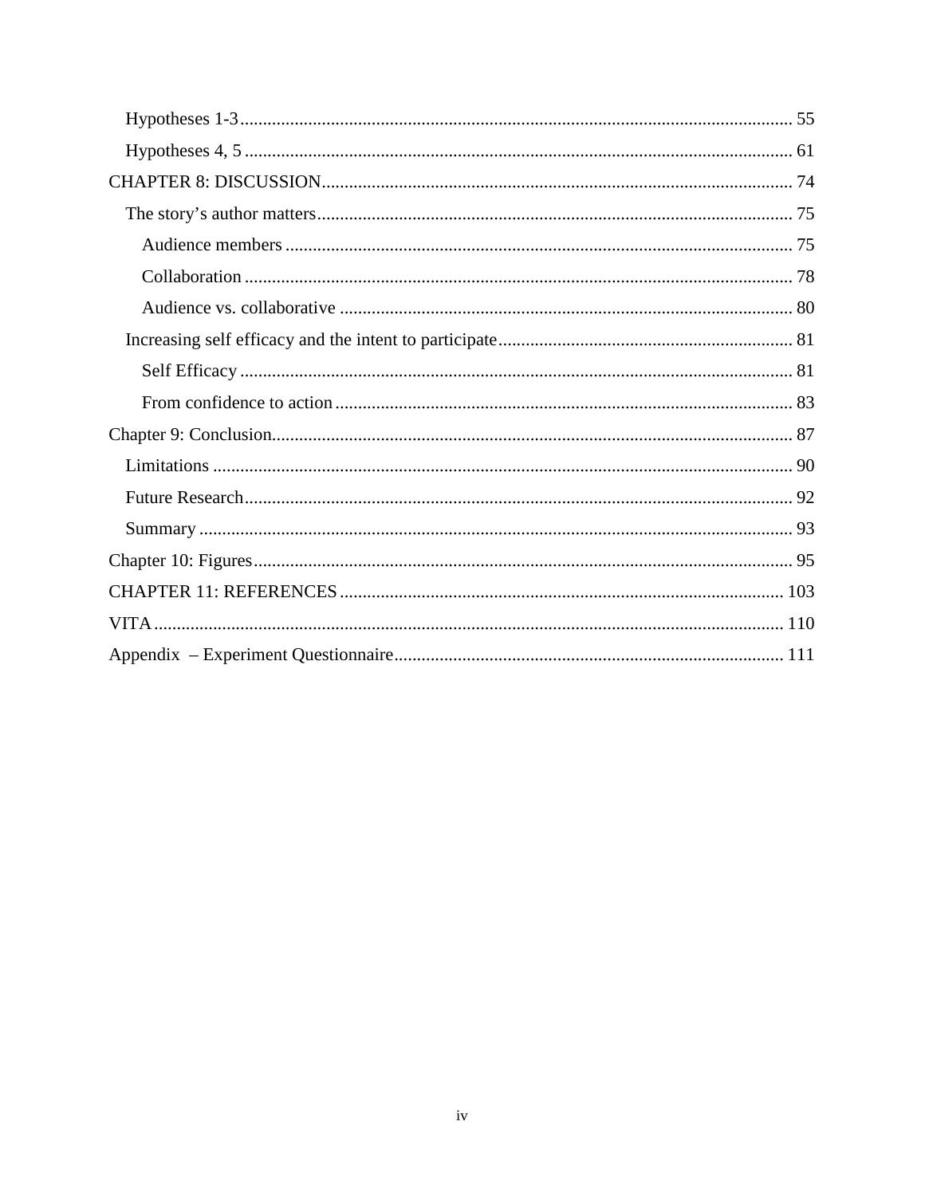Hypotheses 1-3 ........................................................................................................................ 55

Hypotheses 4, 5 ........................................................................................................................ 61

CHAPTER 8: DISCUSSION...................................................................................................... 74

The story's author matters........................................................................................................ 75

Audience members .............................................................................................................. 75

Collaboration ....................................................................................................................... 78

Audience vs. collaborative .................................................................................................. 80

Increasing self efficacy and the intent to participate................................................................ 81

Self Efficacy ......................................................................................................................... 81

From confidence to action ................................................................................................... 83

Chapter 9: Conclusion................................................................................................................. 87

Limitations .............................................................................................................................. 90

Future Research........................................................................................................................ 92

Summary .................................................................................................................................. 93

Chapter 10: Figures..................................................................................................................... 95

CHAPTER 11: REFERENCES ................................................................................................. 103

VITA......................................................................................................................................... 110

Appendix – Experiment Questionnaire..................................................................................... 111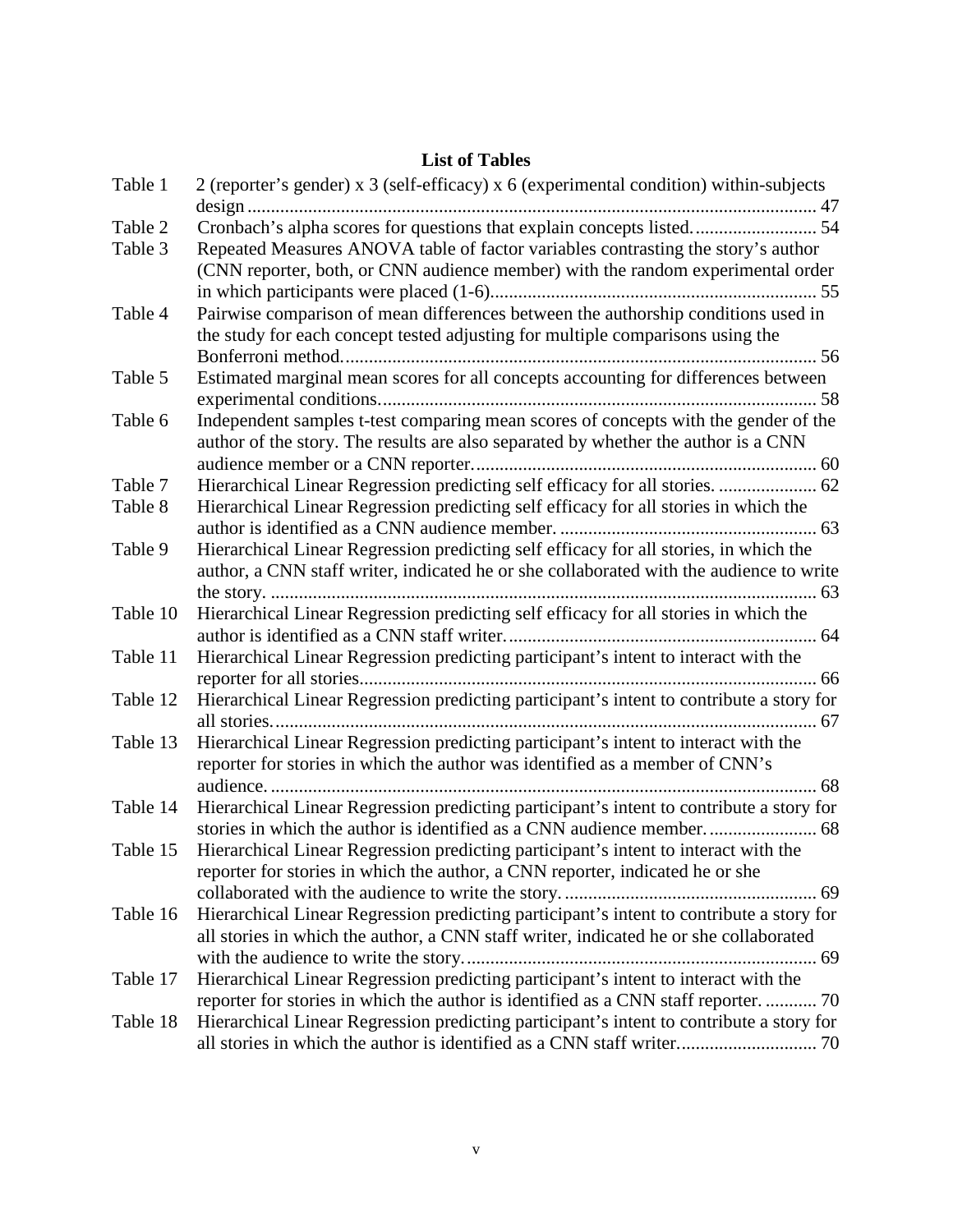# List of Tables

| | | |
|---|---|---|
| Table 1 | 2 (reporter's gender) x 3 (self-efficacy) x 6 (experimental condition) within-subjects design | 47 |
| Table 2 | Cronbach's alpha scores for questions that explain concepts listed. | 54 |
| Table 3 | Repeated Measures ANOVA table of factor variables contrasting the story's author (CNN reporter, both, or CNN audience member) with the random experimental order in which participants were placed (1-6). | 55 |
| Table 4 | Pairwise comparison of mean differences between the authorship conditions used in the study for each concept tested adjusting for multiple comparisons using the Bonferroni method. | 56 |
| Table 5 | Estimated marginal mean scores for all concepts accounting for differences between experimental conditions. | 58 |
| Table 6 | Independent samples t-test comparing mean scores of concepts with the gender of the author of the story. The results are also separated by whether the author is a CNN audience member or a CNN reporter. | 60 |
| Table 7 | Hierarchical Linear Regression predicting self efficacy for all stories. | 62 |
| Table 8 | Hierarchical Linear Regression predicting self efficacy for all stories in which the author is identified as a CNN audience member. | 63 |
| Table 9 | Hierarchical Linear Regression predicting self efficacy for all stories, in which the author, a CNN staff writer, indicated he or she collaborated with the audience to write the story. | 63 |
| Table 10 | Hierarchical Linear Regression predicting self efficacy for all stories in which the author is identified as a CNN staff writer. | 64 |
| Table 11 | Hierarchical Linear Regression predicting participant's intent to interact with the reporter for all stories. | 66 |
| Table 12 | Hierarchical Linear Regression predicting participant's intent to contribute a story for all stories. | 67 |
| Table 13 | Hierarchical Linear Regression predicting participant's intent to interact with the reporter for stories in which the author was identified as a member of CNN's audience. | 68 |
| Table 14 | Hierarchical Linear Regression predicting participant's intent to contribute a story for stories in which the author is identified as a CNN audience member. | 68 |
| Table 15 | Hierarchical Linear Regression predicting participant's intent to interact with the reporter for stories in which the author, a CNN reporter, indicated he or she collaborated with the audience to write the story. | 69 |
| Table 16 | Hierarchical Linear Regression predicting participant's intent to contribute a story for all stories in which the author, a CNN staff writer, indicated he or she collaborated with the audience to write the story. | 69 |
| Table 17 | Hierarchical Linear Regression predicting participant's intent to interact with the reporter for stories in which the author is identified as a CNN staff reporter. | 70 |
| Table 18 | Hierarchical Linear Regression predicting participant's intent to contribute a story for all stories in which the author is identified as a CNN staff writer. | 70 |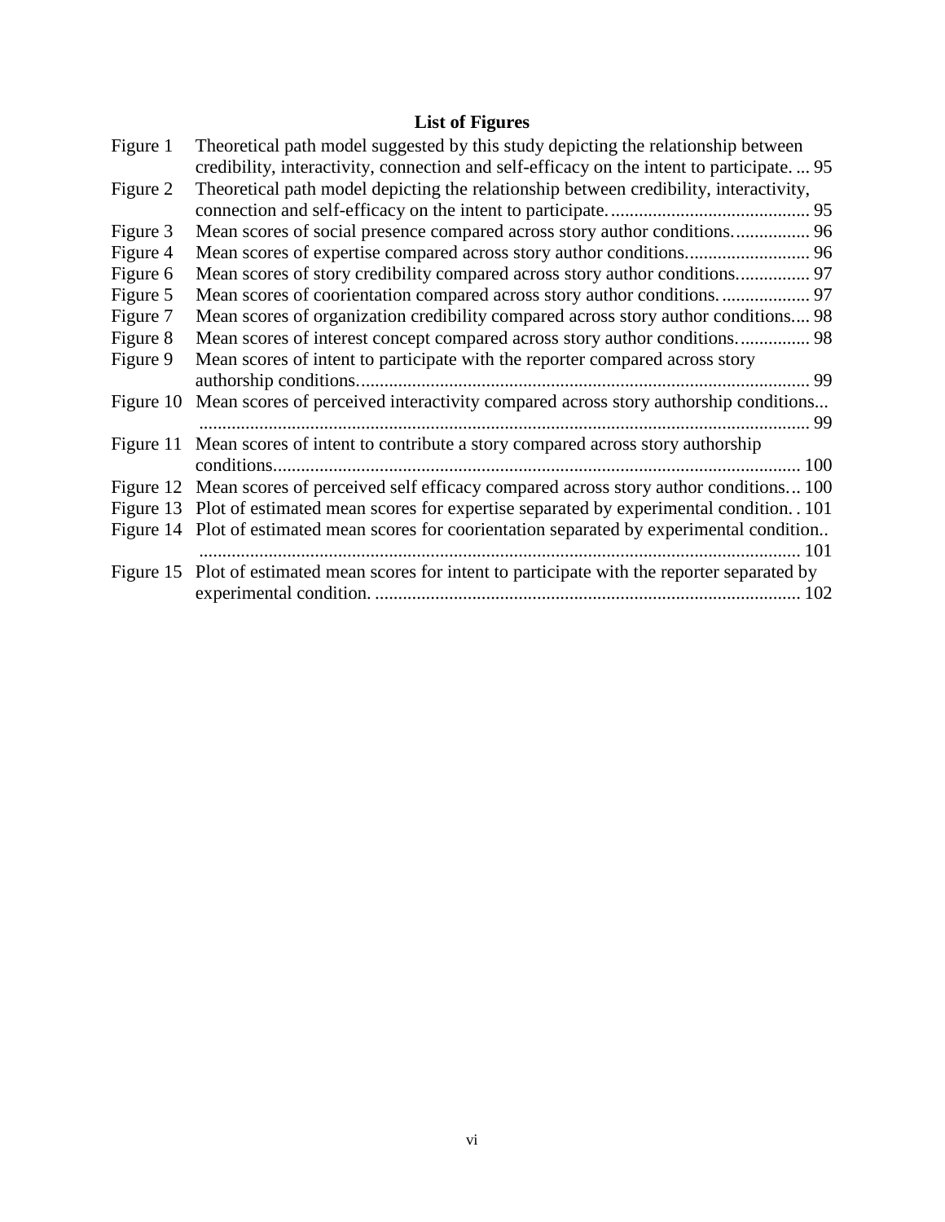## List of Figures

| | | |
|---|---|---|
| Figure 1 | Theoretical path model suggested by this study depicting the relationship between credibility, interactivity, connection and self-efficacy on the intent to participate. | 95 |
| Figure 2 | Theoretical path model depicting the relationship between credibility, interactivity, connection and self-efficacy on the intent to participate. | 95 |
| Figure 3 | Mean scores of social presence compared across story author conditions. | 96 |
| Figure 4 | Mean scores of expertise compared across story author conditions. | 96 |
| Figure 6 | Mean scores of story credibility compared across story author conditions. | 97 |
| Figure 5 | Mean scores of coorientation compared across story author conditions. | 97 |
| Figure 7 | Mean scores of organization credibility compared across story author conditions. | 98 |
| Figure 8 | Mean scores of interest concept compared across story author conditions. | 98 |
| Figure 9 | Mean scores of intent to participate with the reporter compared across story authorship conditions. | 99 |
| Figure 10 | Mean scores of perceived interactivity compared across story authorship conditions... | 99 |
| Figure 11 | Mean scores of intent to contribute a story compared across story authorship conditions. | 100 |
| Figure 12 | Mean scores of perceived self efficacy compared across story author conditions… | 100 |
| Figure 13 | Plot of estimated mean scores for expertise separated by experimental condition. | 101 |
| Figure 14 | Plot of estimated mean scores for coorientation separated by experimental condition.. | 101 |
| Figure 15 | Plot of estimated mean scores for intent to participate with the reporter separated by experimental condition. | 102 |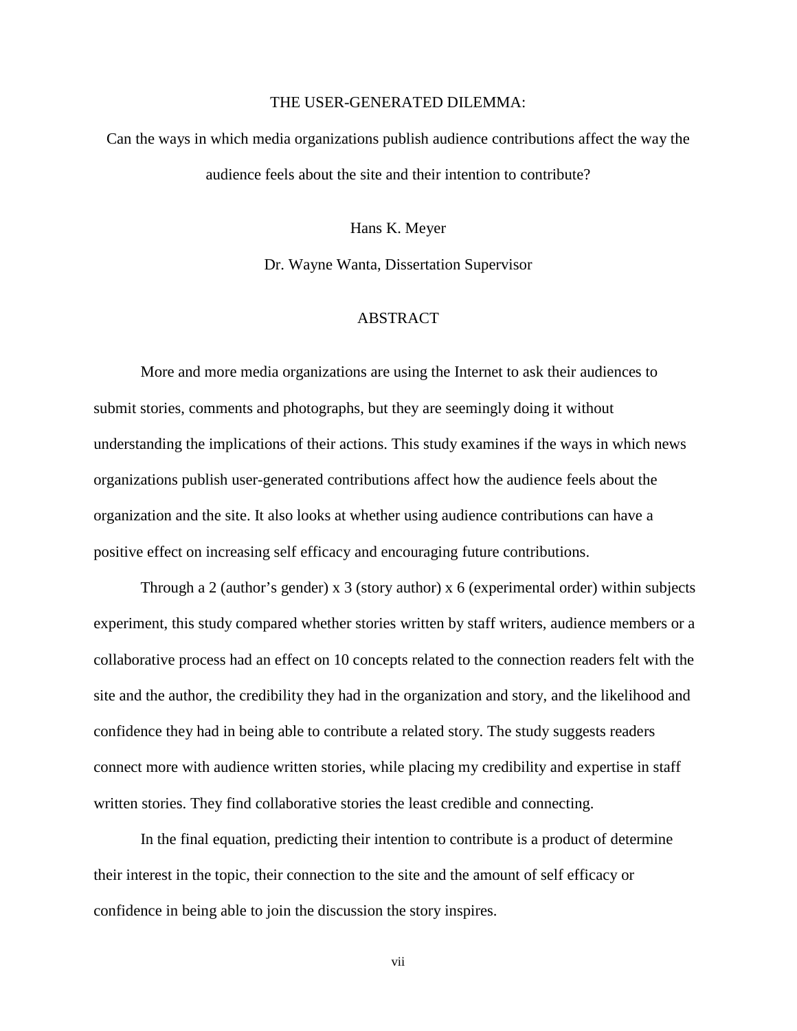THE USER-GENERATED DILEMMA:

Can the ways in which media organizations publish audience contributions affect the way the audience feels about the site and their intention to contribute?

Hans K. Meyer

Dr. Wayne Wanta, Dissertation Supervisor

## ABSTRACT

More and more media organizations are using the Internet to ask their audiences to submit stories, comments and photographs, but they are seemingly doing it without understanding the implications of their actions. This study examines if the ways in which news organizations publish user-generated contributions affect how the audience feels about the organization and the site. It also looks at whether using audience contributions can have a positive effect on increasing self efficacy and encouraging future contributions.

Through a 2 (author's gender) x 3 (story author) x 6 (experimental order) within subjects experiment, this study compared whether stories written by staff writers, audience members or a collaborative process had an effect on 10 concepts related to the connection readers felt with the site and the author, the credibility they had in the organization and story, and the likelihood and confidence they had in being able to contribute a related story. The study suggests readers connect more with audience written stories, while placing my credibility and expertise in staff written stories. They find collaborative stories the least credible and connecting.

In the final equation, predicting their intention to contribute is a product of determine their interest in the topic, their connection to the site and the amount of self efficacy or confidence in being able to join the discussion the story inspires.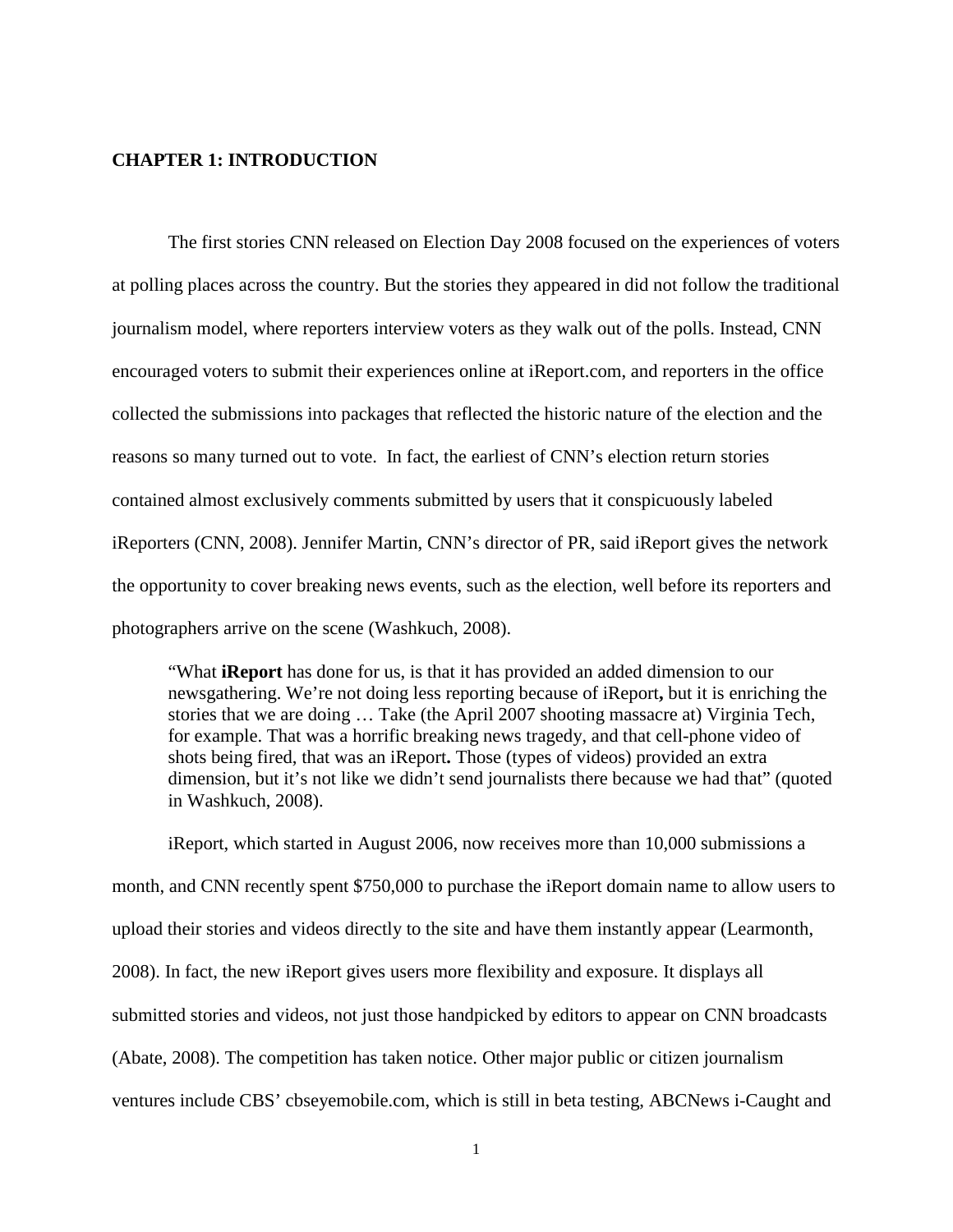# CHAPTER 1: INTRODUCTION

The first stories CNN released on Election Day 2008 focused on the experiences of voters at polling places across the country. But the stories they appeared in did not follow the traditional journalism model, where reporters interview voters as they walk out of the polls. Instead, CNN encouraged voters to submit their experiences online at iReport.com, and reporters in the office collected the submissions into packages that reflected the historic nature of the election and the reasons so many turned out to vote. In fact, the earliest of CNN's election return stories contained almost exclusively comments submitted by users that it conspicuously labeled iReporters (CNN, 2008). Jennifer Martin, CNN's director of PR, said iReport gives the network the opportunity to cover breaking news events, such as the election, well before its reporters and photographers arrive on the scene (Washkuch, 2008).

> "What **iReport** has done for us, is that it has provided an added dimension to our newsgathering. We're not doing less reporting because of iReport**,** but it is enriching the stories that we are doing … Take (the April 2007 shooting massacre at) Virginia Tech, for example. That was a horrific breaking news tragedy, and that cell-phone video of shots being fired, that was an iReport**.** Those (types of videos) provided an extra dimension, but it's not like we didn't send journalists there because we had that" (quoted in Washkuch, 2008).

iReport, which started in August 2006, now receives more than 10,000 submissions a month, and CNN recently spent $750,000 to purchase the iReport domain name to allow users to upload their stories and videos directly to the site and have them instantly appear (Learmonth, 2008). In fact, the new iReport gives users more flexibility and exposure. It displays all submitted stories and videos, not just those handpicked by editors to appear on CNN broadcasts (Abate, 2008). The competition has taken notice. Other major public or citizen journalism ventures include CBS' cbseyemobile.com, which is still in beta testing, ABCNews i-Caught and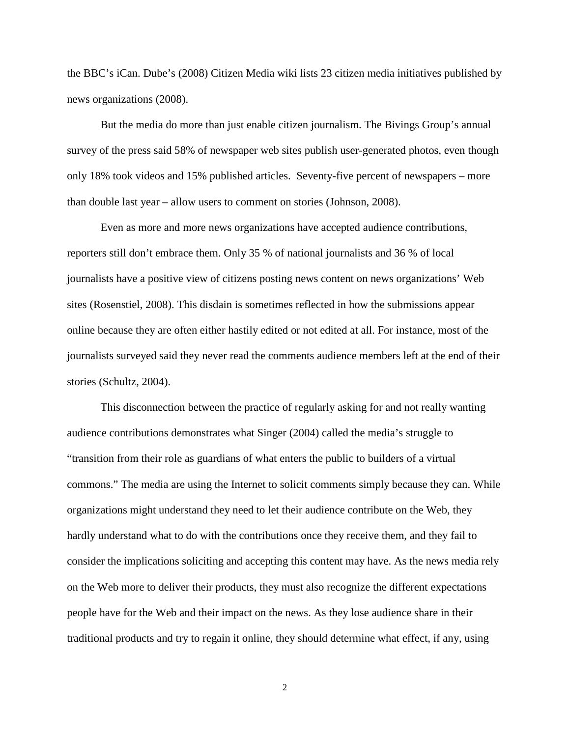the BBC's iCan. Dube's (2008) Citizen Media wiki lists 23 citizen media initiatives published by news organizations (2008).

But the media do more than just enable citizen journalism. The Bivings Group's annual survey of the press said 58% of newspaper web sites publish user-generated photos, even though only 18% took videos and 15% published articles. Seventy-five percent of newspapers – more than double last year – allow users to comment on stories (Johnson, 2008).

Even as more and more news organizations have accepted audience contributions, reporters still don't embrace them. Only 35 % of national journalists and 36 % of local journalists have a positive view of citizens posting news content on news organizations' Web sites (Rosenstiel, 2008). This disdain is sometimes reflected in how the submissions appear online because they are often either hastily edited or not edited at all. For instance, most of the journalists surveyed said they never read the comments audience members left at the end of their stories (Schultz, 2004).

This disconnection between the practice of regularly asking for and not really wanting audience contributions demonstrates what Singer (2004) called the media's struggle to "transition from their role as guardians of what enters the public to builders of a virtual commons." The media are using the Internet to solicit comments simply because they can. While organizations might understand they need to let their audience contribute on the Web, they hardly understand what to do with the contributions once they receive them, and they fail to consider the implications soliciting and accepting this content may have. As the news media rely on the Web more to deliver their products, they must also recognize the different expectations people have for the Web and their impact on the news. As they lose audience share in their traditional products and try to regain it online, they should determine what effect, if any, using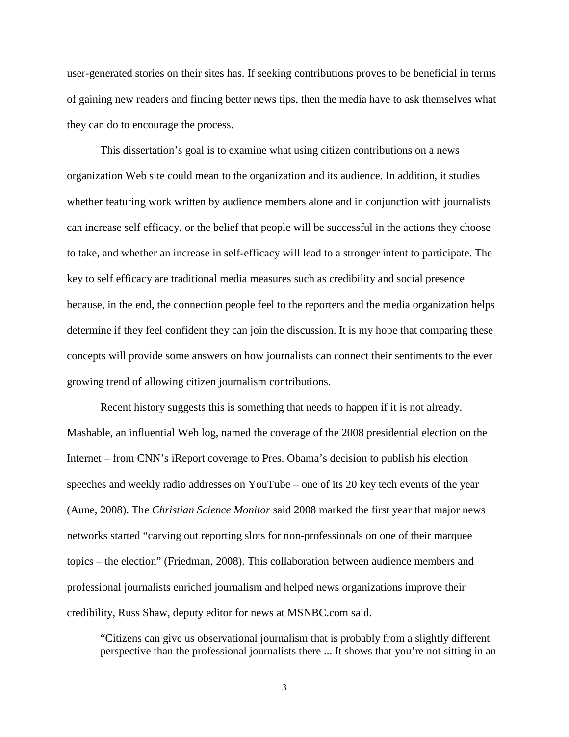user-generated stories on their sites has. If seeking contributions proves to be beneficial in terms of gaining new readers and finding better news tips, then the media have to ask themselves what they can do to encourage the process.

This dissertation's goal is to examine what using citizen contributions on a news organization Web site could mean to the organization and its audience. In addition, it studies whether featuring work written by audience members alone and in conjunction with journalists can increase self efficacy, or the belief that people will be successful in the actions they choose to take, and whether an increase in self-efficacy will lead to a stronger intent to participate. The key to self efficacy are traditional media measures such as credibility and social presence because, in the end, the connection people feel to the reporters and the media organization helps determine if they feel confident they can join the discussion. It is my hope that comparing these concepts will provide some answers on how journalists can connect their sentiments to the ever growing trend of allowing citizen journalism contributions.

Recent history suggests this is something that needs to happen if it is not already. Mashable, an influential Web log, named the coverage of the 2008 presidential election on the Internet – from CNN's iReport coverage to Pres. Obama's decision to publish his election speeches and weekly radio addresses on YouTube – one of its 20 key tech events of the year (Aune, 2008). The *Christian Science Monitor* said 2008 marked the first year that major news networks started "carving out reporting slots for non-professionals on one of their marquee topics – the election" (Friedman, 2008). This collaboration between audience members and professional journalists enriched journalism and helped news organizations improve their credibility, Russ Shaw, deputy editor for news at MSNBC.com said.

> "Citizens can give us observational journalism that is probably from a slightly different perspective than the professional journalists there ... It shows that you're not sitting in an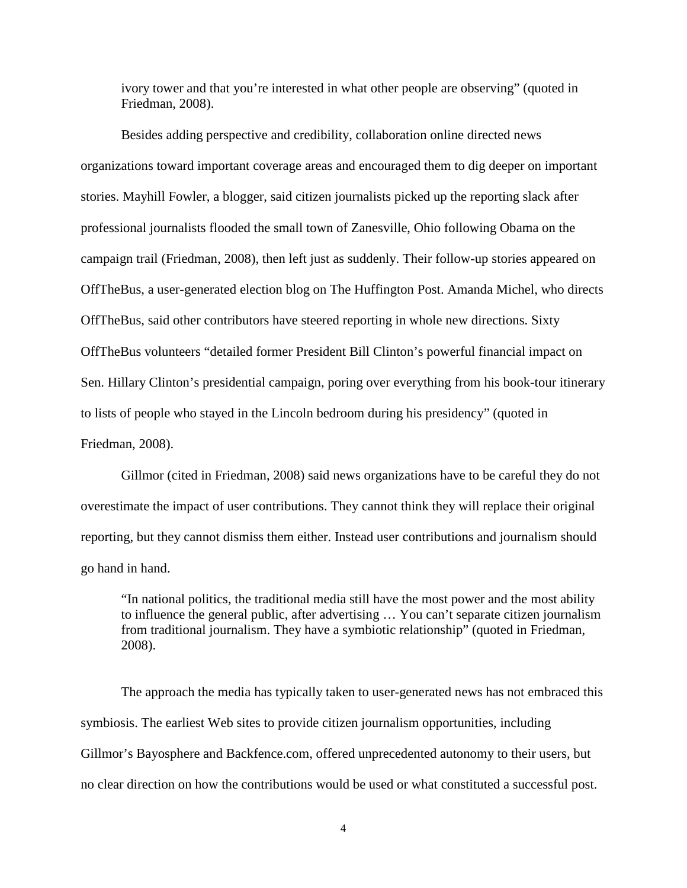> ivory tower and that you're interested in what other people are observing" (quoted in Friedman, 2008).

Besides adding perspective and credibility, collaboration online directed news organizations toward important coverage areas and encouraged them to dig deeper on important stories. Mayhill Fowler, a blogger, said citizen journalists picked up the reporting slack after professional journalists flooded the small town of Zanesville, Ohio following Obama on the campaign trail (Friedman, 2008), then left just as suddenly. Their follow-up stories appeared on OffTheBus, a user-generated election blog on The Huffington Post. Amanda Michel, who directs OffTheBus, said other contributors have steered reporting in whole new directions. Sixty OffTheBus volunteers "detailed former President Bill Clinton's powerful financial impact on Sen. Hillary Clinton's presidential campaign, poring over everything from his book-tour itinerary to lists of people who stayed in the Lincoln bedroom during his presidency" (quoted in Friedman, 2008).

Gillmor (cited in Friedman, 2008) said news organizations have to be careful they do not overestimate the impact of user contributions. They cannot think they will replace their original reporting, but they cannot dismiss them either. Instead user contributions and journalism should go hand in hand.

> "In national politics, the traditional media still have the most power and the most ability to influence the general public, after advertising … You can't separate citizen journalism from traditional journalism. They have a symbiotic relationship" (quoted in Friedman, 2008).

The approach the media has typically taken to user-generated news has not embraced this symbiosis. The earliest Web sites to provide citizen journalism opportunities, including Gillmor's Bayosphere and Backfence.com, offered unprecedented autonomy to their users, but no clear direction on how the contributions would be used or what constituted a successful post.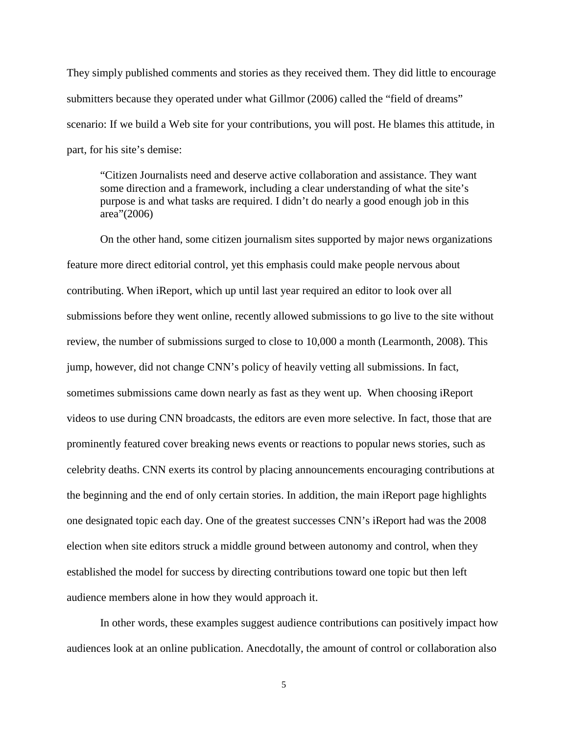They simply published comments and stories as they received them. They did little to encourage submitters because they operated under what Gillmor (2006) called the "field of dreams" scenario: If we build a Web site for your contributions, you will post. He blames this attitude, in part, for his site's demise:

> "Citizen Journalists need and deserve active collaboration and assistance. They want some direction and a framework, including a clear understanding of what the site's purpose is and what tasks are required. I didn't do nearly a good enough job in this area"(2006)

On the other hand, some citizen journalism sites supported by major news organizations feature more direct editorial control, yet this emphasis could make people nervous about contributing. When iReport, which up until last year required an editor to look over all submissions before they went online, recently allowed submissions to go live to the site without review, the number of submissions surged to close to 10,000 a month (Learmonth, 2008). This jump, however, did not change CNN's policy of heavily vetting all submissions. In fact, sometimes submissions came down nearly as fast as they went up. When choosing iReport videos to use during CNN broadcasts, the editors are even more selective. In fact, those that are prominently featured cover breaking news events or reactions to popular news stories, such as celebrity deaths. CNN exerts its control by placing announcements encouraging contributions at the beginning and the end of only certain stories. In addition, the main iReport page highlights one designated topic each day. One of the greatest successes CNN's iReport had was the 2008 election when site editors struck a middle ground between autonomy and control, when they established the model for success by directing contributions toward one topic but then left audience members alone in how they would approach it.

In other words, these examples suggest audience contributions can positively impact how audiences look at an online publication. Anecdotally, the amount of control or collaboration also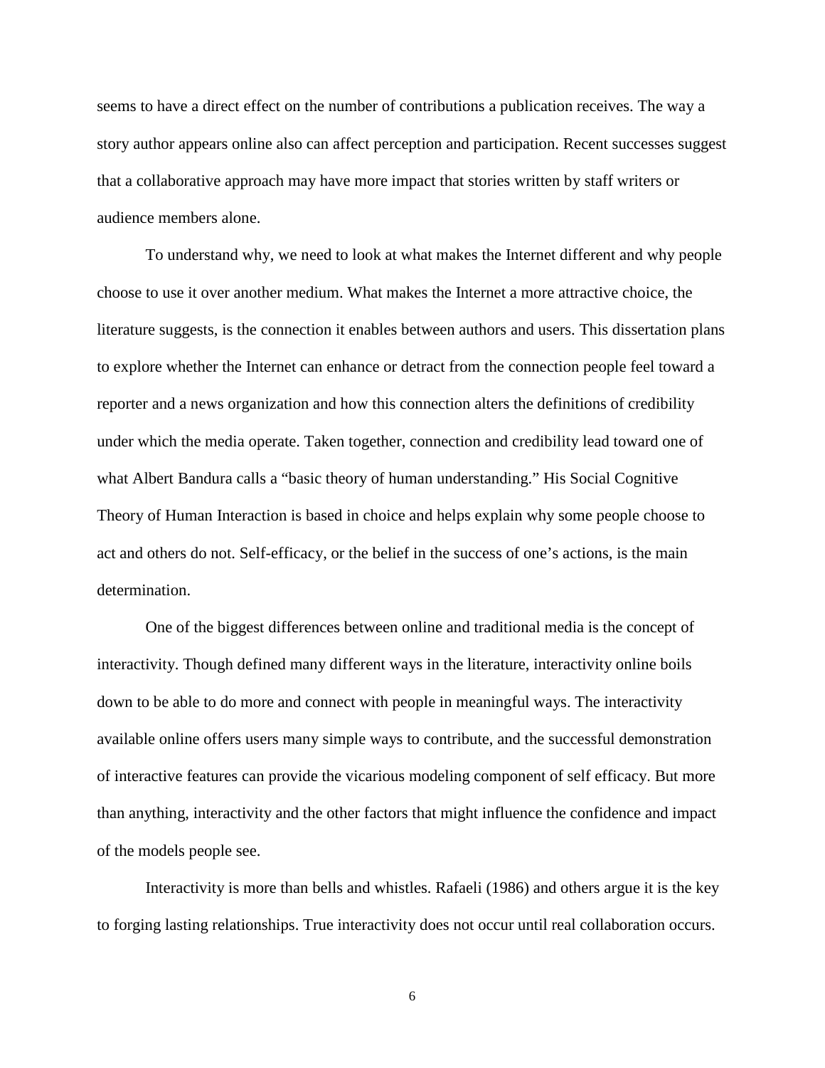seems to have a direct effect on the number of contributions a publication receives. The way a story author appears online also can affect perception and participation. Recent successes suggest that a collaborative approach may have more impact that stories written by staff writers or audience members alone.

To understand why, we need to look at what makes the Internet different and why people choose to use it over another medium. What makes the Internet a more attractive choice, the literature suggests, is the connection it enables between authors and users. This dissertation plans to explore whether the Internet can enhance or detract from the connection people feel toward a reporter and a news organization and how this connection alters the definitions of credibility under which the media operate. Taken together, connection and credibility lead toward one of what Albert Bandura calls a "basic theory of human understanding." His Social Cognitive Theory of Human Interaction is based in choice and helps explain why some people choose to act and others do not. Self-efficacy, or the belief in the success of one's actions, is the main determination.

One of the biggest differences between online and traditional media is the concept of interactivity. Though defined many different ways in the literature, interactivity online boils down to be able to do more and connect with people in meaningful ways. The interactivity available online offers users many simple ways to contribute, and the successful demonstration of interactive features can provide the vicarious modeling component of self efficacy. But more than anything, interactivity and the other factors that might influence the confidence and impact of the models people see.

Interactivity is more than bells and whistles. Rafaeli (1986) and others argue it is the key to forging lasting relationships. True interactivity does not occur until real collaboration occurs.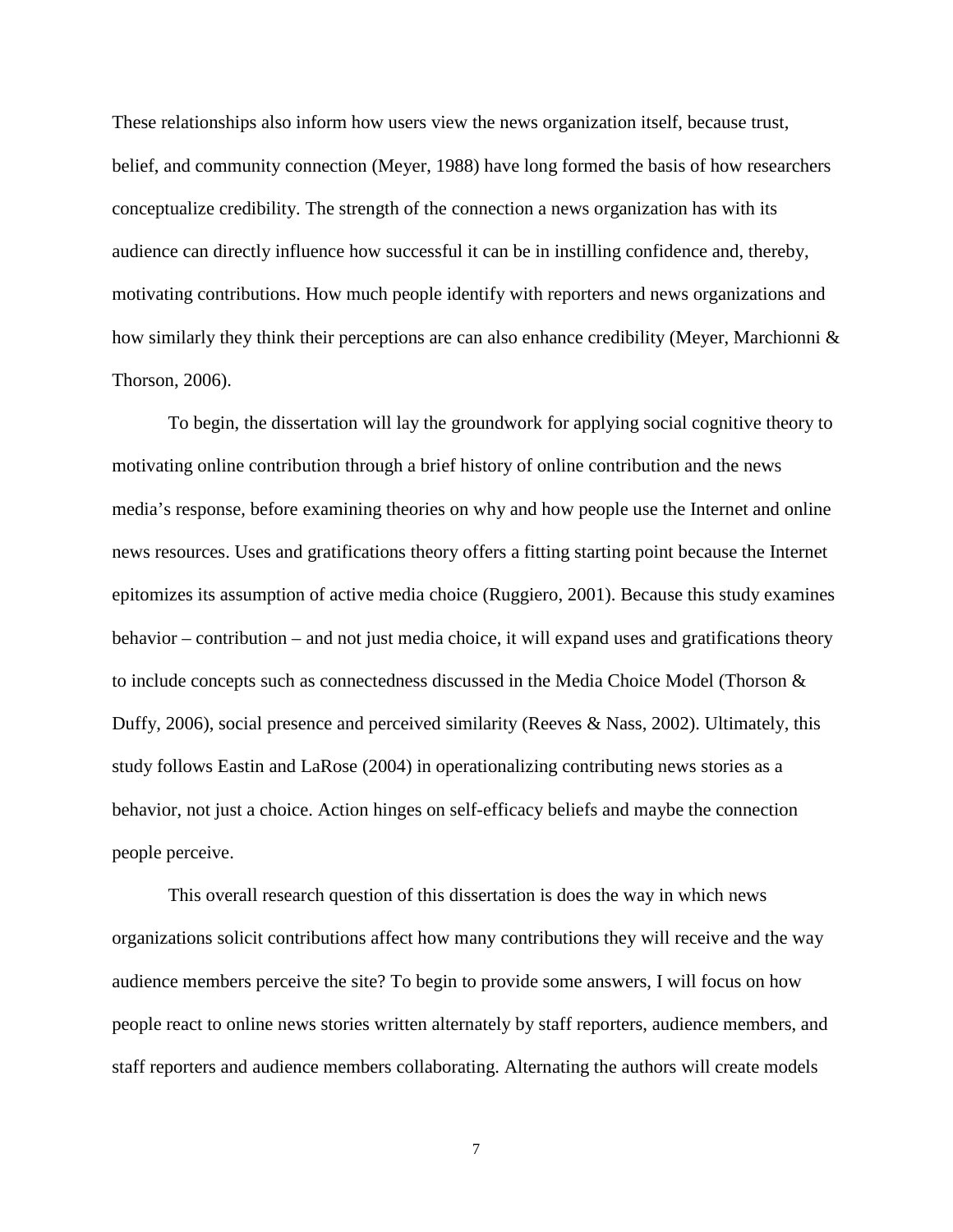These relationships also inform how users view the news organization itself, because trust, belief, and community connection (Meyer, 1988) have long formed the basis of how researchers conceptualize credibility. The strength of the connection a news organization has with its audience can directly influence how successful it can be in instilling confidence and, thereby, motivating contributions. How much people identify with reporters and news organizations and how similarly they think their perceptions are can also enhance credibility (Meyer, Marchionni & Thorson, 2006).

To begin, the dissertation will lay the groundwork for applying social cognitive theory to motivating online contribution through a brief history of online contribution and the news media's response, before examining theories on why and how people use the Internet and online news resources. Uses and gratifications theory offers a fitting starting point because the Internet epitomizes its assumption of active media choice (Ruggiero, 2001). Because this study examines behavior – contribution – and not just media choice, it will expand uses and gratifications theory to include concepts such as connectedness discussed in the Media Choice Model (Thorson & Duffy, 2006), social presence and perceived similarity (Reeves & Nass, 2002). Ultimately, this study follows Eastin and LaRose (2004) in operationalizing contributing news stories as a behavior, not just a choice. Action hinges on self-efficacy beliefs and maybe the connection people perceive.

This overall research question of this dissertation is does the way in which news organizations solicit contributions affect how many contributions they will receive and the way audience members perceive the site? To begin to provide some answers, I will focus on how people react to online news stories written alternately by staff reporters, audience members, and staff reporters and audience members collaborating. Alternating the authors will create models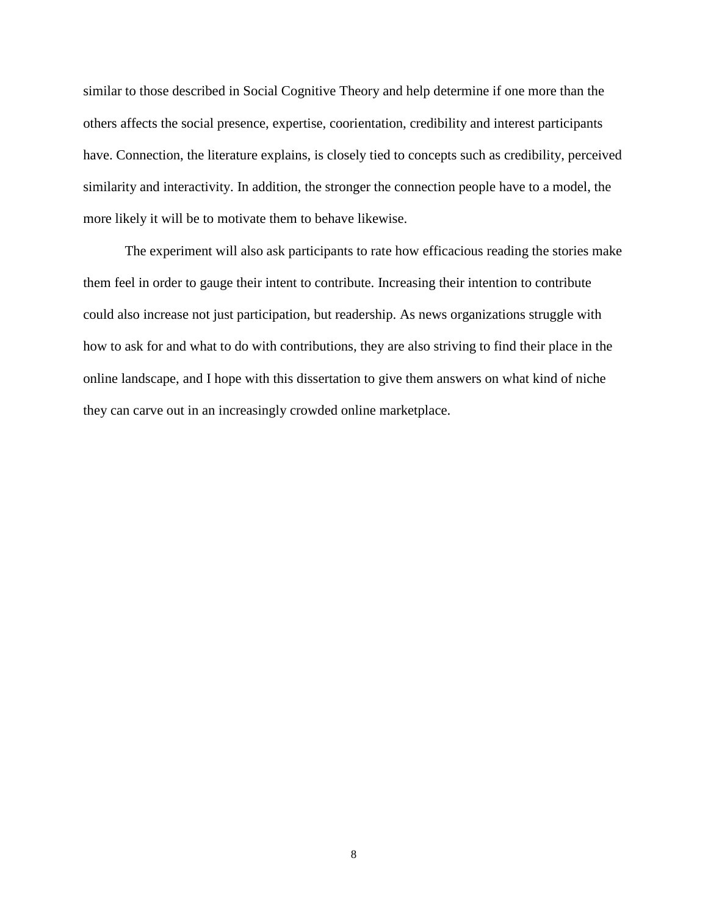similar to those described in Social Cognitive Theory and help determine if one more than the others affects the social presence, expertise, coorientation, credibility and interest participants have. Connection, the literature explains, is closely tied to concepts such as credibility, perceived similarity and interactivity. In addition, the stronger the connection people have to a model, the more likely it will be to motivate them to behave likewise.

The experiment will also ask participants to rate how efficacious reading the stories make them feel in order to gauge their intent to contribute. Increasing their intention to contribute could also increase not just participation, but readership. As news organizations struggle with how to ask for and what to do with contributions, they are also striving to find their place in the online landscape, and I hope with this dissertation to give them answers on what kind of niche they can carve out in an increasingly crowded online marketplace.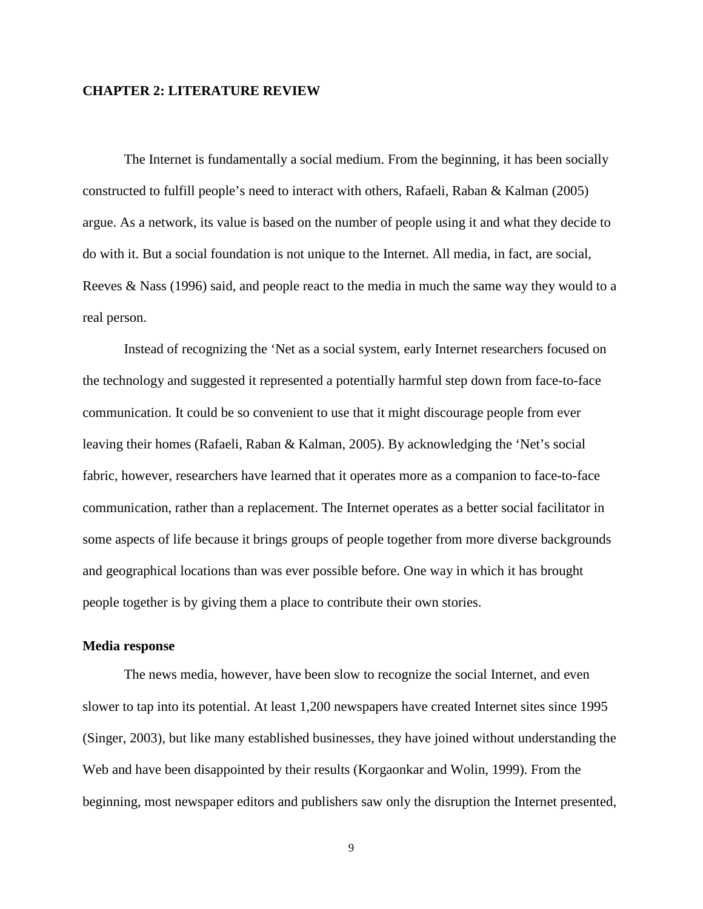# CHAPTER 2: LITERATURE REVIEW

The Internet is fundamentally a social medium. From the beginning, it has been socially constructed to fulfill people's need to interact with others, Rafaeli, Raban & Kalman (2005) argue. As a network, its value is based on the number of people using it and what they decide to do with it. But a social foundation is not unique to the Internet. All media, in fact, are social, Reeves & Nass (1996) said, and people react to the media in much the same way they would to a real person.

Instead of recognizing the 'Net as a social system, early Internet researchers focused on the technology and suggested it represented a potentially harmful step down from face-to-face communication. It could be so convenient to use that it might discourage people from ever leaving their homes (Rafaeli, Raban & Kalman, 2005). By acknowledging the 'Net's social fabric, however, researchers have learned that it operates more as a companion to face-to-face communication, rather than a replacement. The Internet operates as a better social facilitator in some aspects of life because it brings groups of people together from more diverse backgrounds and geographical locations than was ever possible before. One way in which it has brought people together is by giving them a place to contribute their own stories.

## Media response

The news media, however, have been slow to recognize the social Internet, and even slower to tap into its potential. At least 1,200 newspapers have created Internet sites since 1995 (Singer, 2003), but like many established businesses, they have joined without understanding the Web and have been disappointed by their results (Korgaonkar and Wolin, 1999). From the beginning, most newspaper editors and publishers saw only the disruption the Internet presented,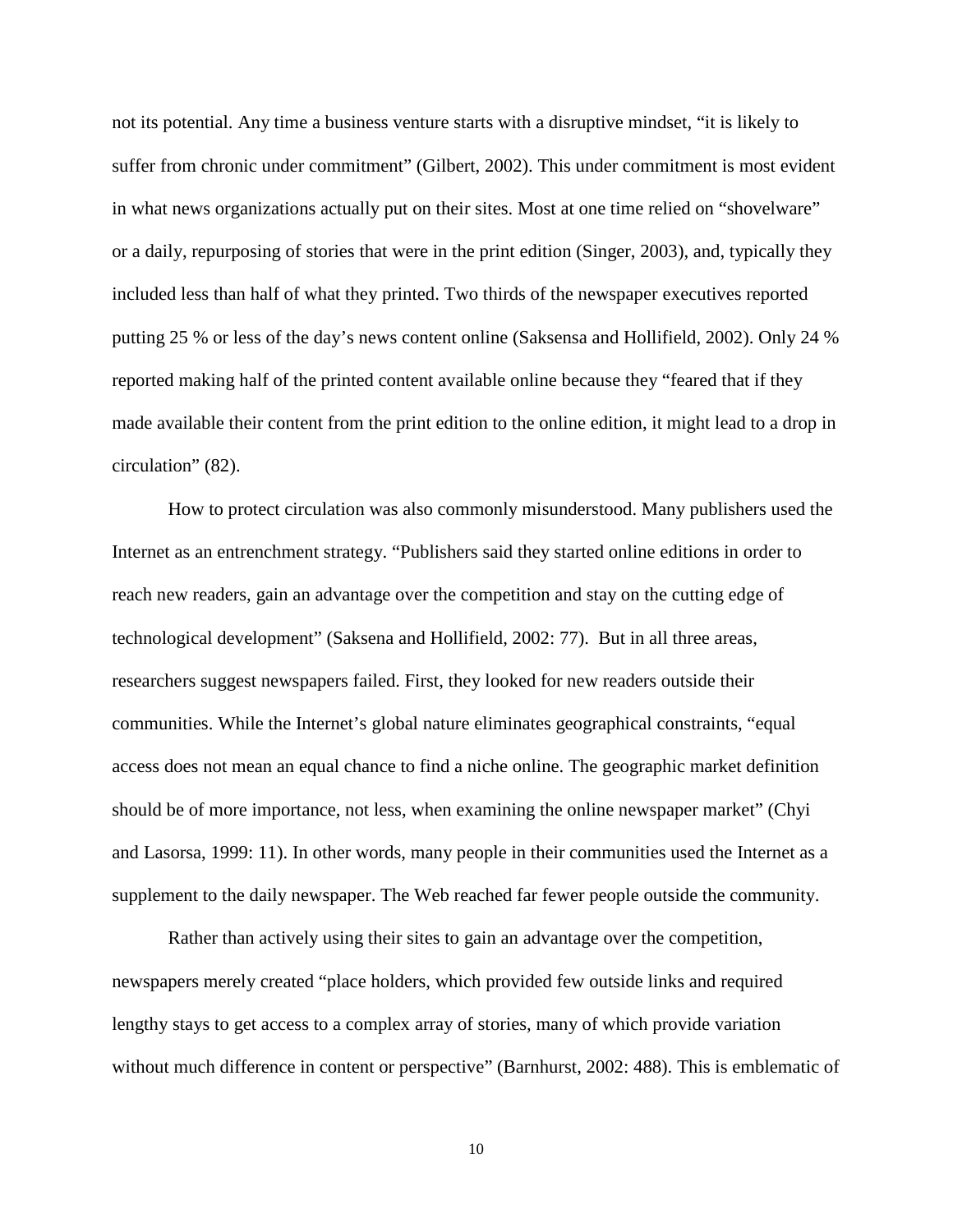not its potential. Any time a business venture starts with a disruptive mindset, "it is likely to suffer from chronic under commitment" (Gilbert, 2002). This under commitment is most evident in what news organizations actually put on their sites. Most at one time relied on "shovelware" or a daily, repurposing of stories that were in the print edition (Singer, 2003), and, typically they included less than half of what they printed. Two thirds of the newspaper executives reported putting 25 % or less of the day's news content online (Saksensa and Hollifield, 2002). Only 24 % reported making half of the printed content available online because they "feared that if they made available their content from the print edition to the online edition, it might lead to a drop in circulation" (82).

How to protect circulation was also commonly misunderstood. Many publishers used the Internet as an entrenchment strategy. "Publishers said they started online editions in order to reach new readers, gain an advantage over the competition and stay on the cutting edge of technological development" (Saksena and Hollifield, 2002: 77). But in all three areas, researchers suggest newspapers failed. First, they looked for new readers outside their communities. While the Internet's global nature eliminates geographical constraints, "equal access does not mean an equal chance to find a niche online. The geographic market definition should be of more importance, not less, when examining the online newspaper market" (Chyi and Lasorsa, 1999: 11). In other words, many people in their communities used the Internet as a supplement to the daily newspaper. The Web reached far fewer people outside the community.

Rather than actively using their sites to gain an advantage over the competition, newspapers merely created "place holders, which provided few outside links and required lengthy stays to get access to a complex array of stories, many of which provide variation without much difference in content or perspective" (Barnhurst, 2002: 488). This is emblematic of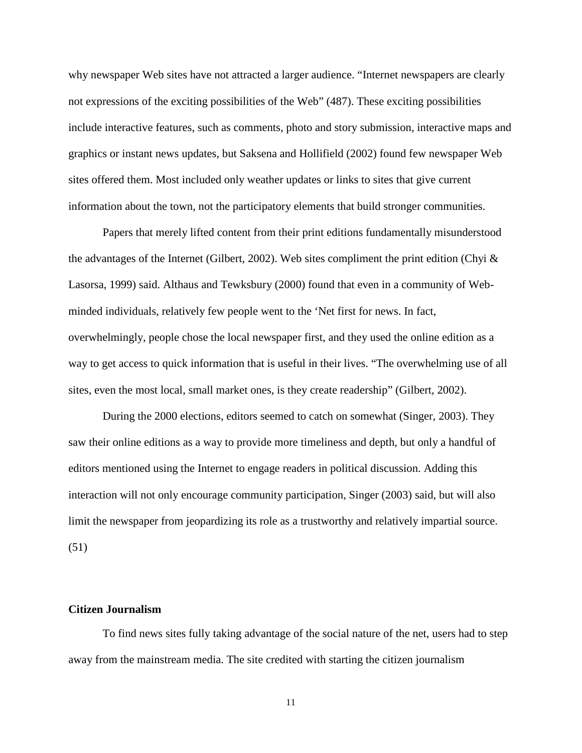why newspaper Web sites have not attracted a larger audience. "Internet newspapers are clearly not expressions of the exciting possibilities of the Web" (487). These exciting possibilities include interactive features, such as comments, photo and story submission, interactive maps and graphics or instant news updates, but Saksena and Hollifield (2002) found few newspaper Web sites offered them. Most included only weather updates or links to sites that give current information about the town, not the participatory elements that build stronger communities.

Papers that merely lifted content from their print editions fundamentally misunderstood the advantages of the Internet (Gilbert, 2002). Web sites compliment the print edition (Chyi & Lasorsa, 1999) said. Althaus and Tewksbury (2000) found that even in a community of Web-minded individuals, relatively few people went to the 'Net first for news. In fact, overwhelmingly, people chose the local newspaper first, and they used the online edition as a way to get access to quick information that is useful in their lives. "The overwhelming use of all sites, even the most local, small market ones, is they create readership" (Gilbert, 2002).

During the 2000 elections, editors seemed to catch on somewhat (Singer, 2003). They saw their online editions as a way to provide more timeliness and depth, but only a handful of editors mentioned using the Internet to engage readers in political discussion. Adding this interaction will not only encourage community participation, Singer (2003) said, but will also limit the newspaper from jeopardizing its role as a trustworthy and relatively impartial source. (51)

**Citizen Journalism**

To find news sites fully taking advantage of the social nature of the net, users had to step away from the mainstream media. The site credited with starting the citizen journalism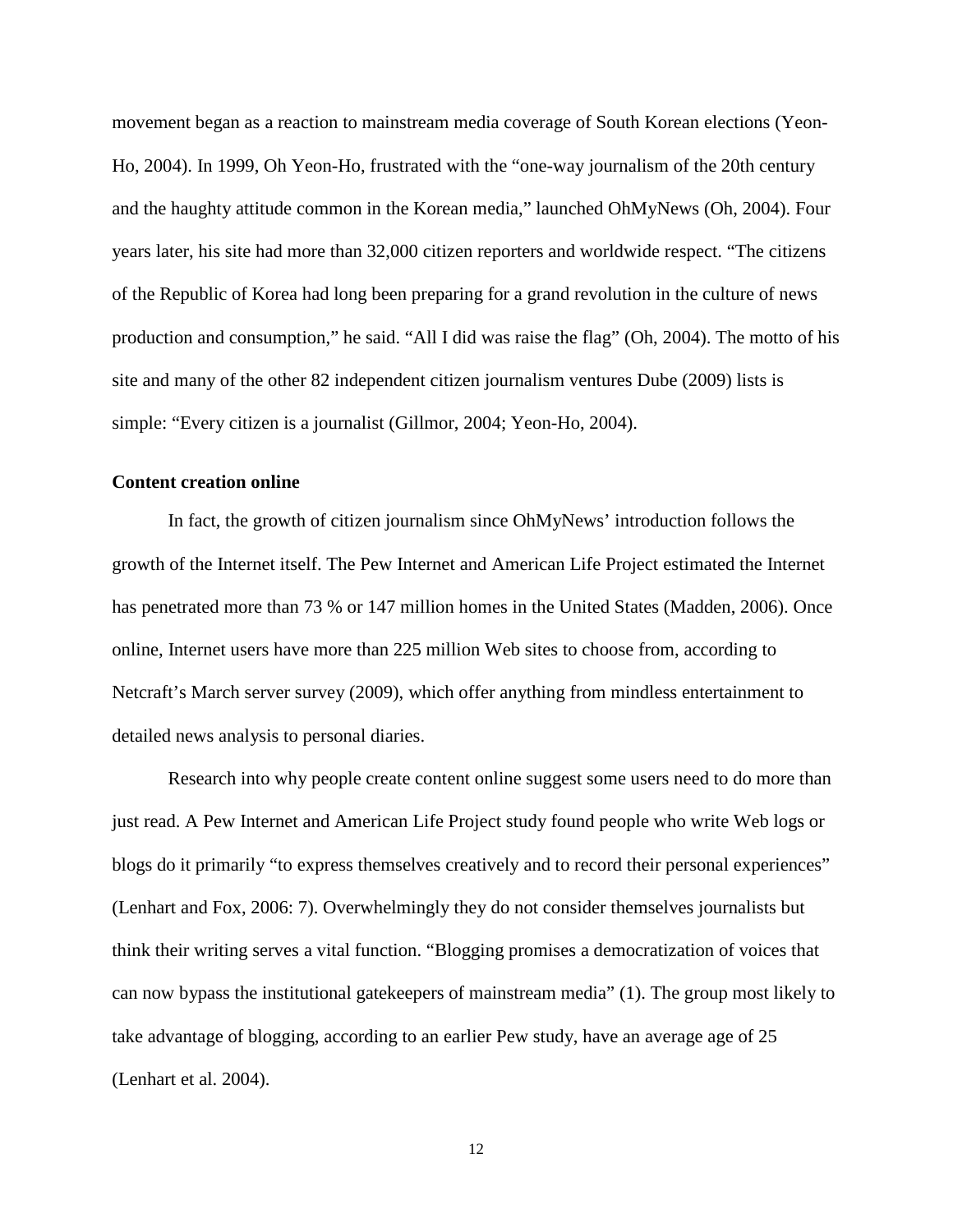movement began as a reaction to mainstream media coverage of South Korean elections (Yeon-Ho, 2004). In 1999, Oh Yeon-Ho, frustrated with the "one-way journalism of the 20th century and the haughty attitude common in the Korean media," launched OhMyNews (Oh, 2004). Four years later, his site had more than 32,000 citizen reporters and worldwide respect. "The citizens of the Republic of Korea had long been preparing for a grand revolution in the culture of news production and consumption," he said. "All I did was raise the flag" (Oh, 2004). The motto of his site and many of the other 82 independent citizen journalism ventures Dube (2009) lists is simple: "Every citizen is a journalist (Gillmor, 2004; Yeon-Ho, 2004).

**Content creation online**

In fact, the growth of citizen journalism since OhMyNews' introduction follows the growth of the Internet itself. The Pew Internet and American Life Project estimated the Internet has penetrated more than 73 % or 147 million homes in the United States (Madden, 2006). Once online, Internet users have more than 225 million Web sites to choose from, according to Netcraft's March server survey (2009), which offer anything from mindless entertainment to detailed news analysis to personal diaries.

Research into why people create content online suggest some users need to do more than just read. A Pew Internet and American Life Project study found people who write Web logs or blogs do it primarily "to express themselves creatively and to record their personal experiences" (Lenhart and Fox, 2006: 7). Overwhelmingly they do not consider themselves journalists but think their writing serves a vital function. "Blogging promises a democratization of voices that can now bypass the institutional gatekeepers of mainstream media" (1). The group most likely to take advantage of blogging, according to an earlier Pew study, have an average age of 25 (Lenhart et al. 2004).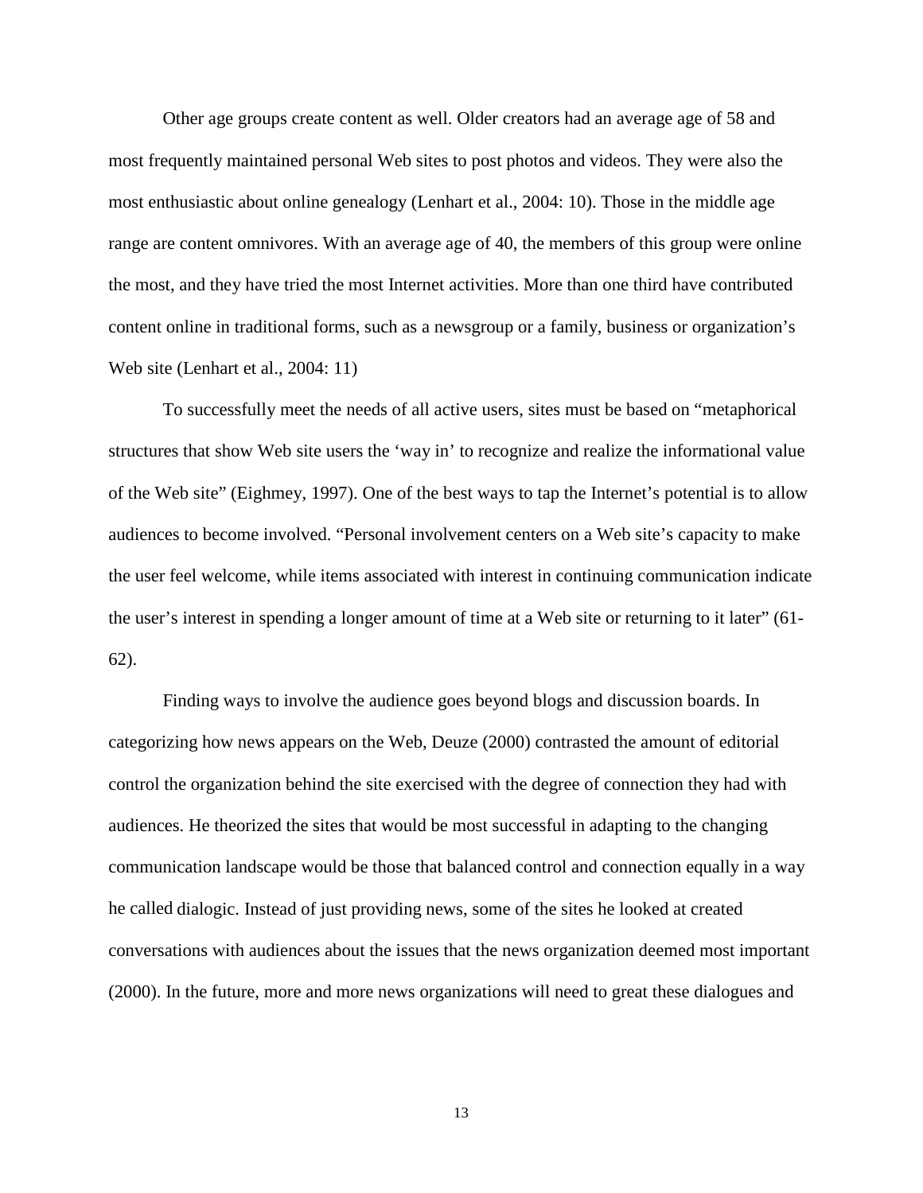Other age groups create content as well. Older creators had an average age of 58 and most frequently maintained personal Web sites to post photos and videos. They were also the most enthusiastic about online genealogy (Lenhart et al., 2004: 10). Those in the middle age range are content omnivores. With an average age of 40, the members of this group were online the most, and they have tried the most Internet activities. More than one third have contributed content online in traditional forms, such as a newsgroup or a family, business or organization's Web site (Lenhart et al., 2004: 11)

To successfully meet the needs of all active users, sites must be based on "metaphorical structures that show Web site users the 'way in' to recognize and realize the informational value of the Web site" (Eighmey, 1997). One of the best ways to tap the Internet's potential is to allow audiences to become involved. "Personal involvement centers on a Web site's capacity to make the user feel welcome, while items associated with interest in continuing communication indicate the user's interest in spending a longer amount of time at a Web site or returning to it later" (61-62).

Finding ways to involve the audience goes beyond blogs and discussion boards. In categorizing how news appears on the Web, Deuze (2000) contrasted the amount of editorial control the organization behind the site exercised with the degree of connection they had with audiences. He theorized the sites that would be most successful in adapting to the changing communication landscape would be those that balanced control and connection equally in a way he called dialogic. Instead of just providing news, some of the sites he looked at created conversations with audiences about the issues that the news organization deemed most important (2000). In the future, more and more news organizations will need to great these dialogues and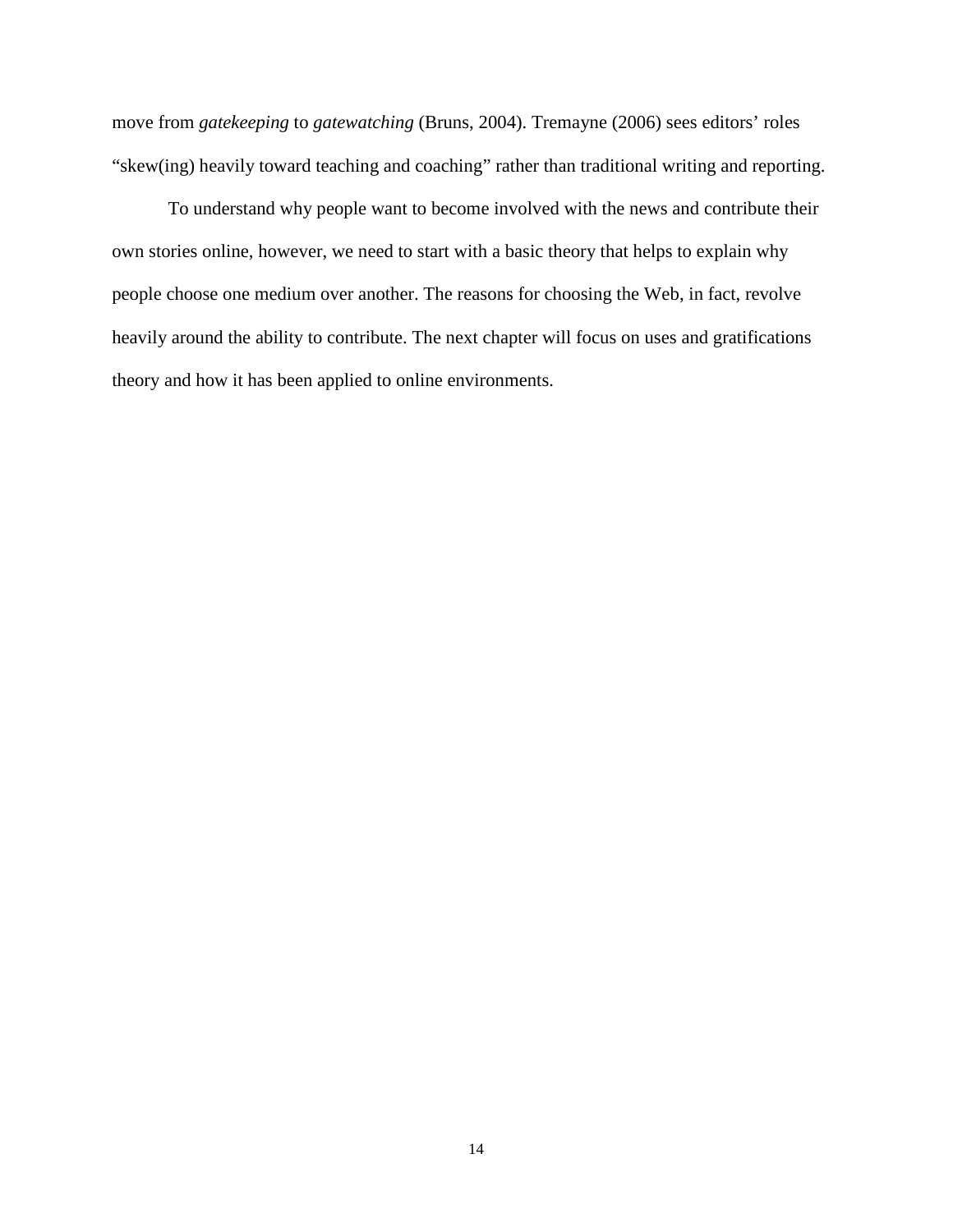move from *gatekeeping* to *gatewatching* (Bruns, 2004). Tremayne (2006) sees editors' roles "skew(ing) heavily toward teaching and coaching" rather than traditional writing and reporting.

To understand why people want to become involved with the news and contribute their own stories online, however, we need to start with a basic theory that helps to explain why people choose one medium over another. The reasons for choosing the Web, in fact, revolve heavily around the ability to contribute. The next chapter will focus on uses and gratifications theory and how it has been applied to online environments.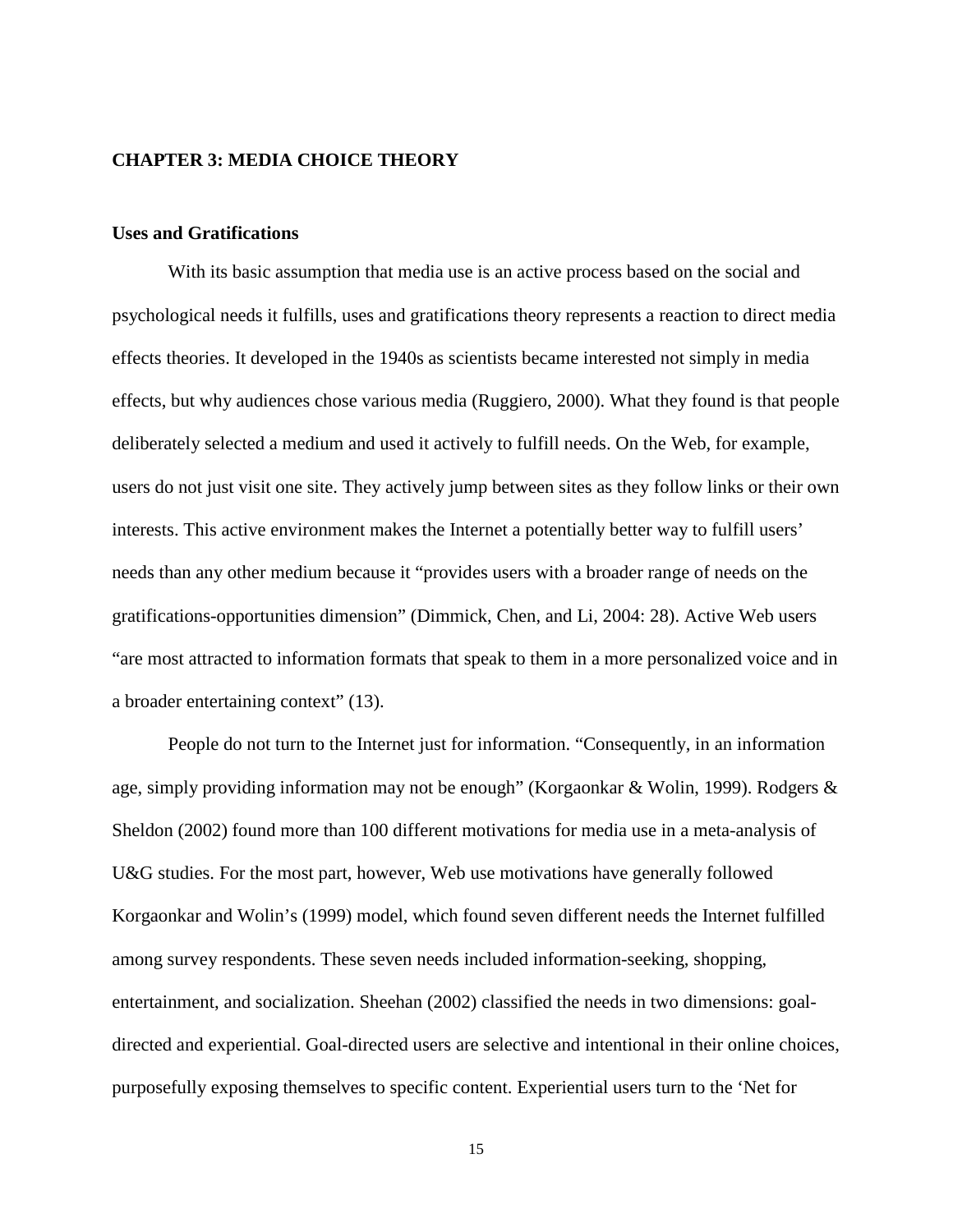## CHAPTER 3: MEDIA CHOICE THEORY

### Uses and Gratifications

With its basic assumption that media use is an active process based on the social and psychological needs it fulfills, uses and gratifications theory represents a reaction to direct media effects theories. It developed in the 1940s as scientists became interested not simply in media effects, but why audiences chose various media (Ruggiero, 2000). What they found is that people deliberately selected a medium and used it actively to fulfill needs. On the Web, for example, users do not just visit one site. They actively jump between sites as they follow links or their own interests. This active environment makes the Internet a potentially better way to fulfill users' needs than any other medium because it "provides users with a broader range of needs on the gratifications-opportunities dimension" (Dimmick, Chen, and Li, 2004: 28). Active Web users "are most attracted to information formats that speak to them in a more personalized voice and in a broader entertaining context" (13).

People do not turn to the Internet just for information. "Consequently, in an information age, simply providing information may not be enough" (Korgaonkar & Wolin, 1999). Rodgers & Sheldon (2002) found more than 100 different motivations for media use in a meta-analysis of U&G studies. For the most part, however, Web use motivations have generally followed Korgaonkar and Wolin's (1999) model, which found seven different needs the Internet fulfilled among survey respondents. These seven needs included information-seeking, shopping, entertainment, and socialization. Sheehan (2002) classified the needs in two dimensions: goal-directed and experiential. Goal-directed users are selective and intentional in their online choices, purposefully exposing themselves to specific content. Experiential users turn to the 'Net for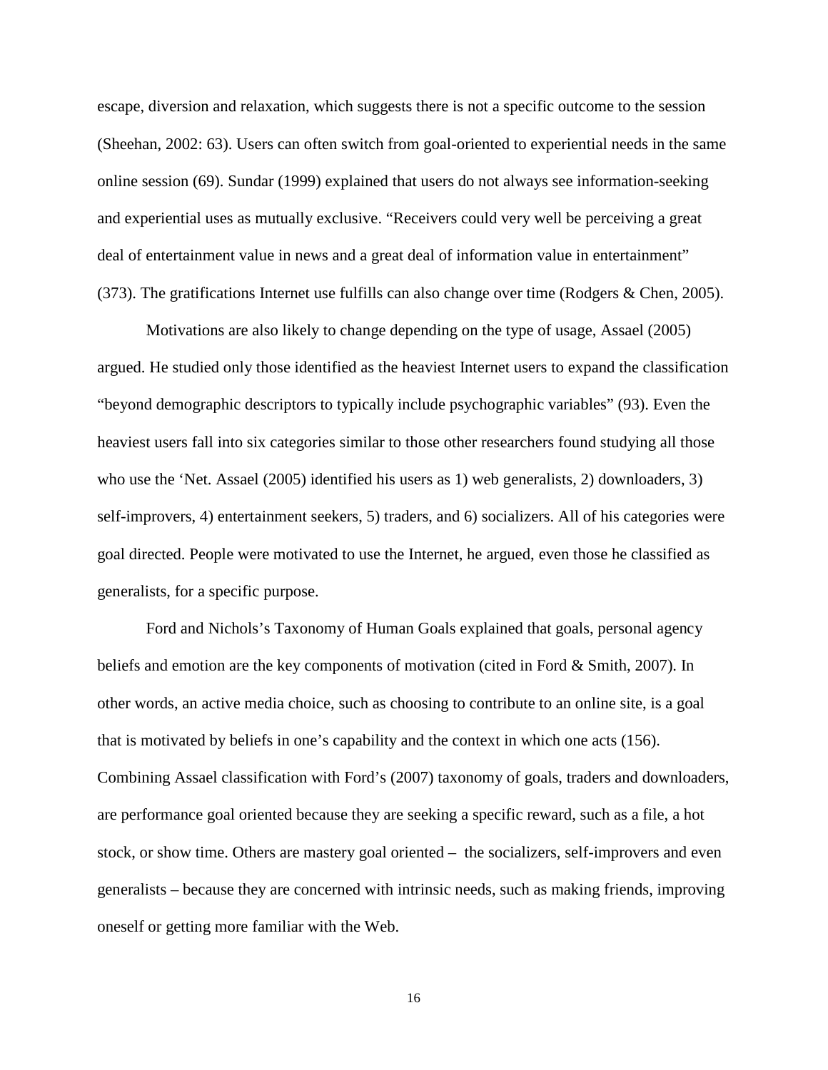escape, diversion and relaxation, which suggests there is not a specific outcome to the session (Sheehan, 2002: 63). Users can often switch from goal-oriented to experiential needs in the same online session (69). Sundar (1999) explained that users do not always see information-seeking and experiential uses as mutually exclusive. "Receivers could very well be perceiving a great deal of entertainment value in news and a great deal of information value in entertainment" (373). The gratifications Internet use fulfills can also change over time (Rodgers & Chen, 2005).

Motivations are also likely to change depending on the type of usage, Assael (2005) argued. He studied only those identified as the heaviest Internet users to expand the classification "beyond demographic descriptors to typically include psychographic variables" (93). Even the heaviest users fall into six categories similar to those other researchers found studying all those who use the 'Net. Assael (2005) identified his users as 1) web generalists, 2) downloaders, 3) self-improvers, 4) entertainment seekers, 5) traders, and 6) socializers. All of his categories were goal directed. People were motivated to use the Internet, he argued, even those he classified as generalists, for a specific purpose.

Ford and Nichols's Taxonomy of Human Goals explained that goals, personal agency beliefs and emotion are the key components of motivation (cited in Ford & Smith, 2007). In other words, an active media choice, such as choosing to contribute to an online site, is a goal that is motivated by beliefs in one's capability and the context in which one acts (156). Combining Assael classification with Ford's (2007) taxonomy of goals, traders and downloaders, are performance goal oriented because they are seeking a specific reward, such as a file, a hot stock, or show time. Others are mastery goal oriented – the socializers, self-improvers and even generalists – because they are concerned with intrinsic needs, such as making friends, improving oneself or getting more familiar with the Web.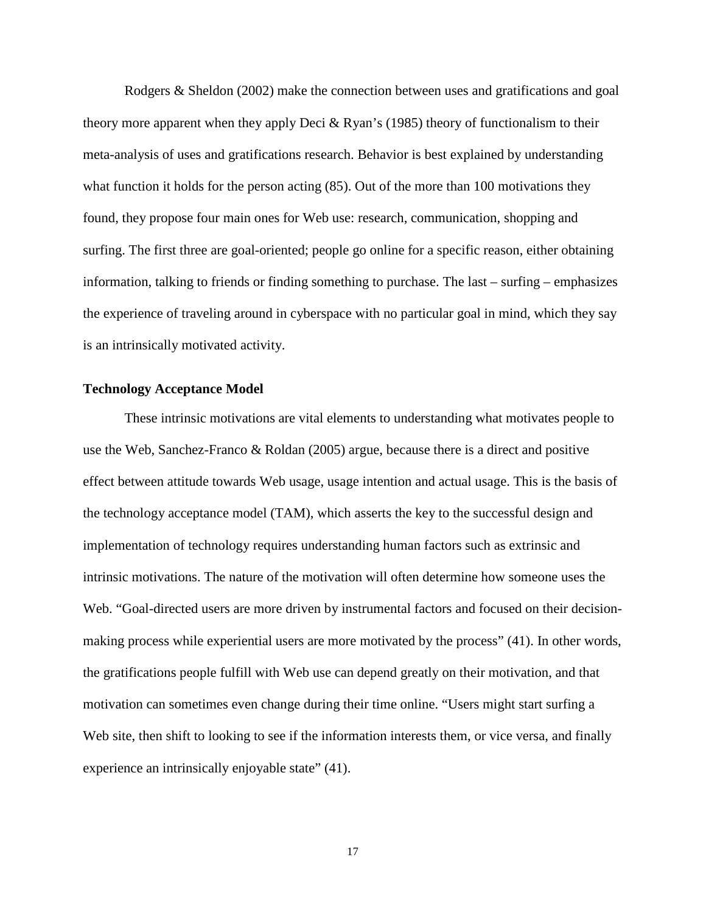Rodgers & Sheldon (2002) make the connection between uses and gratifications and goal theory more apparent when they apply Deci & Ryan's (1985) theory of functionalism to their meta-analysis of uses and gratifications research. Behavior is best explained by understanding what function it holds for the person acting (85). Out of the more than 100 motivations they found, they propose four main ones for Web use: research, communication, shopping and surfing. The first three are goal-oriented; people go online for a specific reason, either obtaining information, talking to friends or finding something to purchase. The last – surfing – emphasizes the experience of traveling around in cyberspace with no particular goal in mind, which they say is an intrinsically motivated activity.

**Technology Acceptance Model**

These intrinsic motivations are vital elements to understanding what motivates people to use the Web, Sanchez-Franco & Roldan (2005) argue, because there is a direct and positive effect between attitude towards Web usage, usage intention and actual usage. This is the basis of the technology acceptance model (TAM), which asserts the key to the successful design and implementation of technology requires understanding human factors such as extrinsic and intrinsic motivations. The nature of the motivation will often determine how someone uses the Web. "Goal-directed users are more driven by instrumental factors and focused on their decision-making process while experiential users are more motivated by the process" (41). In other words, the gratifications people fulfill with Web use can depend greatly on their motivation, and that motivation can sometimes even change during their time online. "Users might start surfing a Web site, then shift to looking to see if the information interests them, or vice versa, and finally experience an intrinsically enjoyable state" (41).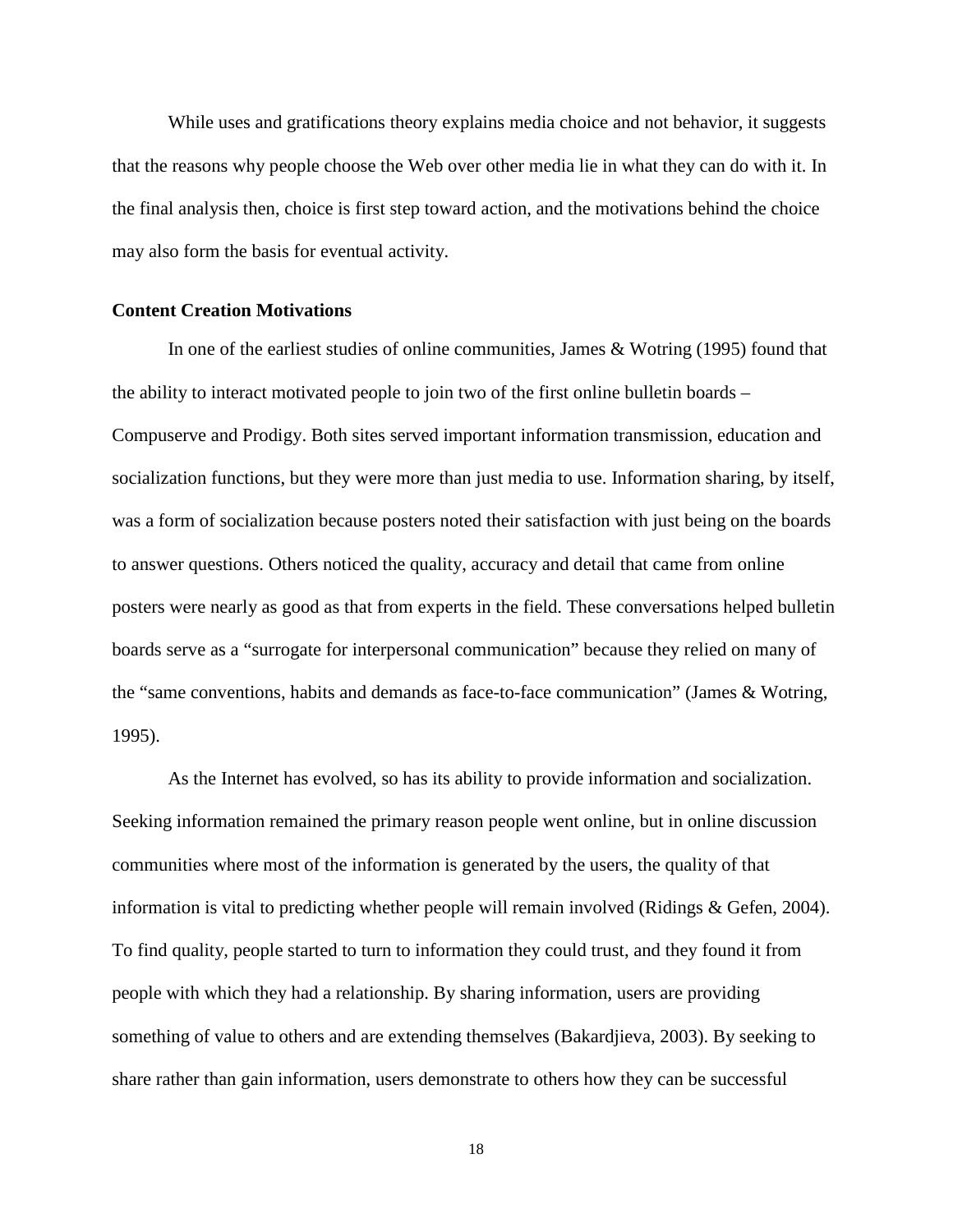While uses and gratifications theory explains media choice and not behavior, it suggests that the reasons why people choose the Web over other media lie in what they can do with it. In the final analysis then, choice is first step toward action, and the motivations behind the choice may also form the basis for eventual activity.

### Content Creation Motivations

In one of the earliest studies of online communities, James & Wotring (1995) found that the ability to interact motivated people to join two of the first online bulletin boards – Compuserve and Prodigy. Both sites served important information transmission, education and socialization functions, but they were more than just media to use. Information sharing, by itself, was a form of socialization because posters noted their satisfaction with just being on the boards to answer questions. Others noticed the quality, accuracy and detail that came from online posters were nearly as good as that from experts in the field. These conversations helped bulletin boards serve as a "surrogate for interpersonal communication" because they relied on many of the "same conventions, habits and demands as face-to-face communication" (James & Wotring, 1995).

As the Internet has evolved, so has its ability to provide information and socialization. Seeking information remained the primary reason people went online, but in online discussion communities where most of the information is generated by the users, the quality of that information is vital to predicting whether people will remain involved (Ridings & Gefen, 2004). To find quality, people started to turn to information they could trust, and they found it from people with which they had a relationship. By sharing information, users are providing something of value to others and are extending themselves (Bakardjieva, 2003). By seeking to share rather than gain information, users demonstrate to others how they can be successful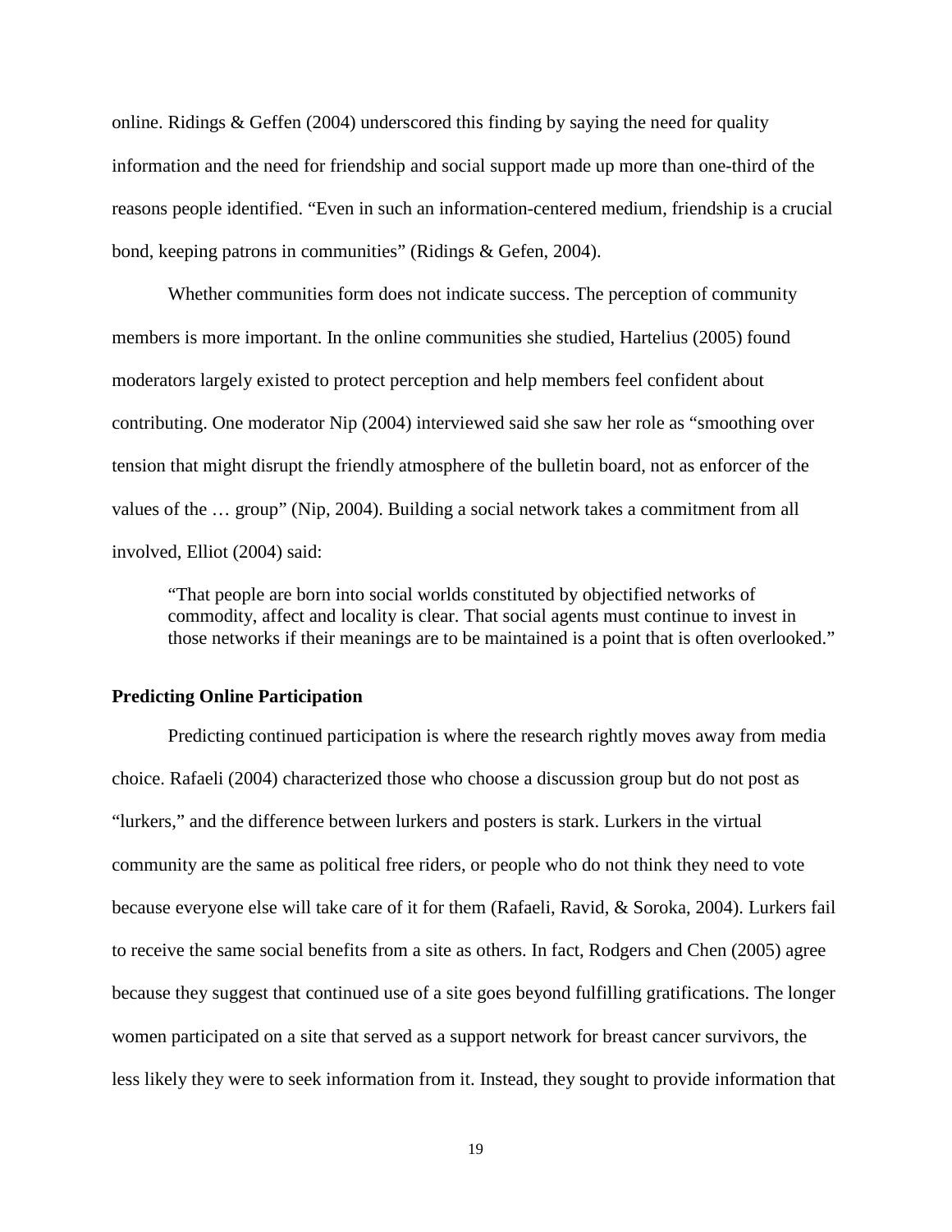online. Ridings & Geffen (2004) underscored this finding by saying the need for quality information and the need for friendship and social support made up more than one-third of the reasons people identified. "Even in such an information-centered medium, friendship is a crucial bond, keeping patrons in communities" (Ridings & Gefen, 2004).

Whether communities form does not indicate success. The perception of community members is more important. In the online communities she studied, Hartelius (2005) found moderators largely existed to protect perception and help members feel confident about contributing. One moderator Nip (2004) interviewed said she saw her role as "smoothing over tension that might disrupt the friendly atmosphere of the bulletin board, not as enforcer of the values of the … group" (Nip, 2004). Building a social network takes a commitment from all involved, Elliot (2004) said:

> "That people are born into social worlds constituted by objectified networks of commodity, affect and locality is clear. That social agents must continue to invest in those networks if their meanings are to be maintained is a point that is often overlooked."

### Predicting Online Participation

Predicting continued participation is where the research rightly moves away from media choice. Rafaeli (2004) characterized those who choose a discussion group but do not post as "lurkers," and the difference between lurkers and posters is stark. Lurkers in the virtual community are the same as political free riders, or people who do not think they need to vote because everyone else will take care of it for them (Rafaeli, Ravid, & Soroka, 2004). Lurkers fail to receive the same social benefits from a site as others. In fact, Rodgers and Chen (2005) agree because they suggest that continued use of a site goes beyond fulfilling gratifications. The longer women participated on a site that served as a support network for breast cancer survivors, the less likely they were to seek information from it. Instead, they sought to provide information that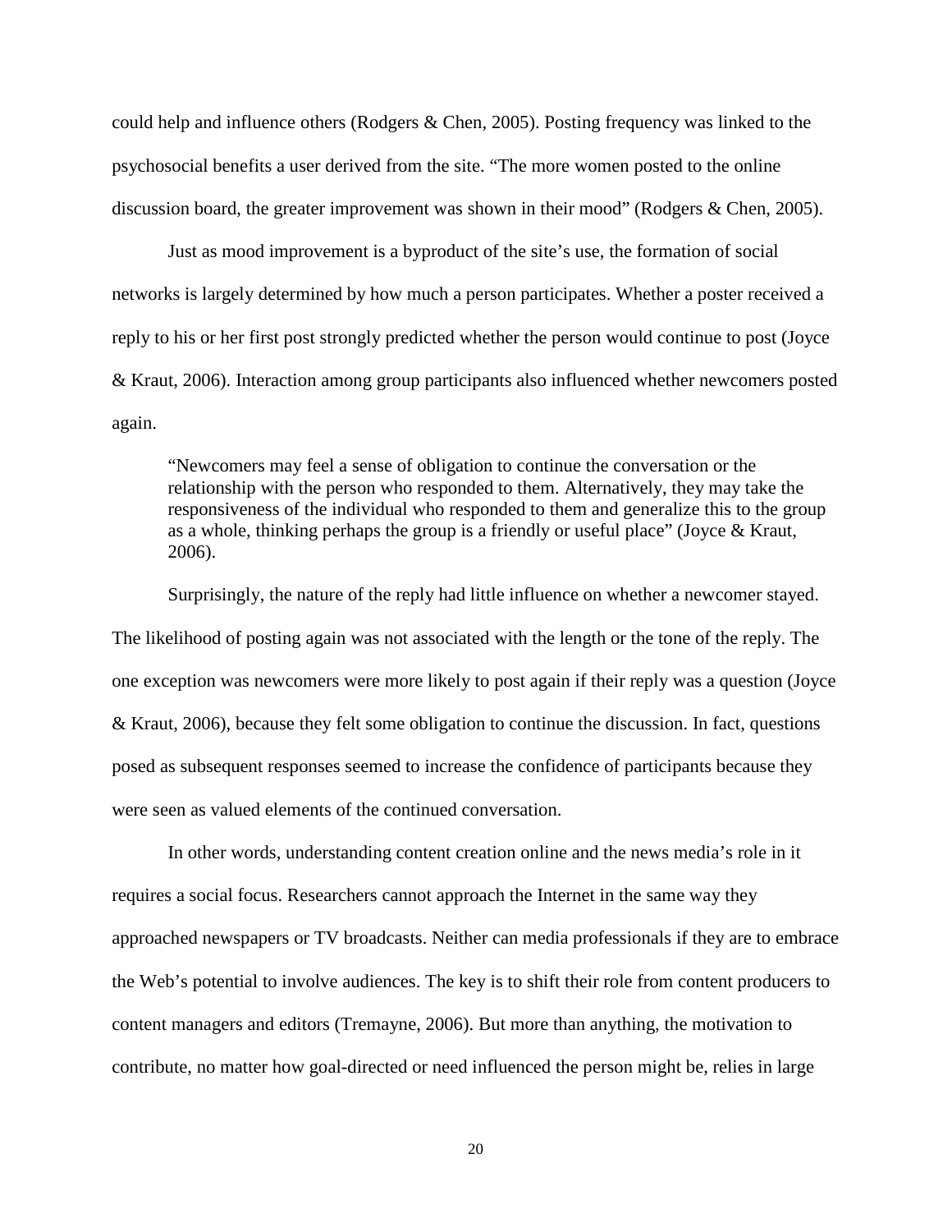could help and influence others (Rodgers & Chen, 2005). Posting frequency was linked to the psychosocial benefits a user derived from the site. "The more women posted to the online discussion board, the greater improvement was shown in their mood" (Rodgers & Chen, 2005).

Just as mood improvement is a byproduct of the site's use, the formation of social networks is largely determined by how much a person participates. Whether a poster received a reply to his or her first post strongly predicted whether the person would continue to post (Joyce & Kraut, 2006). Interaction among group participants also influenced whether newcomers posted again.

> "Newcomers may feel a sense of obligation to continue the conversation or the relationship with the person who responded to them. Alternatively, they may take the responsiveness of the individual who responded to them and generalize this to the group as a whole, thinking perhaps the group is a friendly or useful place" (Joyce & Kraut, 2006).

Surprisingly, the nature of the reply had little influence on whether a newcomer stayed. The likelihood of posting again was not associated with the length or the tone of the reply. The one exception was newcomers were more likely to post again if their reply was a question (Joyce & Kraut, 2006), because they felt some obligation to continue the discussion. In fact, questions posed as subsequent responses seemed to increase the confidence of participants because they were seen as valued elements of the continued conversation.

In other words, understanding content creation online and the news media's role in it requires a social focus. Researchers cannot approach the Internet in the same way they approached newspapers or TV broadcasts. Neither can media professionals if they are to embrace the Web's potential to involve audiences. The key is to shift their role from content producers to content managers and editors (Tremayne, 2006). But more than anything, the motivation to contribute, no matter how goal-directed or need influenced the person might be, relies in large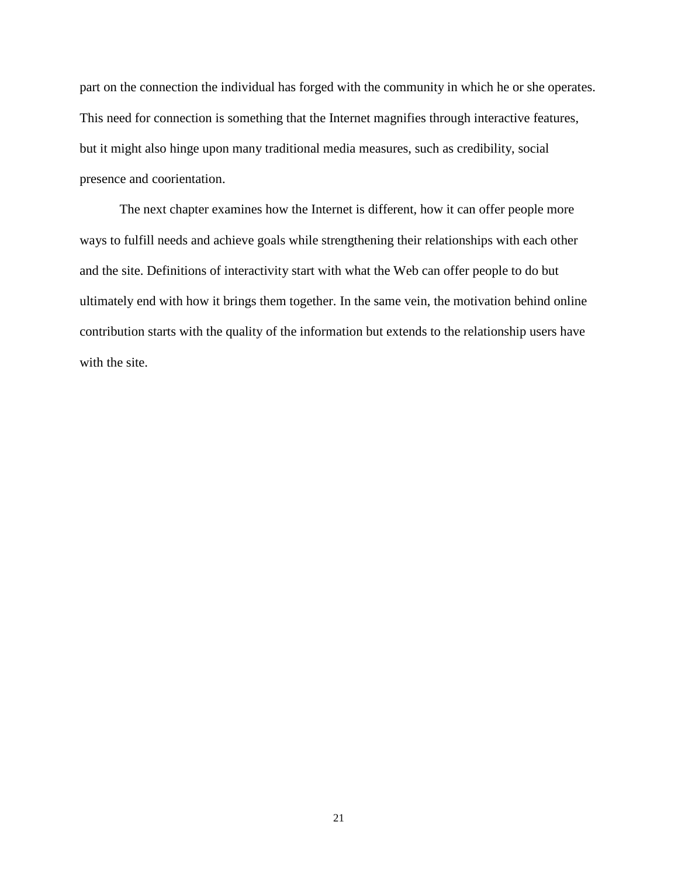part on the connection the individual has forged with the community in which he or she operates. This need for connection is something that the Internet magnifies through interactive features, but it might also hinge upon many traditional media measures, such as credibility, social presence and coorientation.

The next chapter examines how the Internet is different, how it can offer people more ways to fulfill needs and achieve goals while strengthening their relationships with each other and the site. Definitions of interactivity start with what the Web can offer people to do but ultimately end with how it brings them together. In the same vein, the motivation behind online contribution starts with the quality of the information but extends to the relationship users have with the site.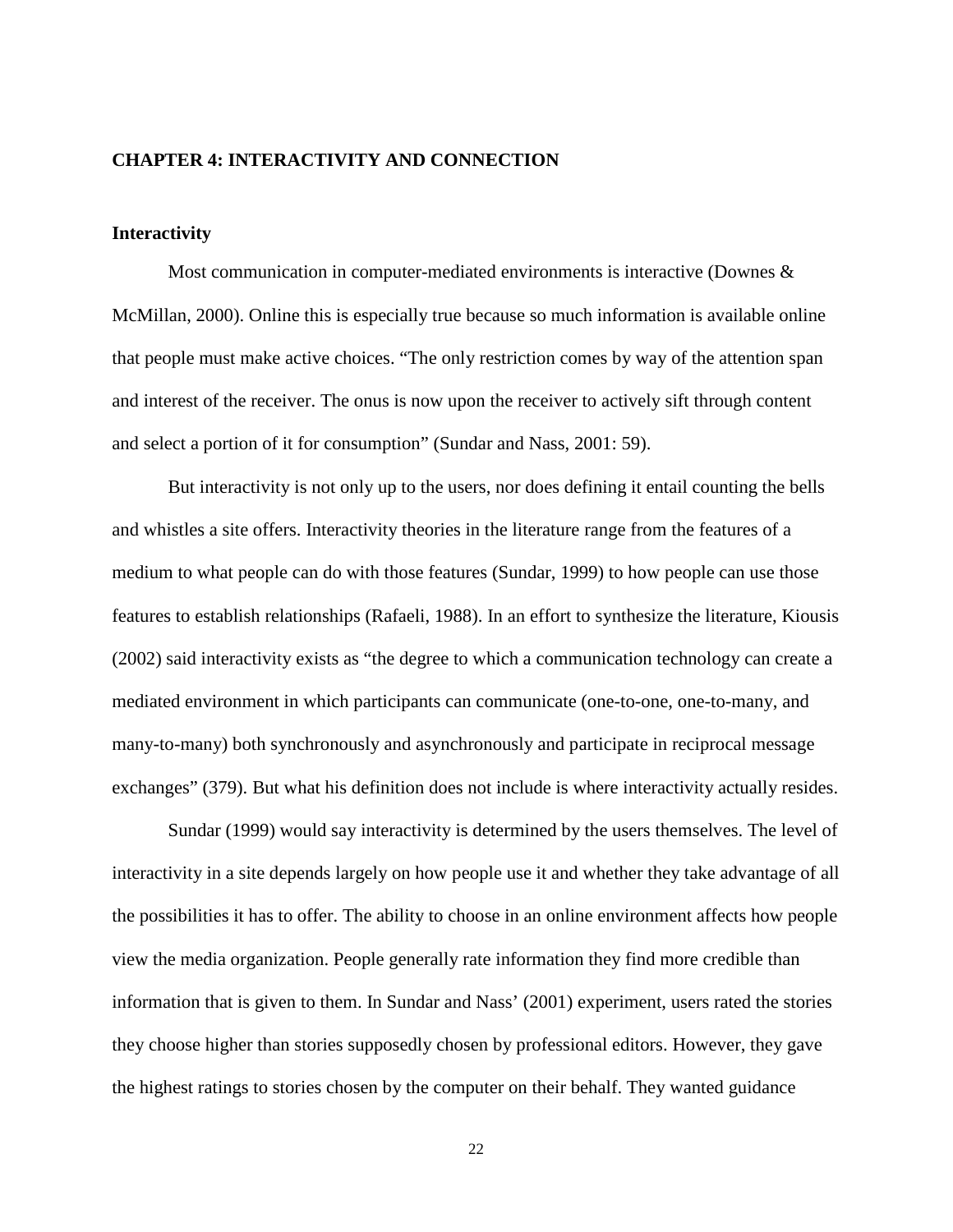# CHAPTER 4: INTERACTIVITY AND CONNECTION

## Interactivity

Most communication in computer-mediated environments is interactive (Downes & McMillan, 2000). Online this is especially true because so much information is available online that people must make active choices. "The only restriction comes by way of the attention span and interest of the receiver. The onus is now upon the receiver to actively sift through content and select a portion of it for consumption" (Sundar and Nass, 2001: 59).

But interactivity is not only up to the users, nor does defining it entail counting the bells and whistles a site offers. Interactivity theories in the literature range from the features of a medium to what people can do with those features (Sundar, 1999) to how people can use those features to establish relationships (Rafaeli, 1988). In an effort to synthesize the literature, Kiousis (2002) said interactivity exists as "the degree to which a communication technology can create a mediated environment in which participants can communicate (one-to-one, one-to-many, and many-to-many) both synchronously and asynchronously and participate in reciprocal message exchanges" (379). But what his definition does not include is where interactivity actually resides.

Sundar (1999) would say interactivity is determined by the users themselves. The level of interactivity in a site depends largely on how people use it and whether they take advantage of all the possibilities it has to offer. The ability to choose in an online environment affects how people view the media organization. People generally rate information they find more credible than information that is given to them. In Sundar and Nass' (2001) experiment, users rated the stories they choose higher than stories supposedly chosen by professional editors. However, they gave the highest ratings to stories chosen by the computer on their behalf. They wanted guidance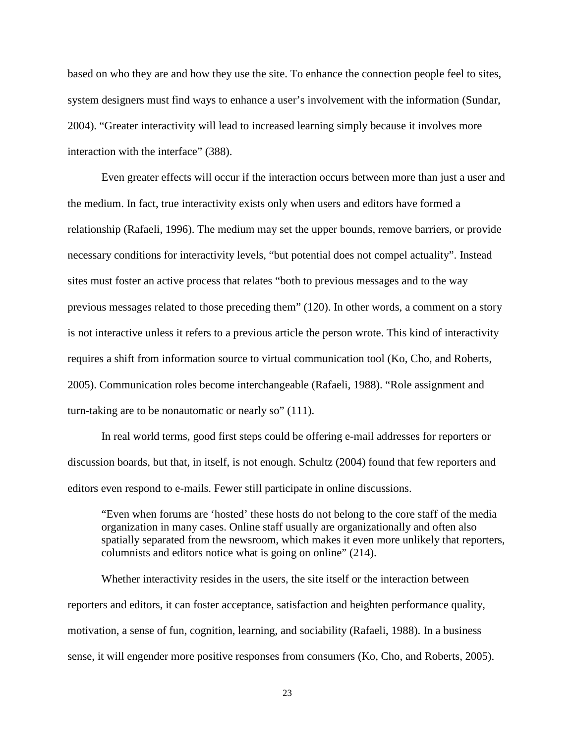based on who they are and how they use the site. To enhance the connection people feel to sites, system designers must find ways to enhance a user's involvement with the information (Sundar, 2004). "Greater interactivity will lead to increased learning simply because it involves more interaction with the interface" (388).

Even greater effects will occur if the interaction occurs between more than just a user and the medium. In fact, true interactivity exists only when users and editors have formed a relationship (Rafaeli, 1996). The medium may set the upper bounds, remove barriers, or provide necessary conditions for interactivity levels, "but potential does not compel actuality". Instead sites must foster an active process that relates "both to previous messages and to the way previous messages related to those preceding them" (120). In other words, a comment on a story is not interactive unless it refers to a previous article the person wrote. This kind of interactivity requires a shift from information source to virtual communication tool (Ko, Cho, and Roberts, 2005). Communication roles become interchangeable (Rafaeli, 1988). "Role assignment and turn-taking are to be nonautomatic or nearly so" (111).

In real world terms, good first steps could be offering e-mail addresses for reporters or discussion boards, but that, in itself, is not enough. Schultz (2004) found that few reporters and editors even respond to e-mails. Fewer still participate in online discussions.

> "Even when forums are 'hosted' these hosts do not belong to the core staff of the media organization in many cases. Online staff usually are organizationally and often also spatially separated from the newsroom, which makes it even more unlikely that reporters, columnists and editors notice what is going on online" (214).

Whether interactivity resides in the users, the site itself or the interaction between reporters and editors, it can foster acceptance, satisfaction and heighten performance quality, motivation, a sense of fun, cognition, learning, and sociability (Rafaeli, 1988). In a business sense, it will engender more positive responses from consumers (Ko, Cho, and Roberts, 2005).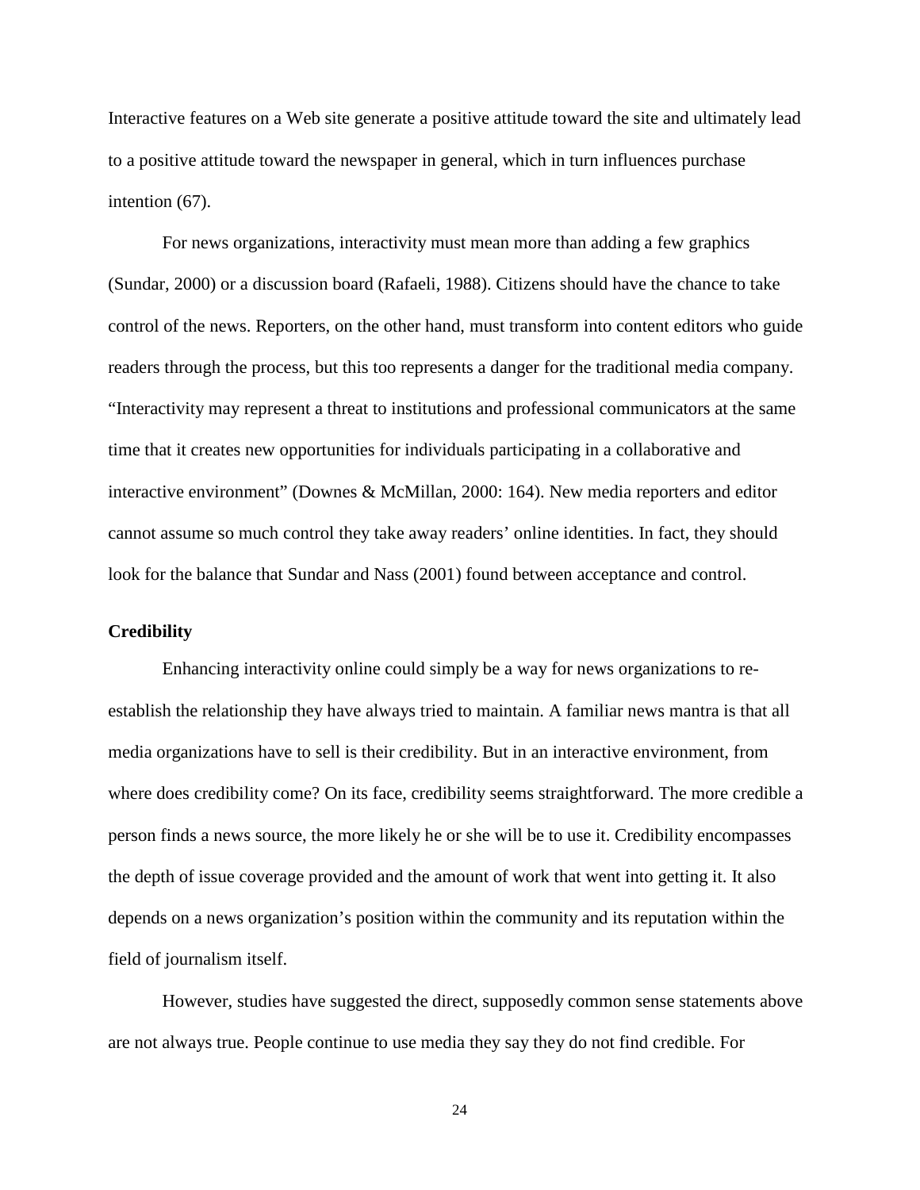Interactive features on a Web site generate a positive attitude toward the site and ultimately lead to a positive attitude toward the newspaper in general, which in turn influences purchase intention (67).

For news organizations, interactivity must mean more than adding a few graphics (Sundar, 2000) or a discussion board (Rafaeli, 1988). Citizens should have the chance to take control of the news. Reporters, on the other hand, must transform into content editors who guide readers through the process, but this too represents a danger for the traditional media company. "Interactivity may represent a threat to institutions and professional communicators at the same time that it creates new opportunities for individuals participating in a collaborative and interactive environment" (Downes & McMillan, 2000: 164). New media reporters and editor cannot assume so much control they take away readers' online identities. In fact, they should look for the balance that Sundar and Nass (2001) found between acceptance and control.

**Credibility**

Enhancing interactivity online could simply be a way for news organizations to re-establish the relationship they have always tried to maintain. A familiar news mantra is that all media organizations have to sell is their credibility. But in an interactive environment, from where does credibility come? On its face, credibility seems straightforward. The more credible a person finds a news source, the more likely he or she will be to use it. Credibility encompasses the depth of issue coverage provided and the amount of work that went into getting it. It also depends on a news organization's position within the community and its reputation within the field of journalism itself.

However, studies have suggested the direct, supposedly common sense statements above are not always true. People continue to use media they say they do not find credible. For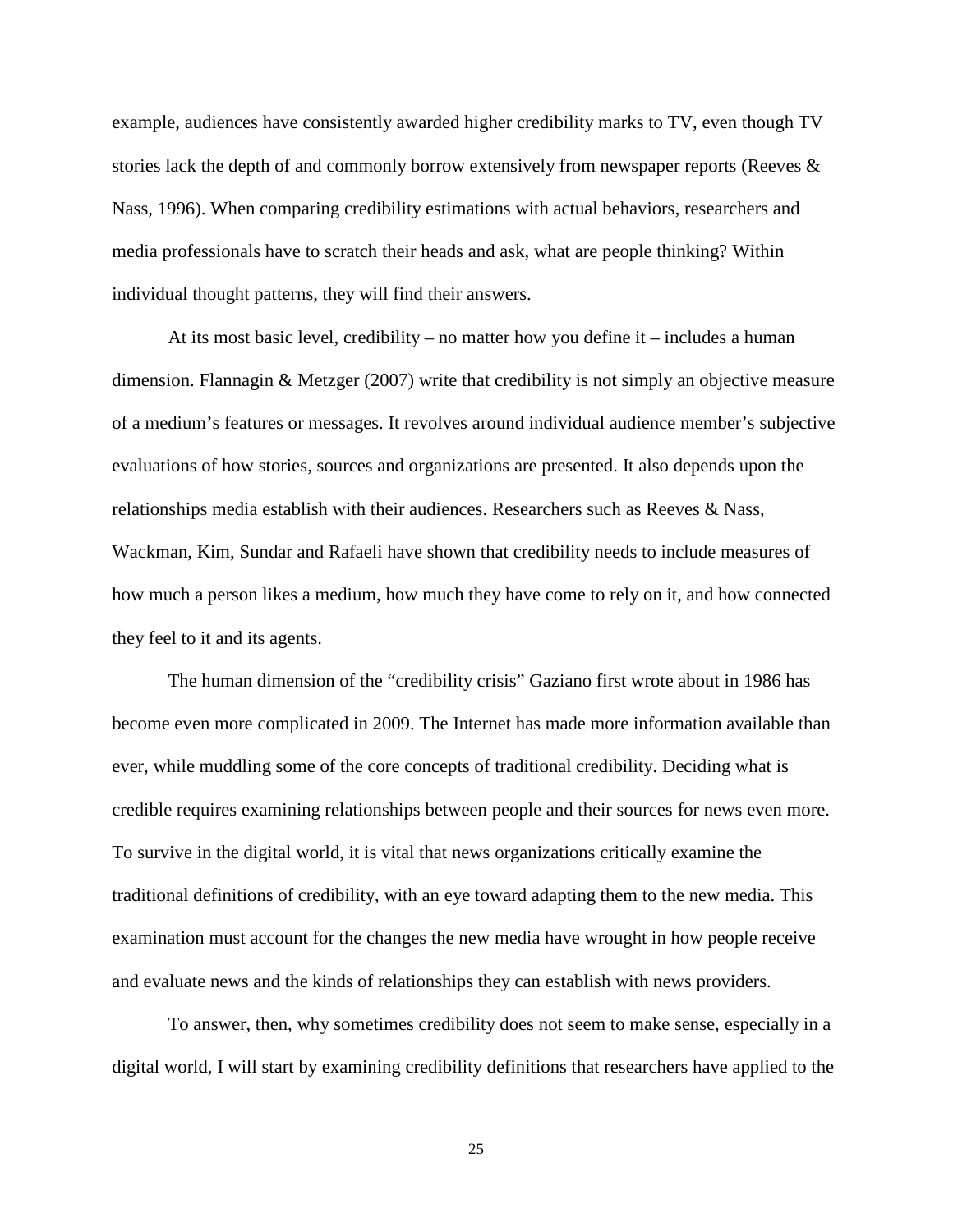example, audiences have consistently awarded higher credibility marks to TV, even though TV stories lack the depth of and commonly borrow extensively from newspaper reports (Reeves & Nass, 1996). When comparing credibility estimations with actual behaviors, researchers and media professionals have to scratch their heads and ask, what are people thinking? Within individual thought patterns, they will find their answers.

At its most basic level, credibility – no matter how you define it – includes a human dimension. Flannagin & Metzger (2007) write that credibility is not simply an objective measure of a medium's features or messages. It revolves around individual audience member's subjective evaluations of how stories, sources and organizations are presented. It also depends upon the relationships media establish with their audiences. Researchers such as Reeves & Nass, Wackman, Kim, Sundar and Rafaeli have shown that credibility needs to include measures of how much a person likes a medium, how much they have come to rely on it, and how connected they feel to it and its agents.

The human dimension of the "credibility crisis" Gaziano first wrote about in 1986 has become even more complicated in 2009. The Internet has made more information available than ever, while muddling some of the core concepts of traditional credibility. Deciding what is credible requires examining relationships between people and their sources for news even more. To survive in the digital world, it is vital that news organizations critically examine the traditional definitions of credibility, with an eye toward adapting them to the new media. This examination must account for the changes the new media have wrought in how people receive and evaluate news and the kinds of relationships they can establish with news providers.

To answer, then, why sometimes credibility does not seem to make sense, especially in a digital world, I will start by examining credibility definitions that researchers have applied to the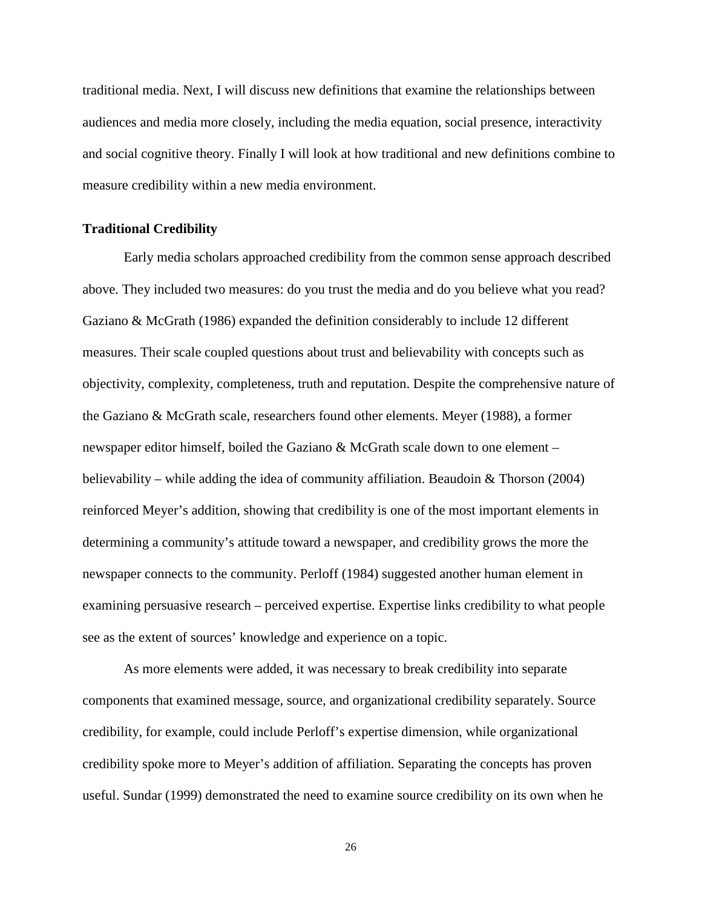traditional media. Next, I will discuss new definitions that examine the relationships between audiences and media more closely, including the media equation, social presence, interactivity and social cognitive theory. Finally I will look at how traditional and new definitions combine to measure credibility within a new media environment.

**Traditional Credibility**

Early media scholars approached credibility from the common sense approach described above. They included two measures: do you trust the media and do you believe what you read? Gaziano & McGrath (1986) expanded the definition considerably to include 12 different measures. Their scale coupled questions about trust and believability with concepts such as objectivity, complexity, completeness, truth and reputation. Despite the comprehensive nature of the Gaziano & McGrath scale, researchers found other elements. Meyer (1988), a former newspaper editor himself, boiled the Gaziano & McGrath scale down to one element – believability – while adding the idea of community affiliation. Beaudoin & Thorson (2004) reinforced Meyer's addition, showing that credibility is one of the most important elements in determining a community's attitude toward a newspaper, and credibility grows the more the newspaper connects to the community. Perloff (1984) suggested another human element in examining persuasive research – perceived expertise. Expertise links credibility to what people see as the extent of sources' knowledge and experience on a topic.

As more elements were added, it was necessary to break credibility into separate components that examined message, source, and organizational credibility separately. Source credibility, for example, could include Perloff's expertise dimension, while organizational credibility spoke more to Meyer's addition of affiliation. Separating the concepts has proven useful. Sundar (1999) demonstrated the need to examine source credibility on its own when he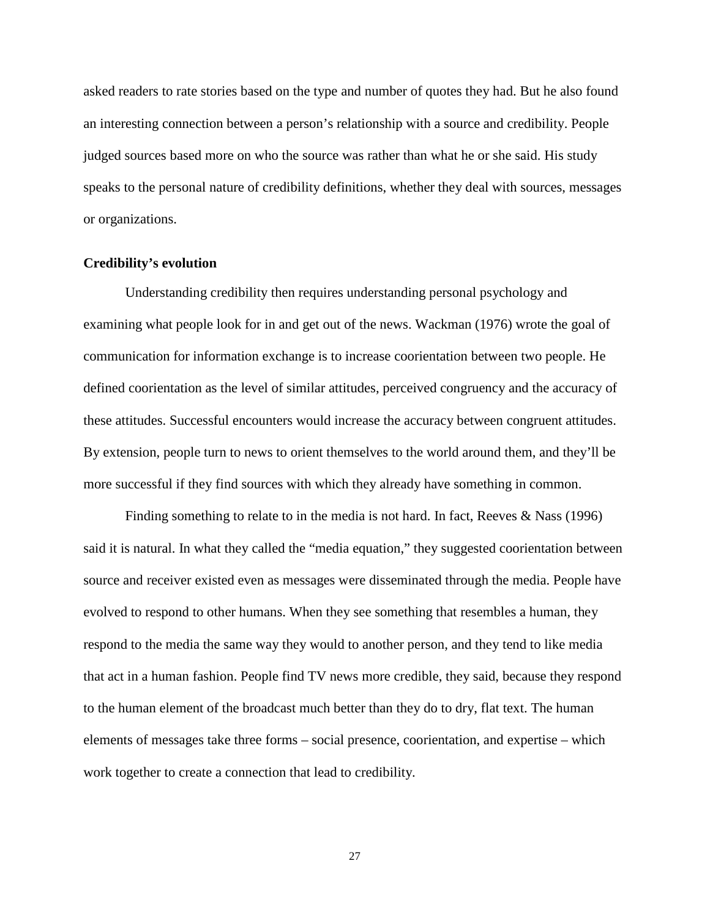asked readers to rate stories based on the type and number of quotes they had. But he also found an interesting connection between a person's relationship with a source and credibility. People judged sources based more on who the source was rather than what he or she said. His study speaks to the personal nature of credibility definitions, whether they deal with sources, messages or organizations.

**Credibility's evolution**

Understanding credibility then requires understanding personal psychology and examining what people look for in and get out of the news. Wackman (1976) wrote the goal of communication for information exchange is to increase coorientation between two people. He defined coorientation as the level of similar attitudes, perceived congruency and the accuracy of these attitudes. Successful encounters would increase the accuracy between congruent attitudes. By extension, people turn to news to orient themselves to the world around them, and they'll be more successful if they find sources with which they already have something in common.

Finding something to relate to in the media is not hard. In fact, Reeves & Nass (1996) said it is natural. In what they called the "media equation," they suggested coorientation between source and receiver existed even as messages were disseminated through the media. People have evolved to respond to other humans. When they see something that resembles a human, they respond to the media the same way they would to another person, and they tend to like media that act in a human fashion. People find TV news more credible, they said, because they respond to the human element of the broadcast much better than they do to dry, flat text. The human elements of messages take three forms – social presence, coorientation, and expertise – which work together to create a connection that lead to credibility.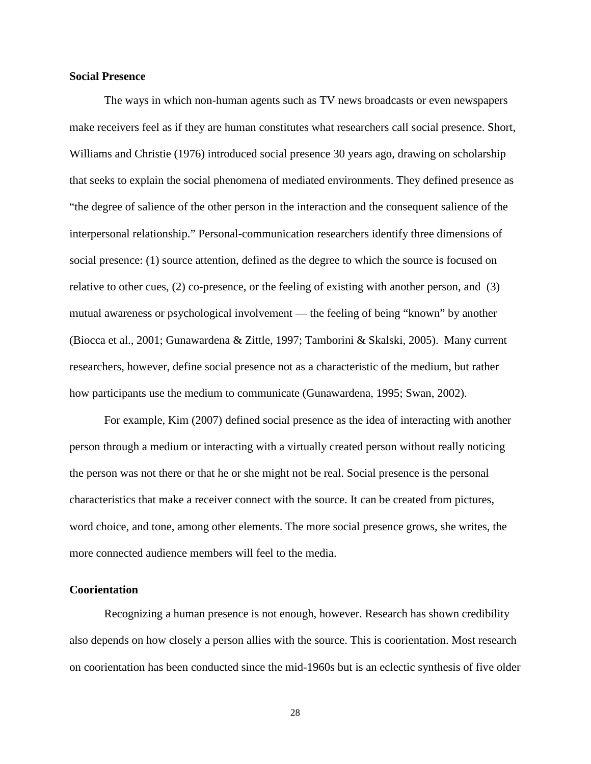### Social Presence

The ways in which non-human agents such as TV news broadcasts or even newspapers make receivers feel as if they are human constitutes what researchers call social presence. Short, Williams and Christie (1976) introduced social presence 30 years ago, drawing on scholarship that seeks to explain the social phenomena of mediated environments. They defined presence as "the degree of salience of the other person in the interaction and the consequent salience of the interpersonal relationship." Personal-communication researchers identify three dimensions of social presence: (1) source attention, defined as the degree to which the source is focused on relative to other cues, (2) co-presence, or the feeling of existing with another person, and (3) mutual awareness or psychological involvement — the feeling of being "known" by another (Biocca et al., 2001; Gunawardena & Zittle, 1997; Tamborini & Skalski, 2005). Many current researchers, however, define social presence not as a characteristic of the medium, but rather how participants use the medium to communicate (Gunawardena, 1995; Swan, 2002).

For example, Kim (2007) defined social presence as the idea of interacting with another person through a medium or interacting with a virtually created person without really noticing the person was not there or that he or she might not be real. Social presence is the personal characteristics that make a receiver connect with the source. It can be created from pictures, word choice, and tone, among other elements. The more social presence grows, she writes, the more connected audience members will feel to the media.

### Coorientation

Recognizing a human presence is not enough, however. Research has shown credibility also depends on how closely a person allies with the source. This is coorientation. Most research on coorientation has been conducted since the mid-1960s but is an eclectic synthesis of five older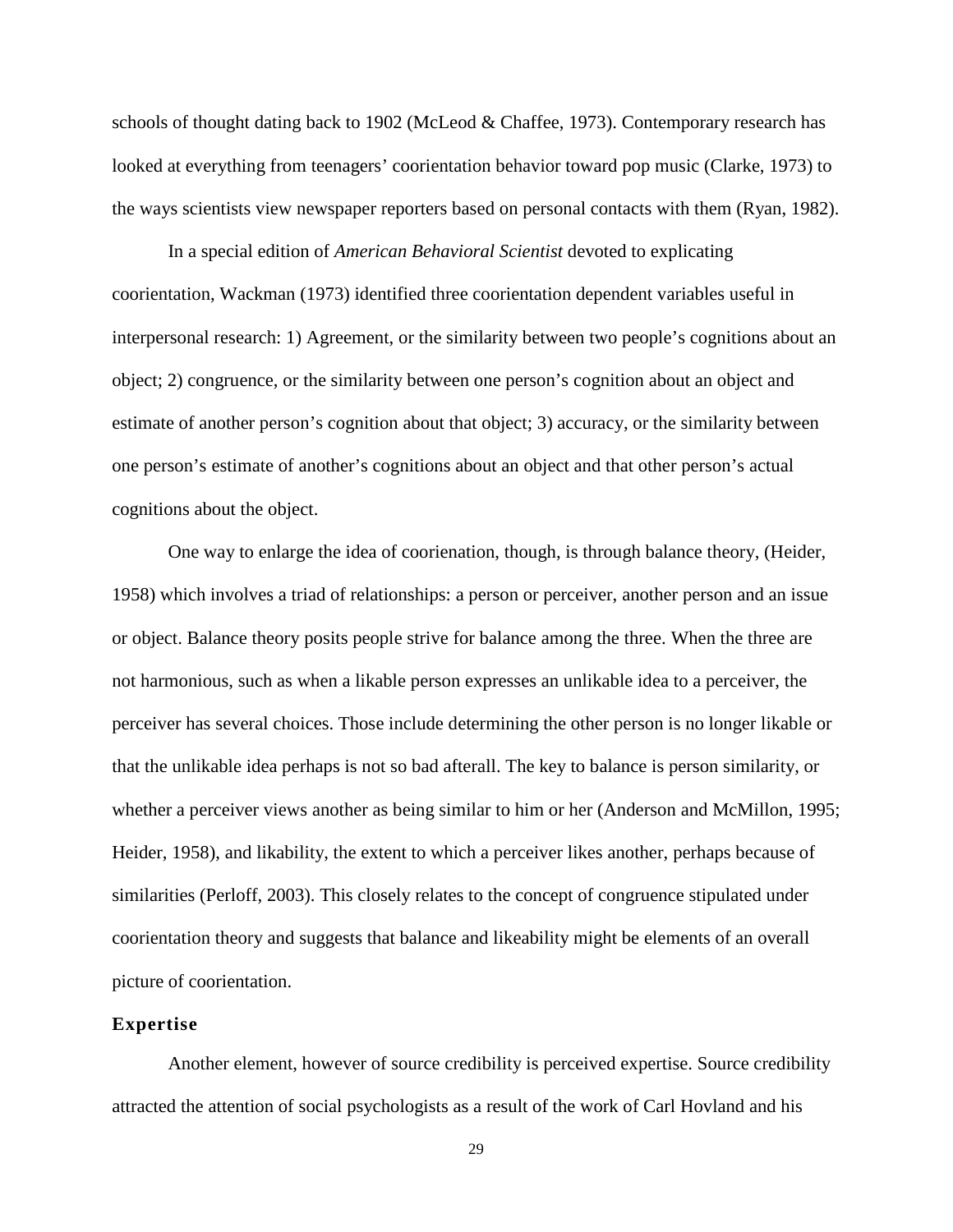schools of thought dating back to 1902 (McLeod & Chaffee, 1973). Contemporary research has looked at everything from teenagers' coorientation behavior toward pop music (Clarke, 1973) to the ways scientists view newspaper reporters based on personal contacts with them (Ryan, 1982).

In a special edition of *American Behavioral Scientist* devoted to explicating coorientation, Wackman (1973) identified three coorientation dependent variables useful in interpersonal research: 1) Agreement, or the similarity between two people's cognitions about an object; 2) congruence, or the similarity between one person's cognition about an object and estimate of another person's cognition about that object; 3) accuracy, or the similarity between one person's estimate of another's cognitions about an object and that other person's actual cognitions about the object.

One way to enlarge the idea of coorienation, though, is through balance theory, (Heider, 1958) which involves a triad of relationships: a person or perceiver, another person and an issue or object. Balance theory posits people strive for balance among the three. When the three are not harmonious, such as when a likable person expresses an unlikable idea to a perceiver, the perceiver has several choices. Those include determining the other person is no longer likable or that the unlikable idea perhaps is not so bad afterall. The key to balance is person similarity, or whether a perceiver views another as being similar to him or her (Anderson and McMillon, 1995; Heider, 1958), and likability, the extent to which a perceiver likes another, perhaps because of similarities (Perloff, 2003). This closely relates to the concept of congruence stipulated under coorientation theory and suggests that balance and likeability might be elements of an overall picture of coorientation.

### Expertise

Another element, however of source credibility is perceived expertise. Source credibility attracted the attention of social psychologists as a result of the work of Carl Hovland and his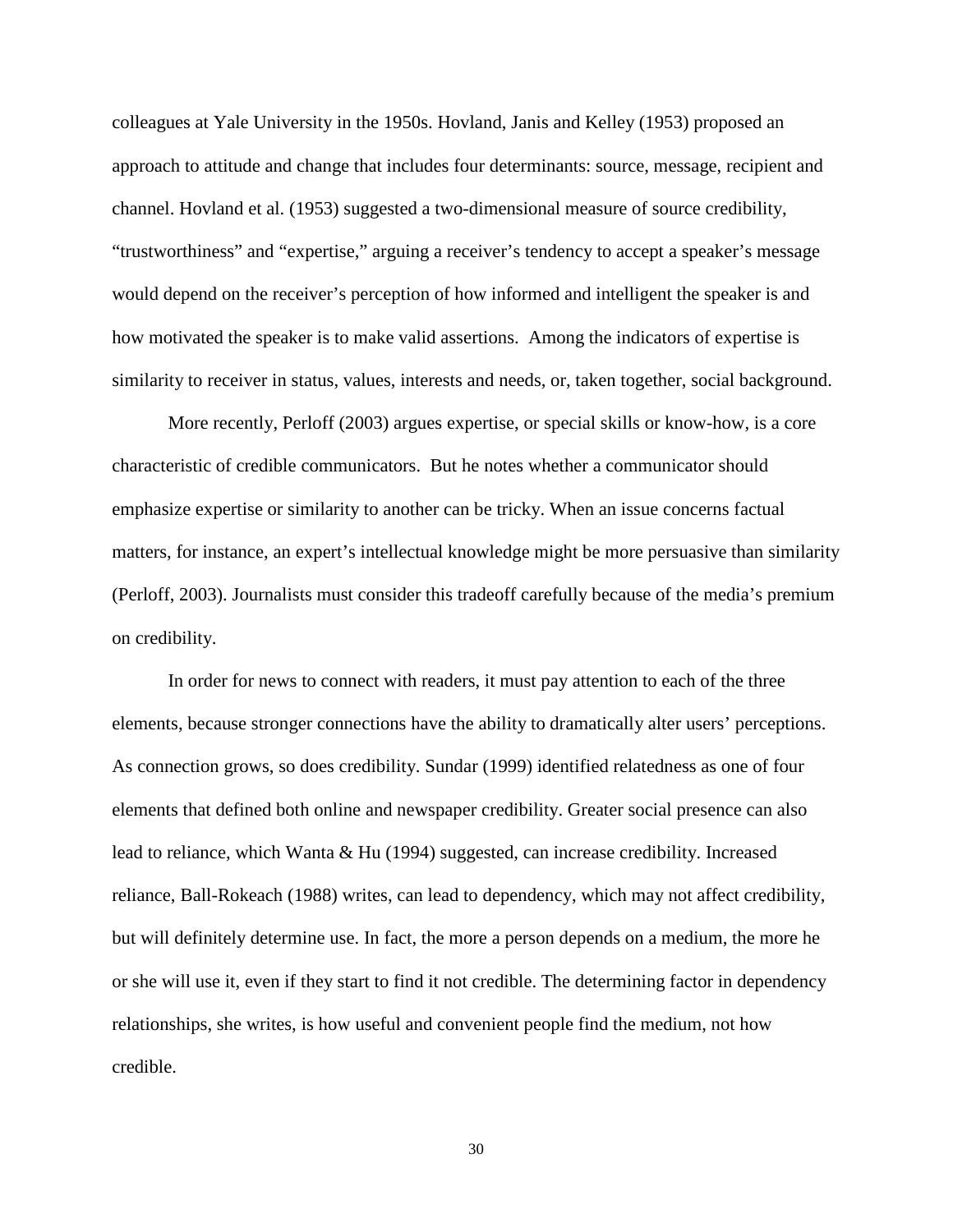colleagues at Yale University in the 1950s. Hovland, Janis and Kelley (1953) proposed an approach to attitude and change that includes four determinants: source, message, recipient and channel. Hovland et al. (1953) suggested a two-dimensional measure of source credibility, "trustworthiness" and "expertise," arguing a receiver's tendency to accept a speaker's message would depend on the receiver's perception of how informed and intelligent the speaker is and how motivated the speaker is to make valid assertions. Among the indicators of expertise is similarity to receiver in status, values, interests and needs, or, taken together, social background.

More recently, Perloff (2003) argues expertise, or special skills or know-how, is a core characteristic of credible communicators. But he notes whether a communicator should emphasize expertise or similarity to another can be tricky. When an issue concerns factual matters, for instance, an expert's intellectual knowledge might be more persuasive than similarity (Perloff, 2003). Journalists must consider this tradeoff carefully because of the media's premium on credibility.

In order for news to connect with readers, it must pay attention to each of the three elements, because stronger connections have the ability to dramatically alter users' perceptions. As connection grows, so does credibility. Sundar (1999) identified relatedness as one of four elements that defined both online and newspaper credibility. Greater social presence can also lead to reliance, which Wanta & Hu (1994) suggested, can increase credibility. Increased reliance, Ball-Rokeach (1988) writes, can lead to dependency, which may not affect credibility, but will definitely determine use. In fact, the more a person depends on a medium, the more he or she will use it, even if they start to find it not credible. The determining factor in dependency relationships, she writes, is how useful and convenient people find the medium, not how credible.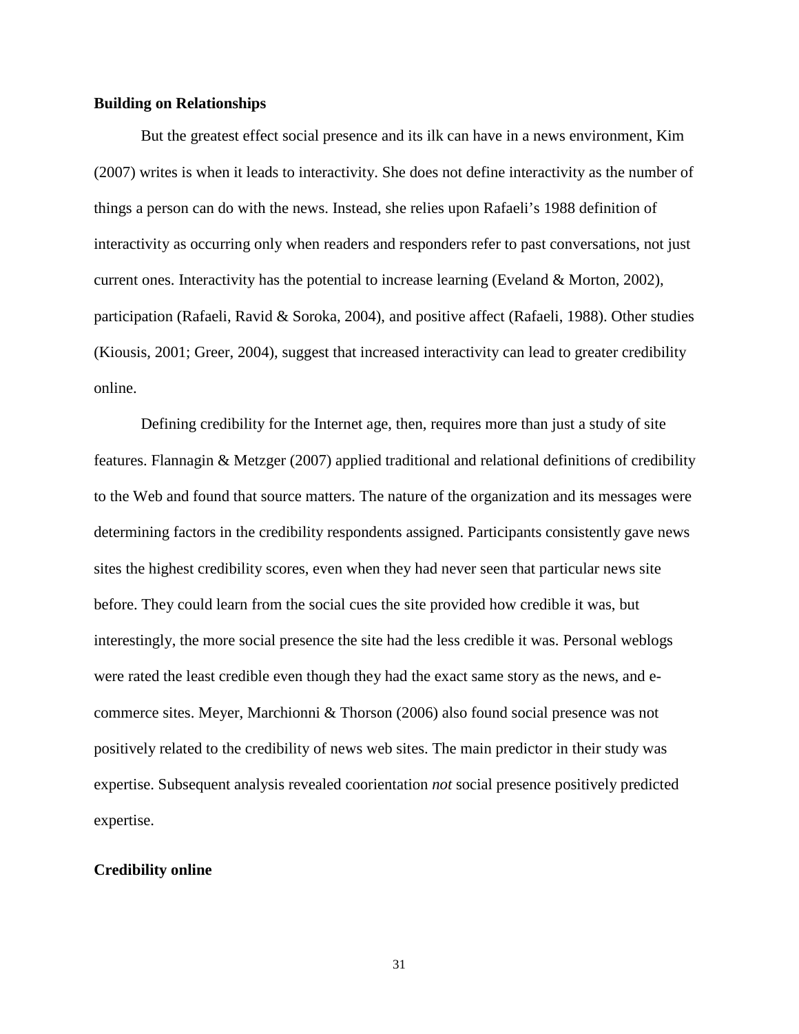**Building on Relationships**

But the greatest effect social presence and its ilk can have in a news environment, Kim (2007) writes is when it leads to interactivity. She does not define interactivity as the number of things a person can do with the news. Instead, she relies upon Rafaeli's 1988 definition of interactivity as occurring only when readers and responders refer to past conversations, not just current ones. Interactivity has the potential to increase learning (Eveland & Morton, 2002), participation (Rafaeli, Ravid & Soroka, 2004), and positive affect (Rafaeli, 1988). Other studies (Kiousis, 2001; Greer, 2004), suggest that increased interactivity can lead to greater credibility online.

Defining credibility for the Internet age, then, requires more than just a study of site features. Flannagin & Metzger (2007) applied traditional and relational definitions of credibility to the Web and found that source matters. The nature of the organization and its messages were determining factors in the credibility respondents assigned. Participants consistently gave news sites the highest credibility scores, even when they had never seen that particular news site before. They could learn from the social cues the site provided how credible it was, but interestingly, the more social presence the site had the less credible it was. Personal weblogs were rated the least credible even though they had the exact same story as the news, and e-commerce sites. Meyer, Marchionni & Thorson (2006) also found social presence was not positively related to the credibility of news web sites. The main predictor in their study was expertise. Subsequent analysis revealed coorientation *not* social presence positively predicted expertise.

**Credibility online**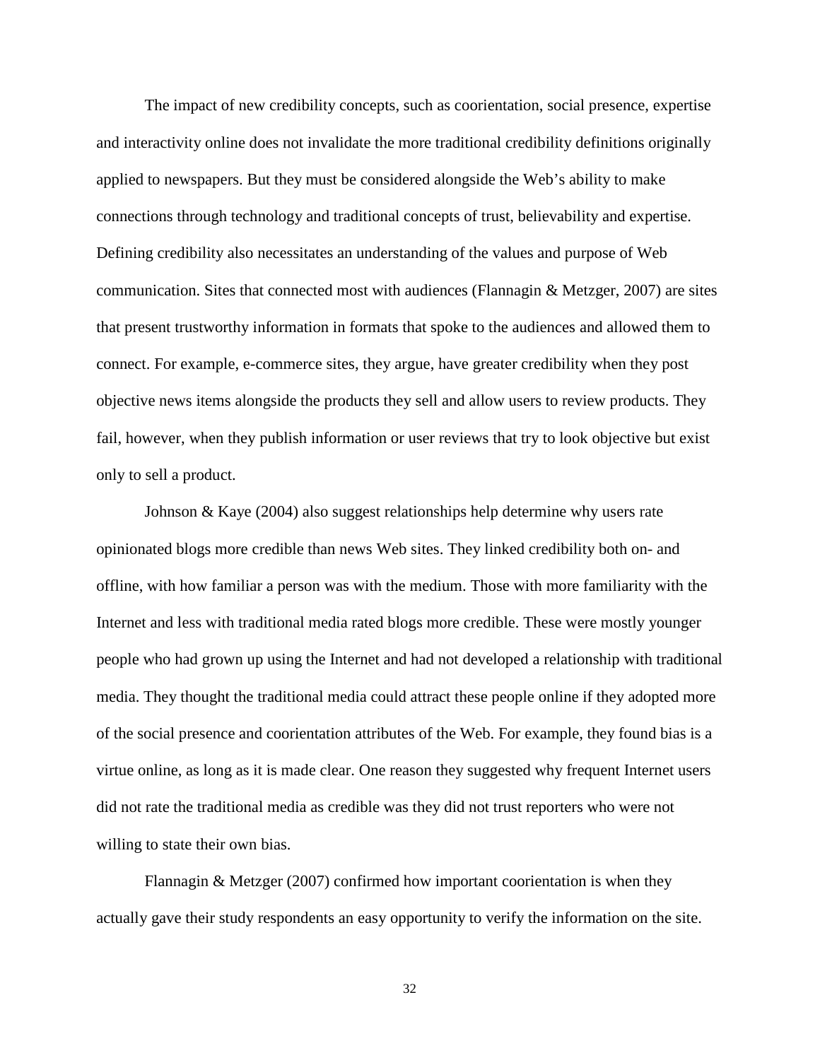The impact of new credibility concepts, such as coorientation, social presence, expertise and interactivity online does not invalidate the more traditional credibility definitions originally applied to newspapers. But they must be considered alongside the Web's ability to make connections through technology and traditional concepts of trust, believability and expertise. Defining credibility also necessitates an understanding of the values and purpose of Web communication. Sites that connected most with audiences (Flannagin & Metzger, 2007) are sites that present trustworthy information in formats that spoke to the audiences and allowed them to connect. For example, e-commerce sites, they argue, have greater credibility when they post objective news items alongside the products they sell and allow users to review products. They fail, however, when they publish information or user reviews that try to look objective but exist only to sell a product.

Johnson & Kaye (2004) also suggest relationships help determine why users rate opinionated blogs more credible than news Web sites. They linked credibility both on- and offline, with how familiar a person was with the medium. Those with more familiarity with the Internet and less with traditional media rated blogs more credible. These were mostly younger people who had grown up using the Internet and had not developed a relationship with traditional media. They thought the traditional media could attract these people online if they adopted more of the social presence and coorientation attributes of the Web. For example, they found bias is a virtue online, as long as it is made clear. One reason they suggested why frequent Internet users did not rate the traditional media as credible was they did not trust reporters who were not willing to state their own bias.

Flannagin & Metzger (2007) confirmed how important coorientation is when they actually gave their study respondents an easy opportunity to verify the information on the site.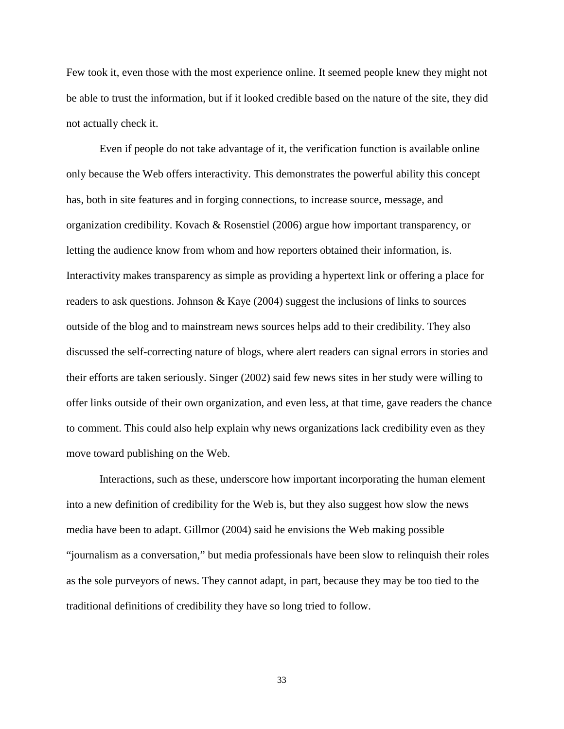Few took it, even those with the most experience online. It seemed people knew they might not be able to trust the information, but if it looked credible based on the nature of the site, they did not actually check it.

Even if people do not take advantage of it, the verification function is available online only because the Web offers interactivity. This demonstrates the powerful ability this concept has, both in site features and in forging connections, to increase source, message, and organization credibility. Kovach & Rosenstiel (2006) argue how important transparency, or letting the audience know from whom and how reporters obtained their information, is. Interactivity makes transparency as simple as providing a hypertext link or offering a place for readers to ask questions. Johnson & Kaye (2004) suggest the inclusions of links to sources outside of the blog and to mainstream news sources helps add to their credibility. They also discussed the self-correcting nature of blogs, where alert readers can signal errors in stories and their efforts are taken seriously. Singer (2002) said few news sites in her study were willing to offer links outside of their own organization, and even less, at that time, gave readers the chance to comment. This could also help explain why news organizations lack credibility even as they move toward publishing on the Web.

Interactions, such as these, underscore how important incorporating the human element into a new definition of credibility for the Web is, but they also suggest how slow the news media have been to adapt. Gillmor (2004) said he envisions the Web making possible "journalism as a conversation," but media professionals have been slow to relinquish their roles as the sole purveyors of news. They cannot adapt, in part, because they may be too tied to the traditional definitions of credibility they have so long tried to follow.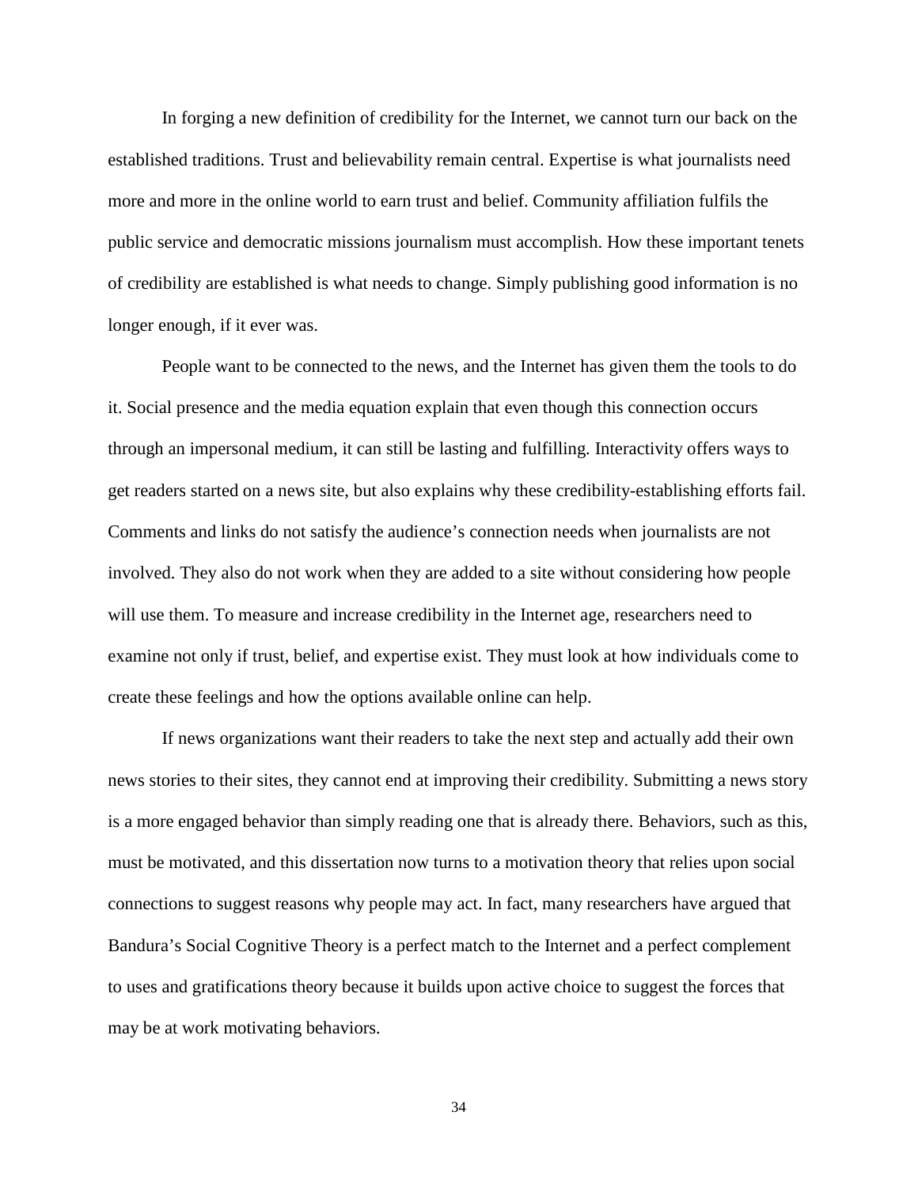In forging a new definition of credibility for the Internet, we cannot turn our back on the established traditions. Trust and believability remain central. Expertise is what journalists need more and more in the online world to earn trust and belief. Community affiliation fulfils the public service and democratic missions journalism must accomplish. How these important tenets of credibility are established is what needs to change. Simply publishing good information is no longer enough, if it ever was.

People want to be connected to the news, and the Internet has given them the tools to do it. Social presence and the media equation explain that even though this connection occurs through an impersonal medium, it can still be lasting and fulfilling. Interactivity offers ways to get readers started on a news site, but also explains why these credibility-establishing efforts fail. Comments and links do not satisfy the audience's connection needs when journalists are not involved. They also do not work when they are added to a site without considering how people will use them. To measure and increase credibility in the Internet age, researchers need to examine not only if trust, belief, and expertise exist. They must look at how individuals come to create these feelings and how the options available online can help.

If news organizations want their readers to take the next step and actually add their own news stories to their sites, they cannot end at improving their credibility. Submitting a news story is a more engaged behavior than simply reading one that is already there. Behaviors, such as this, must be motivated, and this dissertation now turns to a motivation theory that relies upon social connections to suggest reasons why people may act. In fact, many researchers have argued that Bandura's Social Cognitive Theory is a perfect match to the Internet and a perfect complement to uses and gratifications theory because it builds upon active choice to suggest the forces that may be at work motivating behaviors.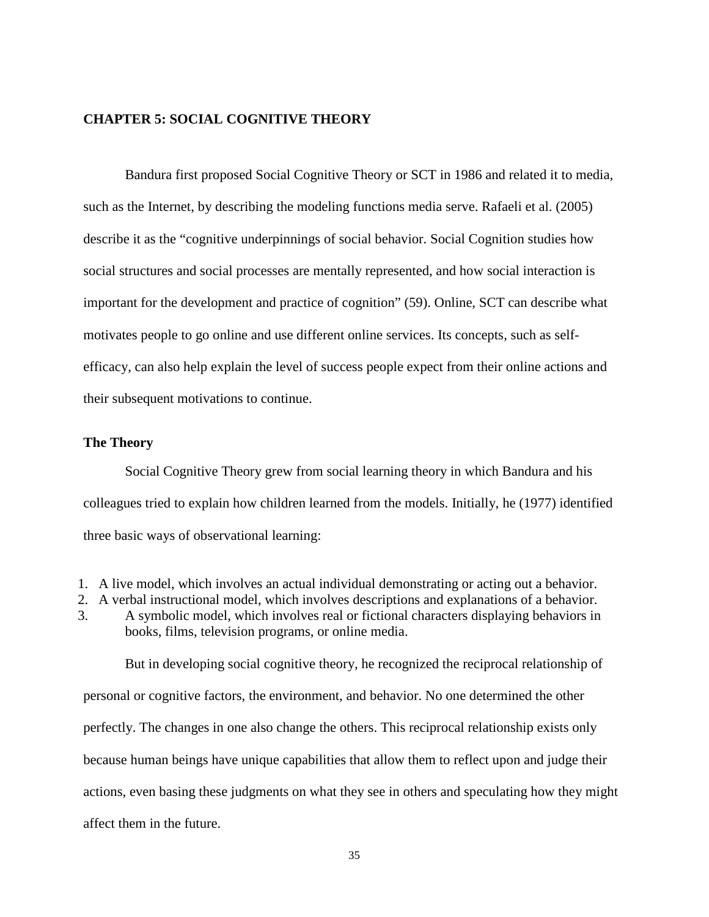## CHAPTER 5: SOCIAL COGNITIVE THEORY

Bandura first proposed Social Cognitive Theory or SCT in 1986 and related it to media, such as the Internet, by describing the modeling functions media serve. Rafaeli et al. (2005) describe it as the "cognitive underpinnings of social behavior. Social Cognition studies how social structures and social processes are mentally represented, and how social interaction is important for the development and practice of cognition" (59). Online, SCT can describe what motivates people to go online and use different online services. Its concepts, such as self-efficacy, can also help explain the level of success people expect from their online actions and their subsequent motivations to continue.

### The Theory

Social Cognitive Theory grew from social learning theory in which Bandura and his colleagues tried to explain how children learned from the models. Initially, he (1977) identified three basic ways of observational learning:

1. A live model, which involves an actual individual demonstrating or acting out a behavior.
2. A verbal instructional model, which involves descriptions and explanations of a behavior.
3. A symbolic model, which involves real or fictional characters displaying behaviors in books, films, television programs, or online media.

But in developing social cognitive theory, he recognized the reciprocal relationship of personal or cognitive factors, the environment, and behavior. No one determined the other perfectly. The changes in one also change the others. This reciprocal relationship exists only because human beings have unique capabilities that allow them to reflect upon and judge their actions, even basing these judgments on what they see in others and speculating how they might affect them in the future.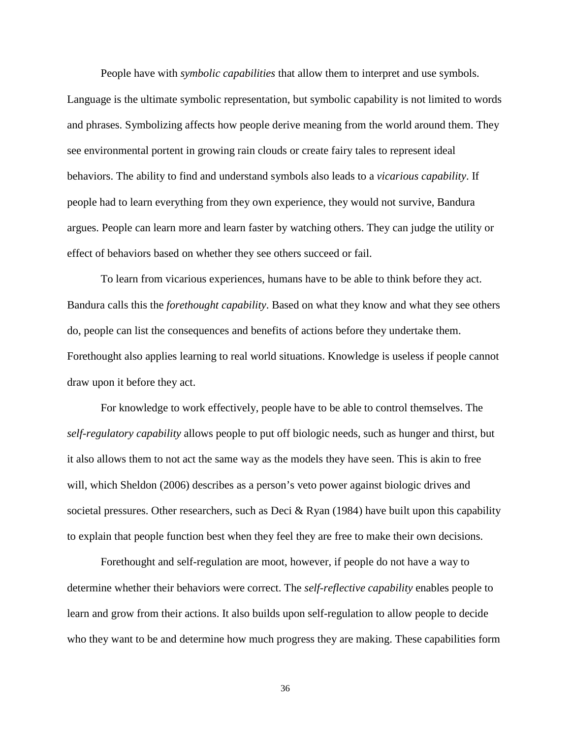People have with *symbolic capabilities* that allow them to interpret and use symbols. Language is the ultimate symbolic representation, but symbolic capability is not limited to words and phrases. Symbolizing affects how people derive meaning from the world around them. They see environmental portent in growing rain clouds or create fairy tales to represent ideal behaviors. The ability to find and understand symbols also leads to a *vicarious capability*. If people had to learn everything from they own experience, they would not survive, Bandura argues. People can learn more and learn faster by watching others. They can judge the utility or effect of behaviors based on whether they see others succeed or fail.

To learn from vicarious experiences, humans have to be able to think before they act. Bandura calls this the *forethought capability*. Based on what they know and what they see others do, people can list the consequences and benefits of actions before they undertake them. Forethought also applies learning to real world situations. Knowledge is useless if people cannot draw upon it before they act.

For knowledge to work effectively, people have to be able to control themselves. The *self-regulatory capability* allows people to put off biologic needs, such as hunger and thirst, but it also allows them to not act the same way as the models they have seen. This is akin to free will, which Sheldon (2006) describes as a person's veto power against biologic drives and societal pressures. Other researchers, such as Deci & Ryan (1984) have built upon this capability to explain that people function best when they feel they are free to make their own decisions.

Forethought and self-regulation are moot, however, if people do not have a way to determine whether their behaviors were correct. The *self-reflective capability* enables people to learn and grow from their actions. It also builds upon self-regulation to allow people to decide who they want to be and determine how much progress they are making. These capabilities form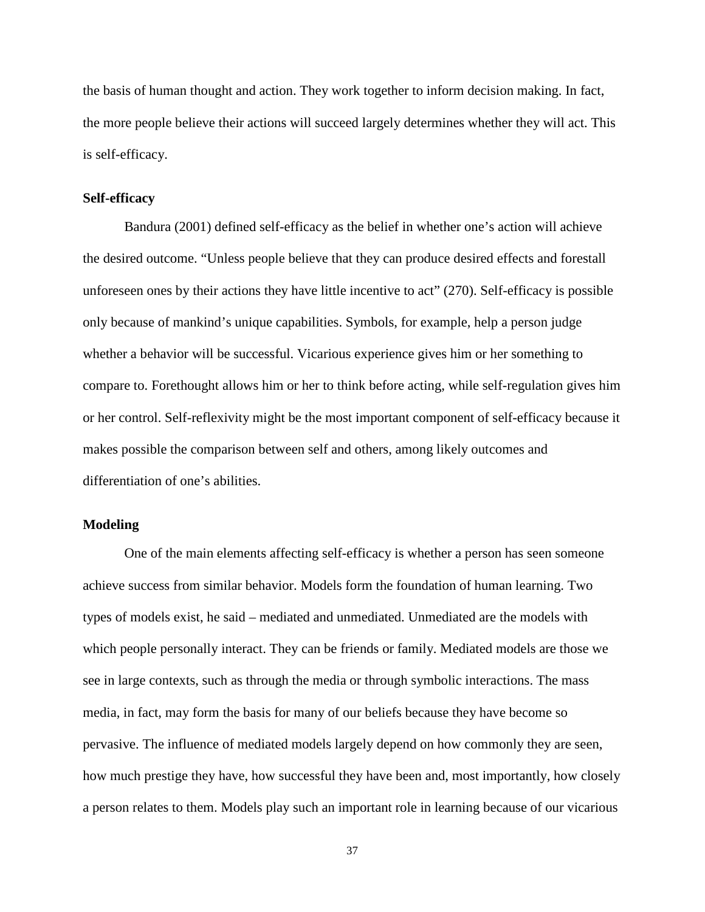the basis of human thought and action. They work together to inform decision making. In fact, the more people believe their actions will succeed largely determines whether they will act. This is self-efficacy.

### Self-efficacy

Bandura (2001) defined self-efficacy as the belief in whether one's action will achieve the desired outcome. "Unless people believe that they can produce desired effects and forestall unforeseen ones by their actions they have little incentive to act" (270). Self-efficacy is possible only because of mankind's unique capabilities. Symbols, for example, help a person judge whether a behavior will be successful. Vicarious experience gives him or her something to compare to. Forethought allows him or her to think before acting, while self-regulation gives him or her control. Self-reflexivity might be the most important component of self-efficacy because it makes possible the comparison between self and others, among likely outcomes and differentiation of one's abilities.

### Modeling

One of the main elements affecting self-efficacy is whether a person has seen someone achieve success from similar behavior. Models form the foundation of human learning. Two types of models exist, he said – mediated and unmediated. Unmediated are the models with which people personally interact. They can be friends or family. Mediated models are those we see in large contexts, such as through the media or through symbolic interactions. The mass media, in fact, may form the basis for many of our beliefs because they have become so pervasive. The influence of mediated models largely depend on how commonly they are seen, how much prestige they have, how successful they have been and, most importantly, how closely a person relates to them. Models play such an important role in learning because of our vicarious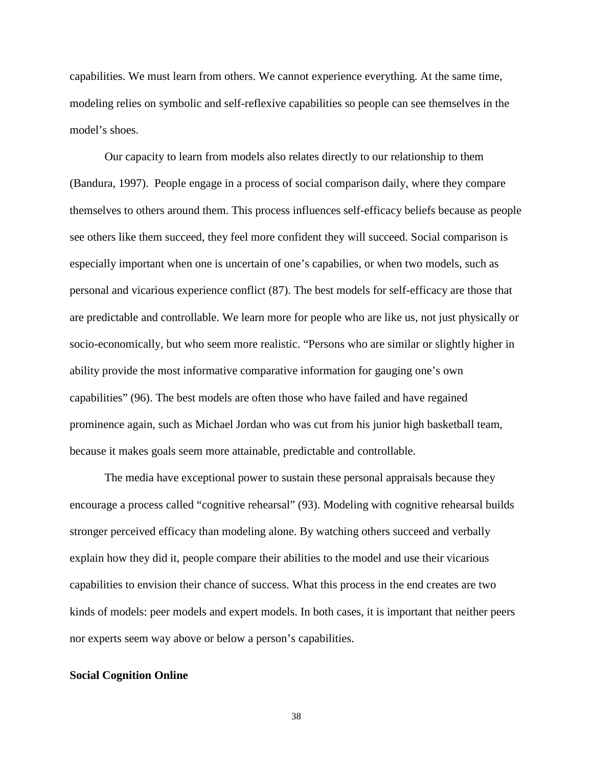capabilities. We must learn from others. We cannot experience everything. At the same time, modeling relies on symbolic and self-reflexive capabilities so people can see themselves in the model's shoes.

Our capacity to learn from models also relates directly to our relationship to them (Bandura, 1997). People engage in a process of social comparison daily, where they compare themselves to others around them. This process influences self-efficacy beliefs because as people see others like them succeed, they feel more confident they will succeed. Social comparison is especially important when one is uncertain of one's capabilies, or when two models, such as personal and vicarious experience conflict (87). The best models for self-efficacy are those that are predictable and controllable. We learn more for people who are like us, not just physically or socio-economically, but who seem more realistic. "Persons who are similar or slightly higher in ability provide the most informative comparative information for gauging one's own capabilities" (96). The best models are often those who have failed and have regained prominence again, such as Michael Jordan who was cut from his junior high basketball team, because it makes goals seem more attainable, predictable and controllable.

The media have exceptional power to sustain these personal appraisals because they encourage a process called "cognitive rehearsal" (93). Modeling with cognitive rehearsal builds stronger perceived efficacy than modeling alone. By watching others succeed and verbally explain how they did it, people compare their abilities to the model and use their vicarious capabilities to envision their chance of success. What this process in the end creates are two kinds of models: peer models and expert models. In both cases, it is important that neither peers nor experts seem way above or below a person's capabilities.

**Social Cognition Online**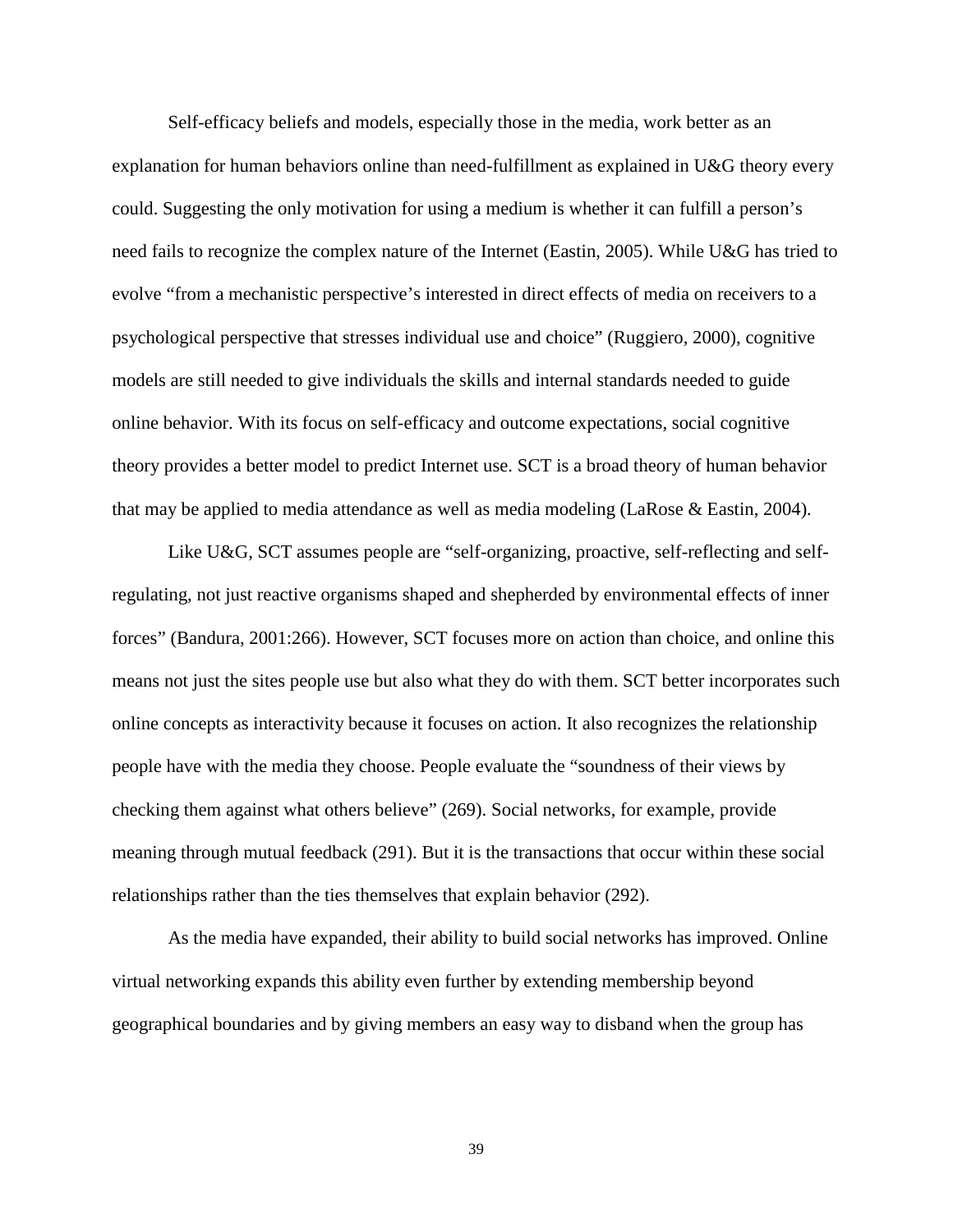Self-efficacy beliefs and models, especially those in the media, work better as an explanation for human behaviors online than need-fulfillment as explained in U&G theory every could. Suggesting the only motivation for using a medium is whether it can fulfill a person's need fails to recognize the complex nature of the Internet (Eastin, 2005). While U&G has tried to evolve "from a mechanistic perspective's interested in direct effects of media on receivers to a psychological perspective that stresses individual use and choice" (Ruggiero, 2000), cognitive models are still needed to give individuals the skills and internal standards needed to guide online behavior. With its focus on self-efficacy and outcome expectations, social cognitive theory provides a better model to predict Internet use. SCT is a broad theory of human behavior that may be applied to media attendance as well as media modeling (LaRose & Eastin, 2004).

Like U&G, SCT assumes people are "self-organizing, proactive, self-reflecting and self-regulating, not just reactive organisms shaped and shepherded by environmental effects of inner forces" (Bandura, 2001:266). However, SCT focuses more on action than choice, and online this means not just the sites people use but also what they do with them. SCT better incorporates such online concepts as interactivity because it focuses on action. It also recognizes the relationship people have with the media they choose. People evaluate the "soundness of their views by checking them against what others believe" (269). Social networks, for example, provide meaning through mutual feedback (291). But it is the transactions that occur within these social relationships rather than the ties themselves that explain behavior (292).

As the media have expanded, their ability to build social networks has improved. Online virtual networking expands this ability even further by extending membership beyond geographical boundaries and by giving members an easy way to disband when the group has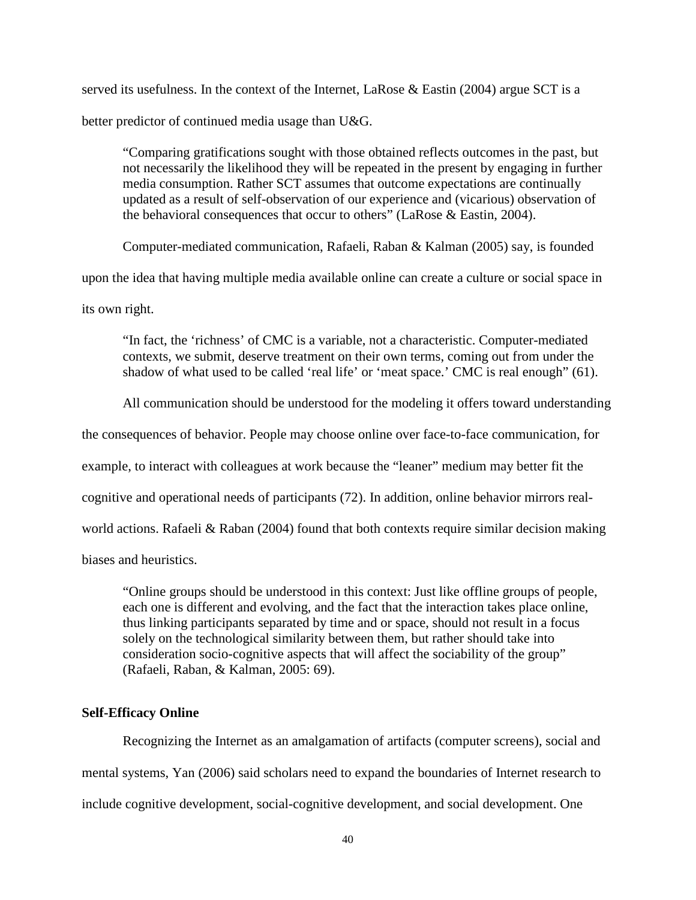served its usefulness. In the context of the Internet, LaRose & Eastin (2004) argue SCT is a better predictor of continued media usage than U&G.

> "Comparing gratifications sought with those obtained reflects outcomes in the past, but not necessarily the likelihood they will be repeated in the present by engaging in further media consumption. Rather SCT assumes that outcome expectations are continually updated as a result of self-observation of our experience and (vicarious) observation of the behavioral consequences that occur to others" (LaRose & Eastin, 2004).

Computer-mediated communication, Rafaeli, Raban & Kalman (2005) say, is founded upon the idea that having multiple media available online can create a culture or social space in its own right.

> "In fact, the 'richness' of CMC is a variable, not a characteristic. Computer-mediated contexts, we submit, deserve treatment on their own terms, coming out from under the shadow of what used to be called 'real life' or 'meat space.' CMC is real enough" (61).

All communication should be understood for the modeling it offers toward understanding the consequences of behavior. People may choose online over face-to-face communication, for example, to interact with colleagues at work because the "leaner" medium may better fit the cognitive and operational needs of participants (72). In addition, online behavior mirrors real-world actions. Rafaeli & Raban (2004) found that both contexts require similar decision making biases and heuristics.

> "Online groups should be understood in this context: Just like offline groups of people, each one is different and evolving, and the fact that the interaction takes place online, thus linking participants separated by time and or space, should not result in a focus solely on the technological similarity between them, but rather should take into consideration socio-cognitive aspects that will affect the sociability of the group" (Rafaeli, Raban, & Kalman, 2005: 69).

**Self-Efficacy Online**

Recognizing the Internet as an amalgamation of artifacts (computer screens), social and mental systems, Yan (2006) said scholars need to expand the boundaries of Internet research to include cognitive development, social-cognitive development, and social development. One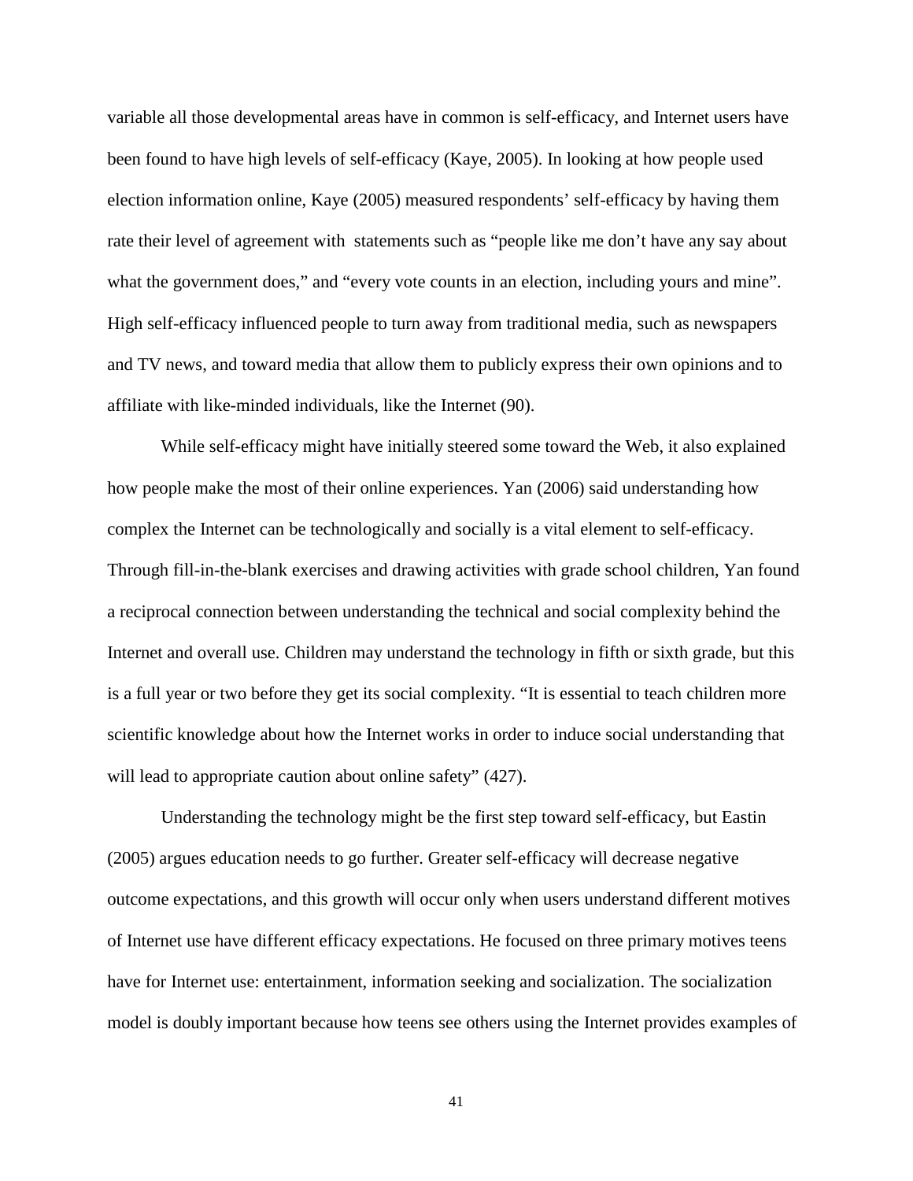variable all those developmental areas have in common is self-efficacy, and Internet users have been found to have high levels of self-efficacy (Kaye, 2005). In looking at how people used election information online, Kaye (2005) measured respondents' self-efficacy by having them rate their level of agreement with statements such as "people like me don't have any say about what the government does," and "every vote counts in an election, including yours and mine". High self-efficacy influenced people to turn away from traditional media, such as newspapers and TV news, and toward media that allow them to publicly express their own opinions and to affiliate with like-minded individuals, like the Internet (90).

While self-efficacy might have initially steered some toward the Web, it also explained how people make the most of their online experiences. Yan (2006) said understanding how complex the Internet can be technologically and socially is a vital element to self-efficacy. Through fill-in-the-blank exercises and drawing activities with grade school children, Yan found a reciprocal connection between understanding the technical and social complexity behind the Internet and overall use. Children may understand the technology in fifth or sixth grade, but this is a full year or two before they get its social complexity. "It is essential to teach children more scientific knowledge about how the Internet works in order to induce social understanding that will lead to appropriate caution about online safety" (427).

Understanding the technology might be the first step toward self-efficacy, but Eastin (2005) argues education needs to go further. Greater self-efficacy will decrease negative outcome expectations, and this growth will occur only when users understand different motives of Internet use have different efficacy expectations. He focused on three primary motives teens have for Internet use: entertainment, information seeking and socialization. The socialization model is doubly important because how teens see others using the Internet provides examples of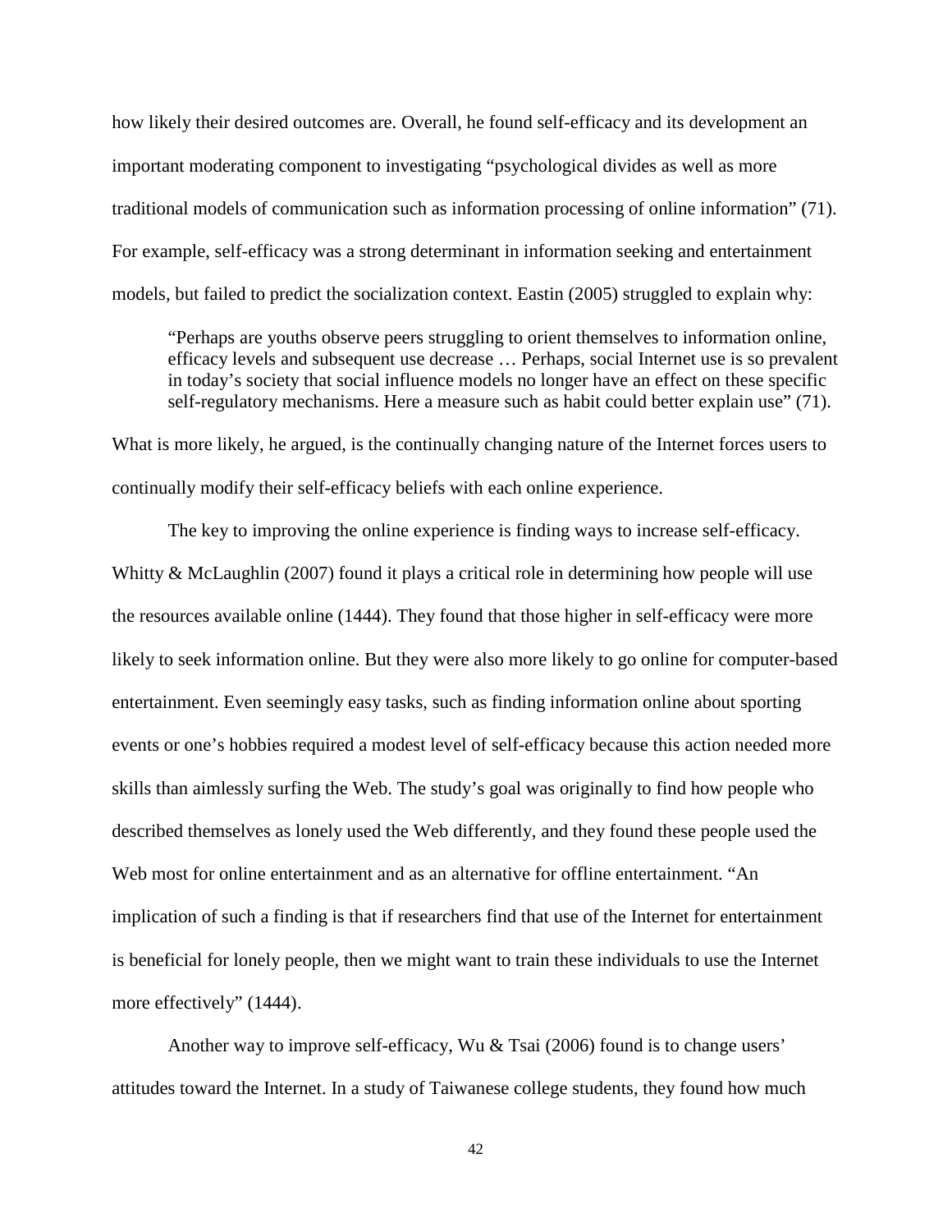how likely their desired outcomes are. Overall, he found self-efficacy and its development an important moderating component to investigating "psychological divides as well as more traditional models of communication such as information processing of online information" (71). For example, self-efficacy was a strong determinant in information seeking and entertainment models, but failed to predict the socialization context. Eastin (2005) struggled to explain why:

> "Perhaps are youths observe peers struggling to orient themselves to information online, efficacy levels and subsequent use decrease … Perhaps, social Internet use is so prevalent in today's society that social influence models no longer have an effect on these specific self-regulatory mechanisms. Here a measure such as habit could better explain use" (71).

What is more likely, he argued, is the continually changing nature of the Internet forces users to continually modify their self-efficacy beliefs with each online experience.

The key to improving the online experience is finding ways to increase self-efficacy. Whitty & McLaughlin (2007) found it plays a critical role in determining how people will use the resources available online (1444). They found that those higher in self-efficacy were more likely to seek information online. But they were also more likely to go online for computer-based entertainment. Even seemingly easy tasks, such as finding information online about sporting events or one's hobbies required a modest level of self-efficacy because this action needed more skills than aimlessly surfing the Web. The study's goal was originally to find how people who described themselves as lonely used the Web differently, and they found these people used the Web most for online entertainment and as an alternative for offline entertainment. "An implication of such a finding is that if researchers find that use of the Internet for entertainment is beneficial for lonely people, then we might want to train these individuals to use the Internet more effectively" (1444).

Another way to improve self-efficacy, Wu & Tsai (2006) found is to change users' attitudes toward the Internet. In a study of Taiwanese college students, they found how much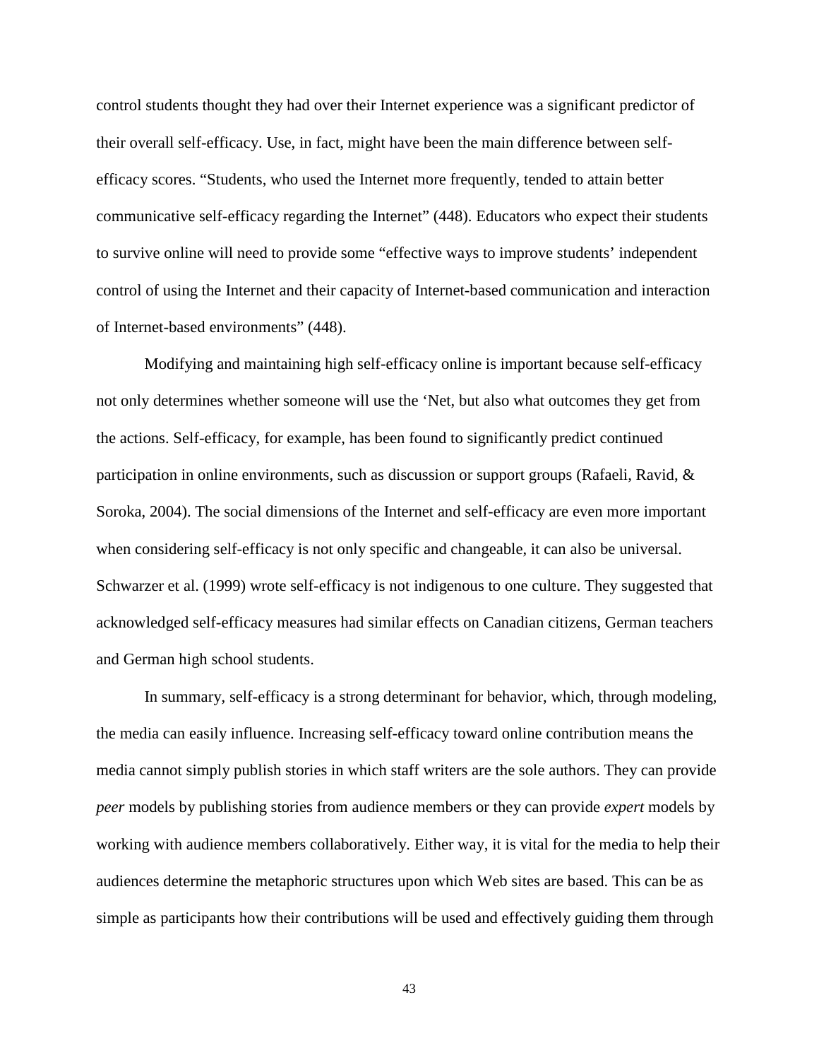control students thought they had over their Internet experience was a significant predictor of their overall self-efficacy. Use, in fact, might have been the main difference between self-efficacy scores. “Students, who used the Internet more frequently, tended to attain better communicative self-efficacy regarding the Internet” (448). Educators who expect their students to survive online will need to provide some “effective ways to improve students’ independent control of using the Internet and their capacity of Internet-based communication and interaction of Internet-based environments” (448).

Modifying and maintaining high self-efficacy online is important because self-efficacy not only determines whether someone will use the ‘Net, but also what outcomes they get from the actions. Self-efficacy, for example, has been found to significantly predict continued participation in online environments, such as discussion or support groups (Rafaeli, Ravid, & Soroka, 2004). The social dimensions of the Internet and self-efficacy are even more important when considering self-efficacy is not only specific and changeable, it can also be universal. Schwarzer et al. (1999) wrote self-efficacy is not indigenous to one culture. They suggested that acknowledged self-efficacy measures had similar effects on Canadian citizens, German teachers and German high school students.

In summary, self-efficacy is a strong determinant for behavior, which, through modeling, the media can easily influence. Increasing self-efficacy toward online contribution means the media cannot simply publish stories in which staff writers are the sole authors. They can provide *peer* models by publishing stories from audience members or they can provide *expert* models by working with audience members collaboratively. Either way, it is vital for the media to help their audiences determine the metaphoric structures upon which Web sites are based. This can be as simple as participants how their contributions will be used and effectively guiding them through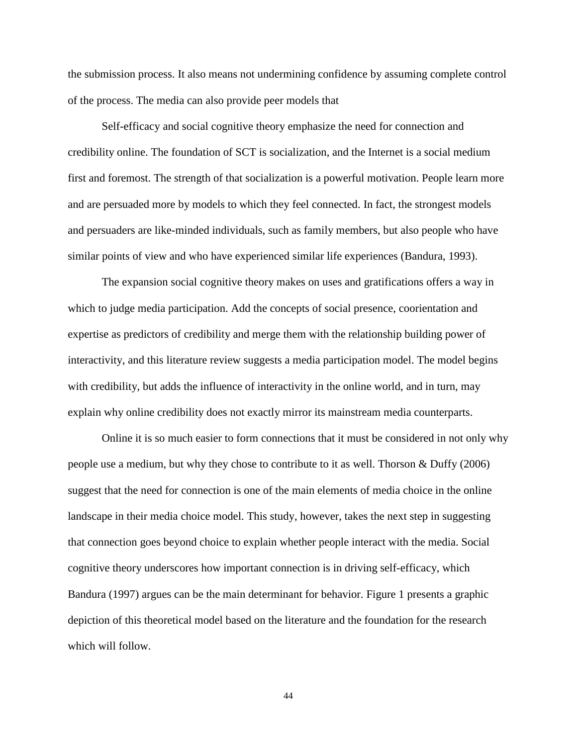the submission process. It also means not undermining confidence by assuming complete control of the process. The media can also provide peer models that

Self-efficacy and social cognitive theory emphasize the need for connection and credibility online. The foundation of SCT is socialization, and the Internet is a social medium first and foremost. The strength of that socialization is a powerful motivation. People learn more and are persuaded more by models to which they feel connected. In fact, the strongest models and persuaders are like-minded individuals, such as family members, but also people who have similar points of view and who have experienced similar life experiences (Bandura, 1993).

The expansion social cognitive theory makes on uses and gratifications offers a way in which to judge media participation. Add the concepts of social presence, coorientation and expertise as predictors of credibility and merge them with the relationship building power of interactivity, and this literature review suggests a media participation model. The model begins with credibility, but adds the influence of interactivity in the online world, and in turn, may explain why online credibility does not exactly mirror its mainstream media counterparts.

Online it is so much easier to form connections that it must be considered in not only why people use a medium, but why they chose to contribute to it as well. Thorson & Duffy (2006) suggest that the need for connection is one of the main elements of media choice in the online landscape in their media choice model. This study, however, takes the next step in suggesting that connection goes beyond choice to explain whether people interact with the media. Social cognitive theory underscores how important connection is in driving self-efficacy, which Bandura (1997) argues can be the main determinant for behavior. Figure 1 presents a graphic depiction of this theoretical model based on the literature and the foundation for the research which will follow.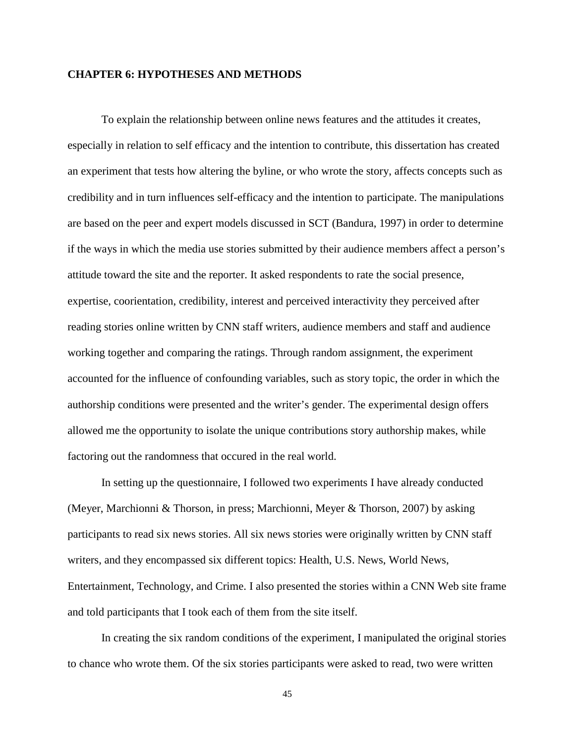# CHAPTER 6: HYPOTHESES AND METHODS

To explain the relationship between online news features and the attitudes it creates, especially in relation to self efficacy and the intention to contribute, this dissertation has created an experiment that tests how altering the byline, or who wrote the story, affects concepts such as credibility and in turn influences self-efficacy and the intention to participate. The manipulations are based on the peer and expert models discussed in SCT (Bandura, 1997) in order to determine if the ways in which the media use stories submitted by their audience members affect a person's attitude toward the site and the reporter. It asked respondents to rate the social presence, expertise, coorientation, credibility, interest and perceived interactivity they perceived after reading stories online written by CNN staff writers, audience members and staff and audience working together and comparing the ratings. Through random assignment, the experiment accounted for the influence of confounding variables, such as story topic, the order in which the authorship conditions were presented and the writer's gender. The experimental design offers allowed me the opportunity to isolate the unique contributions story authorship makes, while factoring out the randomness that occured in the real world.

In setting up the questionnaire, I followed two experiments I have already conducted (Meyer, Marchionni & Thorson, in press; Marchionni, Meyer & Thorson, 2007) by asking participants to read six news stories. All six news stories were originally written by CNN staff writers, and they encompassed six different topics: Health, U.S. News, World News, Entertainment, Technology, and Crime. I also presented the stories within a CNN Web site frame and told participants that I took each of them from the site itself.

In creating the six random conditions of the experiment, I manipulated the original stories to chance who wrote them. Of the six stories participants were asked to read, two were written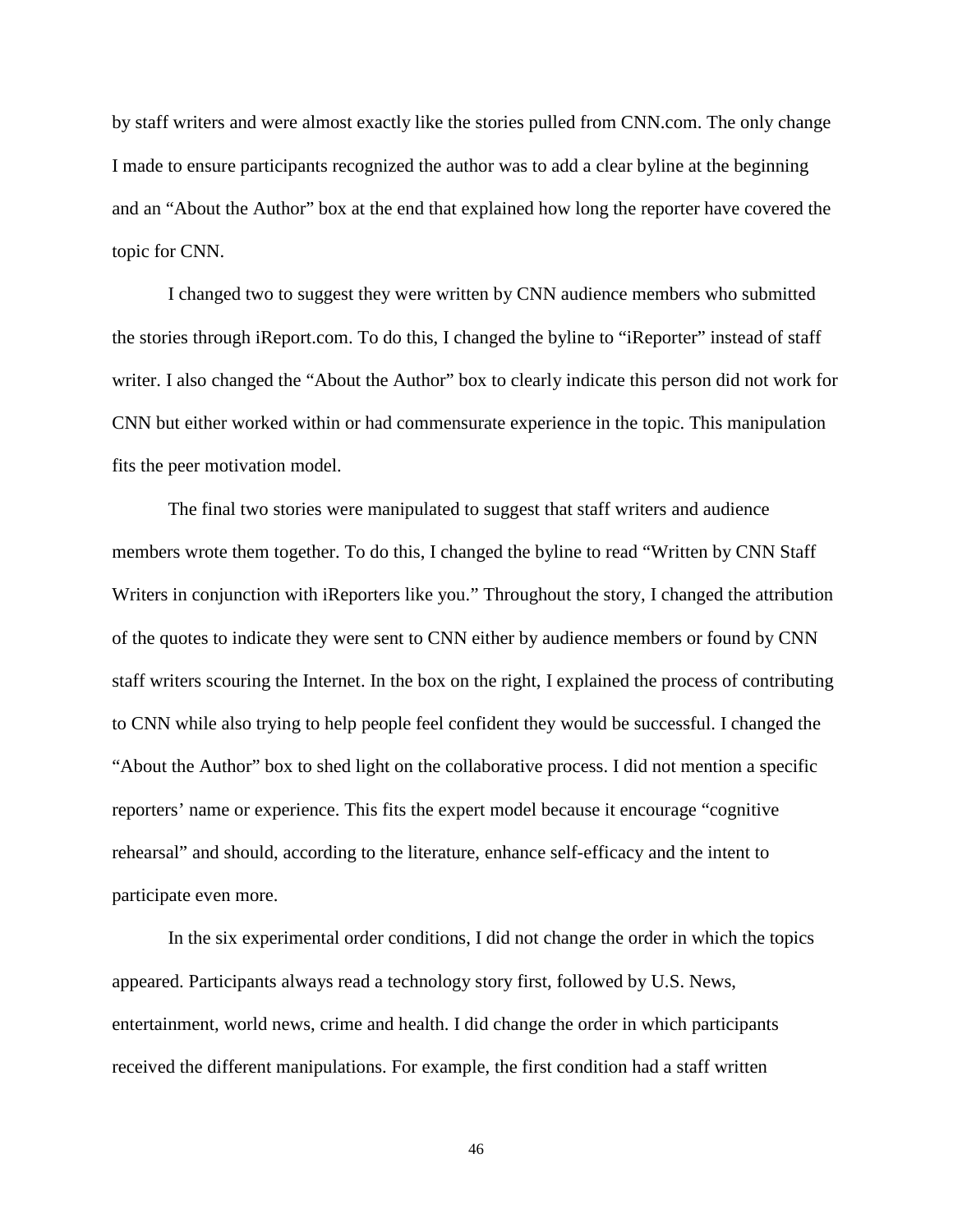by staff writers and were almost exactly like the stories pulled from CNN.com. The only change I made to ensure participants recognized the author was to add a clear byline at the beginning and an "About the Author" box at the end that explained how long the reporter have covered the topic for CNN.

I changed two to suggest they were written by CNN audience members who submitted the stories through iReport.com. To do this, I changed the byline to "iReporter" instead of staff writer. I also changed the "About the Author" box to clearly indicate this person did not work for CNN but either worked within or had commensurate experience in the topic. This manipulation fits the peer motivation model.

The final two stories were manipulated to suggest that staff writers and audience members wrote them together. To do this, I changed the byline to read "Written by CNN Staff Writers in conjunction with iReporters like you." Throughout the story, I changed the attribution of the quotes to indicate they were sent to CNN either by audience members or found by CNN staff writers scouring the Internet. In the box on the right, I explained the process of contributing to CNN while also trying to help people feel confident they would be successful. I changed the "About the Author" box to shed light on the collaborative process. I did not mention a specific reporters' name or experience. This fits the expert model because it encourage "cognitive rehearsal" and should, according to the literature, enhance self-efficacy and the intent to participate even more.

In the six experimental order conditions, I did not change the order in which the topics appeared. Participants always read a technology story first, followed by U.S. News, entertainment, world news, crime and health. I did change the order in which participants received the different manipulations. For example, the first condition had a staff written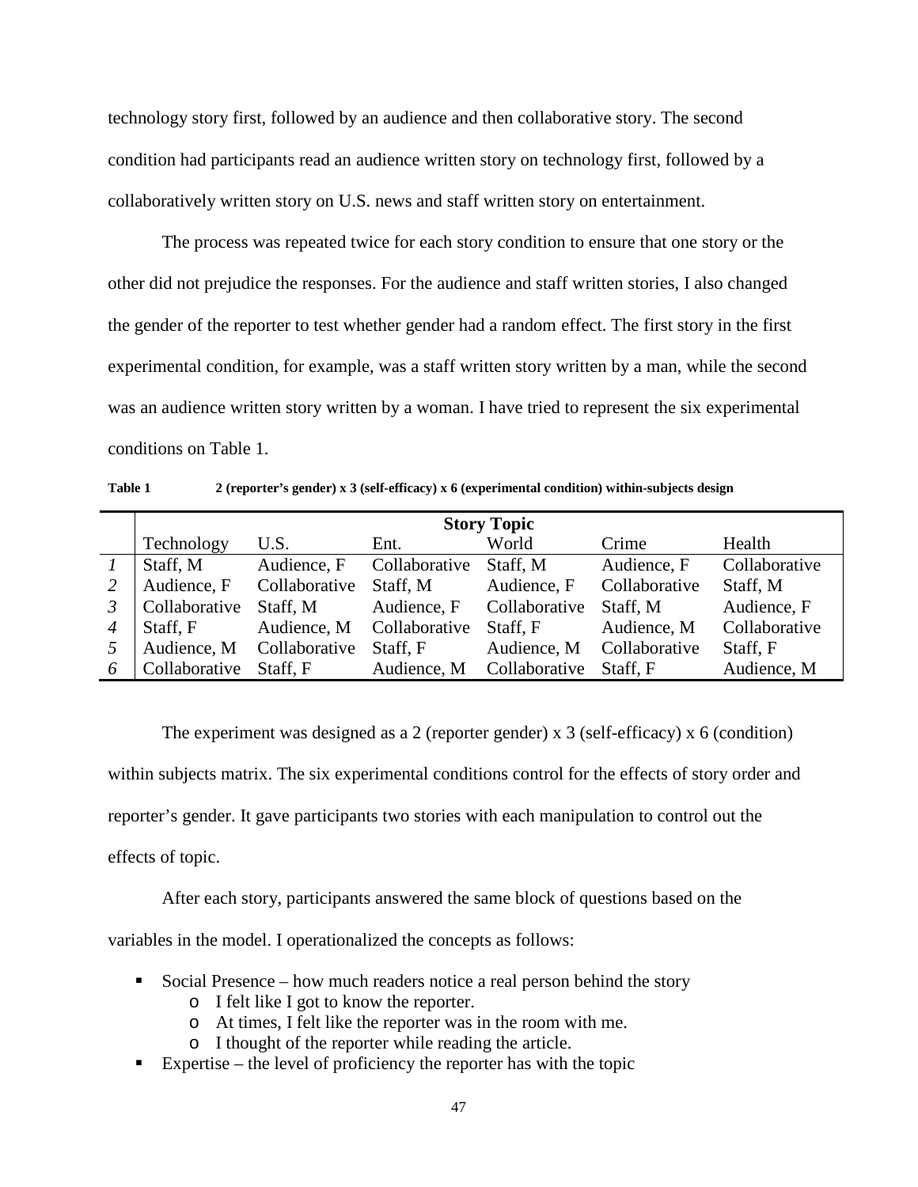technology story first, followed by an audience and then collaborative story. The second condition had participants read an audience written story on technology first, followed by a collaboratively written story on U.S. news and staff written story on entertainment.

The process was repeated twice for each story condition to ensure that one story or the other did not prejudice the responses. For the audience and staff written stories, I also changed the gender of the reporter to test whether gender had a random effect. The first story in the first experimental condition, for example, was a staff written story written by a man, while the second was an audience written story written by a woman. I have tried to represent the six experimental conditions on Table 1.

**Table 1** **2 (reporter's gender) x 3 (self-efficacy) x 6 (experimental condition) within-subjects design**

| | Story Topic | | | | | |
|---|---|---|---|---|---|---|
| | Technology | U.S. | Ent. | World | Crime | Health |
| *1* | Staff, M | Audience, F | Collaborative | Staff, M | Audience, F | Collaborative |
| *2* | Audience, F | Collaborative | Staff, M | Audience, F | Collaborative | Staff, M |
| *3* | Collaborative | Staff, M | Audience, F | Collaborative | Staff, M | Audience, F |
| *4* | Staff, F | Audience, M | Collaborative | Staff, F | Audience, M | Collaborative |
| *5* | Audience, M | Collaborative | Staff, F | Audience, M | Collaborative | Staff, F |
| *6* | Collaborative | Staff, F | Audience, M | Collaborative | Staff, F | Audience, M |

The experiment was designed as a 2 (reporter gender) x 3 (self-efficacy) x 6 (condition) within subjects matrix. The six experimental conditions control for the effects of story order and reporter's gender. It gave participants two stories with each manipulation to control out the effects of topic.

After each story, participants answered the same block of questions based on the variables in the model. I operationalized the concepts as follows:

- Social Presence – how much readers notice a real person behind the story
  - I felt like I got to know the reporter.
  - At times, I felt like the reporter was in the room with me.
  - I thought of the reporter while reading the article.
- Expertise – the level of proficiency the reporter has with the topic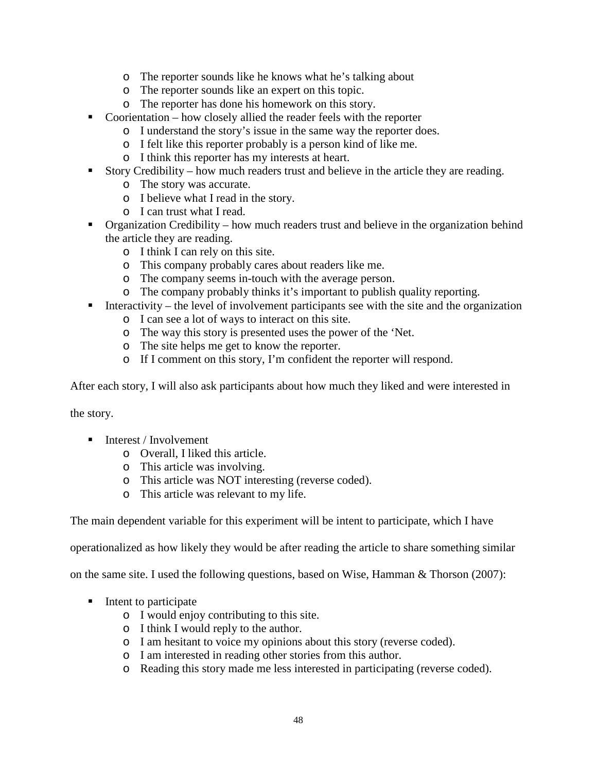- The reporter sounds like he knows what he's talking about
    - The reporter sounds like an expert on this topic.
    - The reporter has done his homework on this story.
- Coorientation – how closely allied the reader feels with the reporter
    - I understand the story's issue in the same way the reporter does.
    - I felt like this reporter probably is a person kind of like me.
    - I think this reporter has my interests at heart.
- Story Credibility – how much readers trust and believe in the article they are reading.
    - The story was accurate.
    - I believe what I read in the story.
    - I can trust what I read.
- Organization Credibility – how much readers trust and believe in the organization behind the article they are reading.
    - I think I can rely on this site.
    - This company probably cares about readers like me.
    - The company seems in-touch with the average person.
    - The company probably thinks it's important to publish quality reporting.
- Interactivity – the level of involvement participants see with the site and the organization
    - I can see a lot of ways to interact on this site.
    - The way this story is presented uses the power of the 'Net.
    - The site helps me get to know the reporter.
    - If I comment on this story, I'm confident the reporter will respond.

After each story, I will also ask participants about how much they liked and were interested in the story.

- Interest / Involvement
    - Overall, I liked this article.
    - This article was involving.
    - This article was NOT interesting (reverse coded).
    - This article was relevant to my life.

The main dependent variable for this experiment will be intent to participate, which I have operationalized as how likely they would be after reading the article to share something similar on the same site. I used the following questions, based on Wise, Hamman & Thorson (2007):

- Intent to participate
    - I would enjoy contributing to this site.
    - I think I would reply to the author.
    - I am hesitant to voice my opinions about this story (reverse coded).
    - I am interested in reading other stories from this author.
    - Reading this story made me less interested in participating (reverse coded).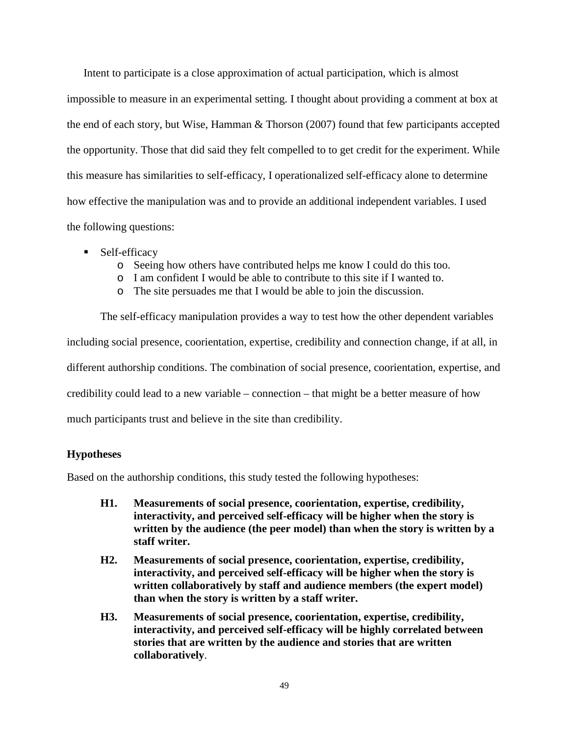Intent to participate is a close approximation of actual participation, which is almost impossible to measure in an experimental setting. I thought about providing a comment at box at the end of each story, but Wise, Hamman & Thorson (2007) found that few participants accepted the opportunity. Those that did said they felt compelled to to get credit for the experiment. While this measure has similarities to self-efficacy, I operationalized self-efficacy alone to determine how effective the manipulation was and to provide an additional independent variables. I used the following questions:

- Self-efficacy
  - Seeing how others have contributed helps me know I could do this too.
  - I am confident I would be able to contribute to this site if I wanted to.
  - The site persuades me that I would be able to join the discussion.

The self-efficacy manipulation provides a way to test how the other dependent variables including social presence, coorientation, expertise, credibility and connection change, if at all, in different authorship conditions. The combination of social presence, coorientation, expertise, and credibility could lead to a new variable – connection – that might be a better measure of how much participants trust and believe in the site than credibility.

### Hypotheses

Based on the authorship conditions, this study tested the following hypotheses:

**H1. Measurements of social presence, coorientation, expertise, credibility, interactivity, and perceived self-efficacy will be higher when the story is written by the audience (the peer model) than when the story is written by a staff writer.**

**H2. Measurements of social presence, coorientation, expertise, credibility, interactivity, and perceived self-efficacy will be higher when the story is written collaboratively by staff and audience members (the expert model) than when the story is written by a staff writer.**

**H3. Measurements of social presence, coorientation, expertise, credibility, interactivity, and perceived self-efficacy will be highly correlated between stories that are written by the audience and stories that are written collaboratively**.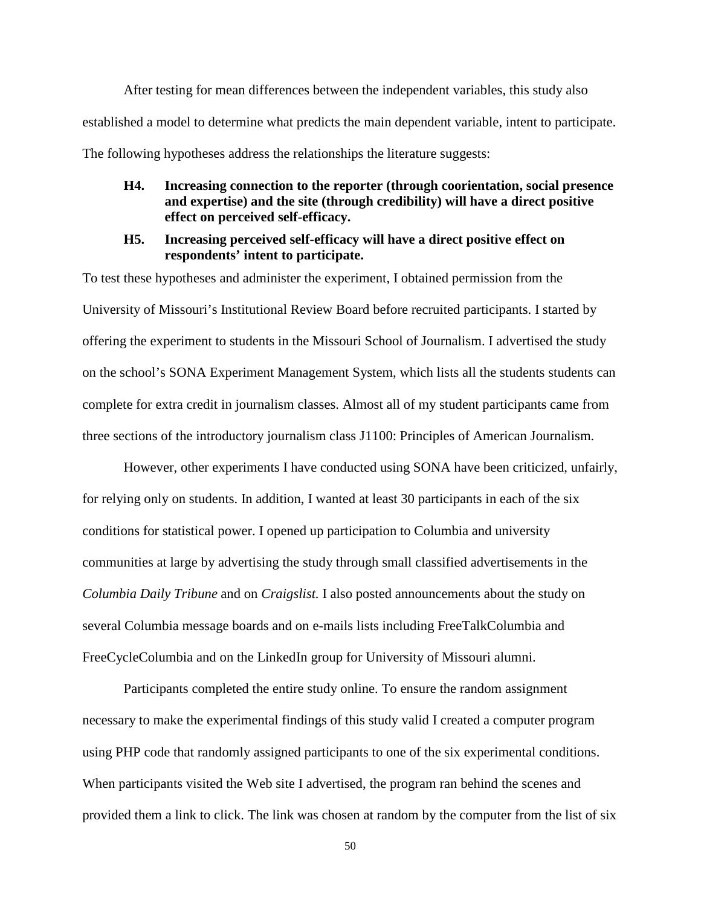After testing for mean differences between the independent variables, this study also established a model to determine what predicts the main dependent variable, intent to participate. The following hypotheses address the relationships the literature suggests:

- **H4. Increasing connection to the reporter (through coorientation, social presence and expertise) and the site (through credibility) will have a direct positive effect on perceived self-efficacy.**
- **H5. Increasing perceived self-efficacy will have a direct positive effect on respondents' intent to participate.**

To test these hypotheses and administer the experiment, I obtained permission from the University of Missouri's Institutional Review Board before recruited participants. I started by offering the experiment to students in the Missouri School of Journalism. I advertised the study on the school's SONA Experiment Management System, which lists all the students students can complete for extra credit in journalism classes. Almost all of my student participants came from three sections of the introductory journalism class J1100: Principles of American Journalism.

However, other experiments I have conducted using SONA have been criticized, unfairly, for relying only on students. In addition, I wanted at least 30 participants in each of the six conditions for statistical power. I opened up participation to Columbia and university communities at large by advertising the study through small classified advertisements in the *Columbia Daily Tribune* and on *Craigslist.* I also posted announcements about the study on several Columbia message boards and on e-mails lists including FreeTalkColumbia and FreeCycleColumbia and on the LinkedIn group for University of Missouri alumni.

Participants completed the entire study online. To ensure the random assignment necessary to make the experimental findings of this study valid I created a computer program using PHP code that randomly assigned participants to one of the six experimental conditions. When participants visited the Web site I advertised, the program ran behind the scenes and provided them a link to click. The link was chosen at random by the computer from the list of six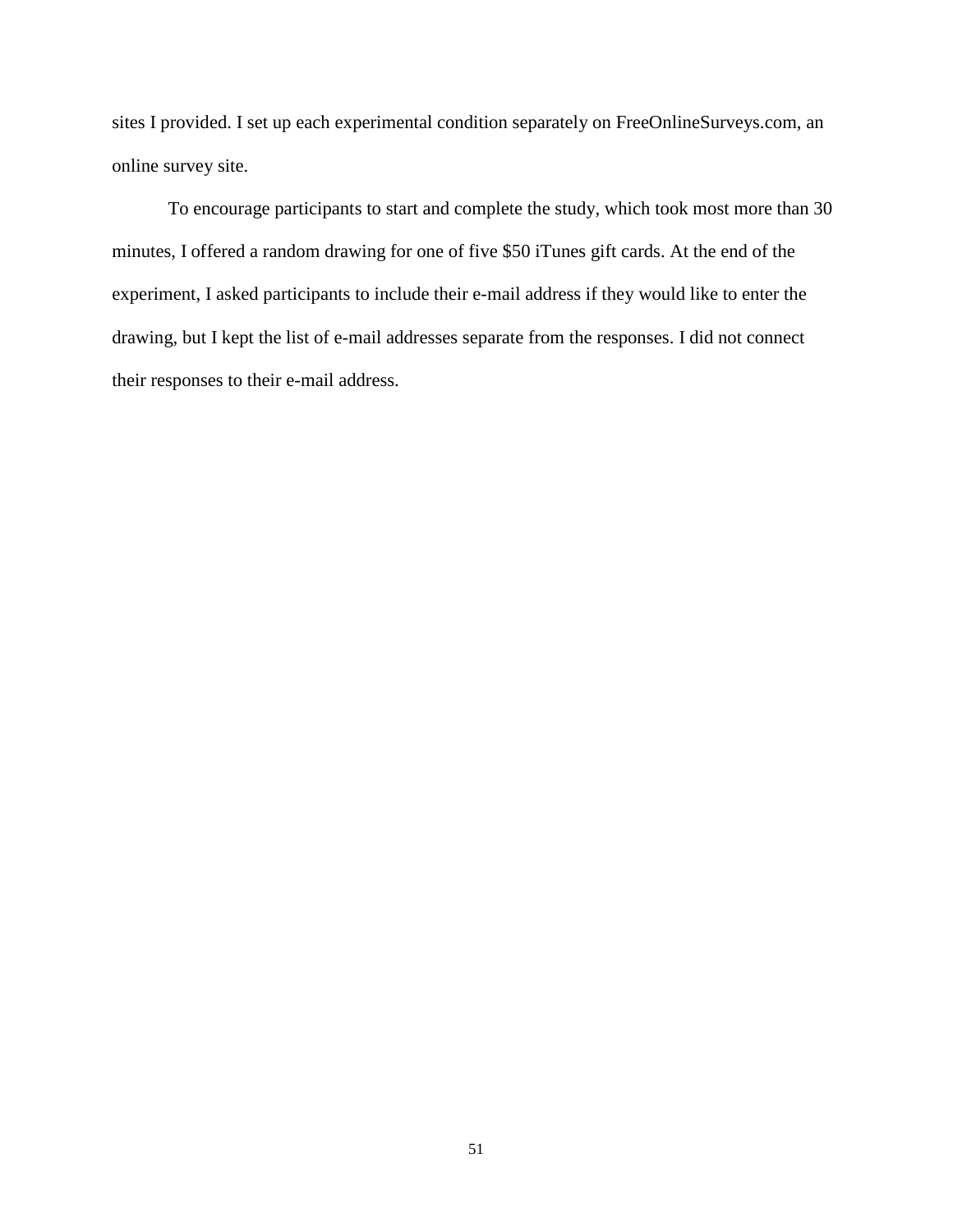sites I provided. I set up each experimental condition separately on FreeOnlineSurveys.com, an online survey site.

To encourage participants to start and complete the study, which took most more than 30 minutes, I offered a random drawing for one of five $50 iTunes gift cards. At the end of the experiment, I asked participants to include their e-mail address if they would like to enter the drawing, but I kept the list of e-mail addresses separate from the responses. I did not connect their responses to their e-mail address.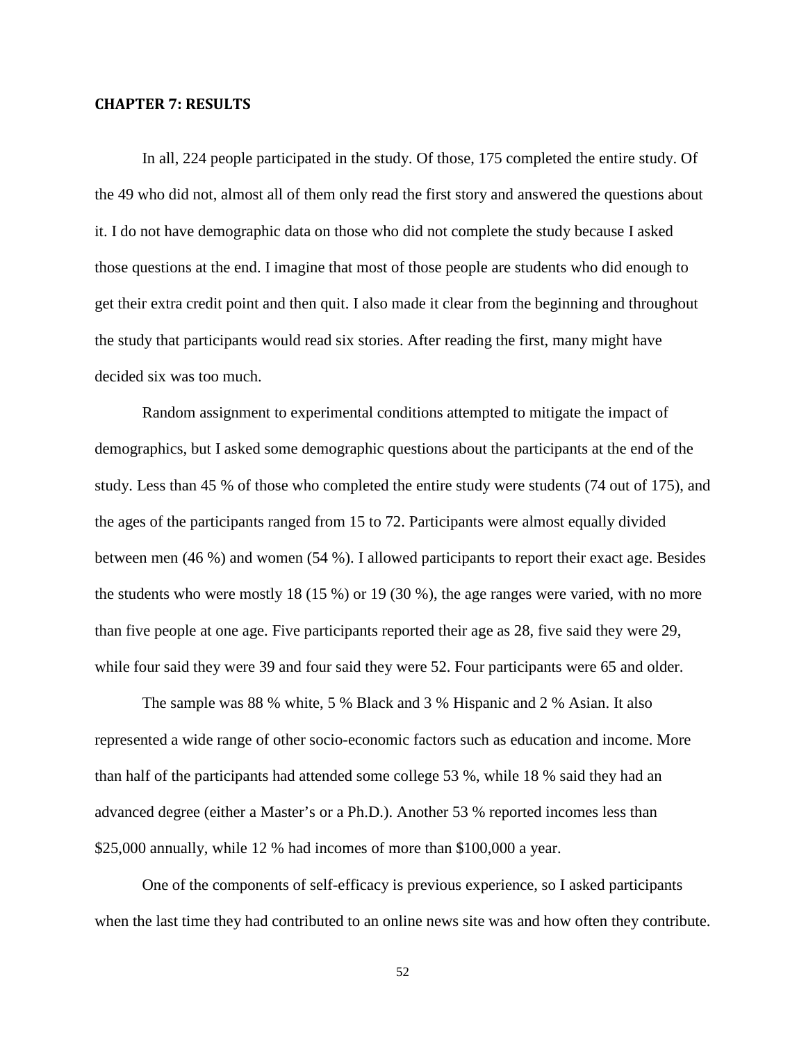## CHAPTER 7: RESULTS

In all, 224 people participated in the study. Of those, 175 completed the entire study. Of the 49 who did not, almost all of them only read the first story and answered the questions about it. I do not have demographic data on those who did not complete the study because I asked those questions at the end. I imagine that most of those people are students who did enough to get their extra credit point and then quit. I also made it clear from the beginning and throughout the study that participants would read six stories. After reading the first, many might have decided six was too much.

Random assignment to experimental conditions attempted to mitigate the impact of demographics, but I asked some demographic questions about the participants at the end of the study. Less than 45 % of those who completed the entire study were students (74 out of 175), and the ages of the participants ranged from 15 to 72. Participants were almost equally divided between men (46 %) and women (54 %). I allowed participants to report their exact age. Besides the students who were mostly 18 (15 %) or 19 (30 %), the age ranges were varied, with no more than five people at one age. Five participants reported their age as 28, five said they were 29, while four said they were 39 and four said they were 52. Four participants were 65 and older.

The sample was 88 % white, 5 % Black and 3 % Hispanic and 2 % Asian. It also represented a wide range of other socio-economic factors such as education and income. More than half of the participants had attended some college 53 %, while 18 % said they had an advanced degree (either a Master's or a Ph.D.). Another 53 % reported incomes less than $25,000 annually, while 12 % had incomes of more than $100,000 a year.

One of the components of self-efficacy is previous experience, so I asked participants when the last time they had contributed to an online news site was and how often they contribute.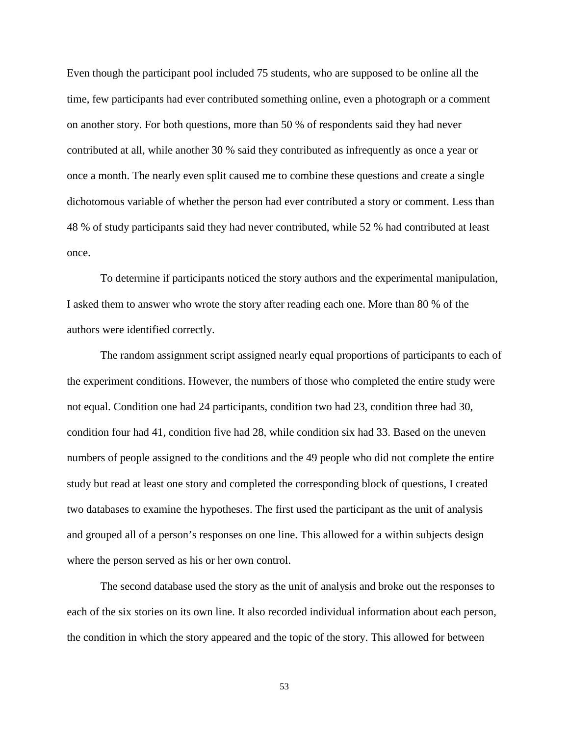Even though the participant pool included 75 students, who are supposed to be online all the time, few participants had ever contributed something online, even a photograph or a comment on another story. For both questions, more than 50 % of respondents said they had never contributed at all, while another 30 % said they contributed as infrequently as once a year or once a month. The nearly even split caused me to combine these questions and create a single dichotomous variable of whether the person had ever contributed a story or comment. Less than 48 % of study participants said they had never contributed, while 52 % had contributed at least once.

To determine if participants noticed the story authors and the experimental manipulation, I asked them to answer who wrote the story after reading each one. More than 80 % of the authors were identified correctly.

The random assignment script assigned nearly equal proportions of participants to each of the experiment conditions. However, the numbers of those who completed the entire study were not equal. Condition one had 24 participants, condition two had 23, condition three had 30, condition four had 41, condition five had 28, while condition six had 33. Based on the uneven numbers of people assigned to the conditions and the 49 people who did not complete the entire study but read at least one story and completed the corresponding block of questions, I created two databases to examine the hypotheses. The first used the participant as the unit of analysis and grouped all of a person's responses on one line. This allowed for a within subjects design where the person served as his or her own control.

The second database used the story as the unit of analysis and broke out the responses to each of the six stories on its own line. It also recorded individual information about each person, the condition in which the story appeared and the topic of the story. This allowed for between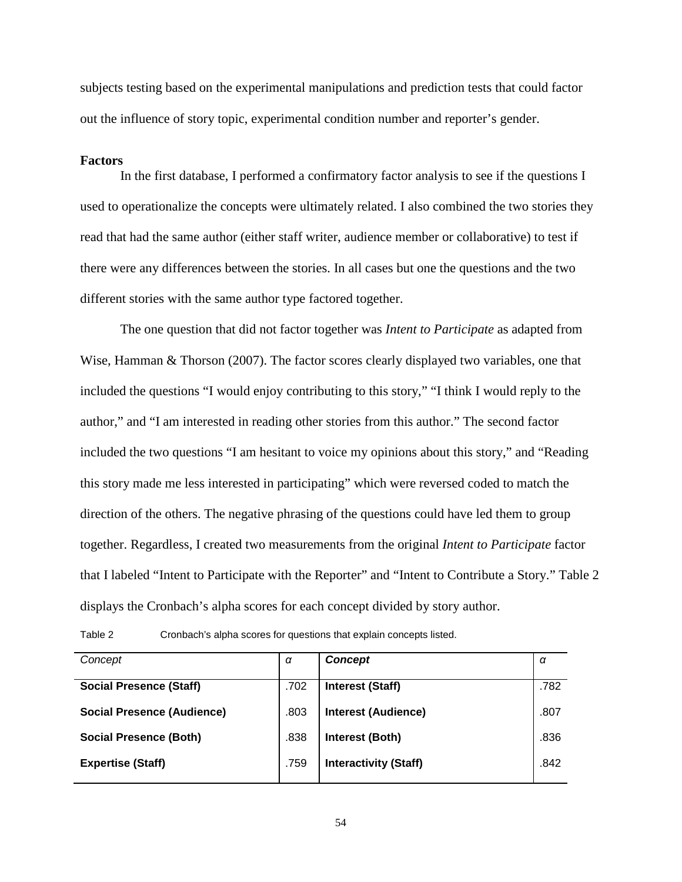subjects testing based on the experimental manipulations and prediction tests that could factor out the influence of story topic, experimental condition number and reporter's gender.

**Factors**

In the first database, I performed a confirmatory factor analysis to see if the questions I used to operationalize the concepts were ultimately related. I also combined the two stories they read that had the same author (either staff writer, audience member or collaborative) to test if there were any differences between the stories. In all cases but one the questions and the two different stories with the same author type factored together.

The one question that did not factor together was *Intent to Participate* as adapted from Wise, Hamman & Thorson (2007). The factor scores clearly displayed two variables, one that included the questions "I would enjoy contributing to this story," "I think I would reply to the author," and "I am interested in reading other stories from this author." The second factor included the two questions "I am hesitant to voice my opinions about this story," and "Reading this story made me less interested in participating" which were reversed coded to match the direction of the others. The negative phrasing of the questions could have led them to group together. Regardless, I created two measurements from the original *Intent to Participate* factor that I labeled "Intent to Participate with the Reporter" and "Intent to Contribute a Story." Table 2 displays the Cronbach's alpha scores for each concept divided by story author.

Table 2 Cronbach's alpha scores for questions that explain concepts listed.

| *Concept* | *α* | ***Concept*** | *α* |
|---|---|---|---|
| **Social Presence (Staff)** | .702 | **Interest (Staff)** | .782 |
| **Social Presence (Audience)** | .803 | **Interest (Audience)** | .807 |
| **Social Presence (Both)** | .838 | **Interest (Both)** | .836 |
| **Expertise (Staff)** | .759 | **Interactivity (Staff)** | .842 |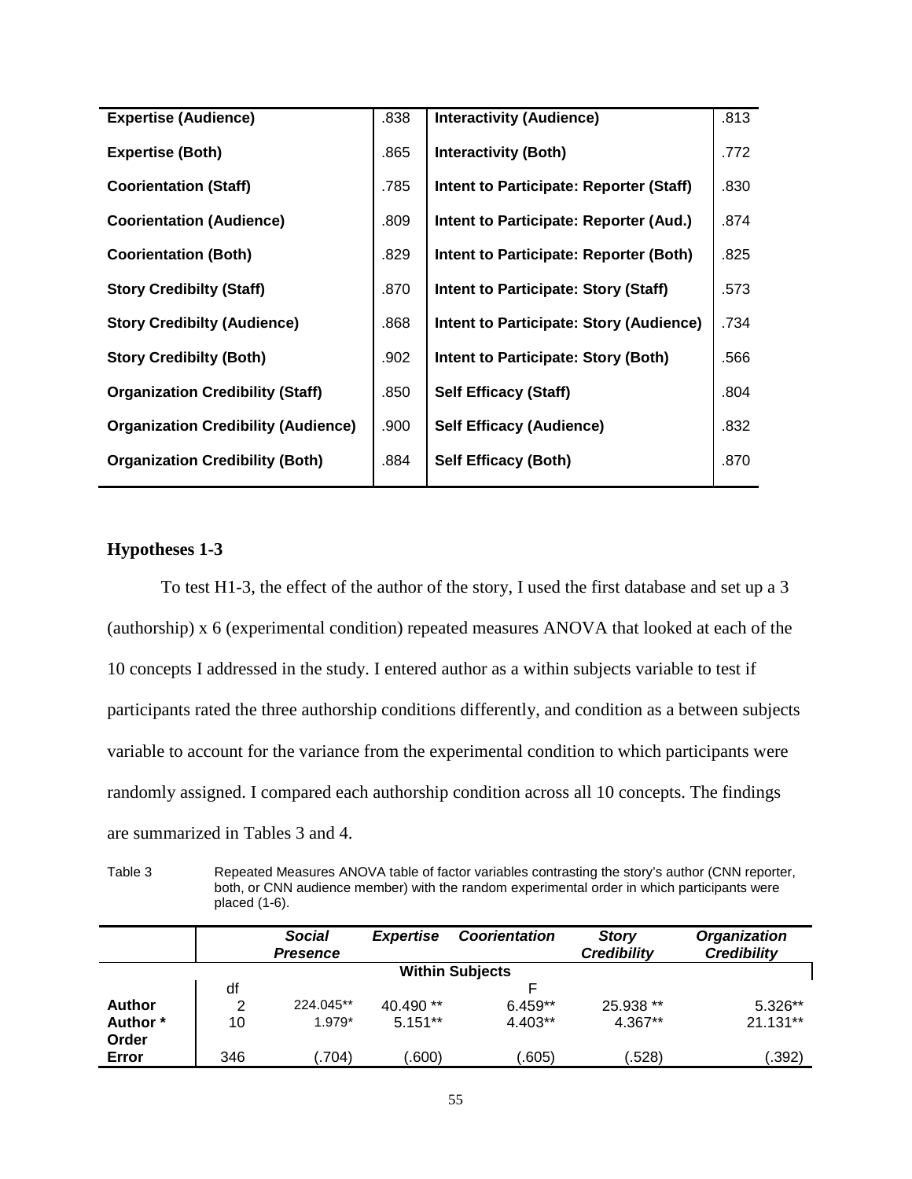| | | | |
|---|---|---|---|
| **Expertise (Audience)** | .838 | **Interactivity (Audience)** | .813 |
| **Expertise (Both)** | .865 | **Interactivity (Both)** | .772 |
| **Coorientation (Staff)** | .785 | **Intent to Participate: Reporter (Staff)** | .830 |
| **Coorientation (Audience)** | .809 | **Intent to Participate: Reporter (Aud.)** | .874 |
| **Coorientation (Both)** | .829 | **Intent to Participate: Reporter (Both)** | .825 |
| **Story Credibilty (Staff)** | .870 | **Intent to Participate: Story (Staff)** | .573 |
| **Story Credibilty (Audience)** | .868 | **Intent to Participate: Story (Audience)** | .734 |
| **Story Credibilty (Both)** | .902 | **Intent to Participate: Story (Both)** | .566 |
| **Organization Credibility (Staff)** | .850 | **Self Efficacy (Staff)** | .804 |
| **Organization Credibility (Audience)** | .900 | **Self Efficacy (Audience)** | .832 |
| **Organization Credibility (Both)** | .884 | **Self Efficacy (Both)** | .870 |

## Hypotheses 1-3

To test H1-3, the effect of the author of the story, I used the first database and set up a 3 (authorship) x 6 (experimental condition) repeated measures ANOVA that looked at each of the 10 concepts I addressed in the study. I entered author as a within subjects variable to test if participants rated the three authorship conditions differently, and condition as a between subjects variable to account for the variance from the experimental condition to which participants were randomly assigned. I compared each authorship condition across all 10 concepts. The findings are summarized in Tables 3 and 4.

Table 3 Repeated Measures ANOVA table of factor variables contrasting the story's author (CNN reporter, both, or CNN audience member) with the random experimental order in which participants were placed (1-6).

| | | ***Social Presence*** | ***Expertise*** | ***Coorientation*** | ***Story Credibility*** | ***Organization Credibility*** |
|---|---|---|---|---|---|---|
| | | | | **Within Subjects** | | |
| | df | | | F | | |
| **Author** | 2 | 224.045** | 40.490 ** | 6.459** | 25.938 ** | 5.326** |
| **Author * Order** | 10 | 1.979* | 5.151** | 4.403** | 4.367** | 21.131** |
| **Error** | 346 | (.704) | (.600) | (.605) | (.528) | (.392) |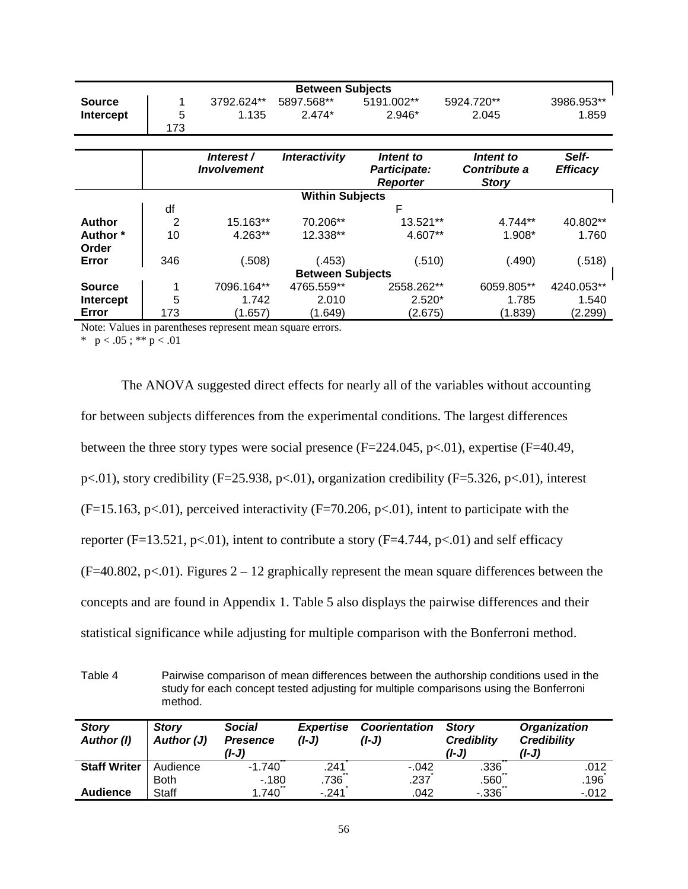| | | | | | | |
|---|---|---|---|---|---|---|
| | | | **Between Subjects** | | | |
| **Source** | 1 | 3792.624** | 5897.568** | 5191.002** | 5924.720** | 3986.953** |
| **Intercept** | 5 | 1.135 | 2.474* | 2.946* | 2.045 | 1.859 |
| | 173 | | | | | |

| | | *Interest / Involvement* | *Interactivity* | *Intent to Participate: Reporter* | *Intent to Contribute a Story* | *Self-Efficacy* |
|---|---|---|---|---|---|---|
| | | | **Within Subjects** | | | |
| | df | | | F | | |
| **Author** | 2 | 15.163** | 70.206** | 13.521** | 4.744** | 40.802** |
| **Author * Order** | 10 | 4.263** | 12.338** | 4.607** | 1.908* | 1.760 |
| **Error** | 346 | (.508) | (.453) | (.510) | (.490) | (.518) |
| | | | **Between Subjects** | | | |
| **Source** | 1 | 7096.164** | 4765.559** | 2558.262** | 6059.805** | 4240.053** |
| **Intercept** | 5 | 1.742 | 2.010 | 2.520* | 1.785 | 1.540 |
| **Error** | 173 | (1.657) | (1.649) | (2.675) | (1.839) | (2.299) |

Note: Values in parentheses represent mean square errors.

\* $p < .05$ ; ** $p < .01$

The ANOVA suggested direct effects for nearly all of the variables without accounting for between subjects differences from the experimental conditions. The largest differences between the three story types were social presence (F=224.045, p<.01), expertise (F=40.49, p<.01), story credibility (F=25.938, p<.01), organization credibility (F=5.326, p<.01), interest (F=15.163, p<.01), perceived interactivity (F=70.206, p<.01), intent to participate with the reporter (F=13.521, p<.01), intent to contribute a story (F=4.744, p<.01) and self efficacy (F=40.802, p<.01). Figures 2 – 12 graphically represent the mean square differences between the concepts and are found in Appendix 1. Table 5 also displays the pairwise differences and their statistical significance while adjusting for multiple comparison with the Bonferroni method.

Table 4 Pairwise comparison of mean differences between the authorship conditions used in the study for each concept tested adjusting for multiple comparisons using the Bonferroni method.

| *Story Author (I)* | *Story Author (J)* | *Social Presence (I-J)* | *Expertise (I-J)* | *Coorientation (I-J)* | *Story Crediblity (I-J)* | *Organization Credibility (I-J)* |
|---|---|---|---|---|---|---|
| **Staff Writer** | Audience | -1.740** | .241* | -.042 | .336** | .012 |
| | Both | -.180 | .736** | .237* | .560** | .196* |
| **Audience** | Staff | 1.740** | -.241* | .042 | -.336** | -.012 |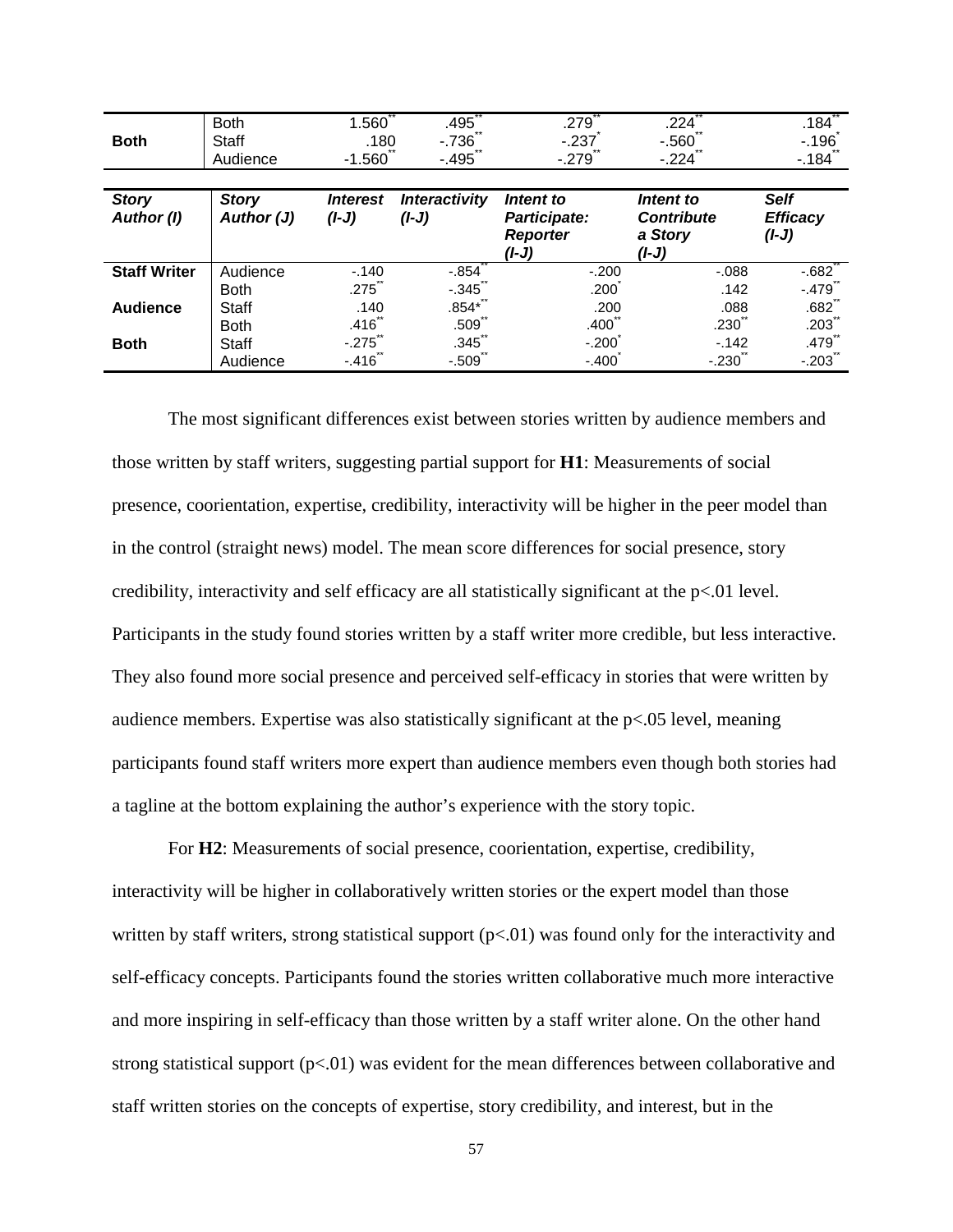| | | | | | | |
|---|---|---|---|---|---|---|
| **Both** | Both | 1.560** | .495** | .279** | .224** | .184** |
| | Staff | .180 | -.736** | -.237* | -.560** | -.196* |
| | Audience | -1.560** | -.495** | -.279** | -.224** | -.184** |

| ***Story Author (I)*** | ***Story Author (J)*** | ***Interest (I-J)*** | ***Interactivity (I-J)*** | ***Intent to Participate: Reporter (I-J)*** | ***Intent to Contribute a Story (I-J)*** | ***Self Efficacy (I-J)*** |
|---|---|---|---|---|---|---|
| **Staff Writer** | Audience | -.140 | -.854** | -.200 | -.088 | -.682** |
| | Both | .275** | -.345** | .200* | .142 | -.479** |
| **Audience** | Staff | .140 | .854*** | .200 | .088 | .682** |
| | Both | .416** | .509** | .400** | .230** | .203** |
| **Both** | Staff | -.275** | .345** | -.200* | -.142 | .479** |
| | Audience | -.416** | -.509** | -.400* | -.230** | -.203** |

The most significant differences exist between stories written by audience members and those written by staff writers, suggesting partial support for **H1**: Measurements of social presence, coorientation, expertise, credibility, interactivity will be higher in the peer model than in the control (straight news) model. The mean score differences for social presence, story credibility, interactivity and self efficacy are all statistically significant at the p<.01 level. Participants in the study found stories written by a staff writer more credible, but less interactive. They also found more social presence and perceived self-efficacy in stories that were written by audience members. Expertise was also statistically significant at the p<.05 level, meaning participants found staff writers more expert than audience members even though both stories had a tagline at the bottom explaining the author's experience with the story topic.

For **H2**: Measurements of social presence, coorientation, expertise, credibility, interactivity will be higher in collaboratively written stories or the expert model than those written by staff writers, strong statistical support (p<.01) was found only for the interactivity and self-efficacy concepts. Participants found the stories written collaborative much more interactive and more inspiring in self-efficacy than those written by a staff writer alone. On the other hand strong statistical support (p<.01) was evident for the mean differences between collaborative and staff written stories on the concepts of expertise, story credibility, and interest, but in the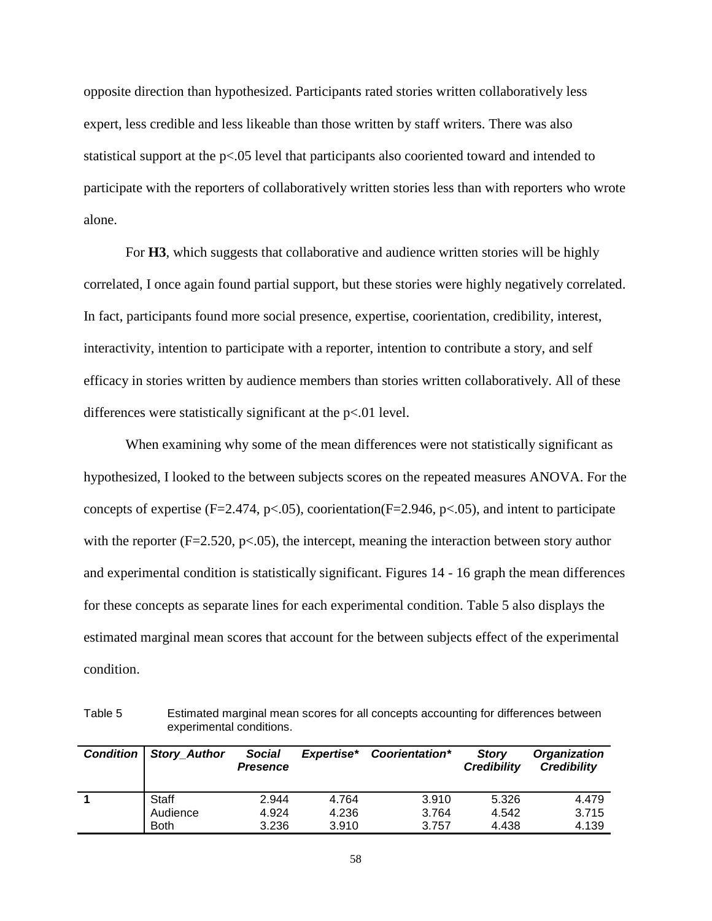opposite direction than hypothesized. Participants rated stories written collaboratively less expert, less credible and less likeable than those written by staff writers. There was also statistical support at the $p<.05$ level that participants also cooriented toward and intended to participate with the reporters of collaboratively written stories less than with reporters who wrote alone.

For **H3**, which suggests that collaborative and audience written stories will be highly correlated, I once again found partial support, but these stories were highly negatively correlated. In fact, participants found more social presence, expertise, coorientation, credibility, interest, interactivity, intention to participate with a reporter, intention to contribute a story, and self efficacy in stories written by audience members than stories written collaboratively. All of these differences were statistically significant at the $p<.01$ level.

When examining why some of the mean differences were not statistically significant as hypothesized, I looked to the between subjects scores on the repeated measures ANOVA. For the concepts of expertise ($F=2.474$, $p<.05$), coorientation($F=2.946$, $p<.05$), and intent to participate with the reporter ($F=2.520$, $p<.05$), the intercept, meaning the interaction between story author and experimental condition is statistically significant. Figures 14 - 16 graph the mean differences for these concepts as separate lines for each experimental condition. Table 5 also displays the estimated marginal mean scores that account for the between subjects effect of the experimental condition.

Table 5 Estimated marginal mean scores for all concepts accounting for differences between experimental conditions.

| ***Condition*** | ***Story_Author*** | ***Social Presence*** | ***Expertise**** | ***Coorientation**** | ***Story Credibility*** | ***Organization Credibility*** |
|---|---|---|---|---|---|---|
| **1** | Staff | 2.944 | 4.764 | 3.910 | 5.326 | 4.479 |
| | Audience | 4.924 | 4.236 | 3.764 | 4.542 | 3.715 |
| | Both | 3.236 | 3.910 | 3.757 | 4.438 | 4.139 |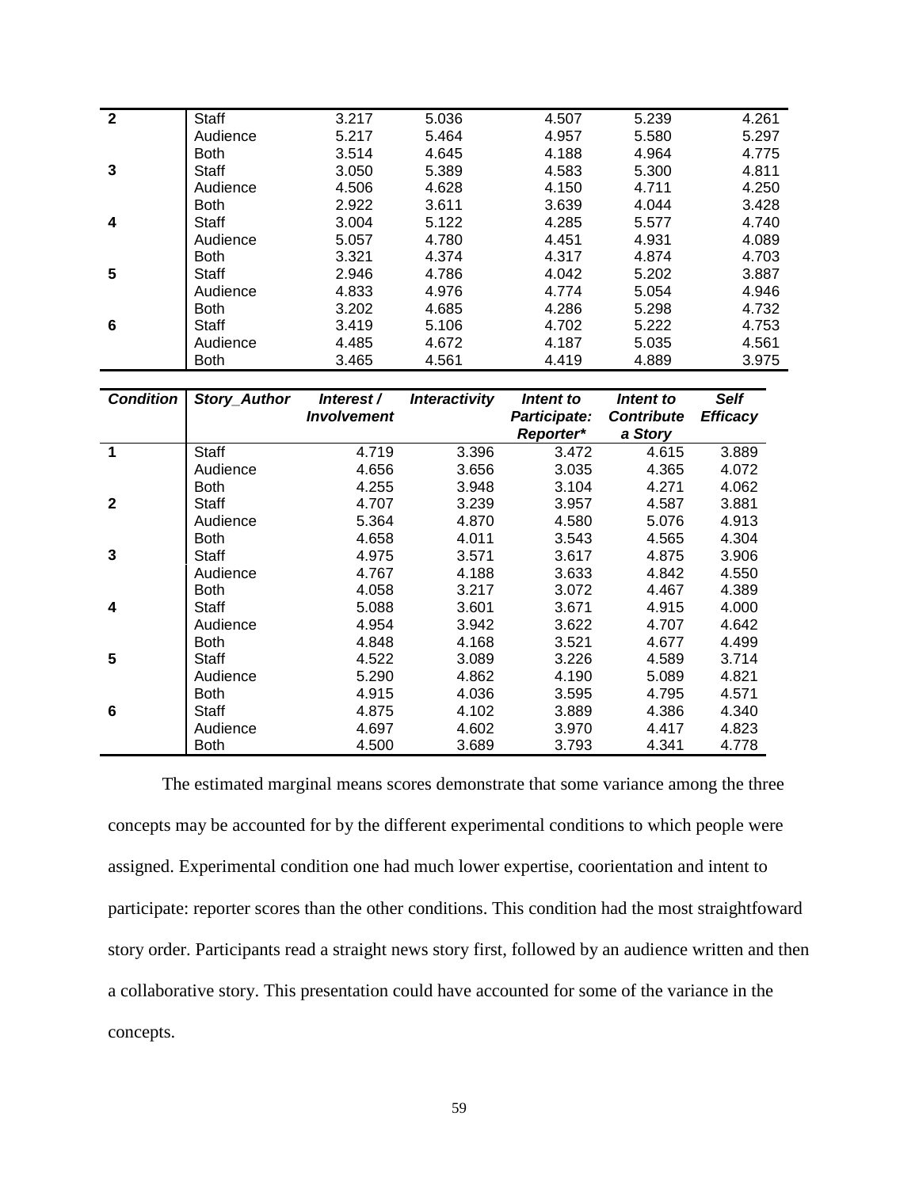| | | | | | | |
|---|---|---|---|---|---|---|
| **2** | Staff | 3.217 | 5.036 | 4.507 | 5.239 | 4.261 |
| | Audience | 5.217 | 5.464 | 4.957 | 5.580 | 5.297 |
| | Both | 3.514 | 4.645 | 4.188 | 4.964 | 4.775 |
| **3** | Staff | 3.050 | 5.389 | 4.583 | 5.300 | 4.811 |
| | Audience | 4.506 | 4.628 | 4.150 | 4.711 | 4.250 |
| | Both | 2.922 | 3.611 | 3.639 | 4.044 | 3.428 |
| **4** | Staff | 3.004 | 5.122 | 4.285 | 5.577 | 4.740 |
| | Audience | 5.057 | 4.780 | 4.451 | 4.931 | 4.089 |
| | Both | 3.321 | 4.374 | 4.317 | 4.874 | 4.703 |
| **5** | Staff | 2.946 | 4.786 | 4.042 | 5.202 | 3.887 |
| | Audience | 4.833 | 4.976 | 4.774 | 5.054 | 4.946 |
| | Both | 3.202 | 4.685 | 4.286 | 5.298 | 4.732 |
| **6** | Staff | 3.419 | 5.106 | 4.702 | 5.222 | 4.753 |
| | Audience | 4.485 | 4.672 | 4.187 | 5.035 | 4.561 |
| | Both | 3.465 | 4.561 | 4.419 | 4.889 | 3.975 |

| ***Condition*** | ***Story_Author*** | ***Interest / Involvement*** | ***Interactivity*** | ***Intent to Participate: Reporter**** | ***Intent to Contribute a Story*** | ***Self Efficacy*** |
|---|---|---|---|---|---|---|
| **1** | Staff | 4.719 | 3.396 | 3.472 | 4.615 | 3.889 |
| | Audience | 4.656 | 3.656 | 3.035 | 4.365 | 4.072 |
| | Both | 4.255 | 3.948 | 3.104 | 4.271 | 4.062 |
| **2** | Staff | 4.707 | 3.239 | 3.957 | 4.587 | 3.881 |
| | Audience | 5.364 | 4.870 | 4.580 | 5.076 | 4.913 |
| | Both | 4.658 | 4.011 | 3.543 | 4.565 | 4.304 |
| **3** | Staff | 4.975 | 3.571 | 3.617 | 4.875 | 3.906 |
| | Audience | 4.767 | 4.188 | 3.633 | 4.842 | 4.550 |
| | Both | 4.058 | 3.217 | 3.072 | 4.467 | 4.389 |
| **4** | Staff | 5.088 | 3.601 | 3.671 | 4.915 | 4.000 |
| | Audience | 4.954 | 3.942 | 3.622 | 4.707 | 4.642 |
| | Both | 4.848 | 4.168 | 3.521 | 4.677 | 4.499 |
| **5** | Staff | 4.522 | 3.089 | 3.226 | 4.589 | 3.714 |
| | Audience | 5.290 | 4.862 | 4.190 | 5.089 | 4.821 |
| | Both | 4.915 | 4.036 | 3.595 | 4.795 | 4.571 |
| **6** | Staff | 4.875 | 4.102 | 3.889 | 4.386 | 4.340 |
| | Audience | 4.697 | 4.602 | 3.970 | 4.417 | 4.823 |
| | Both | 4.500 | 3.689 | 3.793 | 4.341 | 4.778 |

The estimated marginal means scores demonstrate that some variance among the three concepts may be accounted for by the different experimental conditions to which people were assigned. Experimental condition one had much lower expertise, coorientation and intent to participate: reporter scores than the other conditions. This condition had the most straightfoward story order. Participants read a straight news story first, followed by an audience written and then a collaborative story. This presentation could have accounted for some of the variance in the concepts.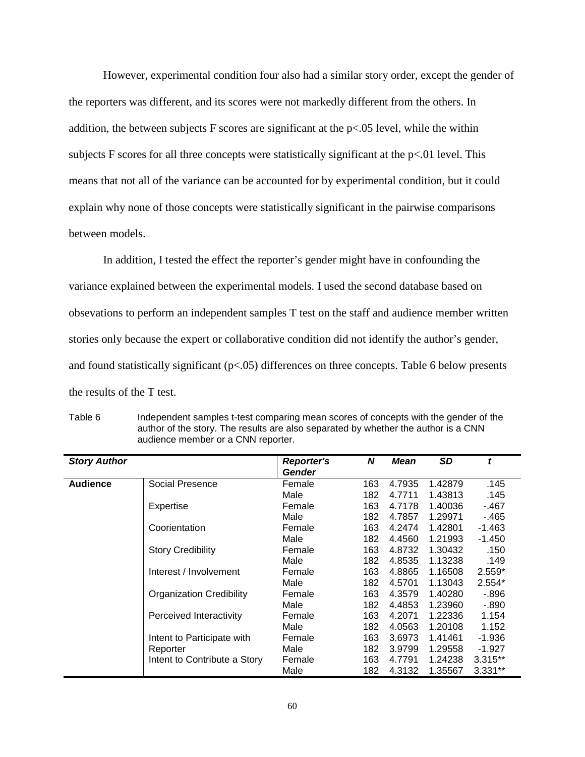However, experimental condition four also had a similar story order, except the gender of the reporters was different, and its scores were not markedly different from the others. In addition, the between subjects F scores are significant at the $p<.05$ level, while the within subjects F scores for all three concepts were statistically significant at the $p<.01$ level. This means that not all of the variance can be accounted for by experimental condition, but it could explain why none of those concepts were statistically significant in the pairwise comparisons between models.

In addition, I tested the effect the reporter's gender might have in confounding the variance explained between the experimental models. I used the second database based on obsevations to perform an independent samples T test on the staff and audience member written stories only because the expert or collaborative condition did not identify the author's gender, and found statistically significant ($p<.05$) differences on three concepts. Table 6 below presents the results of the T test.

Table 6 Independent samples t-test comparing mean scores of concepts with the gender of the author of the story. The results are also separated by whether the author is a CNN audience member or a CNN reporter.

| ***Story Author*** | | ***Reporter's Gender*** | ***N*** | ***Mean*** | ***SD*** | ***t*** |
|---|---|---|---|---|---|---|
| **Audience** | Social Presence | Female | 163 | 4.7935 | 1.42879 | .145 |
| | | Male | 182 | 4.7711 | 1.43813 | .145 |
| | Expertise | Female | 163 | 4.7178 | 1.40036 | -.467 |
| | | Male | 182 | 4.7857 | 1.29971 | -.465 |
| | Coorientation | Female | 163 | 4.2474 | 1.42801 | -1.463 |
| | | Male | 182 | 4.4560 | 1.21993 | -1.450 |
| | Story Credibility | Female | 163 | 4.8732 | 1.30432 | .150 |
| | | Male | 182 | 4.8535 | 1.13238 | .149 |
| | Interest / Involvement | Female | 163 | 4.8865 | 1.16508 | 2.559* |
| | | Male | 182 | 4.5701 | 1.13043 | 2.554* |
| | Organization Credibility | Female | 163 | 4.3579 | 1.40280 | -.896 |
| | | Male | 182 | 4.4853 | 1.23960 | -.890 |
| | Perceived Interactivity | Female | 163 | 4.2071 | 1.22336 | 1.154 |
| | | Male | 182 | 4.0563 | 1.20108 | 1.152 |
| | Intent to Participate with Reporter | Female | 163 | 3.6973 | 1.41461 | -1.936 |
| | | Male | 182 | 3.9799 | 1.29558 | -1.927 |
| | Intent to Contribute a Story | Female | 163 | 4.7791 | 1.24238 | 3.315** |
| | | Male | 182 | 4.3132 | 1.35567 | 3.331** |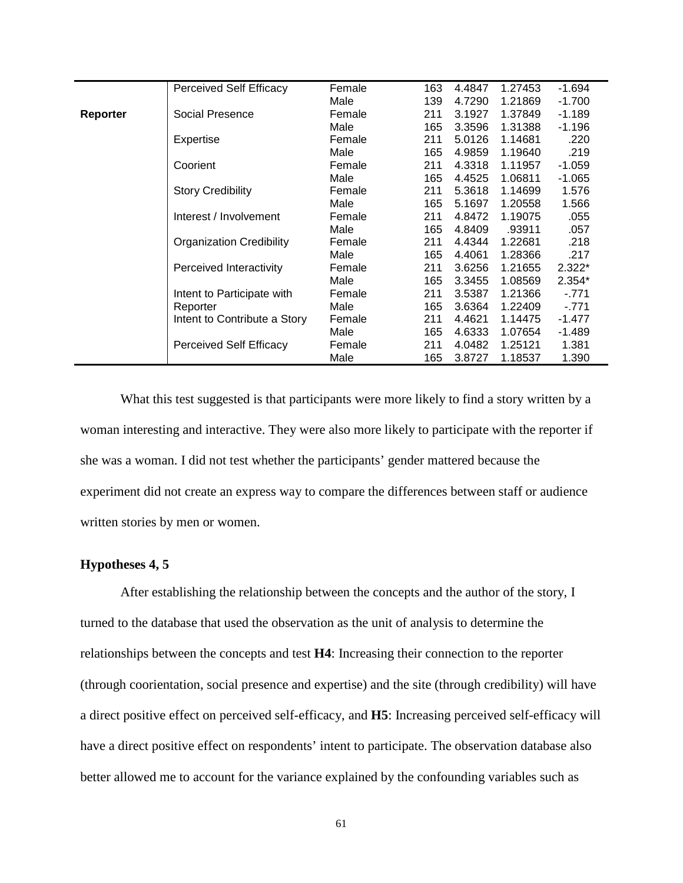| | | | | | | |
|---|---|---|---|---|---|---|
| | Perceived Self Efficacy | Female | 163 | 4.4847 | 1.27453 | -1.694 |
| | | Male | 139 | 4.7290 | 1.21869 | -1.700 |
| **Reporter** | Social Presence | Female | 211 | 3.1927 | 1.37849 | -1.189 |
| | | Male | 165 | 3.3596 | 1.31388 | -1.196 |
| | Expertise | Female | 211 | 5.0126 | 1.14681 | .220 |
| | | Male | 165 | 4.9859 | 1.19640 | .219 |
| | Coorient | Female | 211 | 4.3318 | 1.11957 | -1.059 |
| | | Male | 165 | 4.4525 | 1.06811 | -1.065 |
| | Story Credibility | Female | 211 | 5.3618 | 1.14699 | 1.576 |
| | | Male | 165 | 5.1697 | 1.20558 | 1.566 |
| | Interest / Involvement | Female | 211 | 4.8472 | 1.19075 | .055 |
| | | Male | 165 | 4.8409 | .93911 | .057 |
| | Organization Credibility | Female | 211 | 4.4344 | 1.22681 | .218 |
| | | Male | 165 | 4.4061 | 1.28366 | .217 |
| | Perceived Interactivity | Female | 211 | 3.6256 | 1.21655 | 2.322* |
| | | Male | 165 | 3.3455 | 1.08569 | 2.354* |
| | Intent to Participate with | Female | 211 | 3.5387 | 1.21366 | -.771 |
| | Reporter | Male | 165 | 3.6364 | 1.22409 | -.771 |
| | Intent to Contribute a Story | Female | 211 | 4.4621 | 1.14475 | -1.477 |
| | | Male | 165 | 4.6333 | 1.07654 | -1.489 |
| | Perceived Self Efficacy | Female | 211 | 4.0482 | 1.25121 | 1.381 |
| | | Male | 165 | 3.8727 | 1.18537 | 1.390 |

What this test suggested is that participants were more likely to find a story written by a woman interesting and interactive. They were also more likely to participate with the reporter if she was a woman. I did not test whether the participants' gender mattered because the experiment did not create an express way to compare the differences between staff or audience written stories by men or women.

### Hypotheses 4, 5

After establishing the relationship between the concepts and the author of the story, I turned to the database that used the observation as the unit of analysis to determine the relationships between the concepts and test **H4**: Increasing their connection to the reporter (through coorientation, social presence and expertise) and the site (through credibility) will have a direct positive effect on perceived self-efficacy, and **H5**: Increasing perceived self-efficacy will have a direct positive effect on respondents' intent to participate. The observation database also better allowed me to account for the variance explained by the confounding variables such as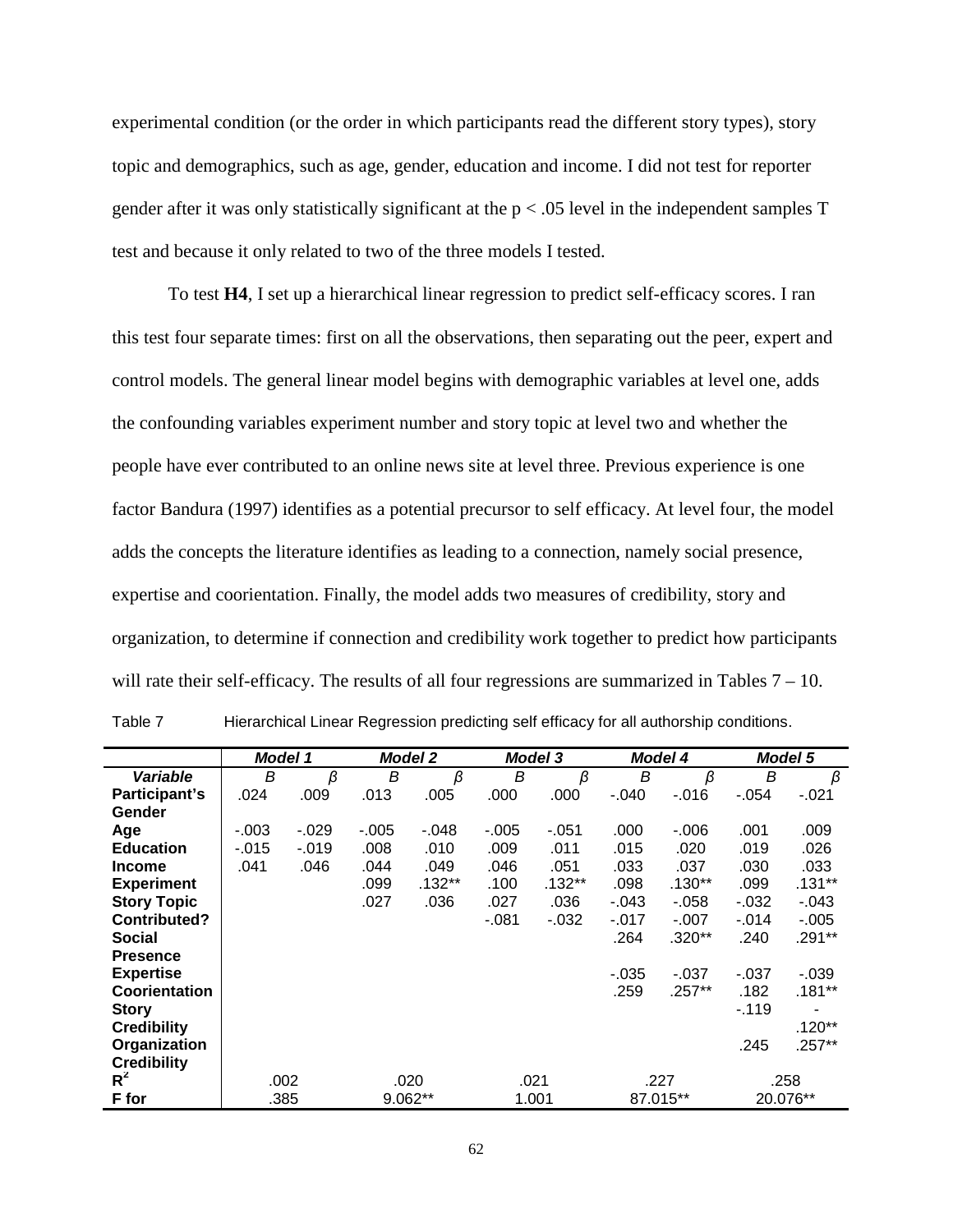experimental condition (or the order in which participants read the different story types), story topic and demographics, such as age, gender, education and income. I did not test for reporter gender after it was only statistically significant at the $p < .05$ level in the independent samples T test and because it only related to two of the three models I tested.

To test **H4**, I set up a hierarchical linear regression to predict self-efficacy scores. I ran this test four separate times: first on all the observations, then separating out the peer, expert and control models. The general linear model begins with demographic variables at level one, adds the confounding variables experiment number and story topic at level two and whether the people have ever contributed to an online news site at level three. Previous experience is one factor Bandura (1997) identifies as a potential precursor to self efficacy. At level four, the model adds the concepts the literature identifies as leading to a connection, namely social presence, expertise and coorientation. Finally, the model adds two measures of credibility, story and organization, to determine if connection and credibility work together to predict how participants will rate their self-efficacy. The results of all four regressions are summarized in Tables 7 – 10.

Table 7 Hierarchical Linear Regression predicting self efficacy for all authorship conditions.

| | ***Model 1*** | | ***Model 2*** | | ***Model 3*** | | ***Model 4*** | | ***Model 5*** | |
|---|---|---|---|---|---|---|---|---|---|---|
| ***Variable*** | *B* | *β* | *B* | *β* | *B* | *β* | *B* | *β* | *B* | *β* |
| **Participant's Gender** | .024 | .009 | .013 | .005 | .000 | .000 | -.040 | -.016 | -.054 | -.021 |
| **Age** | -.003 | -.029 | -.005 | -.048 | -.005 | -.051 | .000 | -.006 | .001 | .009 |
| **Education** | -.015 | -.019 | .008 | .010 | .009 | .011 | .015 | .020 | .019 | .026 |
| **Income** | .041 | .046 | .044 | .049 | .046 | .051 | .033 | .037 | .030 | .033 |
| **Experiment** | | | .099 | .132** | .100 | .132** | .098 | .130** | .099 | .131** |
| **Story Topic** | | | .027 | .036 | .027 | .036 | -.043 | -.058 | -.032 | -.043 |
| **Contributed?** | | | | | -.081 | -.032 | -.017 | -.007 | -.014 | -.005 |
| **Social Presence** | | | | | | | .264 | .320** | .240 | .291** |
| **Expertise** | | | | | | | -.035 | -.037 | -.037 | -.039 |
| **Coorientation** | | | | | | | .259 | .257** | .182 | .181** |
| **Story Credibility** | | | | | | | | | -.119 | -.120** |
| **Organization Credibility** | | | | | | | | | .245 | .257** |
| $R^2$ | .002 | | .020 | | .021 | | .227 | | .258 | |
| **F for** | .385 | | 9.062** | | 1.001 | | 87.015** | | 20.076** | |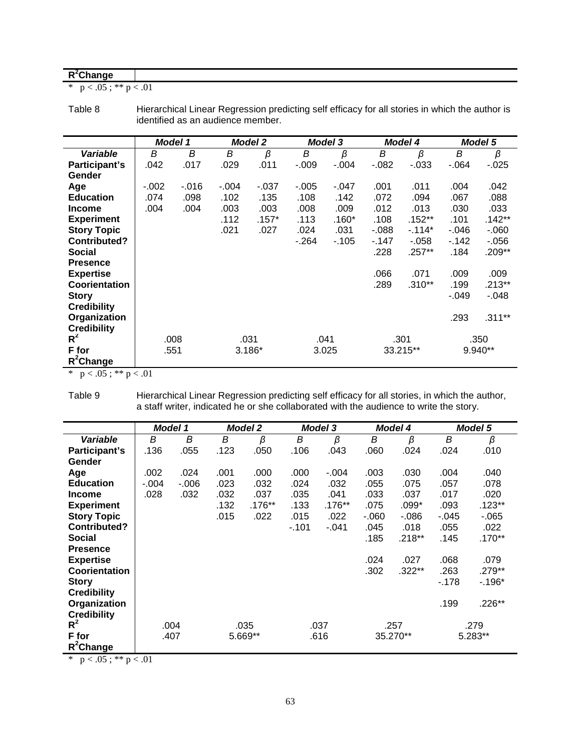| $R^2$Change | |
|---|---|

* p < .05 ; ** p < .01

Table 8 Hierarchical Linear Regression predicting self efficacy for all stories in which the author is identified as an audience member.

| | Model 1 | | Model 2 | | Model 3 | | Model 4 | | Model 5 | |
|---|---|---|---|---|---|---|---|---|---|---|
| Variable | B | B | B | β | B | β | B | β | B | β |
| Participant's Gender | .042 | .017 | .029 | .011 | -.009 | -.004 | -.082 | -.033 | -.064 | -.025 |
| Age | -.002 | -.016 | -.004 | -.037 | -.005 | -.047 | .001 | .011 | .004 | .042 |
| Education | .074 | .098 | .102 | .135 | .108 | .142 | .072 | .094 | .067 | .088 |
| Income | .004 | .004 | .003 | .003 | .008 | .009 | .012 | .013 | .030 | .033 |
| Experiment | | | .112 | .157* | .113 | .160* | .108 | .152** | .101 | .142** |
| Story Topic | | | .021 | .027 | .024 | .031 | -.088 | -.114* | -.046 | -.060 |
| Contributed? | | | | | -.264 | -.105 | -.147 | -.058 | -.142 | -.056 |
| Social Presence | | | | | | | .228 | .257** | .184 | .209** |
| Expertise | | | | | | | .066 | .071 | .009 | .009 |
| Coorientation | | | | | | | .289 | .310** | .199 | .213** |
| Story Credibility | | | | | | | | | -.049 | -.048 |
| Organization Credibility | | | | | | | | | .293 | .311** |
| $R^2$ | .008 | | .031 | | .041 | | .301 | | .350 | |
| F for $R^2$Change | .551 | | 3.186* | | 3.025 | | 33.215** | | 9.940** | |

* p < .05 ; ** p < .01

Table 9 Hierarchical Linear Regression predicting self efficacy for all stories, in which the author, a staff writer, indicated he or she collaborated with the audience to write the story.

| | Model 1 | | Model 2 | | Model 3 | | Model 4 | | Model 5 | |
|---|---|---|---|---|---|---|---|---|---|---|
| Variable | B | B | B | β | B | β | B | β | B | β |
| Participant's Gender | .136 | .055 | .123 | .050 | .106 | .043 | .060 | .024 | .024 | .010 |
| Age | .002 | .024 | .001 | .000 | .000 | -.004 | .003 | .030 | .004 | .040 |
| Education | -.004 | -.006 | .023 | .032 | .024 | .032 | .055 | .075 | .057 | .078 |
| Income | .028 | .032 | .032 | .037 | .035 | .041 | .033 | .037 | .017 | .020 |
| Experiment | | | .132 | .176** | .133 | .176** | .075 | .099* | .093 | .123** |
| Story Topic | | | .015 | .022 | .015 | .022 | -.060 | -.086 | -.045 | -.065 |
| Contributed? | | | | | -.101 | -.041 | .045 | .018 | .055 | .022 |
| Social Presence | | | | | | | .185 | .218** | .145 | .170** |
| Expertise | | | | | | | .024 | .027 | .068 | .079 |
| Coorientation | | | | | | | .302 | .322** | .263 | .279** |
| Story Credibility | | | | | | | | | -.178 | -.196* |
| Organization Credibility | | | | | | | | | .199 | .226** |
| $R^2$ | .004 | | .035 | | .037 | | .257 | | .279 | |
| F for $R^2$Change | .407 | | 5.669** | | .616 | | 35.270** | | 5.283** | |

* p < .05 ; ** p < .01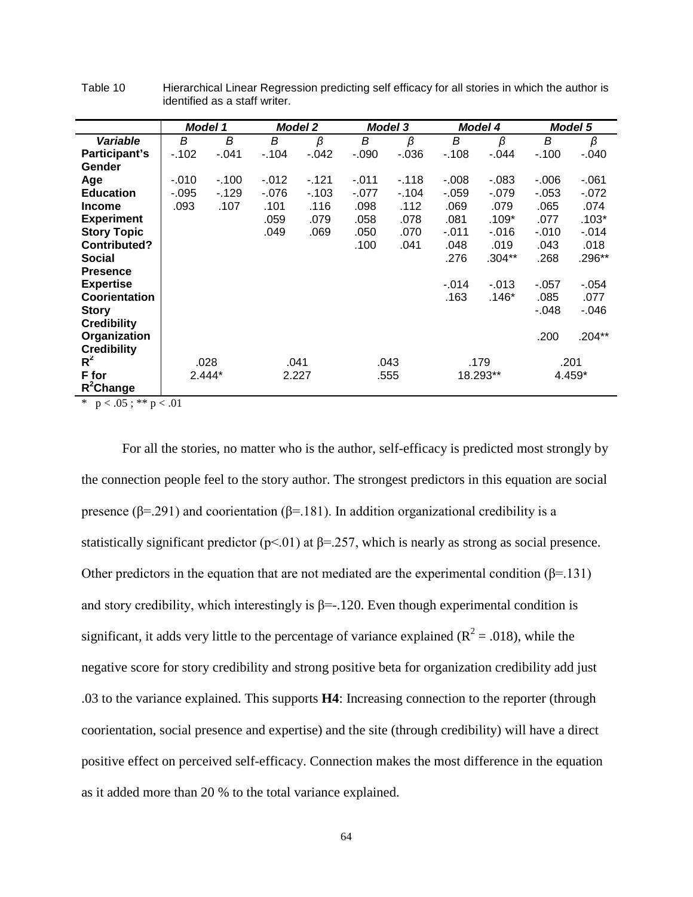Table 10 Hierarchical Linear Regression predicting self efficacy for all stories in which the author is identified as a staff writer.

| | *Model 1* | | *Model 2* | | *Model 3* | | *Model 4* | | *Model 5* | |
|---|---|---|---|---|---|---|---|---|---|---|
| ***Variable*** | *B* | *B* | *B* | *β* | *B* | *β* | *B* | *β* | *B* | *β* |
| **Participant's Gender** | -.102 | -.041 | -.104 | -.042 | -.090 | -.036 | -.108 | -.044 | -.100 | -.040 |
| **Age** | -.010 | -.100 | -.012 | -.121 | -.011 | -.118 | -.008 | -.083 | -.006 | -.061 |
| **Education** | -.095 | -.129 | -.076 | -.103 | -.077 | -.104 | -.059 | -.079 | -.053 | -.072 |
| **Income** | .093 | .107 | .101 | .116 | .098 | .112 | .069 | .079 | .065 | .074 |
| **Experiment** | | | .059 | .079 | .058 | .078 | .081 | .109* | .077 | .103* |
| **Story Topic** | | | .049 | .069 | .050 | .070 | -.011 | -.016 | -.010 | -.014 |
| **Contributed?** | | | | | .100 | .041 | .048 | .019 | .043 | .018 |
| **Social Presence** | | | | | | | .276 | .304** | .268 | .296** |
| **Expertise** | | | | | | | -.014 | -.013 | -.057 | -.054 |
| **Coorientation** | | | | | | | .163 | .146* | .085 | .077 |
| **Story Credibility** | | | | | | | | | -.048 | -.046 |
| **Organization Credibility** | | | | | | | | | .200 | .204** |
| $R^2$ | .028 | | .041 | | .043 | | .179 | | .201 | |
| **F for $R^2$Change** | 2.444* | | 2.227 | | .555 | | 18.293** | | 4.459* | |

\* $p < .05$ ; ** $p < .01$

For all the stories, no matter who is the author, self-efficacy is predicted most strongly by the connection people feel to the story author. The strongest predictors in this equation are social presence (β=.291) and coorientation (β=.181). In addition organizational credibility is a statistically significant predictor ($p<.01$) at β=.257, which is nearly as strong as social presence. Other predictors in the equation that are not mediated are the experimental condition (β=.131) and story credibility, which interestingly is β=-.120. Even though experimental condition is significant, it adds very little to the percentage of variance explained ($R^2$ = .018), while the negative score for story credibility and strong positive beta for organization credibility add just .03 to the variance explained. This supports **H4**: Increasing connection to the reporter (through coorientation, social presence and expertise) and the site (through credibility) will have a direct positive effect on perceived self-efficacy. Connection makes the most difference in the equation as it added more than 20 % to the total variance explained.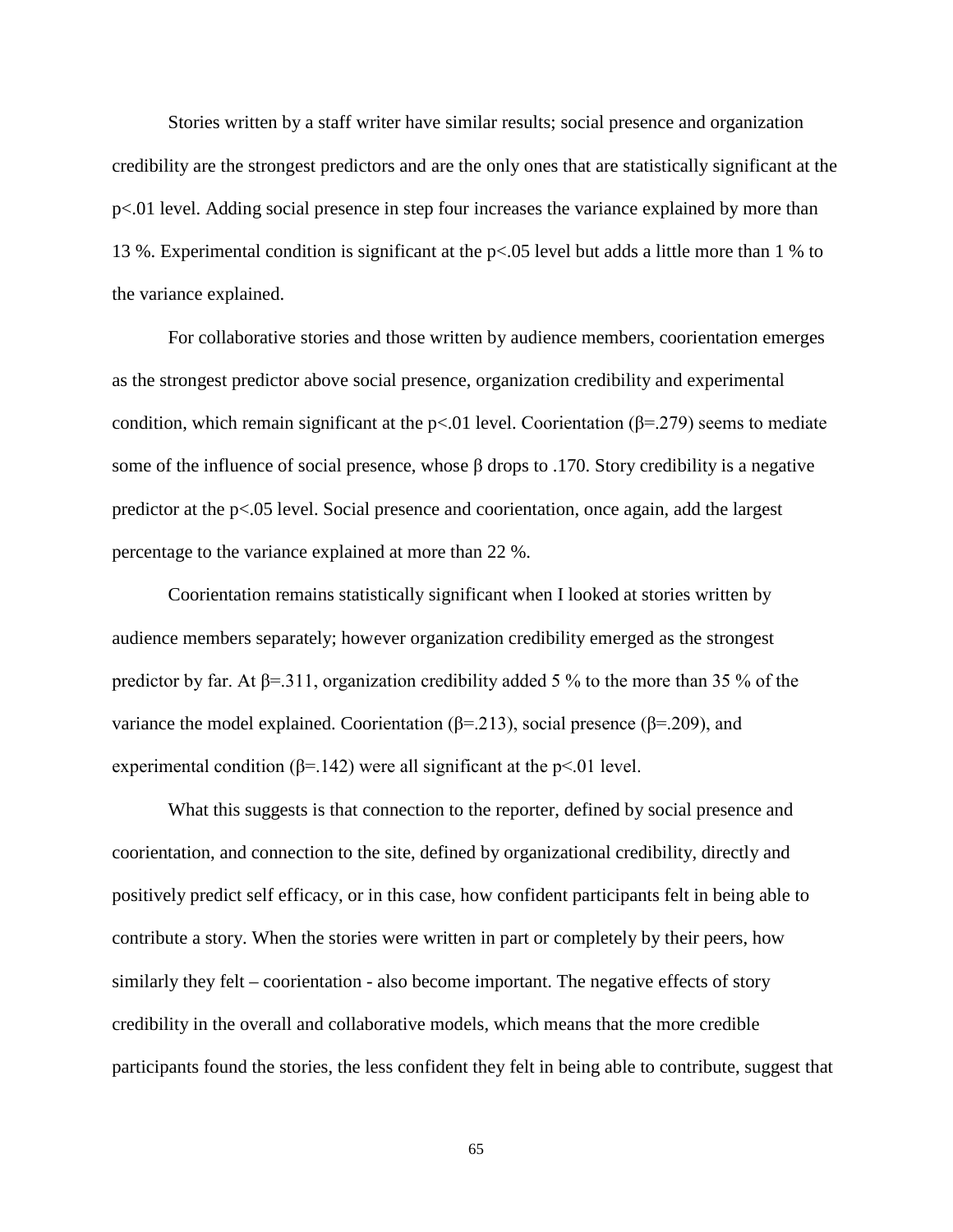Stories written by a staff writer have similar results; social presence and organization credibility are the strongest predictors and are the only ones that are statistically significant at the $p<.01$ level. Adding social presence in step four increases the variance explained by more than 13 %. Experimental condition is significant at the $p<.05$ level but adds a little more than 1 % to the variance explained.

For collaborative stories and those written by audience members, coorientation emerges as the strongest predictor above social presence, organization credibility and experimental condition, which remain significant at the $p<.01$ level. Coorientation ($\beta=.279$) seems to mediate some of the influence of social presence, whose $\beta$ drops to .170. Story credibility is a negative predictor at the $p<.05$ level. Social presence and coorientation, once again, add the largest percentage to the variance explained at more than 22 %.

Coorientation remains statistically significant when I looked at stories written by audience members separately; however organization credibility emerged as the strongest predictor by far. At $\beta=.311$, organization credibility added 5 % to the more than 35 % of the variance the model explained. Coorientation ($\beta=.213$), social presence ($\beta=.209$), and experimental condition ($\beta=.142$) were all significant at the $p<.01$ level.

What this suggests is that connection to the reporter, defined by social presence and coorientation, and connection to the site, defined by organizational credibility, directly and positively predict self efficacy, or in this case, how confident participants felt in being able to contribute a story. When the stories were written in part or completely by their peers, how similarly they felt – coorientation - also become important. The negative effects of story credibility in the overall and collaborative models, which means that the more credible participants found the stories, the less confident they felt in being able to contribute, suggest that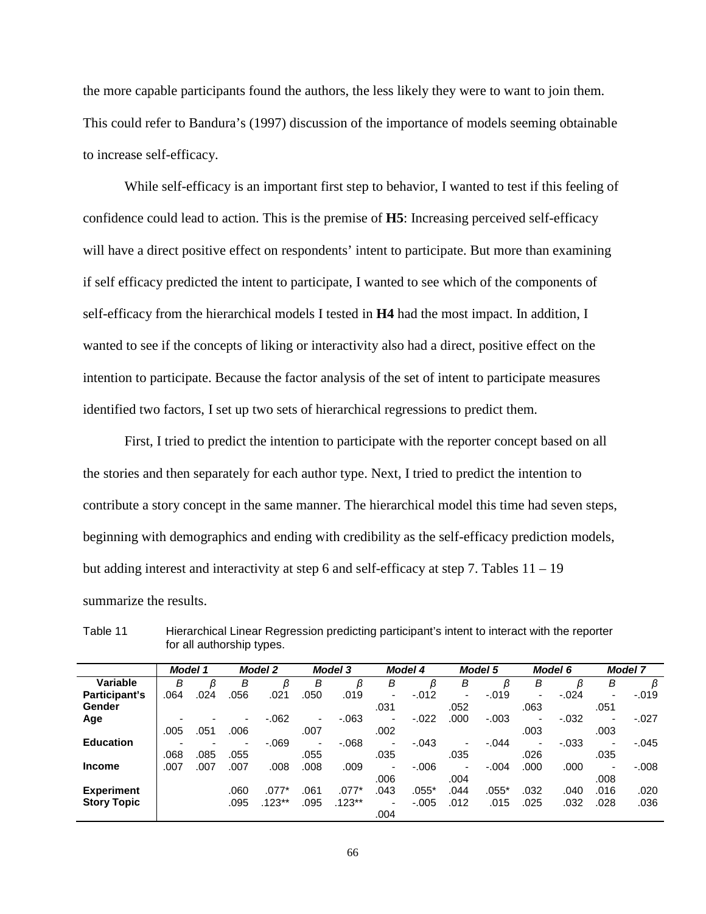the more capable participants found the authors, the less likely they were to want to join them. This could refer to Bandura's (1997) discussion of the importance of models seeming obtainable to increase self-efficacy.

While self-efficacy is an important first step to behavior, I wanted to test if this feeling of confidence could lead to action. This is the premise of **H5**: Increasing perceived self-efficacy will have a direct positive effect on respondents' intent to participate. But more than examining if self efficacy predicted the intent to participate, I wanted to see which of the components of self-efficacy from the hierarchical models I tested in **H4** had the most impact. In addition, I wanted to see if the concepts of liking or interactivity also had a direct, positive effect on the intention to participate. Because the factor analysis of the set of intent to participate measures identified two factors, I set up two sets of hierarchical regressions to predict them.

First, I tried to predict the intention to participate with the reporter concept based on all the stories and then separately for each author type. Next, I tried to predict the intention to contribute a story concept in the same manner. The hierarchical model this time had seven steps, beginning with demographics and ending with credibility as the self-efficacy prediction models, but adding interest and interactivity at step 6 and self-efficacy at step 7. Tables 11 – 19 summarize the results.

Table 11 Hierarchical Linear Regression predicting participant's intent to interact with the reporter for all authorship types.

| | ***Model 1*** | | ***Model 2*** | | ***Model 3*** | | ***Model 4*** | | ***Model 5*** | | ***Model 6*** | | ***Model 7*** | |
|---|---|---|---|---|---|---|---|---|---|---|---|---|---|---|
| **Variable** | *B* | *β* | *B* | *β* | *B* | *β* | *B* | *β* | *B* | *β* | *B* | *β* | *B* | *β* |
| **Participant's Gender** | .064 | .024 | .056 | .021 | .050 | .019 | -.031 | -.012 | -.052 | -.019 | -.063 | -.024 | -.051 | -.019 |
| **Age** | -.005 | -.051 | -.006 | -.062 | -.007 | -.063 | -.002 | -.022 | .000 | -.003 | -.003 | -.032 | -.003 | -.027 |
| **Education** | -.068 | -.085 | -.055 | -.069 | -.055 | -.068 | -.035 | -.043 | -.035 | -.044 | -.026 | -.033 | -.035 | -.045 |
| **Income** | .007 | .007 | .007 | .008 | .008 | .009 | -.006 | -.006 | -.004 | -.004 | .000 | .000 | -.008 | -.008 |
| **Experiment** | | | .060 | .077* | .061 | .077* | .043 | .055* | .044 | .055* | .032 | .040 | .016 | .020 |
| **Story Topic** | | | .095 | .123** | .095 | .123** | -.004 | -.005 | .012 | .015 | .025 | .032 | .028 | .036 |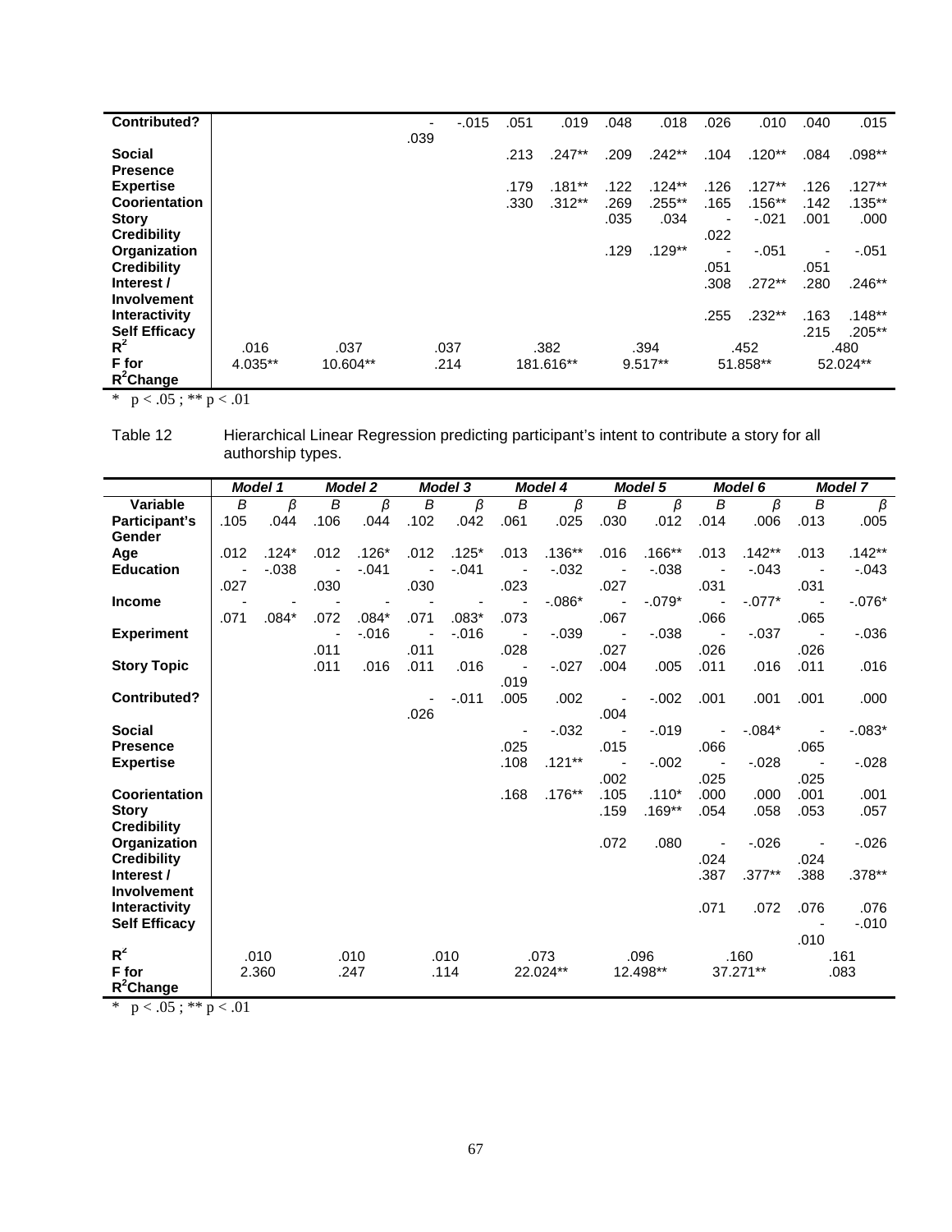| | | | | | | | | | | | | | | |
|---|---|---|---|---|---|---|---|---|---|---|---|---|---|---|
| **Contributed?** | | | | | -.039 | -.015 | .051 | .019 | .048 | .018 | .026 | .010 | .040 | .015 |
| **Social Presence** | | | | | | | .213 | .247** | .209 | .242** | .104 | .120** | .084 | .098** |
| **Expertise** | | | | | | | .179 | .181** | .122 | .124** | .126 | .127** | .126 | .127** |
| **Coorientation** | | | | | | | .330 | .312** | .269 | .255** | .165 | .156** | .142 | .135** |
| **Story Credibility** | | | | | | | | | .035 | .034 | -.022 | -.021 | .001 | .000 |
| **Organization Credibility** | | | | | | | | | .129 | .129** | -.051 | -.051 | -.051 | -.051 |
| **Interest / Involvement** | | | | | | | | | | | .308 | .272** | .280 | .246** |
| **Interactivity** | | | | | | | | | | | .255 | .232** | .163 | .148** |
| **Self Efficacy** | | | | | | | | | | | | | .215 | .205** |
| $R^2$ | .016 | | .037 | | .037 | | .382 | | .394 | | .452 | | .480 | |
| **F for $R^2$Change** | 4.035** | | 10.604** | | .214 | | 181.616** | | 9.517** | | 51.858** | | 52.024** | |

\* $p < .05$ ; ** $p < .01$

Table 12 Hierarchical Linear Regression predicting participant's intent to contribute a story for all authorship types.

| | *Model 1* | | *Model 2* | | *Model 3* | | *Model 4* | | *Model 5* | | *Model 6* | | *Model 7* | |
|---|---|---|---|---|---|---|---|---|---|---|---|---|---|---|
| **Variable** | *B* | *β* | *B* | *β* | *B* | *β* | *B* | *β* | *B* | *β* | *B* | *β* | *B* | *β* |
| **Participant's Gender** | .105 | .044 | .106 | .044 | .102 | .042 | .061 | .025 | .030 | .012 | .014 | .006 | .013 | .005 |
| **Age** | .012 | .124* | .012 | .126* | .012 | .125* | .013 | .136** | .016 | .166** | .013 | .142** | .013 | .142** |
| **Education** | -.027 | -.038 | -.030 | -.041 | -.030 | -.041 | -.023 | -.032 | -.027 | -.038 | -.031 | -.043 | -.031 | -.043 |
| **Income** | -.071 | -.084* | -.072 | -.084* | -.071 | -.083* | -.073 | -.086* | -.067 | -.079* | -.066 | -.077* | -.065 | -.076* |
| **Experiment** | | | -.011 | -.016 | -.011 | -.016 | -.028 | -.039 | -.027 | -.038 | -.026 | -.037 | -.026 | -.036 |
| **Story Topic** | | | .011 | .016 | .011 | .016 | -.019 | -.027 | .004 | .005 | .011 | .016 | .011 | .016 |
| **Contributed?** | | | | | -.026 | -.011 | .005 | .002 | -.004 | -.002 | .001 | .001 | .001 | .000 |
| **Social Presence** | | | | | | | -.025 | -.032 | -.015 | -.019 | -.066 | -.084* | -.065 | -.083* |
| **Expertise** | | | | | | | .108 | .121** | -.002 | -.002 | -.025 | -.028 | -.025 | -.028 |
| **Coorientation** | | | | | | | .168 | .176** | .105 | .110* | .000 | .000 | .001 | .001 |
| **Story Credibility** | | | | | | | | | .159 | .169** | .054 | .058 | .053 | .057 |
| **Organization Credibility** | | | | | | | | | .072 | .080 | -.024 | -.026 | -.024 | -.026 |
| **Interest / Involvement** | | | | | | | | | | | .387 | .377** | .388 | .378** |
| **Interactivity** | | | | | | | | | | | .071 | .072 | .076 | .076 |
| **Self Efficacy** | | | | | | | | | | | | | -.010 | -.010 |
| $R^2$ | .010 | | .010 | | .010 | | .073 | | .096 | | .160 | | .161 | |
| **F for $R^2$Change** | 2.360 | | .247 | | .114 | | 22.024** | | 12.498** | | 37.271** | | .083 | |

\* $p < .05$ ; ** $p < .01$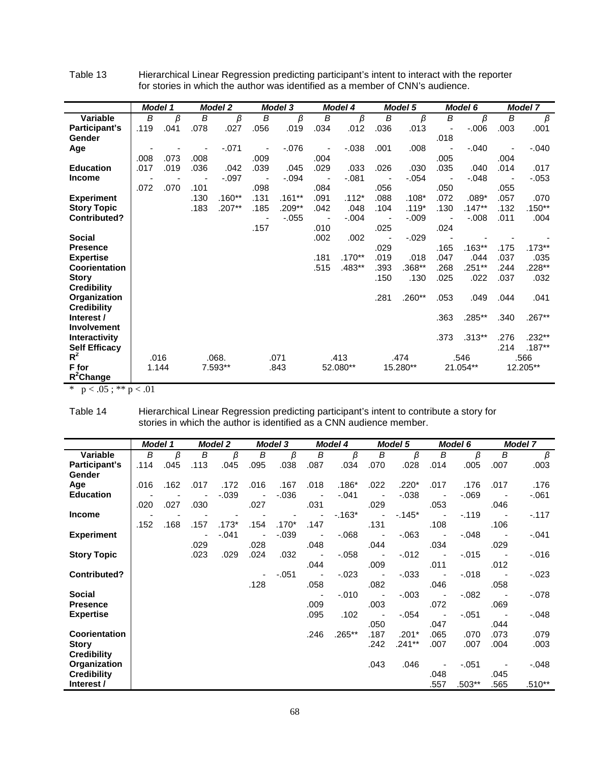Table 13 Hierarchical Linear Regression predicting participant's intent to interact with the reporter for stories in which the author was identified as a member of CNN's audience.

| | Model 1 | | Model 2 | | Model 3 | | Model 4 | | Model 5 | | Model 6 | | Model 7 | |
|---|---|---|---|---|---|---|---|---|---|---|---|---|---|---|
| Variable | B | β | B | β | B | β | B | β | B | β | B | β | B | β |
| Participant's Gender | .119 | .041 | .078 | .027 | .056 | .019 | .034 | .012 | .036 | .013 | -.018 | -.006 | .003 | .001 |
| Age | -.008 | -.073 | -.008 | -.071 | -.009 | -.076 | -.004 | -.038 | .001 | .008 | -.005 | -.040 | -.004 | -.040 |
| Education | .017 | .019 | .036 | .042 | .039 | .045 | .029 | .033 | .026 | .030 | .035 | .040 | .014 | .017 |
| Income | -.072 | -.070 | -.101 | -.097 | -.098 | -.094 | -.084 | -.081 | -.056 | -.054 | -.050 | -.048 | -.055 | -.053 |
| Experiment | | | .130 | .160** | .131 | .161** | .091 | .112* | .088 | .108* | .072 | .089* | .057 | .070 |
| Story Topic | | | .183 | .207** | .185 | .209** | .042 | .048 | .104 | .119* | .130 | .147** | .132 | .150** |
| Contributed? | | | | | -.157 | -.055 | -.010 | -.004 | -.025 | -.009 | -.024 | -.008 | .011 | .004 |
| Social Presence | | | | | | | .002 | .002 | -.029 | -.029 | -.165 | -.163** | -.175 | -.173** |
| Expertise | | | | | | | .181 | .170** | .019 | .018 | .047 | .044 | .037 | .035 |
| Coorientation | | | | | | | .515 | .483** | .393 | .368** | .268 | .251** | .244 | .228** |
| Story Credibility | | | | | | | | | .150 | .130 | .025 | .022 | .037 | .032 |
| Organization Credibility | | | | | | | | | .281 | .260** | .053 | .049 | .044 | .041 |
| Interest / Involvement | | | | | | | | | | | .363 | .285** | .340 | .267** |
| Interactivity | | | | | | | | | | | .373 | .313** | .276 | .232** |
| Self Efficacy | | | | | | | | | | | | | .214 | .187** |
| $R^2$ | .016 | | .068. | | .071 | | .413 | | .474 | | .546 | | .566 | |
| F for $R^2$Change | 1.144 | | 7.593** | | .843 | | 52.080** | | 15.280** | | 21.054** | | 12.205** | |

* $p < .05$ ; ** $p < .01$

Table 14 Hierarchical Linear Regression predicting participant's intent to contribute a story for stories in which the author is identified as a CNN audience member.

| | Model 1 | | Model 2 | | Model 3 | | Model 4 | | Model 5 | | Model 6 | | Model 7 | |
|---|---|---|---|---|---|---|---|---|---|---|---|---|---|---|
| Variable | B | β | B | β | B | β | B | β | B | β | B | β | B | β |
| Participant's Gender | .114 | .045 | .113 | .045 | .095 | .038 | .087 | .034 | .070 | .028 | .014 | .005 | .007 | .003 |
| Age | .016 | .162 | .017 | .172 | .016 | .167 | .018 | .186* | .022 | .220* | .017 | .176 | .017 | .176 |
| Education | -.020 | -.027 | -.030 | -.039 | -.027 | -.036 | -.031 | -.041 | -.029 | -.038 | -.053 | -.069 | -.046 | -.061 |
| Income | -.152 | -.168 | -.157 | -.173* | -.154 | -.170* | -.147 | -.163* | -.131 | -.145* | -.108 | -.119 | -.106 | -.117 |
| Experiment | | | -.029 | -.041 | -.028 | -.039 | -.048 | -.068 | -.044 | -.063 | -.034 | -.048 | -.029 | -.041 |
| Story Topic | | | .023 | .029 | .024 | .032 | -.044 | -.058 | -.009 | -.012 | -.011 | -.015 | -.012 | -.016 |
| Contributed? | | | | | -.128 | -.051 | -.058 | -.023 | -.082 | -.033 | -.046 | -.018 | -.058 | -.023 |
| Social Presence | | | | | | | -.009 | -.010 | -.003 | -.003 | -.072 | -.082 | -.069 | -.078 |
| Expertise | | | | | | | .095 | .102 | -.050 | -.054 | -.047 | -.051 | -.044 | -.048 |
| Coorientation | | | | | | | .246 | .265** | .187 | .201* | .065 | .070 | .073 | .079 |
| Story Credibility | | | | | | | | | .242 | .241** | .007 | .007 | .004 | .003 |
| Organization Credibility | | | | | | | | | .043 | .046 | -.048 | -.051 | -.045 | -.048 |
| Interest / | | | | | | | | | | | .557 | .503** | .565 | .510** |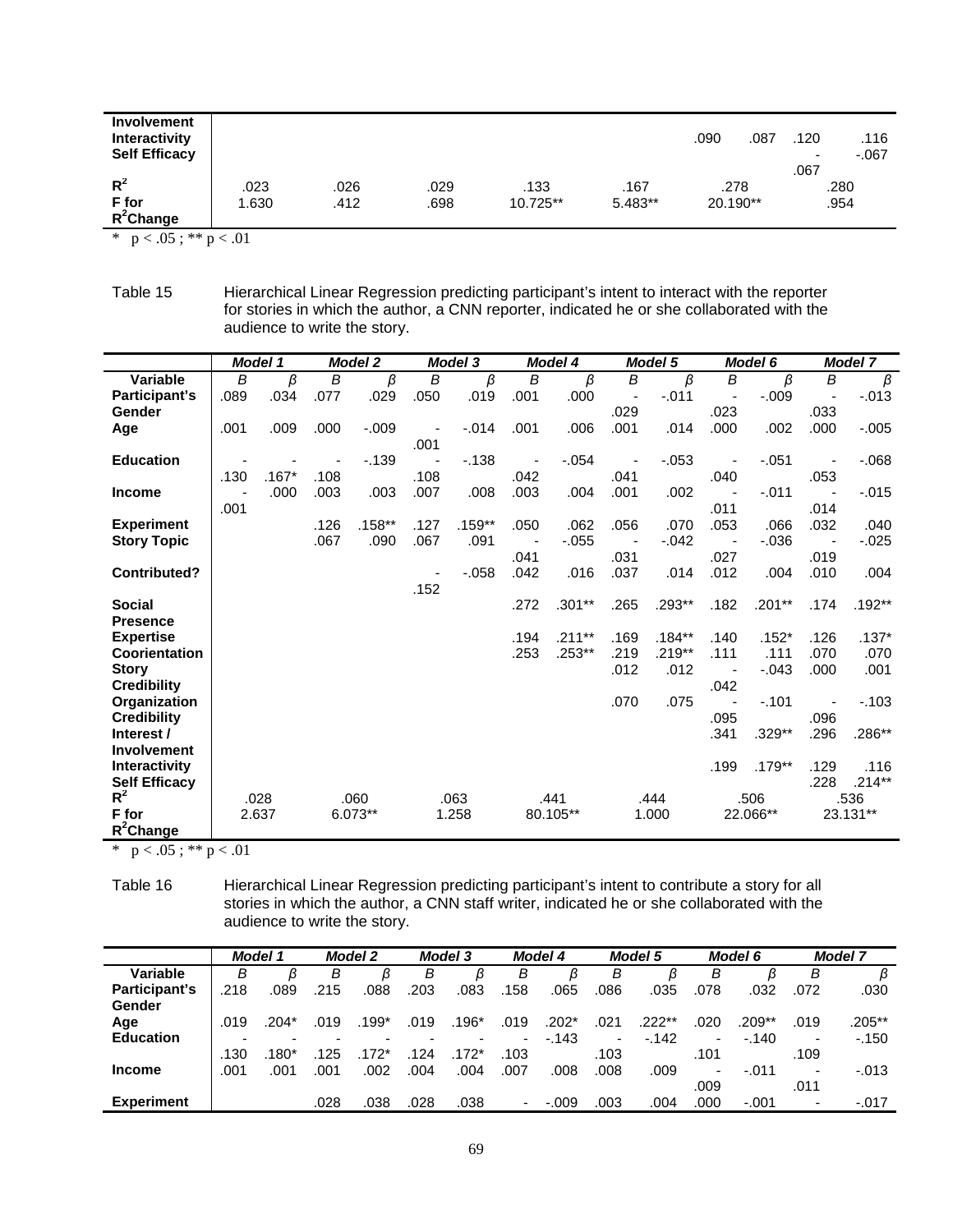| Variable | Model 1 B | Model 1 β | Model 2 B | Model 2 β | Model 3 B | Model 3 β | Model 4 B | Model 4 β | Model 5 B | Model 5 β | Model 6 B | Model 6 β | Model 7 B | Model 7 β |
|---|---|---|---|---|---|---|---|---|---|---|---|---|---|---|
| Involvement | | | | | | | | | | | | | | |
| Interactivity | | | | | | | | | | | .090 | .087 | .120 | .116 |
| Self Efficacy | | | | | | | | | | | | | -.067 | -.067 |
| $R^2$ | .023 | | .026 | | .029 | | .133 | | .167 | | .278 | | .280 | |
| F for $R^2$ Change | 1.630 | | .412 | | .698 | | 10.725** | | 5.483** | | 20.190** | | .954 | |

* p < .05 ; ** p < .01

Table 15 Hierarchical Linear Regression predicting participant's intent to interact with the reporter for stories in which the author, a CNN reporter, indicated he or she collaborated with the audience to write the story.

| Variable | Model 1 B | Model 1 β | Model 2 B | Model 2 β | Model 3 B | Model 3 β | Model 4 B | Model 4 β | Model 5 B | Model 5 β | Model 6 B | Model 6 β | Model 7 B | Model 7 β |
|---|---|---|---|---|---|---|---|---|---|---|---|---|---|---|
| Participant's Gender | .089 | .034 | .077 | .029 | .050 | .019 | .001 | .000 | -.029 | -.011 | -.023 | -.009 | -.033 | -.013 |
| Age | .001 | .009 | .000 | -.009 | -.001 | -.014 | .001 | .006 | .001 | .014 | .000 | .002 | .000 | -.005 |
| Education | -.130 | -.167* | -.108 | -.139 | -.108 | -.138 | -.042 | -.054 | -.041 | -.053 | -.040 | -.051 | -.053 | -.068 |
| Income | -.001 | .000 | .003 | .003 | .007 | .008 | .003 | .004 | .001 | .002 | -.011 | -.011 | -.014 | -.015 |
| Experiment | | | .126 | .158** | .127 | .159** | .050 | .062 | .056 | .070 | .053 | .066 | .032 | .040 |
| Story Topic | | | .067 | .090 | .067 | .091 | -.041 | -.055 | -.031 | -.042 | -.027 | -.036 | -.019 | -.025 |
| Contributed? | | | | | -.152 | -.058 | .042 | .016 | .037 | .014 | .012 | .004 | .010 | .004 |
| Social Presence | | | | | | | .272 | .301** | .265 | .293** | .182 | .201** | .174 | .192** |
| Expertise | | | | | | | .194 | .211** | .169 | .184** | .140 | .152* | .126 | .137* |
| Coorientation | | | | | | | .253 | .253** | .219 | .219** | .111 | .111 | .070 | .070 |
| Story Credibility | | | | | | | | | .012 | .012 | -.042 | -.043 | .000 | .001 |
| Organization Credibility | | | | | | | | | .070 | .075 | -.095 | -.101 | -.096 | -.103 |
| Interest / Involvement | | | | | | | | | | | .341 | .329** | .296 | .286** |
| Interactivity | | | | | | | | | | | .199 | .179** | .129 | .116 |
| Self Efficacy | | | | | | | | | | | | | .228 | .214** |
| $R^2$ | .028 | | .060 | | .063 | | .441 | | .444 | | .506 | | .536 | |
| F for $R^2$ Change | 2.637 | | 6.073** | | 1.258 | | 80.105** | | 1.000 | | 22.066** | | 23.131** | |

* p < .05 ; ** p < .01

Table 16 Hierarchical Linear Regression predicting participant's intent to contribute a story for all stories in which the author, a CNN staff writer, indicated he or she collaborated with the audience to write the story.

| Variable | Model 1 B | Model 1 β | Model 2 B | Model 2 β | Model 3 B | Model 3 β | Model 4 B | Model 4 β | Model 5 B | Model 5 β | Model 6 B | Model 6 β | Model 7 B | Model 7 β |
|---|---|---|---|---|---|---|---|---|---|---|---|---|---|---|
| Participant's Gender | .218 | .089 | .215 | .088 | .203 | .083 | .158 | .065 | .086 | .035 | .078 | .032 | .072 | .030 |
| Age | .019 | .204* | .019 | .199* | .019 | .196* | .019 | .202* | .021 | .222** | .020 | .209** | .019 | .205** |
| Education | -.130 | -.180* | -.125 | -.172* | -.124 | -.172* | -.103 | -.143 | -.103 | -.142 | -.101 | -.140 | -.109 | -.150 |
| Income | .001 | .001 | .001 | .002 | .004 | .004 | .007 | .008 | .008 | .009 | -.009 | -.011 | -.011 | -.013 |
| Experiment | | | .028 | .038 | .028 | .038 | - | -.009 | .003 | .004 | .000 | -.001 | - | -.017 |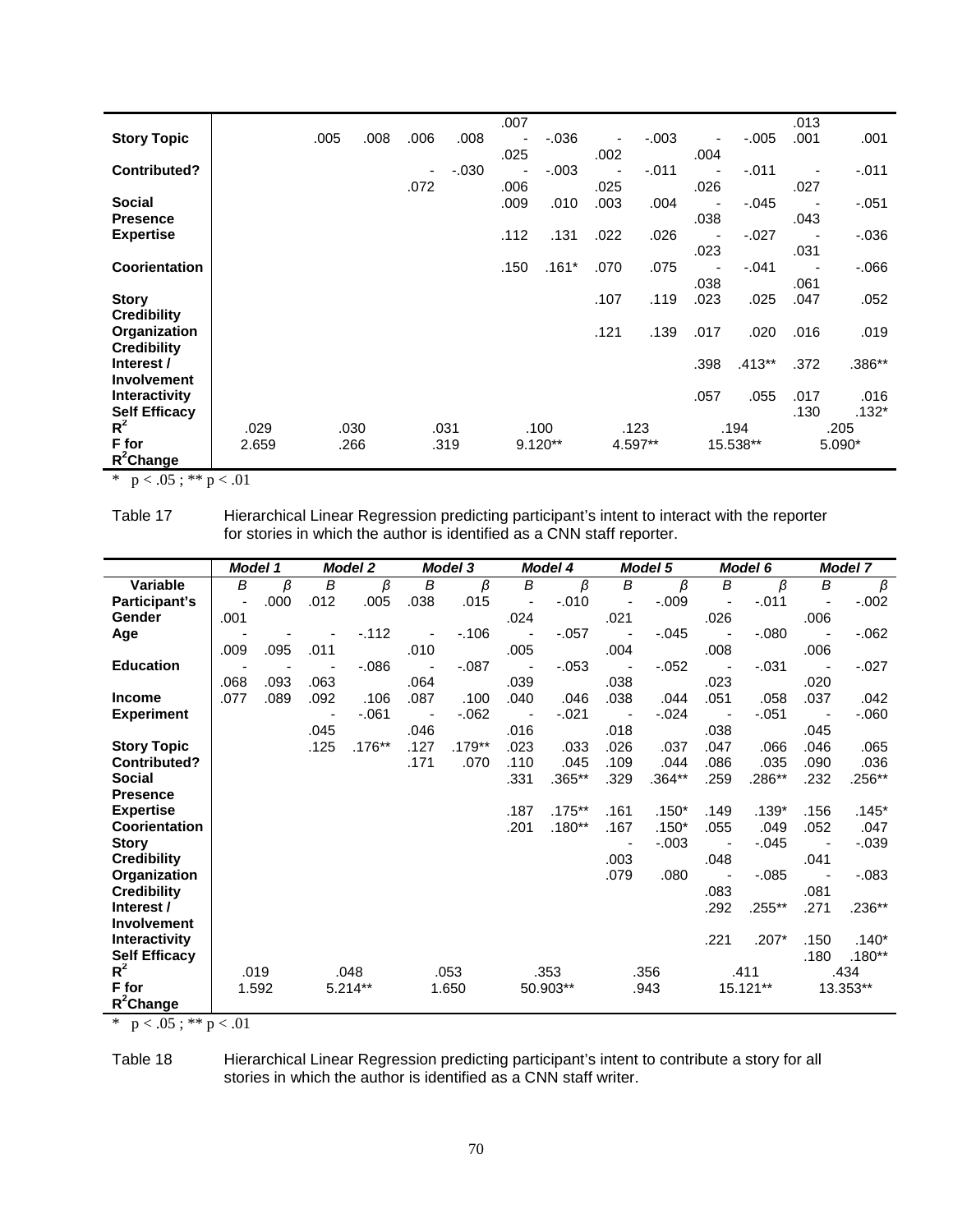| | | | | | | | | | | | | | | |
|---|---|---|---|---|---|---|---|---|---|---|---|---|---|---|
| | | | | | | | .007 | | | | | | .013 | |
| **Story Topic** | | | .005 | .008 | .006 | .008 | -.025 | -.036 | -.002 | -.003 | -.004 | -.005 | .001 | .001 |
| **Contributed?** | | | | | -.072 | -.030 | -.006 | -.003 | -.025 | -.011 | -.026 | -.011 | -.027 | -.011 |
| **Social Presence** | | | | | | | .009 | .010 | .003 | .004 | -.038 | -.045 | -.043 | -.051 |
| **Expertise** | | | | | | | .112 | .131 | .022 | .026 | -.023 | -.027 | -.031 | -.036 |
| **Coorientation** | | | | | | | .150 | .161* | .070 | .075 | -.038 | -.041 | -.061 | -.066 |
| **Story Credibility** | | | | | | | | | .107 | .119 | .023 | .025 | .047 | .052 |
| **Organization Credibility** | | | | | | | | | .121 | .139 | .017 | .020 | .016 | .019 |
| **Interest / Involvement** | | | | | | | | | | | .398 | .413** | .372 | .386** |
| **Interactivity** | | | | | | | | | | | .057 | .055 | .017 | .016 |
| **Self Efficacy** | | | | | | | | | | | | | .130 | .132* |
| **$R^2$** | .029 | | .030 | | .031 | | .100 | | .123 | | .194 | | .205 | |
| **F for $R^2$Change** | 2.659 | | .266 | | .319 | | 9.120** | | 4.597** | | 15.538** | | 5.090* | |

* $p < .05$ ; ** $p < .01$

Table 17 Hierarchical Linear Regression predicting participant's intent to interact with the reporter for stories in which the author is identified as a CNN staff reporter.

| | *Model 1* | | *Model 2* | | *Model 3* | | *Model 4* | | *Model 5* | | *Model 6* | | *Model 7* | |
|---|---|---|---|---|---|---|---|---|---|---|---|---|---|---|
| **Variable** | *B* | *β* | *B* | *β* | *B* | *β* | *B* | *β* | *B* | *β* | *B* | *β* | *B* | *β* |
| **Participant's Gender** | -.001 | .000 | .012 | .005 | .038 | .015 | -.024 | -.010 | -.021 | -.009 | -.026 | -.011 | -.006 | -.002 |
| **Age** | -.009 | -.095 | -.011 | -.112 | -.010 | -.106 | -.005 | -.057 | -.004 | -.045 | -.008 | -.080 | -.006 | -.062 |
| **Education** | -.068 | -.093 | -.063 | -.086 | -.064 | -.087 | -.039 | -.053 | -.038 | -.052 | -.023 | -.031 | -.020 | -.027 |
| **Income** | .077 | .089 | .092 | .106 | .087 | .100 | .040 | .046 | .038 | .044 | .051 | .058 | .037 | .042 |
| **Experiment** | | | -.045 | -.061 | -.046 | -.062 | -.016 | -.021 | -.018 | -.024 | -.038 | -.051 | -.045 | -.060 |
| **Story Topic** | | | .125 | .176** | .127 | .179** | .023 | .033 | .026 | .037 | .047 | .066 | .046 | .065 |
| **Contributed?** | | | | | .171 | .070 | .110 | .045 | .109 | .044 | .086 | .035 | .090 | .036 |
| **Social Presence** | | | | | | | .331 | .365** | .329 | .364** | .259 | .286** | .232 | .256** |
| **Expertise** | | | | | | | .187 | .175** | .161 | .150* | .149 | .139* | .156 | .145* |
| **Coorientation** | | | | | | | .201 | .180** | .167 | .150* | .055 | .049 | .052 | .047 |
| **Story Credibility** | | | | | | | | | -.003 | -.003 | -.048 | -.045 | -.041 | -.039 |
| **Organization Credibility** | | | | | | | | | .079 | .080 | -.083 | -.085 | -.081 | -.083 |
| **Interest / Involvement** | | | | | | | | | | | .292 | .255** | .271 | .236** |
| **Interactivity** | | | | | | | | | | | .221 | .207* | .150 | .140* |
| **Self Efficacy** | | | | | | | | | | | | | .180 | .180** |
| **$R^2$** | .019 | | .048 | | .053 | | .353 | | .356 | | .411 | | .434 | |
| **F for $R^2$Change** | 1.592 | | 5.214** | | 1.650 | | 50.903** | | .943 | | 15.121** | | 13.353** | |

* $p < .05$ ; ** $p < .01$

Table 18 Hierarchical Linear Regression predicting participant's intent to contribute a story for all stories in which the author is identified as a CNN staff writer.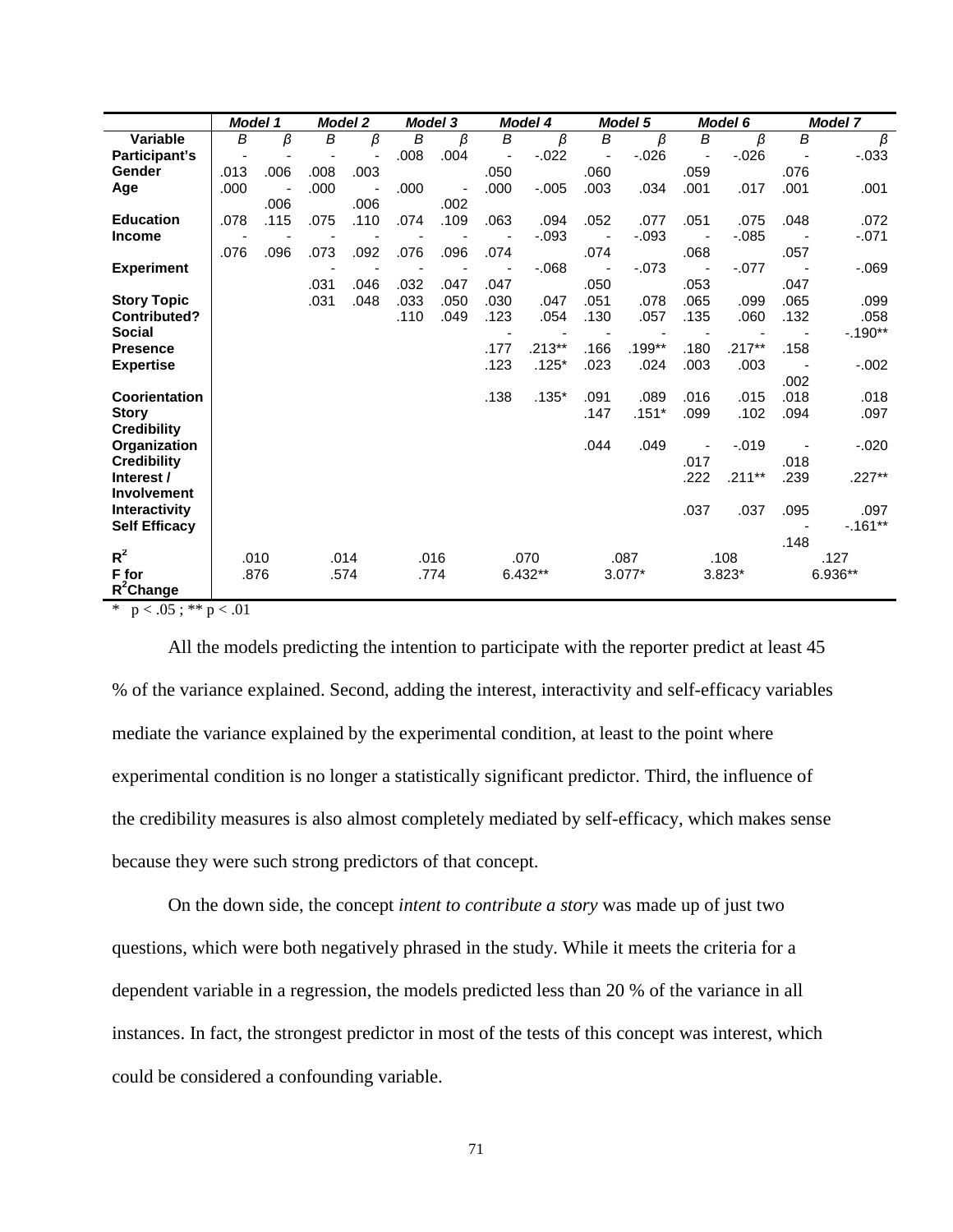| | Model 1 | | Model 2 | | Model 3 | | Model 4 | | Model 5 | | Model 6 | | Model 7 | |
|---|---|---|---|---|---|---|---|---|---|---|---|---|---|---|
| **Variable** | B | β | B | β | B | β | B | β | B | β | B | β | B | β |
| **Participant's Gender** | -.013 | -.006 | -.008 | -.003 | .008 | .004 | -.050 | -.022 | -.060 | -.026 | -.059 | -.026 | -.076 | -.033 |
| **Age** | .000 | -.006 | .000 | -.006 | .000 | -.002 | .000 | -.005 | .003 | .034 | .001 | .017 | .001 | .001 |
| **Education** | .078 | .115 | .075 | .110 | .074 | .109 | .063 | .094 | .052 | .077 | .051 | .075 | .048 | .072 |
| **Income** | -.076 | -.096 | -.073 | -.092 | -.076 | -.096 | -.074 | -.093 | -.074 | -.093 | -.068 | -.085 | -.057 | -.071 |
| **Experiment** | | | -.031 | -.046 | -.032 | -.047 | -.047 | -.068 | -.050 | -.073 | -.053 | -.077 | -.047 | -.069 |
| **Story Topic** | | | .031 | .048 | .033 | .050 | .030 | .047 | .051 | .078 | .065 | .099 | .065 | .099 |
| **Contributed?** | | | | | .110 | .049 | .123 | .054 | .130 | .057 | .135 | .060 | .132 | .058 |
| **Social Presence** | | | | | | | -.177 | -.213** | -.166 | -.199** | -.180 | -.217** | -.158 | -.190** |
| **Expertise** | | | | | | | .123 | .125* | .023 | .024 | .003 | .003 | -.002 | -.002 |
| **Coorientation** | | | | | | | .138 | .135* | .091 | .089 | .016 | .015 | .018 | .018 |
| **Story Credibility** | | | | | | | | | .147 | .151* | .099 | .102 | .094 | .097 |
| **Organization Credibility** | | | | | | | | | .044 | .049 | -.017 | -.019 | -.018 | -.020 |
| **Interest / Involvement** | | | | | | | | | | | .222 | .211** | .239 | .227** |
| **Interactivity** | | | | | | | | | | | .037 | .037 | .095 | .097 |
| **Self Efficacy** | | | | | | | | | | | | | -.148 | -.161** |
| $R^2$ | .010 | | .014 | | .016 | | .070 | | .087 | | .108 | | .127 | |
| **F for $R^2$ Change** | .876 | | .574 | | .774 | | 6.432** | | 3.077* | | 3.823* | | 6.936** | |

\* $p < .05$ ; \*\* $p < .01$

All the models predicting the intention to participate with the reporter predict at least 45 % of the variance explained. Second, adding the interest, interactivity and self-efficacy variables mediate the variance explained by the experimental condition, at least to the point where experimental condition is no longer a statistically significant predictor. Third, the influence of the credibility measures is also almost completely mediated by self-efficacy, which makes sense because they were such strong predictors of that concept.

On the down side, the concept *intent to contribute a story* was made up of just two questions, which were both negatively phrased in the study. While it meets the criteria for a dependent variable in a regression, the models predicted less than 20 % of the variance in all instances. In fact, the strongest predictor in most of the tests of this concept was interest, which could be considered a confounding variable.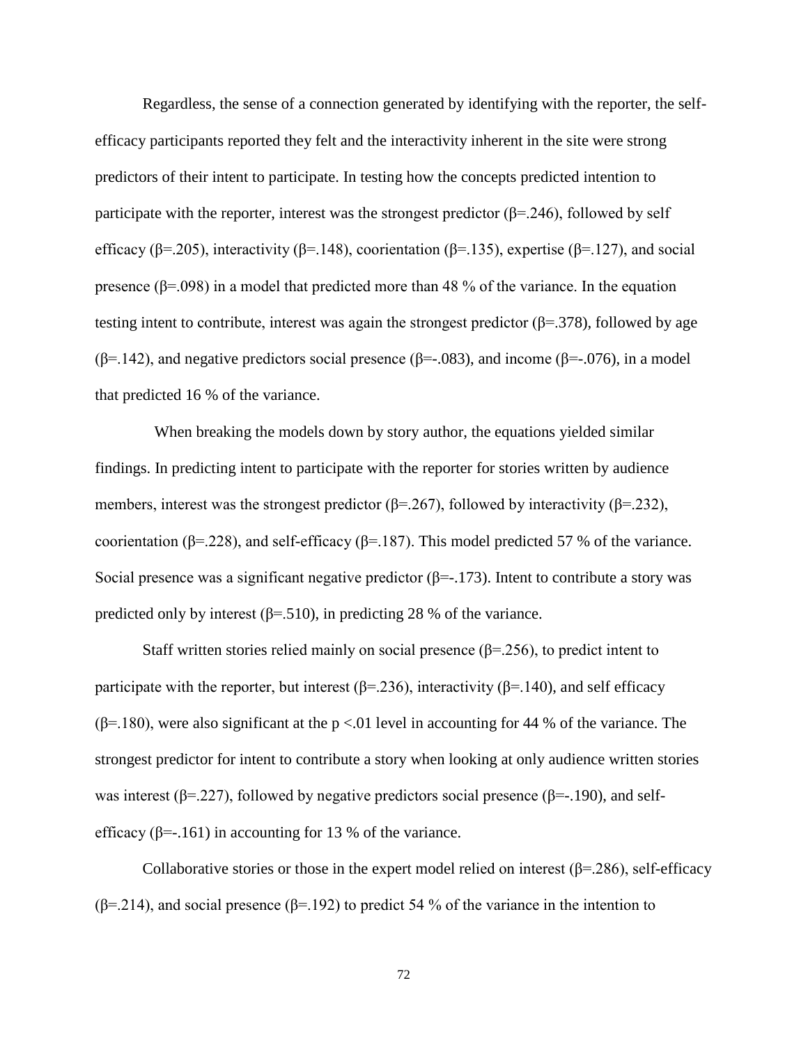Regardless, the sense of a connection generated by identifying with the reporter, the self-efficacy participants reported they felt and the interactivity inherent in the site were strong predictors of their intent to participate. In testing how the concepts predicted intention to participate with the reporter, interest was the strongest predictor ($\beta$=.246), followed by self efficacy ($\beta$=.205), interactivity ($\beta$=.148), coorientation ($\beta$=.135), expertise ($\beta$=.127), and social presence ($\beta$=.098) in a model that predicted more than 48 % of the variance. In the equation testing intent to contribute, interest was again the strongest predictor ($\beta$=.378), followed by age ($\beta$=.142), and negative predictors social presence ($\beta$=-.083), and income ($\beta$=-.076), in a model that predicted 16 % of the variance.

When breaking the models down by story author, the equations yielded similar findings. In predicting intent to participate with the reporter for stories written by audience members, interest was the strongest predictor ($\beta$=.267), followed by interactivity ($\beta$=.232), coorientation ($\beta$=.228), and self-efficacy ($\beta$=.187). This model predicted 57 % of the variance. Social presence was a significant negative predictor ($\beta$=-.173). Intent to contribute a story was predicted only by interest ($\beta$=.510), in predicting 28 % of the variance.

Staff written stories relied mainly on social presence ($\beta$=.256), to predict intent to participate with the reporter, but interest ($\beta$=.236), interactivity ($\beta$=.140), and self efficacy ($\beta$=.180), were also significant at the $p < .01$ level in accounting for 44 % of the variance. The strongest predictor for intent to contribute a story when looking at only audience written stories was interest ($\beta$=.227), followed by negative predictors social presence ($\beta$=-.190), and self-efficacy ($\beta$=-.161) in accounting for 13 % of the variance.

Collaborative stories or those in the expert model relied on interest ($\beta$=.286), self-efficacy ($\beta$=.214), and social presence ($\beta$=.192) to predict 54 % of the variance in the intention to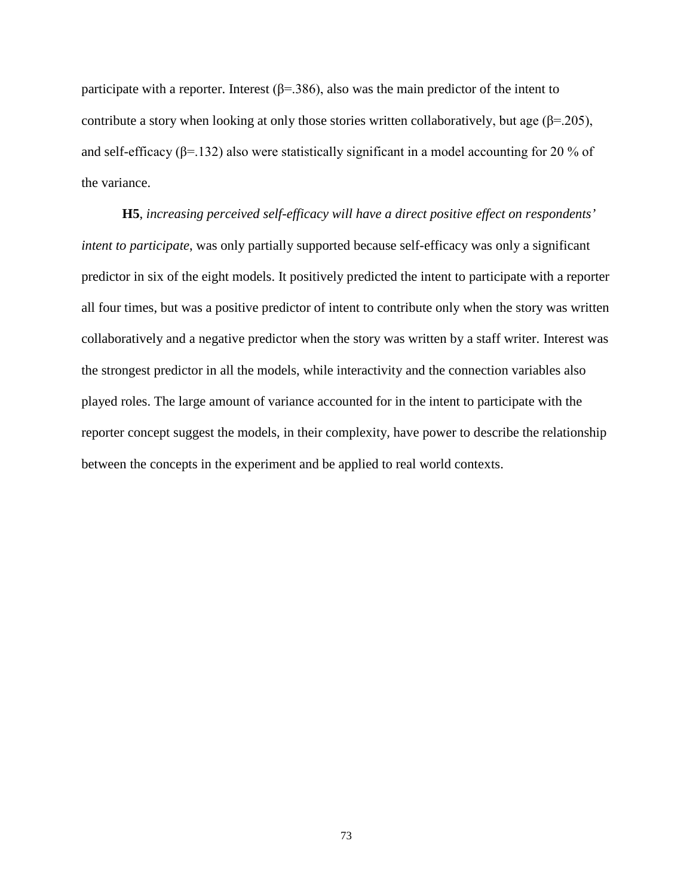participate with a reporter. Interest ($\beta$=.386), also was the main predictor of the intent to contribute a story when looking at only those stories written collaboratively, but age ($\beta$=.205), and self-efficacy ($\beta$=.132) also were statistically significant in a model accounting for 20 % of the variance.

**H5**, *increasing perceived self-efficacy will have a direct positive effect on respondents' intent to participate*, was only partially supported because self-efficacy was only a significant predictor in six of the eight models. It positively predicted the intent to participate with a reporter all four times, but was a positive predictor of intent to contribute only when the story was written collaboratively and a negative predictor when the story was written by a staff writer. Interest was the strongest predictor in all the models, while interactivity and the connection variables also played roles. The large amount of variance accounted for in the intent to participate with the reporter concept suggest the models, in their complexity, have power to describe the relationship between the concepts in the experiment and be applied to real world contexts.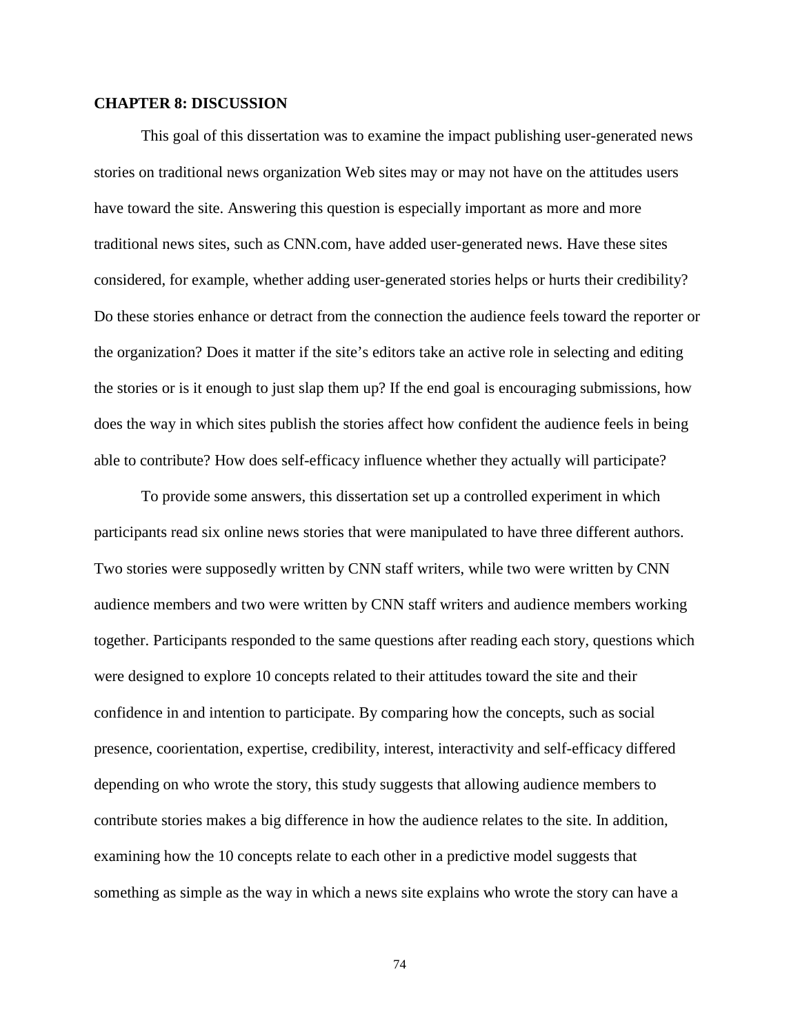## CHAPTER 8: DISCUSSION

This goal of this dissertation was to examine the impact publishing user-generated news stories on traditional news organization Web sites may or may not have on the attitudes users have toward the site. Answering this question is especially important as more and more traditional news sites, such as CNN.com, have added user-generated news. Have these sites considered, for example, whether adding user-generated stories helps or hurts their credibility? Do these stories enhance or detract from the connection the audience feels toward the reporter or the organization? Does it matter if the site's editors take an active role in selecting and editing the stories or is it enough to just slap them up? If the end goal is encouraging submissions, how does the way in which sites publish the stories affect how confident the audience feels in being able to contribute? How does self-efficacy influence whether they actually will participate?

To provide some answers, this dissertation set up a controlled experiment in which participants read six online news stories that were manipulated to have three different authors. Two stories were supposedly written by CNN staff writers, while two were written by CNN audience members and two were written by CNN staff writers and audience members working together. Participants responded to the same questions after reading each story, questions which were designed to explore 10 concepts related to their attitudes toward the site and their confidence in and intention to participate. By comparing how the concepts, such as social presence, coorientation, expertise, credibility, interest, interactivity and self-efficacy differed depending on who wrote the story, this study suggests that allowing audience members to contribute stories makes a big difference in how the audience relates to the site. In addition, examining how the 10 concepts relate to each other in a predictive model suggests that something as simple as the way in which a news site explains who wrote the story can have a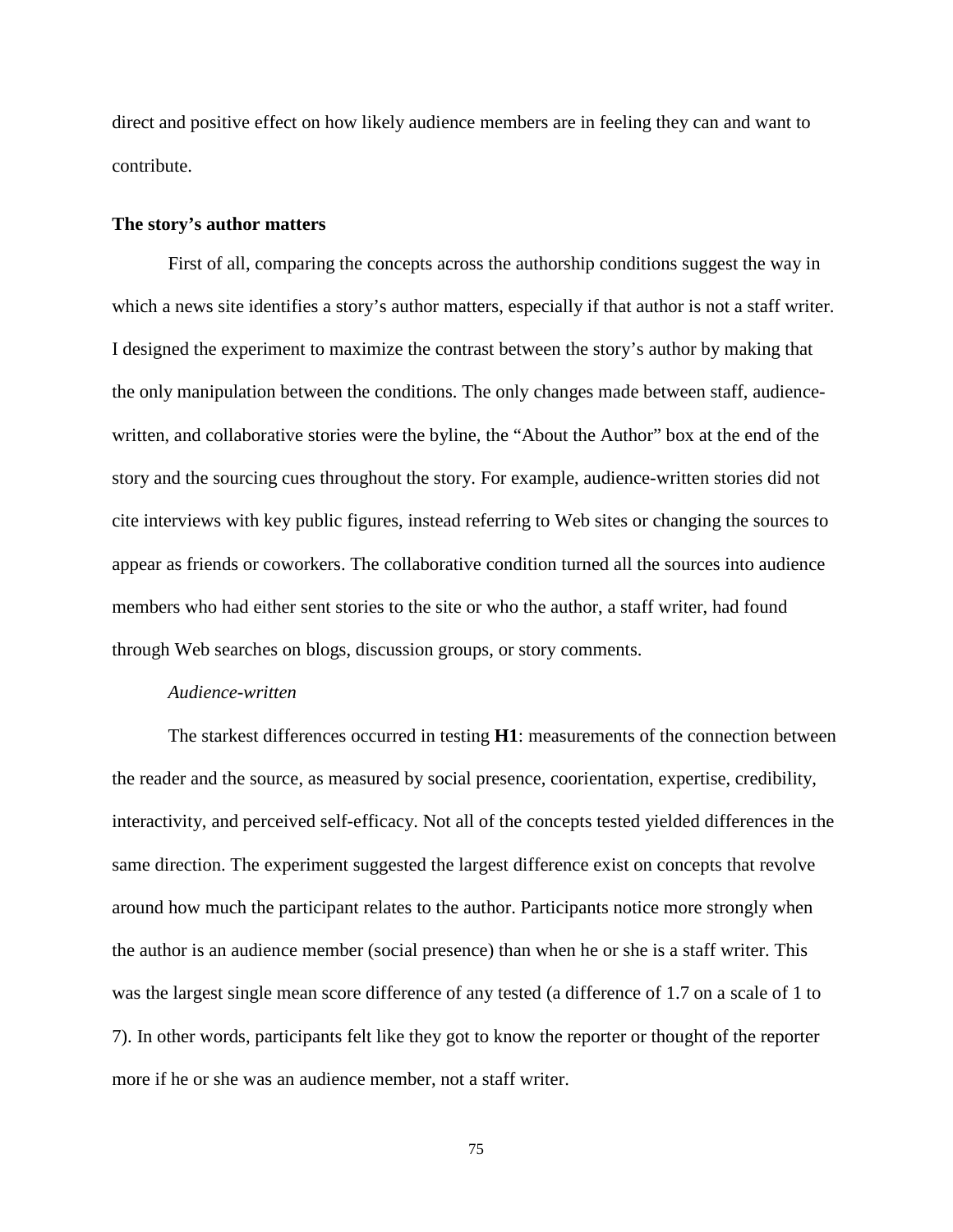direct and positive effect on how likely audience members are in feeling they can and want to contribute.

**The story's author matters**

First of all, comparing the concepts across the authorship conditions suggest the way in which a news site identifies a story's author matters, especially if that author is not a staff writer. I designed the experiment to maximize the contrast between the story's author by making that the only manipulation between the conditions. The only changes made between staff, audience-written, and collaborative stories were the byline, the "About the Author" box at the end of the story and the sourcing cues throughout the story. For example, audience-written stories did not cite interviews with key public figures, instead referring to Web sites or changing the sources to appear as friends or coworkers. The collaborative condition turned all the sources into audience members who had either sent stories to the site or who the author, a staff writer, had found through Web searches on blogs, discussion groups, or story comments.

*Audience-written*

The starkest differences occurred in testing **H1**: measurements of the connection between the reader and the source, as measured by social presence, coorientation, expertise, credibility, interactivity, and perceived self-efficacy. Not all of the concepts tested yielded differences in the same direction. The experiment suggested the largest difference exist on concepts that revolve around how much the participant relates to the author. Participants notice more strongly when the author is an audience member (social presence) than when he or she is a staff writer. This was the largest single mean score difference of any tested (a difference of 1.7 on a scale of 1 to 7). In other words, participants felt like they got to know the reporter or thought of the reporter more if he or she was an audience member, not a staff writer.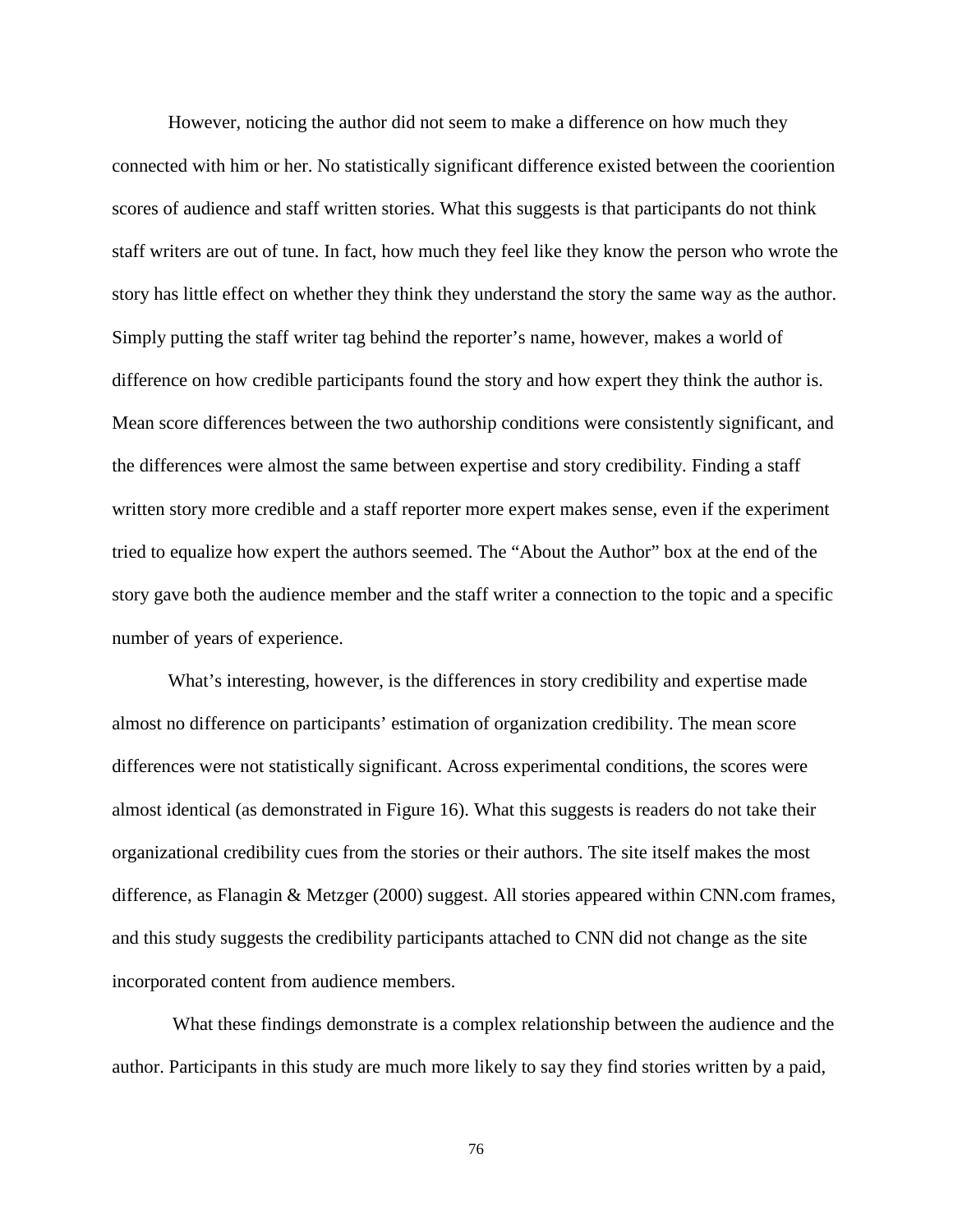However, noticing the author did not seem to make a difference on how much they connected with him or her. No statistically significant difference existed between the coorientiion scores of audience and staff written stories. What this suggests is that participants do not think staff writers are out of tune. In fact, how much they feel like they know the person who wrote the story has little effect on whether they think they understand the story the same way as the author. Simply putting the staff writer tag behind the reporter's name, however, makes a world of difference on how credible participants found the story and how expert they think the author is. Mean score differences between the two authorship conditions were consistently significant, and the differences were almost the same between expertise and story credibility. Finding a staff written story more credible and a staff reporter more expert makes sense, even if the experiment tried to equalize how expert the authors seemed. The "About the Author" box at the end of the story gave both the audience member and the staff writer a connection to the topic and a specific number of years of experience.

What's interesting, however, is the differences in story credibility and expertise made almost no difference on participants' estimation of organization credibility. The mean score differences were not statistically significant. Across experimental conditions, the scores were almost identical (as demonstrated in Figure 16). What this suggests is readers do not take their organizational credibility cues from the stories or their authors. The site itself makes the most difference, as Flanagin & Metzger (2000) suggest. All stories appeared within CNN.com frames, and this study suggests the credibility participants attached to CNN did not change as the site incorporated content from audience members.

What these findings demonstrate is a complex relationship between the audience and the author. Participants in this study are much more likely to say they find stories written by a paid,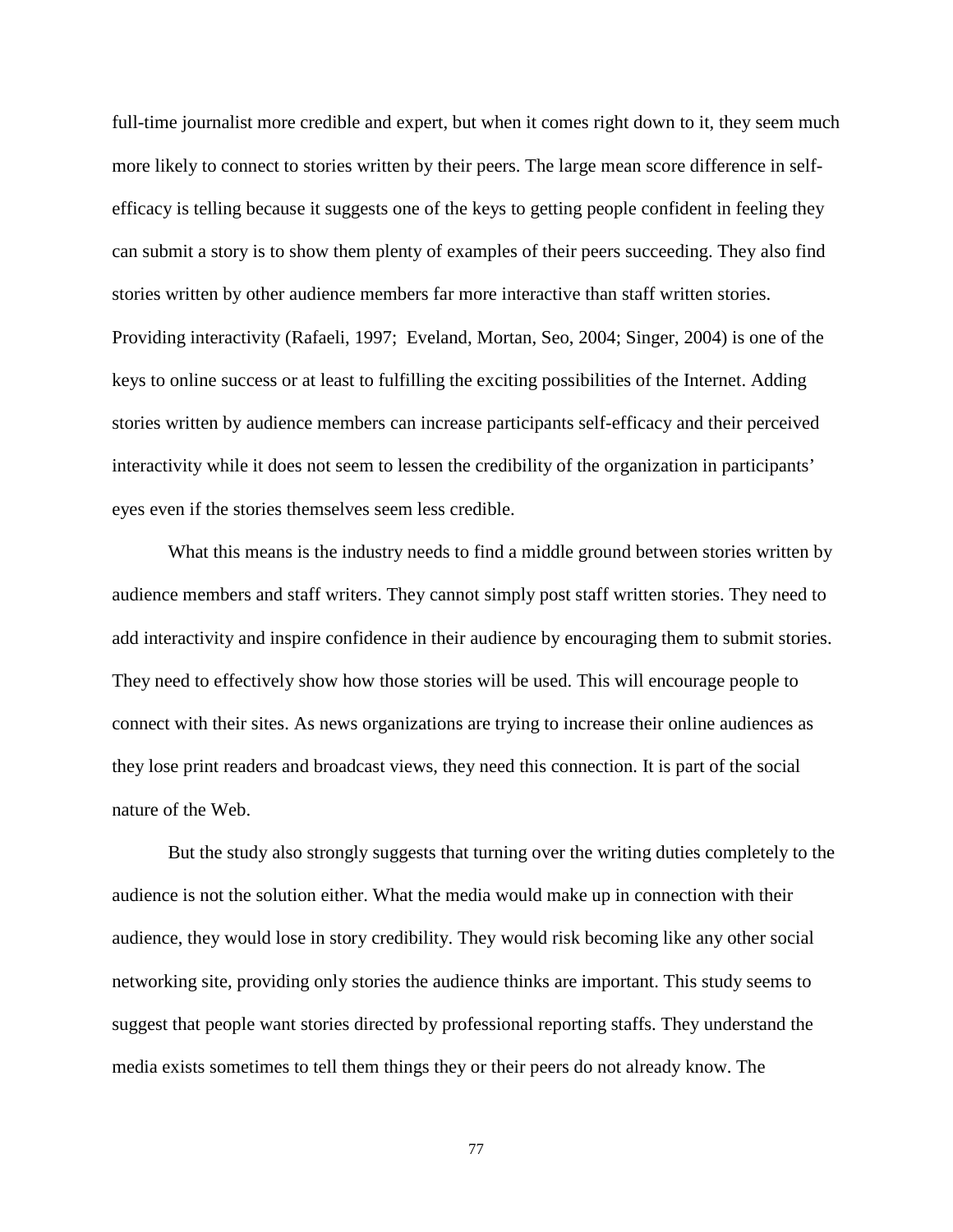full-time journalist more credible and expert, but when it comes right down to it, they seem much more likely to connect to stories written by their peers. The large mean score difference in self-efficacy is telling because it suggests one of the keys to getting people confident in feeling they can submit a story is to show them plenty of examples of their peers succeeding. They also find stories written by other audience members far more interactive than staff written stories. Providing interactivity (Rafaeli, 1997; Eveland, Mortan, Seo, 2004; Singer, 2004) is one of the keys to online success or at least to fulfilling the exciting possibilities of the Internet. Adding stories written by audience members can increase participants self-efficacy and their perceived interactivity while it does not seem to lessen the credibility of the organization in participants' eyes even if the stories themselves seem less credible.

What this means is the industry needs to find a middle ground between stories written by audience members and staff writers. They cannot simply post staff written stories. They need to add interactivity and inspire confidence in their audience by encouraging them to submit stories. They need to effectively show how those stories will be used. This will encourage people to connect with their sites. As news organizations are trying to increase their online audiences as they lose print readers and broadcast views, they need this connection. It is part of the social nature of the Web.

But the study also strongly suggests that turning over the writing duties completely to the audience is not the solution either. What the media would make up in connection with their audience, they would lose in story credibility. They would risk becoming like any other social networking site, providing only stories the audience thinks are important. This study seems to suggest that people want stories directed by professional reporting staffs. They understand the media exists sometimes to tell them things they or their peers do not already know. The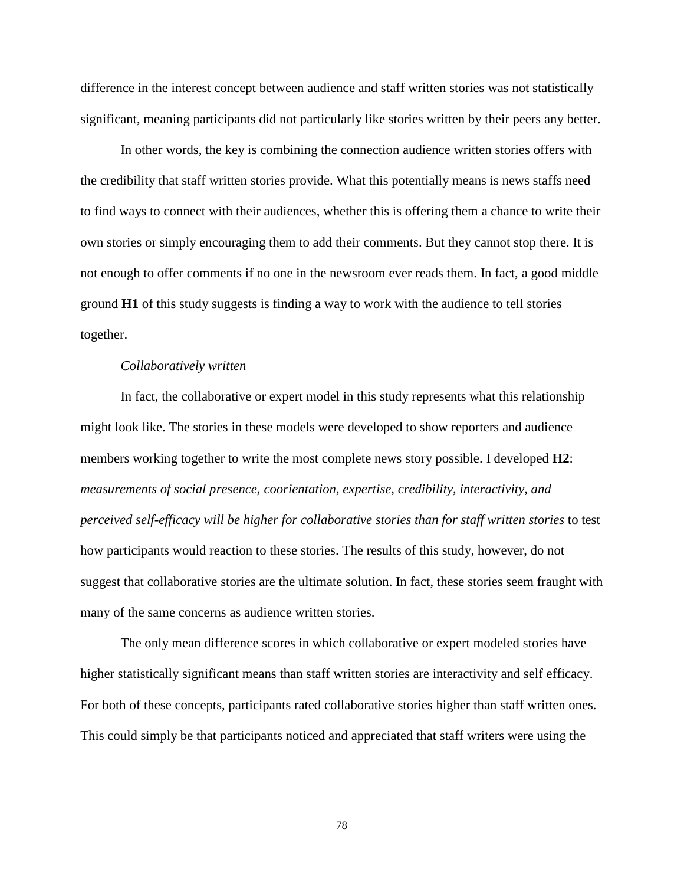difference in the interest concept between audience and staff written stories was not statistically significant, meaning participants did not particularly like stories written by their peers any better.

In other words, the key is combining the connection audience written stories offers with the credibility that staff written stories provide. What this potentially means is news staffs need to find ways to connect with their audiences, whether this is offering them a chance to write their own stories or simply encouraging them to add their comments. But they cannot stop there. It is not enough to offer comments if no one in the newsroom ever reads them. In fact, a good middle ground **H1** of this study suggests is finding a way to work with the audience to tell stories together.

*Collaboratively written*

In fact, the collaborative or expert model in this study represents what this relationship might look like. The stories in these models were developed to show reporters and audience members working together to write the most complete news story possible. I developed **H2**: *measurements of social presence, coorientation, expertise, credibility, interactivity, and perceived self-efficacy will be higher for collaborative stories than for staff written stories* to test how participants would reaction to these stories. The results of this study, however, do not suggest that collaborative stories are the ultimate solution. In fact, these stories seem fraught with many of the same concerns as audience written stories.

The only mean difference scores in which collaborative or expert modeled stories have higher statistically significant means than staff written stories are interactivity and self efficacy. For both of these concepts, participants rated collaborative stories higher than staff written ones. This could simply be that participants noticed and appreciated that staff writers were using the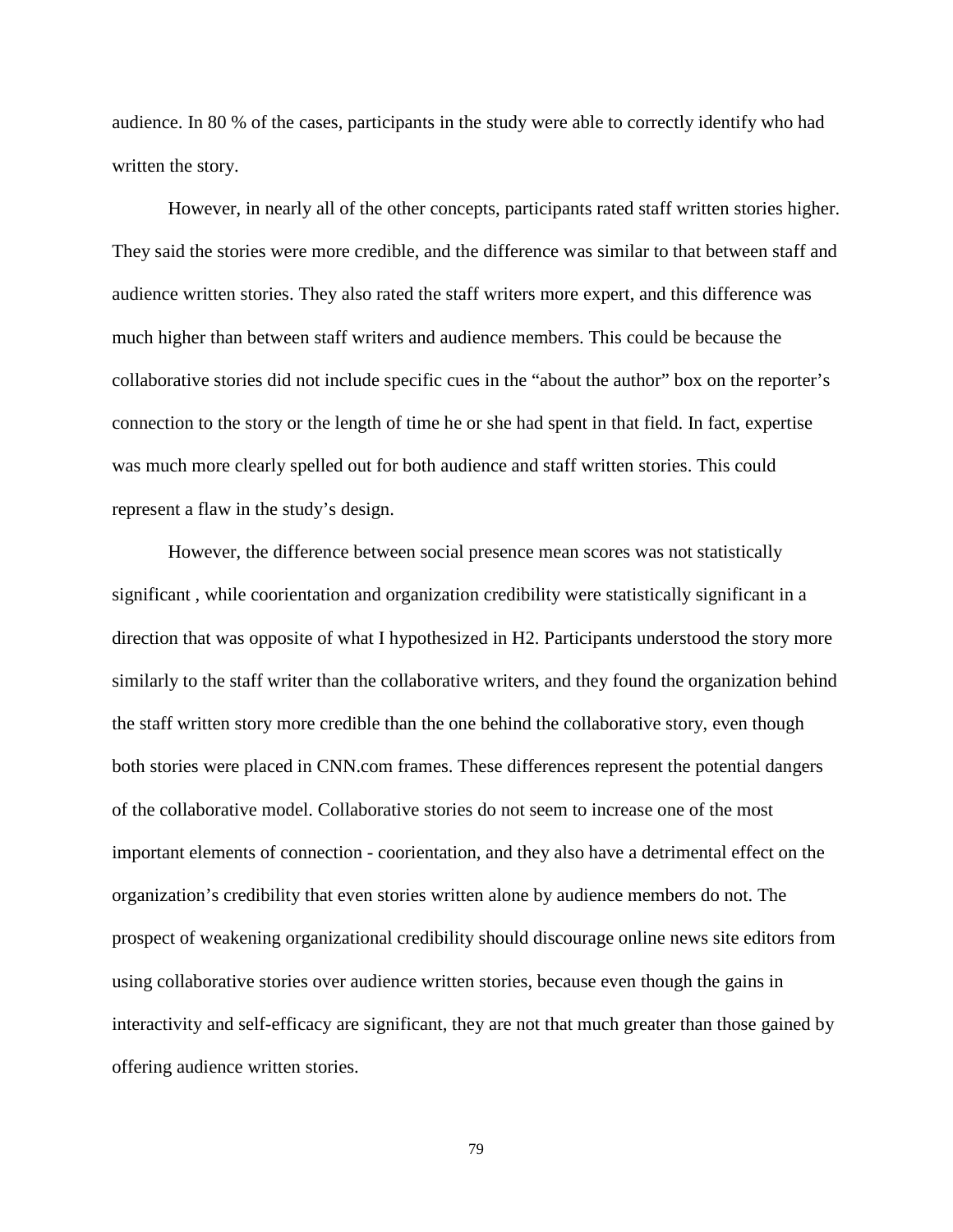audience. In 80 % of the cases, participants in the study were able to correctly identify who had written the story.

However, in nearly all of the other concepts, participants rated staff written stories higher. They said the stories were more credible, and the difference was similar to that between staff and audience written stories. They also rated the staff writers more expert, and this difference was much higher than between staff writers and audience members. This could be because the collaborative stories did not include specific cues in the "about the author" box on the reporter's connection to the story or the length of time he or she had spent in that field. In fact, expertise was much more clearly spelled out for both audience and staff written stories. This could represent a flaw in the study's design.

However, the difference between social presence mean scores was not statistically significant , while coorientation and organization credibility were statistically significant in a direction that was opposite of what I hypothesized in H2. Participants understood the story more similarly to the staff writer than the collaborative writers, and they found the organization behind the staff written story more credible than the one behind the collaborative story, even though both stories were placed in CNN.com frames. These differences represent the potential dangers of the collaborative model. Collaborative stories do not seem to increase one of the most important elements of connection - coorientation, and they also have a detrimental effect on the organization's credibility that even stories written alone by audience members do not. The prospect of weakening organizational credibility should discourage online news site editors from using collaborative stories over audience written stories, because even though the gains in interactivity and self-efficacy are significant, they are not that much greater than those gained by offering audience written stories.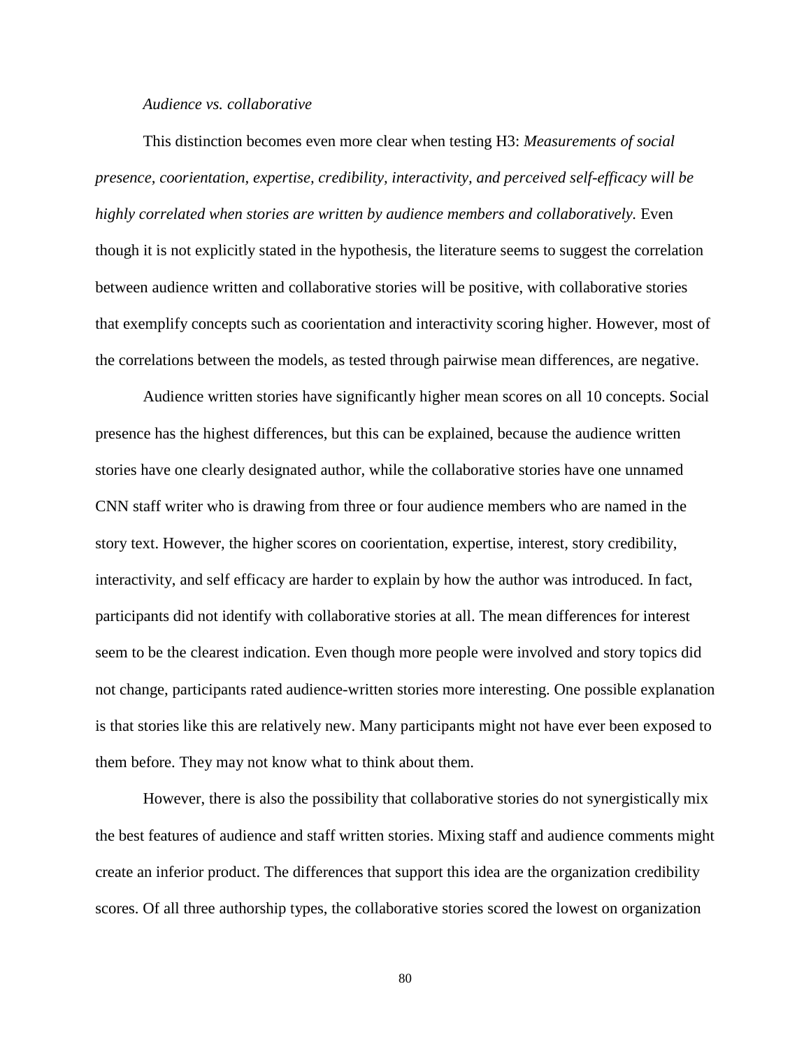*Audience vs. collaborative*

This distinction becomes even more clear when testing H3: *Measurements of social presence, coorientation, expertise, credibility, interactivity, and perceived self-efficacy will be highly correlated when stories are written by audience members and collaboratively.* Even though it is not explicitly stated in the hypothesis, the literature seems to suggest the correlation between audience written and collaborative stories will be positive, with collaborative stories that exemplify concepts such as coorientation and interactivity scoring higher. However, most of the correlations between the models, as tested through pairwise mean differences, are negative.

Audience written stories have significantly higher mean scores on all 10 concepts. Social presence has the highest differences, but this can be explained, because the audience written stories have one clearly designated author, while the collaborative stories have one unnamed CNN staff writer who is drawing from three or four audience members who are named in the story text. However, the higher scores on coorientation, expertise, interest, story credibility, interactivity, and self efficacy are harder to explain by how the author was introduced. In fact, participants did not identify with collaborative stories at all. The mean differences for interest seem to be the clearest indication. Even though more people were involved and story topics did not change, participants rated audience-written stories more interesting. One possible explanation is that stories like this are relatively new. Many participants might not have ever been exposed to them before. They may not know what to think about them.

However, there is also the possibility that collaborative stories do not synergistically mix the best features of audience and staff written stories. Mixing staff and audience comments might create an inferior product. The differences that support this idea are the organization credibility scores. Of all three authorship types, the collaborative stories scored the lowest on organization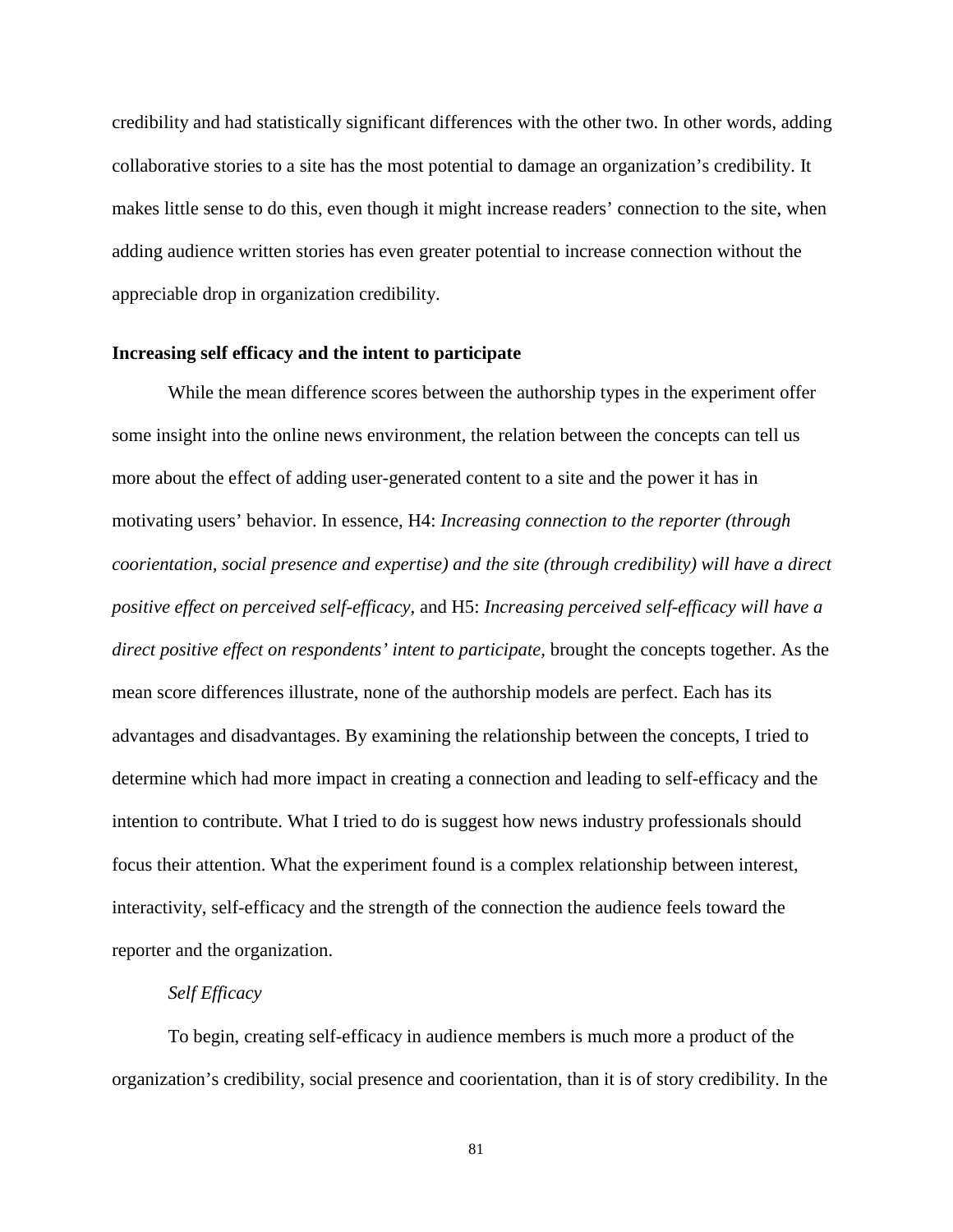credibility and had statistically significant differences with the other two. In other words, adding collaborative stories to a site has the most potential to damage an organization's credibility. It makes little sense to do this, even though it might increase readers' connection to the site, when adding audience written stories has even greater potential to increase connection without the appreciable drop in organization credibility.

**Increasing self efficacy and the intent to participate**

While the mean difference scores between the authorship types in the experiment offer some insight into the online news environment, the relation between the concepts can tell us more about the effect of adding user-generated content to a site and the power it has in motivating users' behavior. In essence, H4: *Increasing connection to the reporter (through coorientation, social presence and expertise) and the site (through credibility) will have a direct positive effect on perceived self-efficacy,* and H5: *Increasing perceived self-efficacy will have a direct positive effect on respondents' intent to participate,* brought the concepts together. As the mean score differences illustrate, none of the authorship models are perfect. Each has its advantages and disadvantages. By examining the relationship between the concepts, I tried to determine which had more impact in creating a connection and leading to self-efficacy and the intention to contribute. What I tried to do is suggest how news industry professionals should focus their attention. What the experiment found is a complex relationship between interest, interactivity, self-efficacy and the strength of the connection the audience feels toward the reporter and the organization.

*Self Efficacy*

To begin, creating self-efficacy in audience members is much more a product of the organization's credibility, social presence and coorientation, than it is of story credibility. In the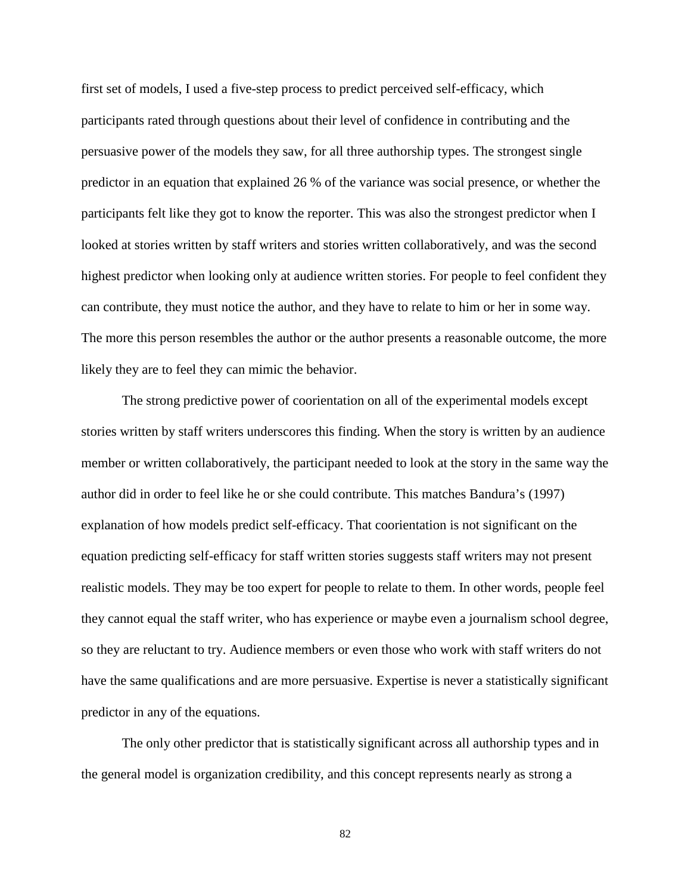first set of models, I used a five-step process to predict perceived self-efficacy, which participants rated through questions about their level of confidence in contributing and the persuasive power of the models they saw, for all three authorship types. The strongest single predictor in an equation that explained 26 % of the variance was social presence, or whether the participants felt like they got to know the reporter. This was also the strongest predictor when I looked at stories written by staff writers and stories written collaboratively, and was the second highest predictor when looking only at audience written stories. For people to feel confident they can contribute, they must notice the author, and they have to relate to him or her in some way. The more this person resembles the author or the author presents a reasonable outcome, the more likely they are to feel they can mimic the behavior.

The strong predictive power of coorientation on all of the experimental models except stories written by staff writers underscores this finding. When the story is written by an audience member or written collaboratively, the participant needed to look at the story in the same way the author did in order to feel like he or she could contribute. This matches Bandura's (1997) explanation of how models predict self-efficacy. That coorientation is not significant on the equation predicting self-efficacy for staff written stories suggests staff writers may not present realistic models. They may be too expert for people to relate to them. In other words, people feel they cannot equal the staff writer, who has experience or maybe even a journalism school degree, so they are reluctant to try. Audience members or even those who work with staff writers do not have the same qualifications and are more persuasive. Expertise is never a statistically significant predictor in any of the equations.

The only other predictor that is statistically significant across all authorship types and in the general model is organization credibility, and this concept represents nearly as strong a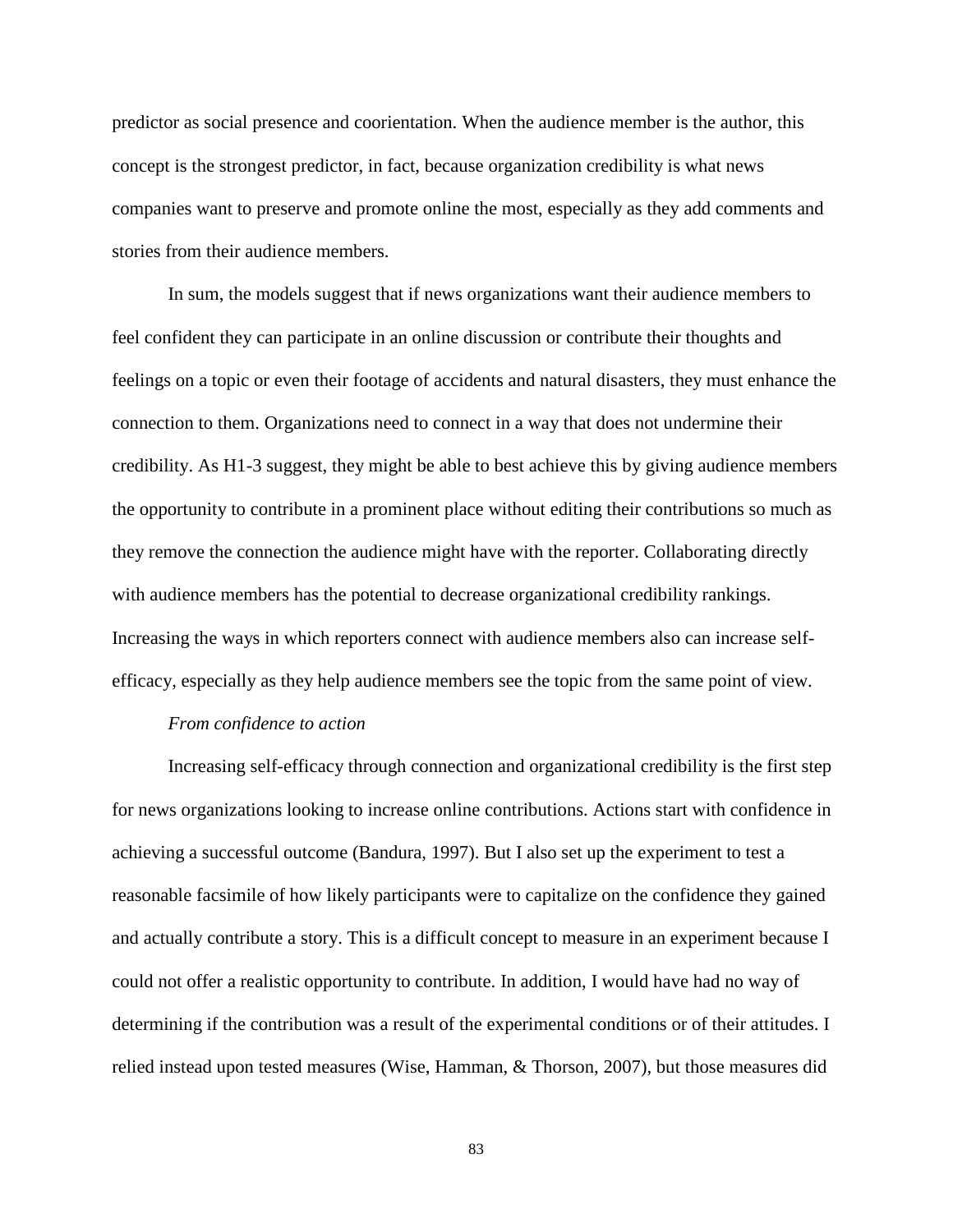predictor as social presence and coorientation. When the audience member is the author, this concept is the strongest predictor, in fact, because organization credibility is what news companies want to preserve and promote online the most, especially as they add comments and stories from their audience members.

In sum, the models suggest that if news organizations want their audience members to feel confident they can participate in an online discussion or contribute their thoughts and feelings on a topic or even their footage of accidents and natural disasters, they must enhance the connection to them. Organizations need to connect in a way that does not undermine their credibility. As H1-3 suggest, they might be able to best achieve this by giving audience members the opportunity to contribute in a prominent place without editing their contributions so much as they remove the connection the audience might have with the reporter. Collaborating directly with audience members has the potential to decrease organizational credibility rankings. Increasing the ways in which reporters connect with audience members also can increase self-efficacy, especially as they help audience members see the topic from the same point of view.

*From confidence to action*

Increasing self-efficacy through connection and organizational credibility is the first step for news organizations looking to increase online contributions. Actions start with confidence in achieving a successful outcome (Bandura, 1997). But I also set up the experiment to test a reasonable facsimile of how likely participants were to capitalize on the confidence they gained and actually contribute a story. This is a difficult concept to measure in an experiment because I could not offer a realistic opportunity to contribute. In addition, I would have had no way of determining if the contribution was a result of the experimental conditions or of their attitudes. I relied instead upon tested measures (Wise, Hamman, & Thorson, 2007), but those measures did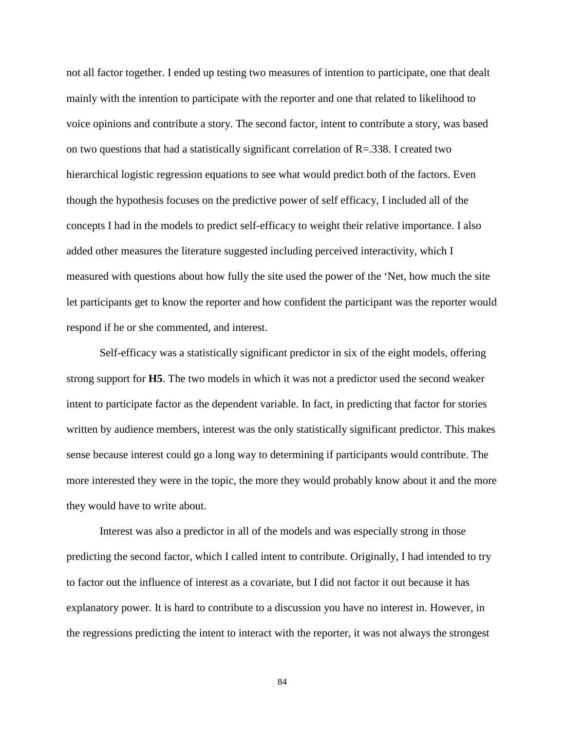not all factor together. I ended up testing two measures of intention to participate, one that dealt mainly with the intention to participate with the reporter and one that related to likelihood to voice opinions and contribute a story. The second factor, intent to contribute a story, was based on two questions that had a statistically significant correlation of R=.338. I created two hierarchical logistic regression equations to see what would predict both of the factors. Even though the hypothesis focuses on the predictive power of self efficacy, I included all of the concepts I had in the models to predict self-efficacy to weight their relative importance. I also added other measures the literature suggested including perceived interactivity, which I measured with questions about how fully the site used the power of the 'Net, how much the site let participants get to know the reporter and how confident the participant was the reporter would respond if he or she commented, and interest.

Self-efficacy was a statistically significant predictor in six of the eight models, offering strong support for **H5**. The two models in which it was not a predictor used the second weaker intent to participate factor as the dependent variable. In fact, in predicting that factor for stories written by audience members, interest was the only statistically significant predictor. This makes sense because interest could go a long way to determining if participants would contribute. The more interested they were in the topic, the more they would probably know about it and the more they would have to write about.

Interest was also a predictor in all of the models and was especially strong in those predicting the second factor, which I called intent to contribute. Originally, I had intended to try to factor out the influence of interest as a covariate, but I did not factor it out because it has explanatory power. It is hard to contribute to a discussion you have no interest in. However, in the regressions predicting the intent to interact with the reporter, it was not always the strongest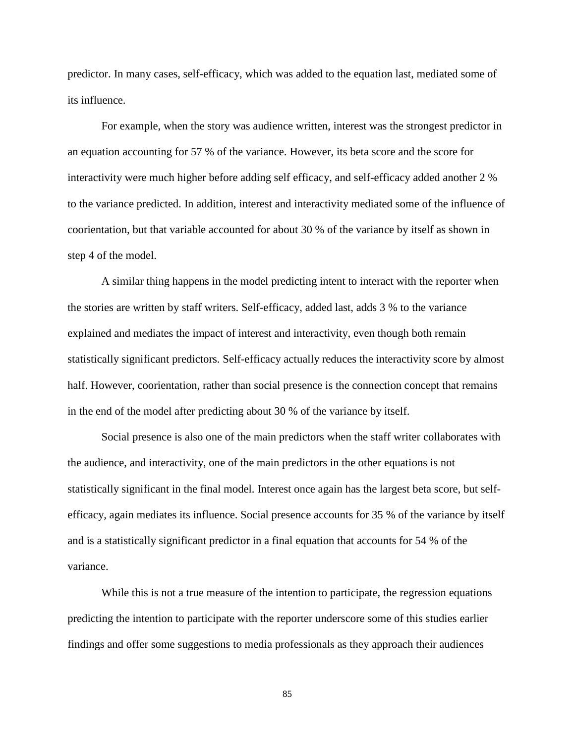predictor. In many cases, self-efficacy, which was added to the equation last, mediated some of its influence.

For example, when the story was audience written, interest was the strongest predictor in an equation accounting for 57 % of the variance. However, its beta score and the score for interactivity were much higher before adding self efficacy, and self-efficacy added another 2 % to the variance predicted. In addition, interest and interactivity mediated some of the influence of coorientation, but that variable accounted for about 30 % of the variance by itself as shown in step 4 of the model.

A similar thing happens in the model predicting intent to interact with the reporter when the stories are written by staff writers. Self-efficacy, added last, adds 3 % to the variance explained and mediates the impact of interest and interactivity, even though both remain statistically significant predictors. Self-efficacy actually reduces the interactivity score by almost half. However, coorientation, rather than social presence is the connection concept that remains in the end of the model after predicting about 30 % of the variance by itself.

Social presence is also one of the main predictors when the staff writer collaborates with the audience, and interactivity, one of the main predictors in the other equations is not statistically significant in the final model. Interest once again has the largest beta score, but self-efficacy, again mediates its influence. Social presence accounts for 35 % of the variance by itself and is a statistically significant predictor in a final equation that accounts for 54 % of the variance.

While this is not a true measure of the intention to participate, the regression equations predicting the intention to participate with the reporter underscore some of this studies earlier findings and offer some suggestions to media professionals as they approach their audiences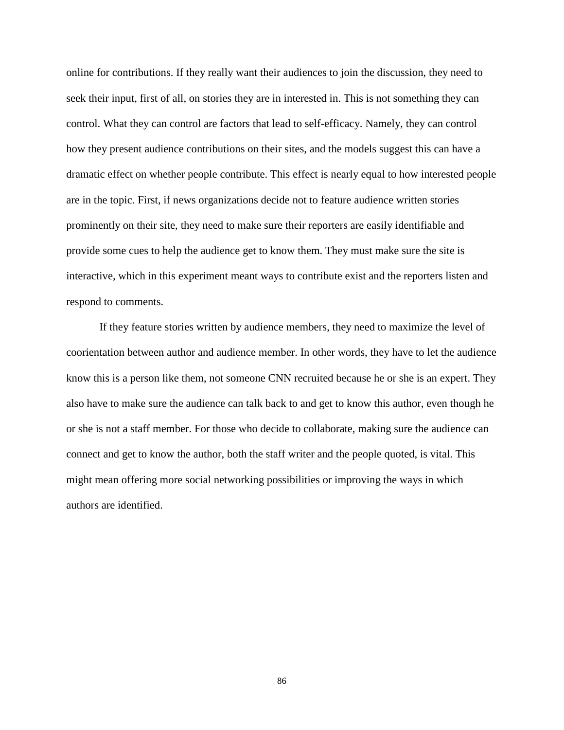online for contributions. If they really want their audiences to join the discussion, they need to seek their input, first of all, on stories they are in interested in. This is not something they can control. What they can control are factors that lead to self-efficacy. Namely, they can control how they present audience contributions on their sites, and the models suggest this can have a dramatic effect on whether people contribute. This effect is nearly equal to how interested people are in the topic. First, if news organizations decide not to feature audience written stories prominently on their site, they need to make sure their reporters are easily identifiable and provide some cues to help the audience get to know them. They must make sure the site is interactive, which in this experiment meant ways to contribute exist and the reporters listen and respond to comments.

If they feature stories written by audience members, they need to maximize the level of coorientation between author and audience member. In other words, they have to let the audience know this is a person like them, not someone CNN recruited because he or she is an expert. They also have to make sure the audience can talk back to and get to know this author, even though he or she is not a staff member. For those who decide to collaborate, making sure the audience can connect and get to know the author, both the staff writer and the people quoted, is vital. This might mean offering more social networking possibilities or improving the ways in which authors are identified.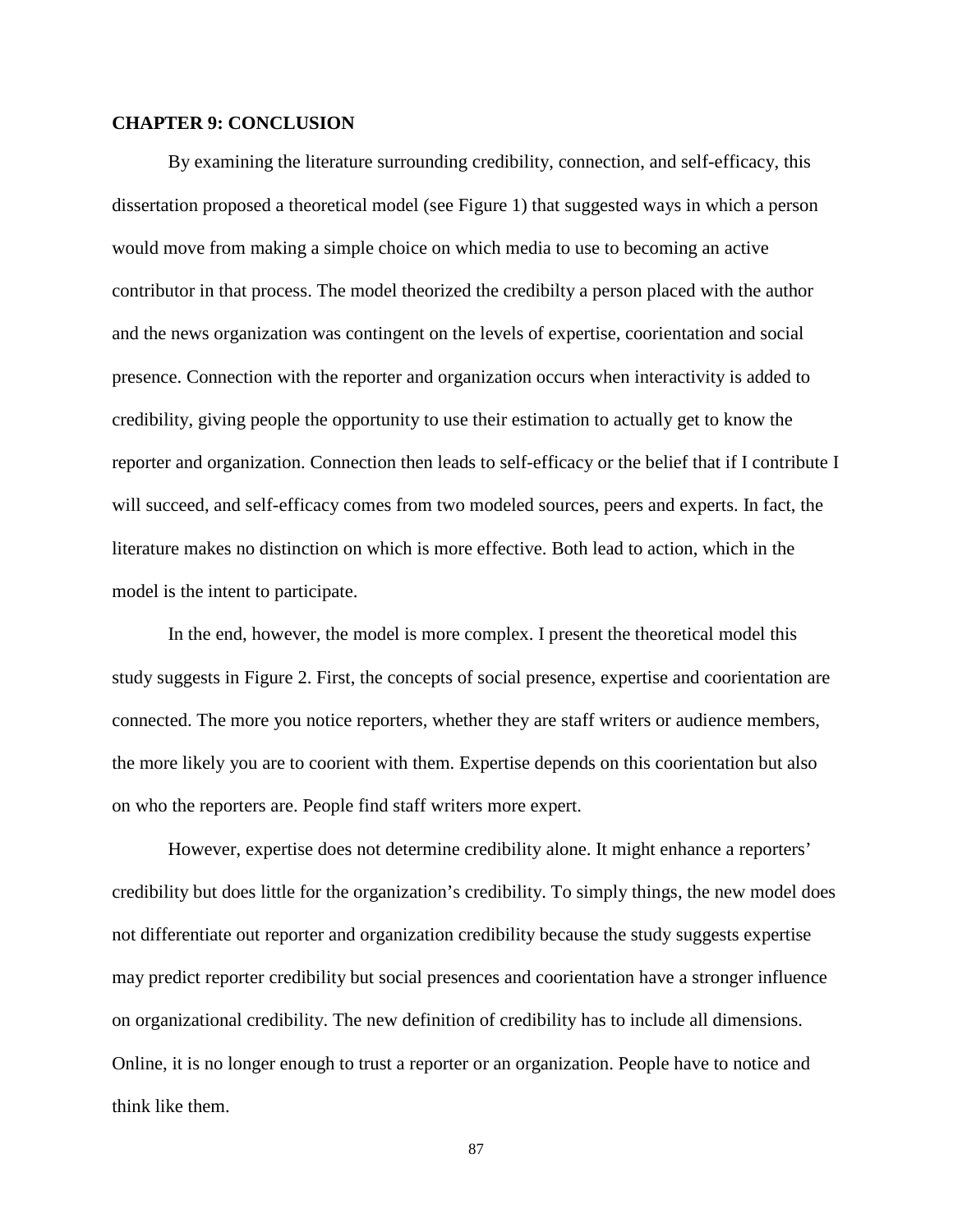## CHAPTER 9: CONCLUSION

By examining the literature surrounding credibility, connection, and self-efficacy, this dissertation proposed a theoretical model (see Figure 1) that suggested ways in which a person would move from making a simple choice on which media to use to becoming an active contributor in that process. The model theorized the credibilty a person placed with the author and the news organization was contingent on the levels of expertise, coorientation and social presence. Connection with the reporter and organization occurs when interactivity is added to credibility, giving people the opportunity to use their estimation to actually get to know the reporter and organization. Connection then leads to self-efficacy or the belief that if I contribute I will succeed, and self-efficacy comes from two modeled sources, peers and experts. In fact, the literature makes no distinction on which is more effective. Both lead to action, which in the model is the intent to participate.

In the end, however, the model is more complex. I present the theoretical model this study suggests in Figure 2. First, the concepts of social presence, expertise and coorientation are connected. The more you notice reporters, whether they are staff writers or audience members, the more likely you are to coorient with them. Expertise depends on this coorientation but also on who the reporters are. People find staff writers more expert.

However, expertise does not determine credibility alone. It might enhance a reporters' credibility but does little for the organization's credibility. To simply things, the new model does not differentiate out reporter and organization credibility because the study suggests expertise may predict reporter credibility but social presences and coorientation have a stronger influence on organizational credibility. The new definition of credibility has to include all dimensions. Online, it is no longer enough to trust a reporter or an organization. People have to notice and think like them.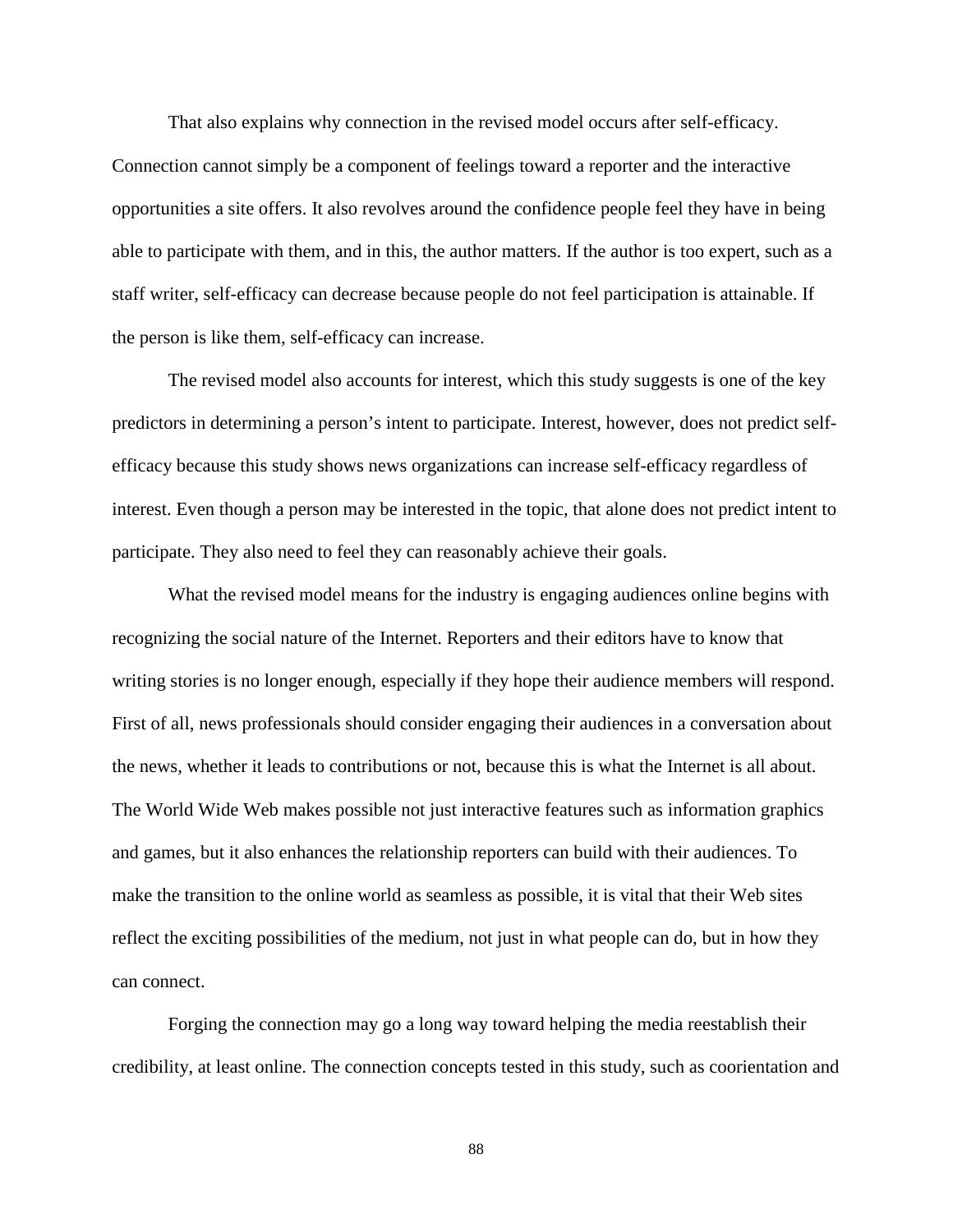That also explains why connection in the revised model occurs after self-efficacy. Connection cannot simply be a component of feelings toward a reporter and the interactive opportunities a site offers. It also revolves around the confidence people feel they have in being able to participate with them, and in this, the author matters. If the author is too expert, such as a staff writer, self-efficacy can decrease because people do not feel participation is attainable. If the person is like them, self-efficacy can increase.

The revised model also accounts for interest, which this study suggests is one of the key predictors in determining a person's intent to participate. Interest, however, does not predict self-efficacy because this study shows news organizations can increase self-efficacy regardless of interest. Even though a person may be interested in the topic, that alone does not predict intent to participate. They also need to feel they can reasonably achieve their goals.

What the revised model means for the industry is engaging audiences online begins with recognizing the social nature of the Internet. Reporters and their editors have to know that writing stories is no longer enough, especially if they hope their audience members will respond. First of all, news professionals should consider engaging their audiences in a conversation about the news, whether it leads to contributions or not, because this is what the Internet is all about. The World Wide Web makes possible not just interactive features such as information graphics and games, but it also enhances the relationship reporters can build with their audiences. To make the transition to the online world as seamless as possible, it is vital that their Web sites reflect the exciting possibilities of the medium, not just in what people can do, but in how they can connect.

Forging the connection may go a long way toward helping the media reestablish their credibility, at least online. The connection concepts tested in this study, such as coorientation and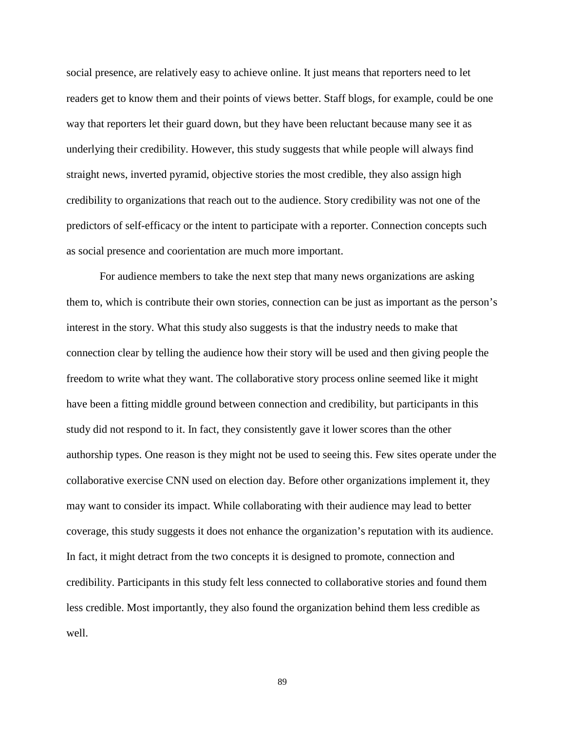social presence, are relatively easy to achieve online. It just means that reporters need to let readers get to know them and their points of views better. Staff blogs, for example, could be one way that reporters let their guard down, but they have been reluctant because many see it as underlying their credibility. However, this study suggests that while people will always find straight news, inverted pyramid, objective stories the most credible, they also assign high credibility to organizations that reach out to the audience. Story credibility was not one of the predictors of self-efficacy or the intent to participate with a reporter. Connection concepts such as social presence and coorientation are much more important.

For audience members to take the next step that many news organizations are asking them to, which is contribute their own stories, connection can be just as important as the person's interest in the story. What this study also suggests is that the industry needs to make that connection clear by telling the audience how their story will be used and then giving people the freedom to write what they want. The collaborative story process online seemed like it might have been a fitting middle ground between connection and credibility, but participants in this study did not respond to it. In fact, they consistently gave it lower scores than the other authorship types. One reason is they might not be used to seeing this. Few sites operate under the collaborative exercise CNN used on election day. Before other organizations implement it, they may want to consider its impact. While collaborating with their audience may lead to better coverage, this study suggests it does not enhance the organization's reputation with its audience. In fact, it might detract from the two concepts it is designed to promote, connection and credibility. Participants in this study felt less connected to collaborative stories and found them less credible. Most importantly, they also found the organization behind them less credible as well.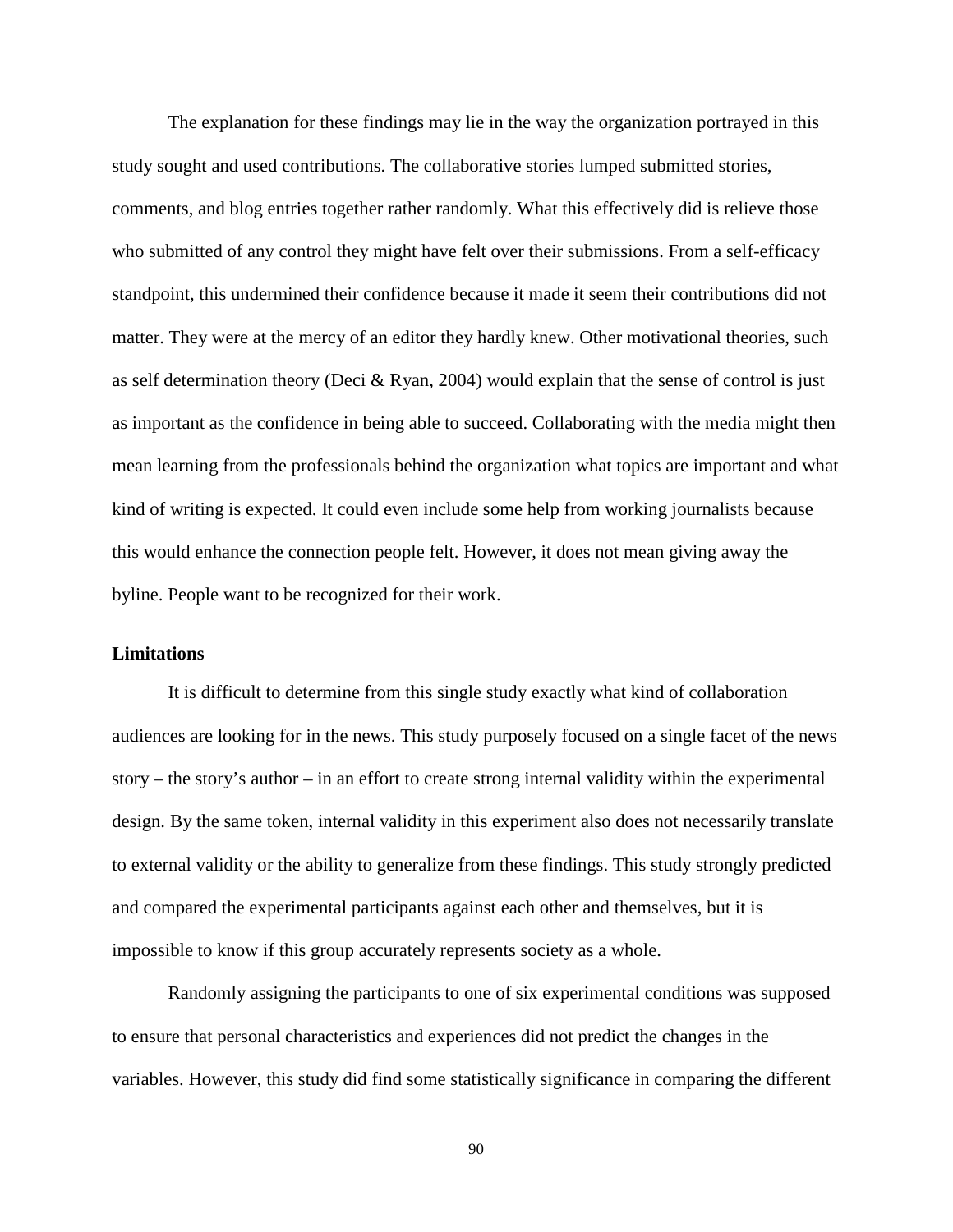The explanation for these findings may lie in the way the organization portrayed in this study sought and used contributions. The collaborative stories lumped submitted stories, comments, and blog entries together rather randomly. What this effectively did is relieve those who submitted of any control they might have felt over their submissions. From a self-efficacy standpoint, this undermined their confidence because it made it seem their contributions did not matter. They were at the mercy of an editor they hardly knew. Other motivational theories, such as self determination theory (Deci & Ryan, 2004) would explain that the sense of control is just as important as the confidence in being able to succeed. Collaborating with the media might then mean learning from the professionals behind the organization what topics are important and what kind of writing is expected. It could even include some help from working journalists because this would enhance the connection people felt. However, it does not mean giving away the byline. People want to be recognized for their work.

### Limitations

It is difficult to determine from this single study exactly what kind of collaboration audiences are looking for in the news. This study purposely focused on a single facet of the news story – the story's author – in an effort to create strong internal validity within the experimental design. By the same token, internal validity in this experiment also does not necessarily translate to external validity or the ability to generalize from these findings. This study strongly predicted and compared the experimental participants against each other and themselves, but it is impossible to know if this group accurately represents society as a whole.

Randomly assigning the participants to one of six experimental conditions was supposed to ensure that personal characteristics and experiences did not predict the changes in the variables. However, this study did find some statistically significance in comparing the different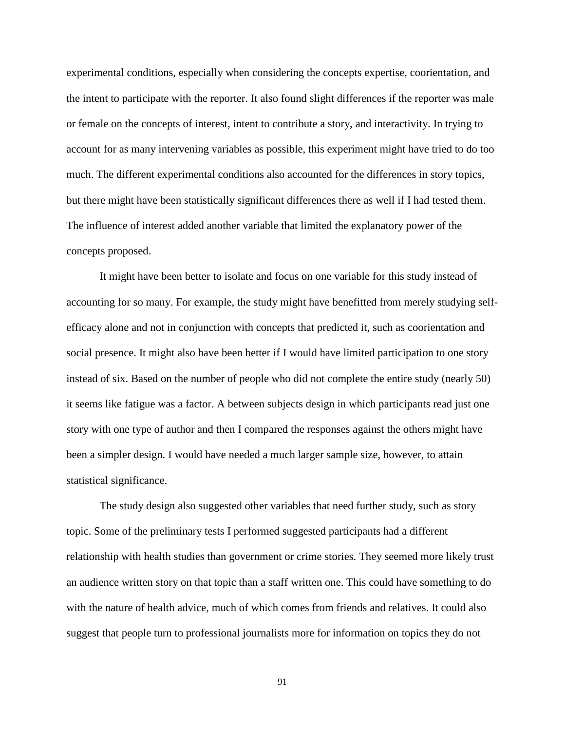experimental conditions, especially when considering the concepts expertise, coorientation, and the intent to participate with the reporter. It also found slight differences if the reporter was male or female on the concepts of interest, intent to contribute a story, and interactivity. In trying to account for as many intervening variables as possible, this experiment might have tried to do too much. The different experimental conditions also accounted for the differences in story topics, but there might have been statistically significant differences there as well if I had tested them. The influence of interest added another variable that limited the explanatory power of the concepts proposed.

It might have been better to isolate and focus on one variable for this study instead of accounting for so many. For example, the study might have benefitted from merely studying self-efficacy alone and not in conjunction with concepts that predicted it, such as coorientation and social presence. It might also have been better if I would have limited participation to one story instead of six. Based on the number of people who did not complete the entire study (nearly 50) it seems like fatigue was a factor. A between subjects design in which participants read just one story with one type of author and then I compared the responses against the others might have been a simpler design. I would have needed a much larger sample size, however, to attain statistical significance.

The study design also suggested other variables that need further study, such as story topic. Some of the preliminary tests I performed suggested participants had a different relationship with health studies than government or crime stories. They seemed more likely trust an audience written story on that topic than a staff written one. This could have something to do with the nature of health advice, much of which comes from friends and relatives. It could also suggest that people turn to professional journalists more for information on topics they do not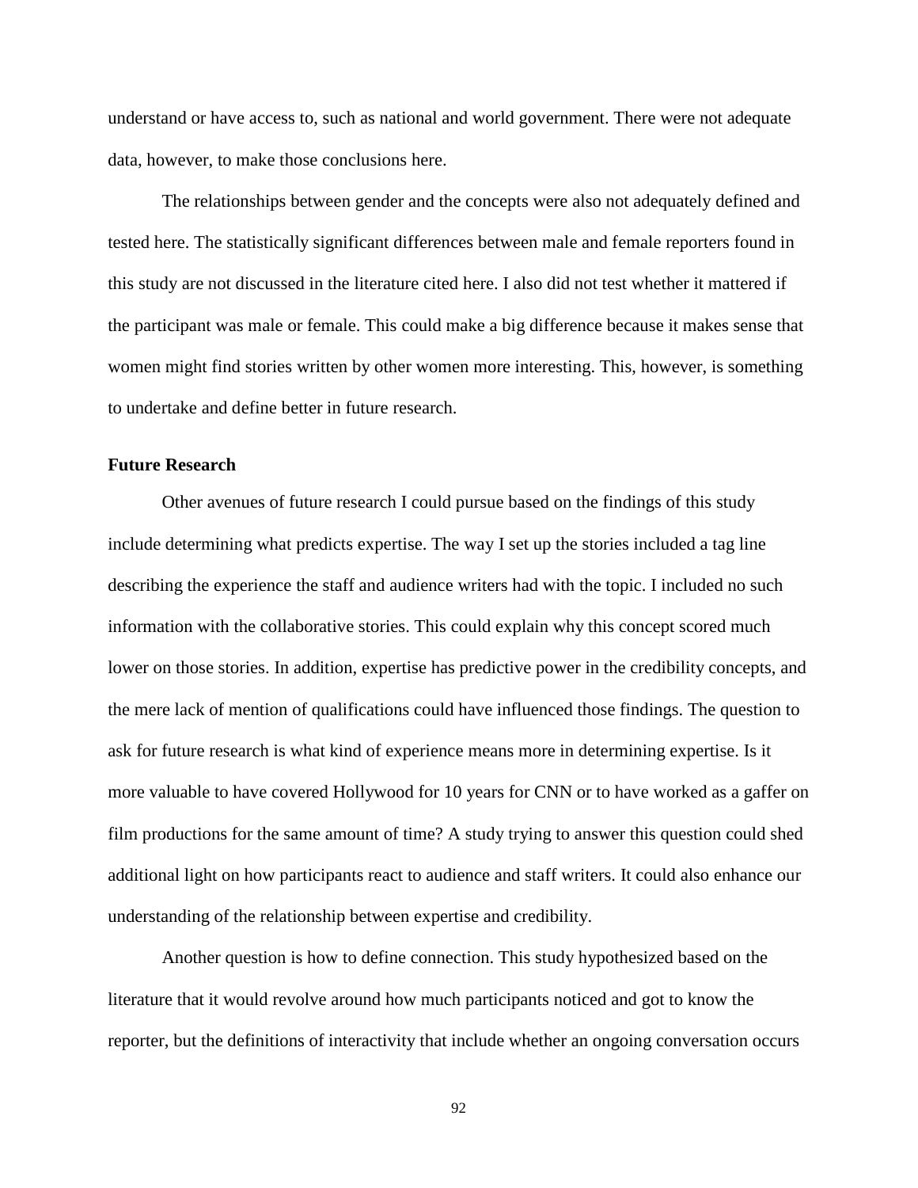understand or have access to, such as national and world government. There were not adequate data, however, to make those conclusions here.

The relationships between gender and the concepts were also not adequately defined and tested here. The statistically significant differences between male and female reporters found in this study are not discussed in the literature cited here. I also did not test whether it mattered if the participant was male or female. This could make a big difference because it makes sense that women might find stories written by other women more interesting. This, however, is something to undertake and define better in future research.

**Future Research**

Other avenues of future research I could pursue based on the findings of this study include determining what predicts expertise. The way I set up the stories included a tag line describing the experience the staff and audience writers had with the topic. I included no such information with the collaborative stories. This could explain why this concept scored much lower on those stories. In addition, expertise has predictive power in the credibility concepts, and the mere lack of mention of qualifications could have influenced those findings. The question to ask for future research is what kind of experience means more in determining expertise. Is it more valuable to have covered Hollywood for 10 years for CNN or to have worked as a gaffer on film productions for the same amount of time? A study trying to answer this question could shed additional light on how participants react to audience and staff writers. It could also enhance our understanding of the relationship between expertise and credibility.

Another question is how to define connection. This study hypothesized based on the literature that it would revolve around how much participants noticed and got to know the reporter, but the definitions of interactivity that include whether an ongoing conversation occurs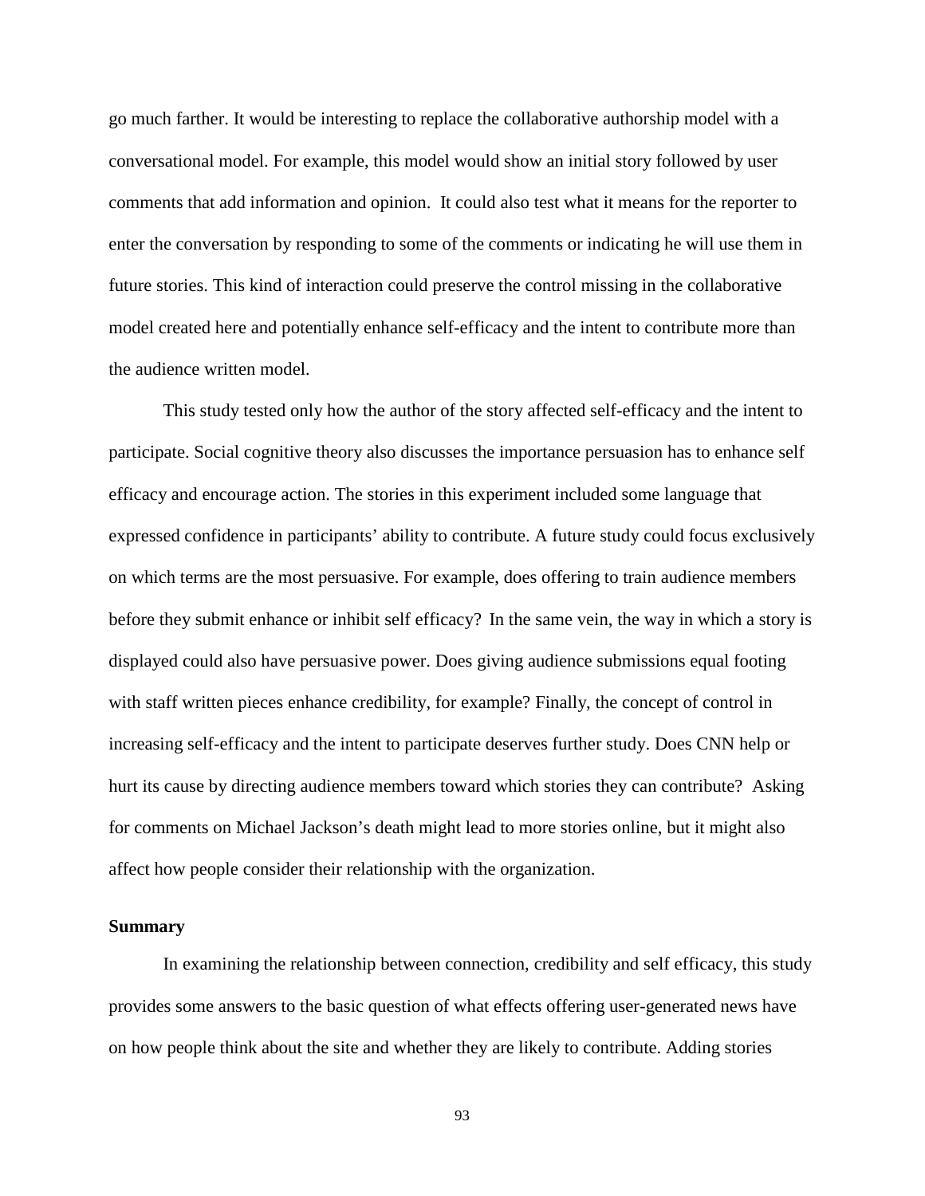go much farther. It would be interesting to replace the collaborative authorship model with a conversational model. For example, this model would show an initial story followed by user comments that add information and opinion. It could also test what it means for the reporter to enter the conversation by responding to some of the comments or indicating he will use them in future stories. This kind of interaction could preserve the control missing in the collaborative model created here and potentially enhance self-efficacy and the intent to contribute more than the audience written model.

This study tested only how the author of the story affected self-efficacy and the intent to participate. Social cognitive theory also discusses the importance persuasion has to enhance self efficacy and encourage action. The stories in this experiment included some language that expressed confidence in participants' ability to contribute. A future study could focus exclusively on which terms are the most persuasive. For example, does offering to train audience members before they submit enhance or inhibit self efficacy? In the same vein, the way in which a story is displayed could also have persuasive power. Does giving audience submissions equal footing with staff written pieces enhance credibility, for example? Finally, the concept of control in increasing self-efficacy and the intent to participate deserves further study. Does CNN help or hurt its cause by directing audience members toward which stories they can contribute? Asking for comments on Michael Jackson's death might lead to more stories online, but it might also affect how people consider their relationship with the organization.

**Summary**

In examining the relationship between connection, credibility and self efficacy, this study provides some answers to the basic question of what effects offering user-generated news have on how people think about the site and whether they are likely to contribute. Adding stories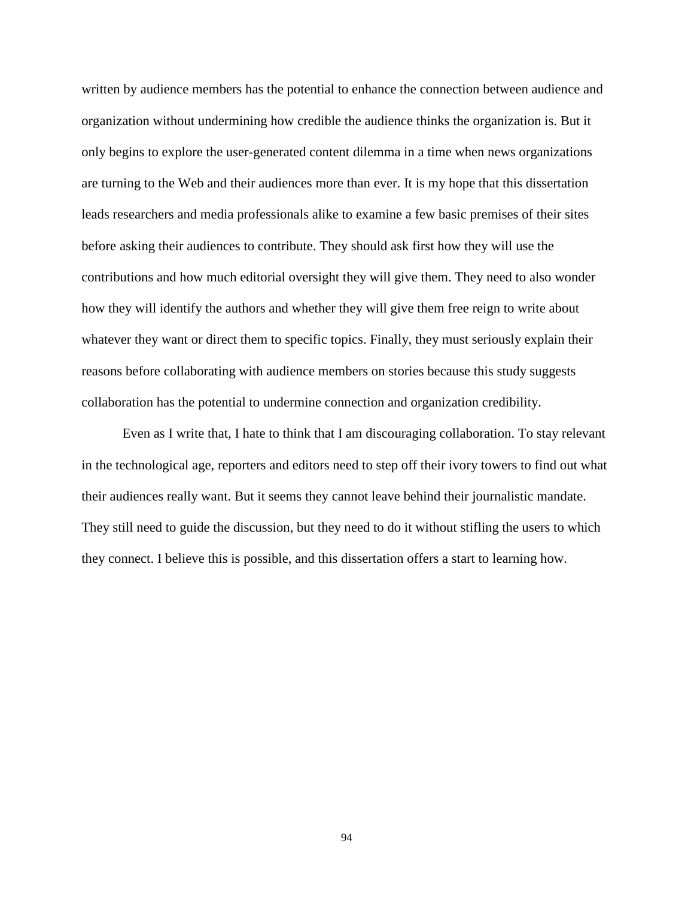written by audience members has the potential to enhance the connection between audience and organization without undermining how credible the audience thinks the organization is. But it only begins to explore the user-generated content dilemma in a time when news organizations are turning to the Web and their audiences more than ever. It is my hope that this dissertation leads researchers and media professionals alike to examine a few basic premises of their sites before asking their audiences to contribute. They should ask first how they will use the contributions and how much editorial oversight they will give them. They need to also wonder how they will identify the authors and whether they will give them free reign to write about whatever they want or direct them to specific topics. Finally, they must seriously explain their reasons before collaborating with audience members on stories because this study suggests collaboration has the potential to undermine connection and organization credibility.

Even as I write that, I hate to think that I am discouraging collaboration. To stay relevant in the technological age, reporters and editors need to step off their ivory towers to find out what their audiences really want. But it seems they cannot leave behind their journalistic mandate. They still need to guide the discussion, but they need to do it without stifling the users to which they connect. I believe this is possible, and this dissertation offers a start to learning how.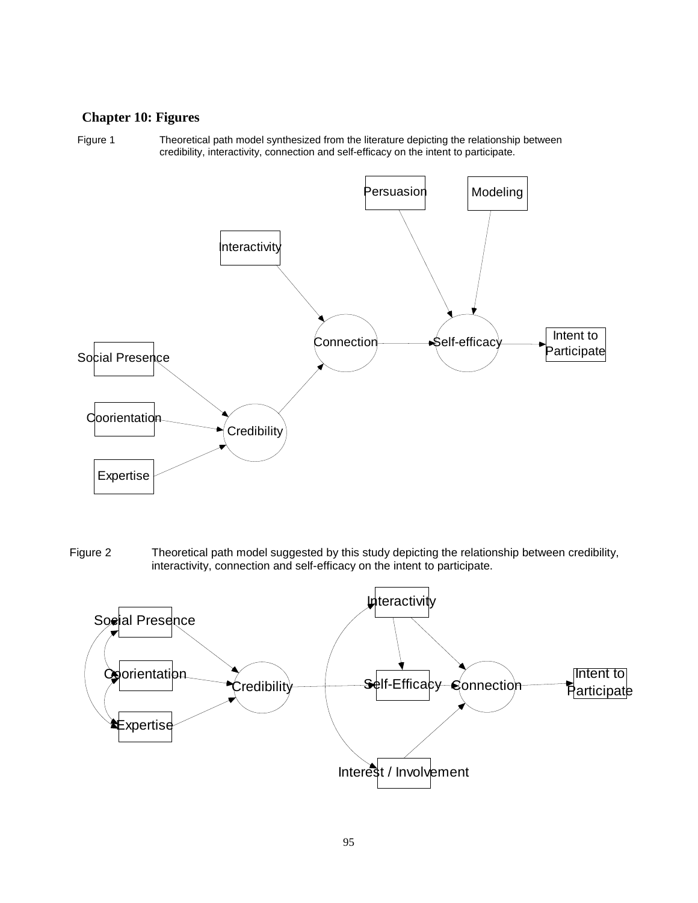## Chapter 10: Figures

Figure 1 Theoretical path model synthesized from the literature depicting the relationship between credibility, interactivity, connection and self-efficacy on the intent to participate.

Persuasion

Modeling

Interactivity

Connection

Self-efficacy

Intent to Participate

Social Presence

Coorientation

Credibility

Expertise

Figure 2 Theoretical path model suggested by this study depicting the relationship between credibility, interactivity, connection and self-efficacy on the intent to participate.

Interactivity

Social Presence

Coorientation

Credibility

Self-Efficacy

Connection

Intent to Participate

Expertise

Interest / Involvement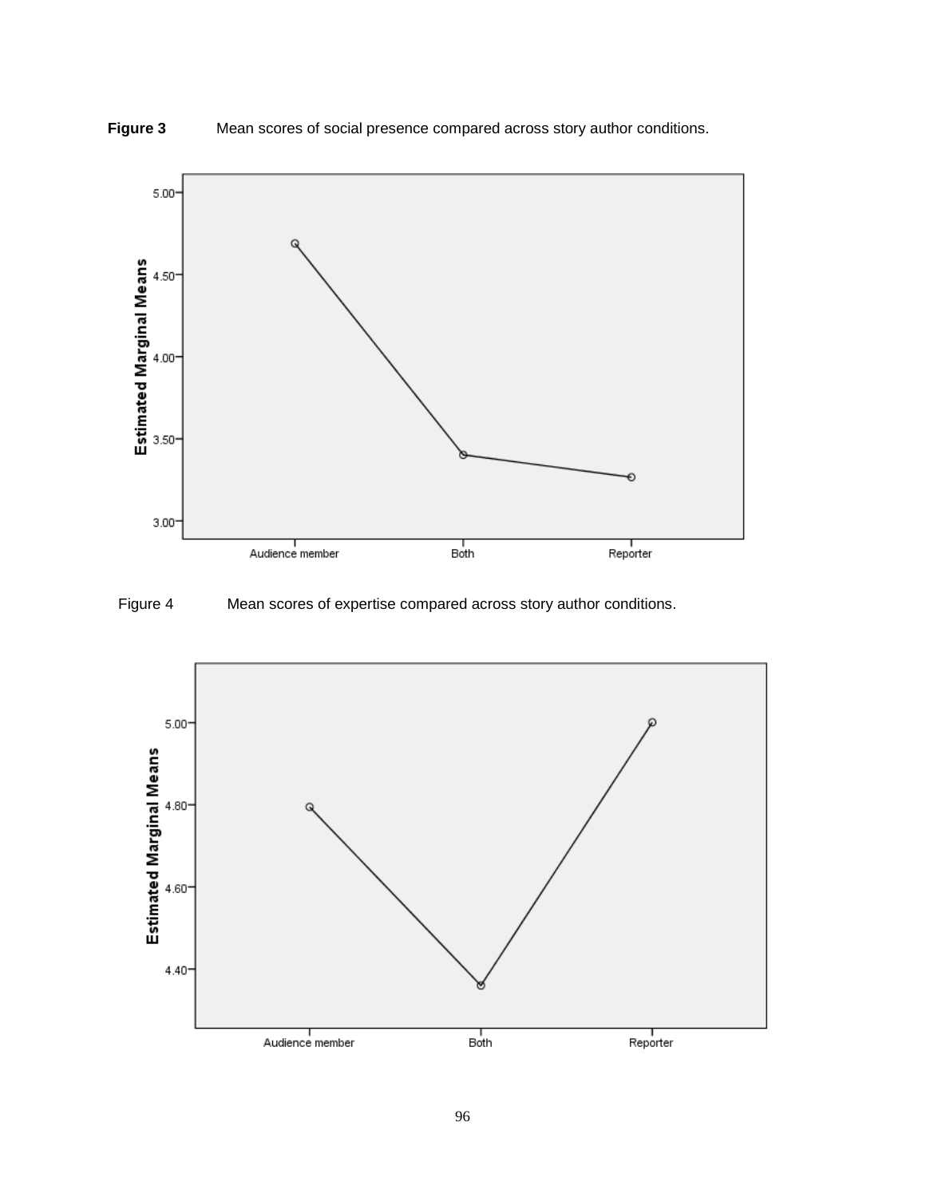**Figure 3** Mean scores of social presence compared across story author conditions.

Estimated Marginal Means

5.00
4.50
4.00
3.50
3.00

Audience member
Both
Reporter

Figure 4 Mean scores of expertise compared across story author conditions.

Estimated Marginal Means

5.00
4.80
4.60
4.40

Audience member
Both
Reporter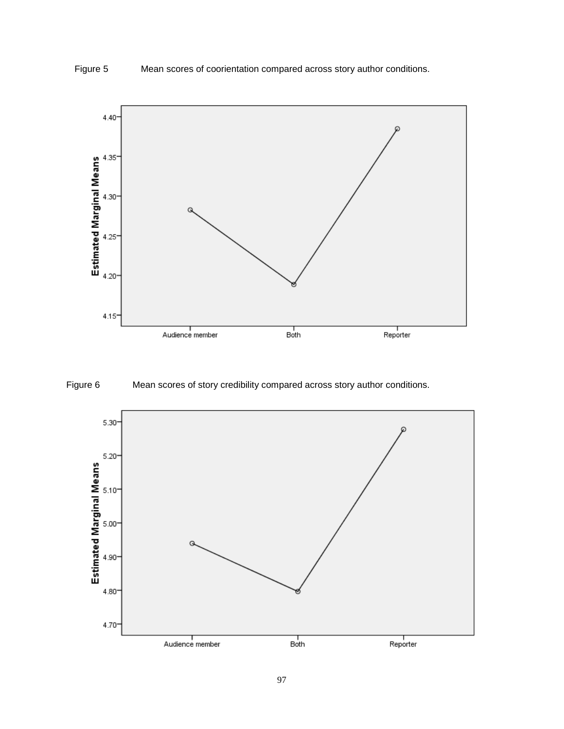Figure 5 Mean scores of coorientation compared across story author conditions.

Estimated Marginal Means

4.40
4.35
4.30
4.25
4.20
4.15

Audience member
Both
Reporter

Figure 6 Mean scores of story credibility compared across story author conditions.

Estimated Marginal Means

5.30
5.20
5.10
5.00
4.90
4.80
4.70

Audience member
Both
Reporter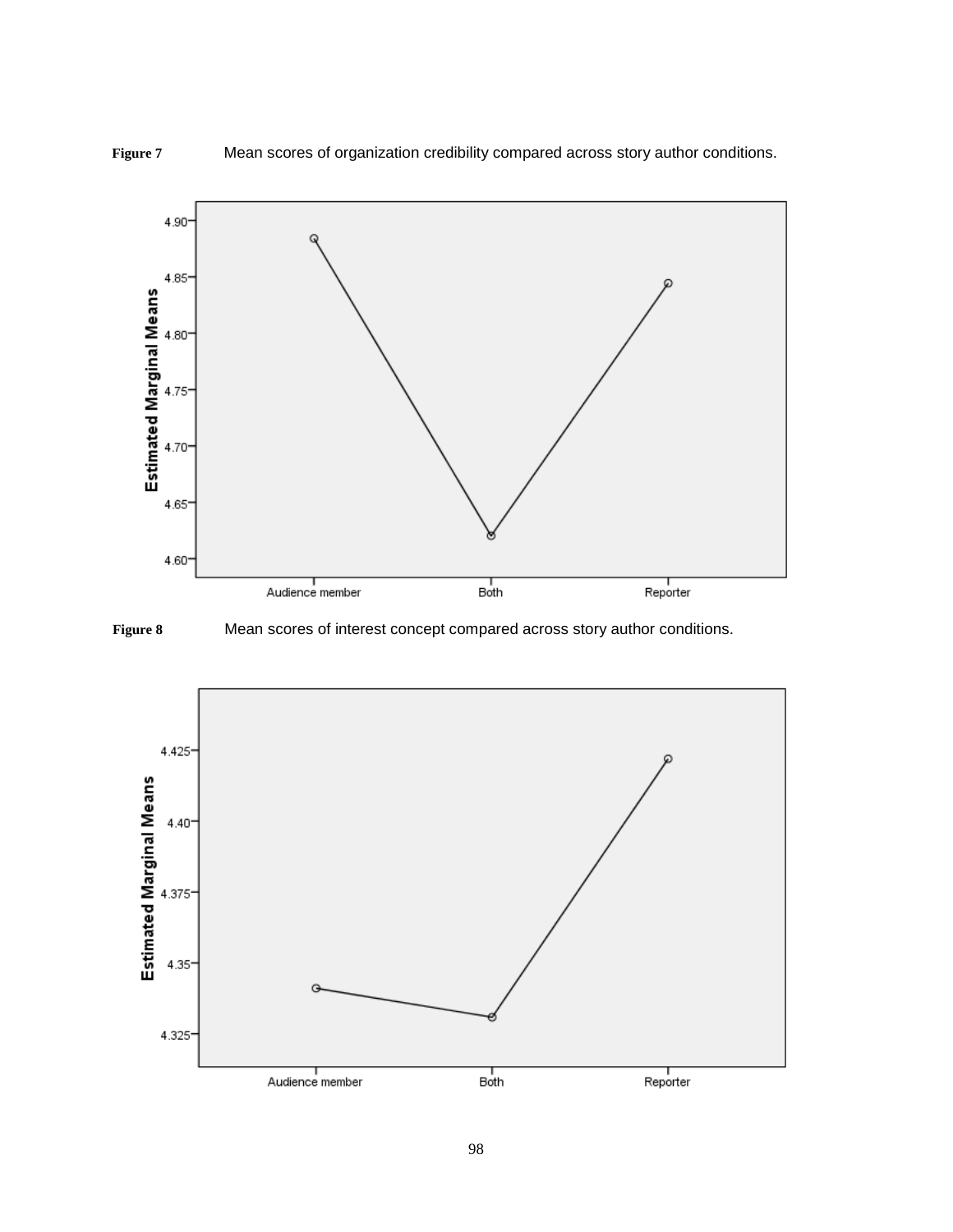**Figure 7** Mean scores of organization credibility compared across story author conditions.

Estimated Marginal Means

4.90
4.85
4.80
4.75
4.70
4.65
4.60

Audience member
Both
Reporter

**Figure 8** Mean scores of interest concept compared across story author conditions.

Estimated Marginal Means

4.425
4.40
4.375
4.35
4.325

Audience member
Both
Reporter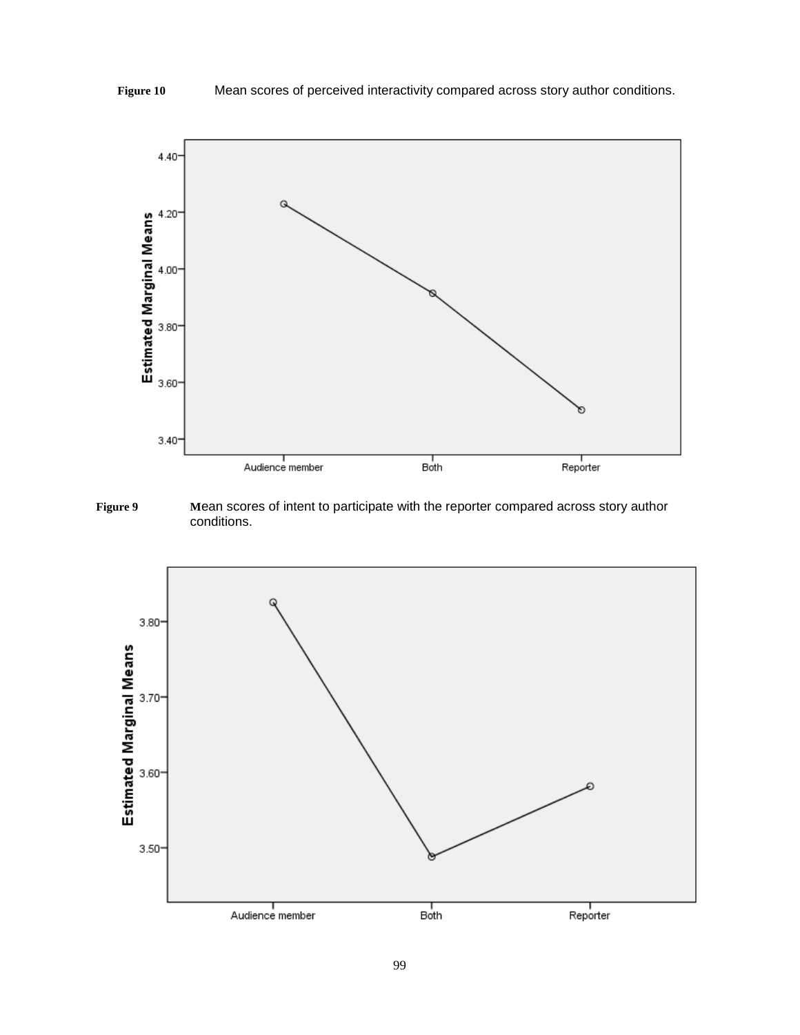**Figure 10** Mean scores of perceived interactivity compared across story author conditions.

Estimated Marginal Means

4.40
4.20
4.00
3.80
3.60
3.40

Audience member
Both
Reporter

**Figure 9** Mean scores of intent to participate with the reporter compared across story author conditions.

Estimated Marginal Means

3.80
3.70
3.60
3.50

Audience member
Both
Reporter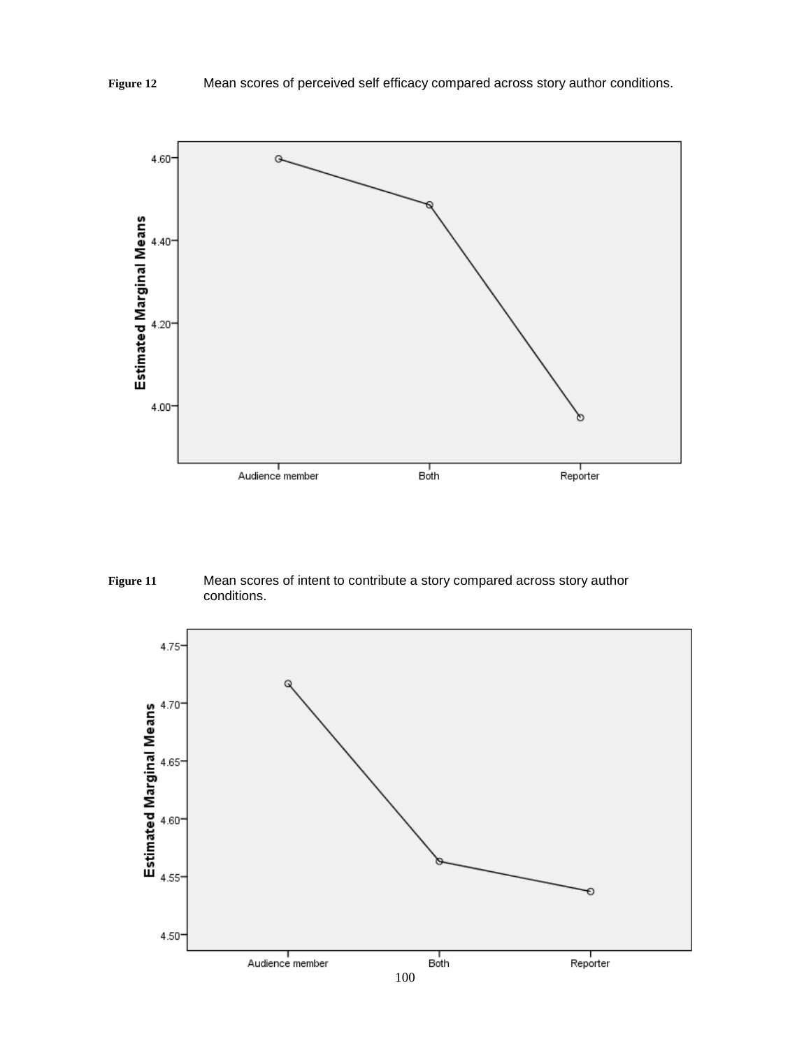**Figure 12** Mean scores of perceived self efficacy compared across story author conditions.

Estimated Marginal Means

4.60
4.40
4.20
4.00

Audience member
Both
Reporter

**Figure 11** Mean scores of intent to contribute a story compared across story author conditions.

Estimated Marginal Means

4.75
4.70
4.65
4.60
4.55
4.50

Audience member
Both
Reporter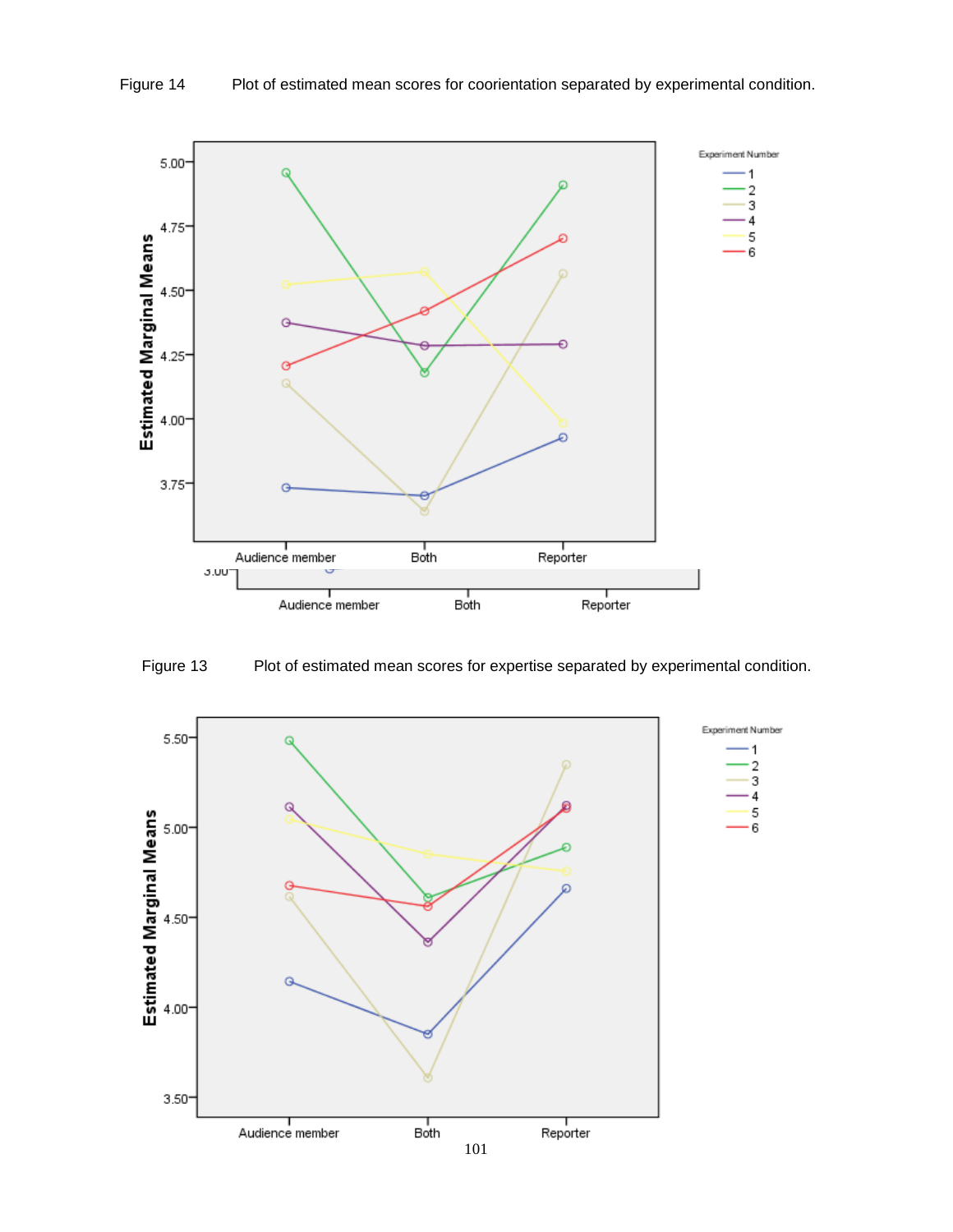Figure 14 Plot of estimated mean scores for coorientation separated by experimental condition.

Estimated Marginal Means

5.00
4.75
4.50
4.25
4.00
3.75

Audience member
Both
Reporter

Experiment Number
1
2
3
4
5
6

3.00

Audience member
Both
Reporter

Figure 13 Plot of estimated mean scores for expertise separated by experimental condition.

Estimated Marginal Means

5.50
5.00
4.50
4.00
3.50

Audience member
Both
Reporter

Experiment Number
1
2
3
4
5
6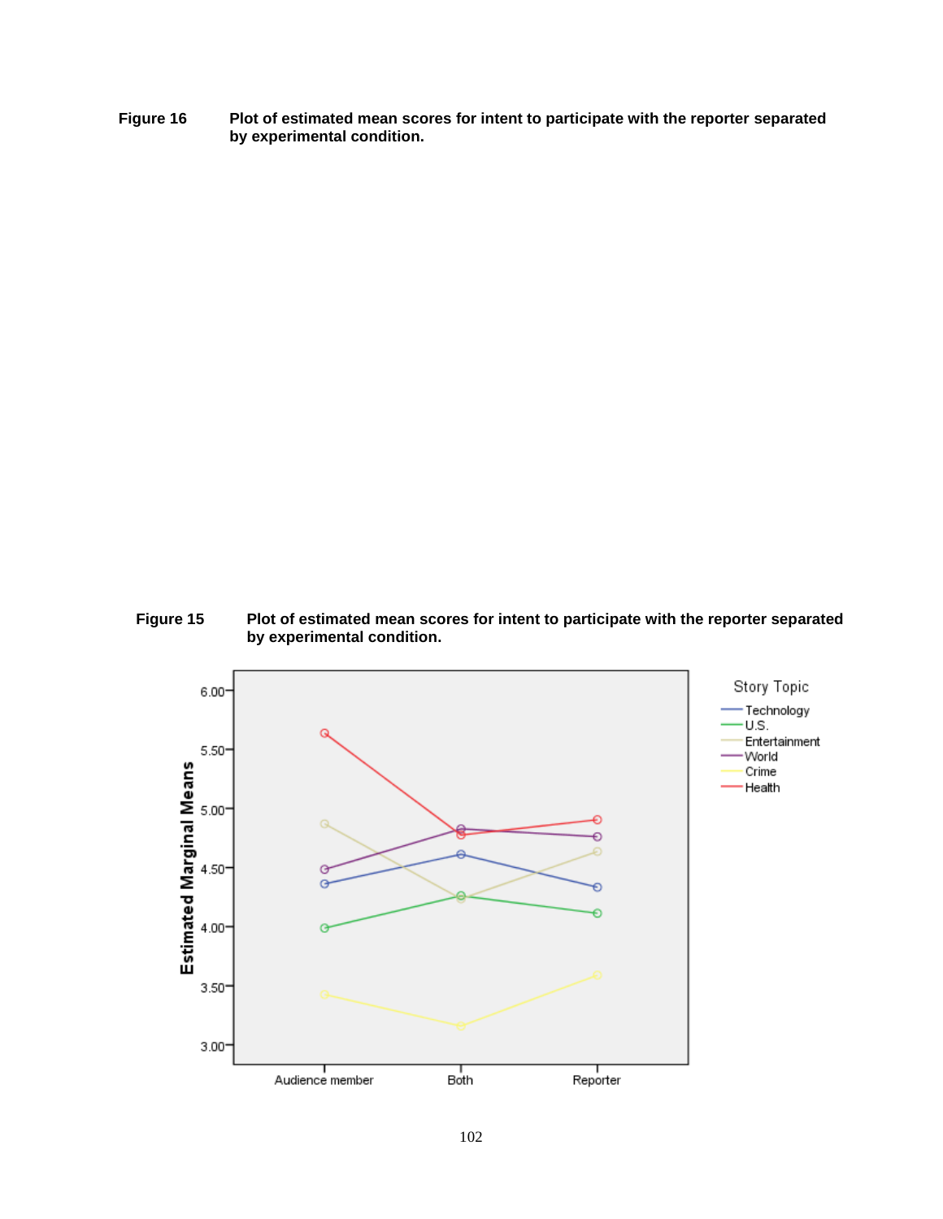**Figure 16** Plot of estimated mean scores for intent to participate with the reporter separated by experimental condition.

**Figure 15** Plot of estimated mean scores for intent to participate with the reporter separated by experimental condition.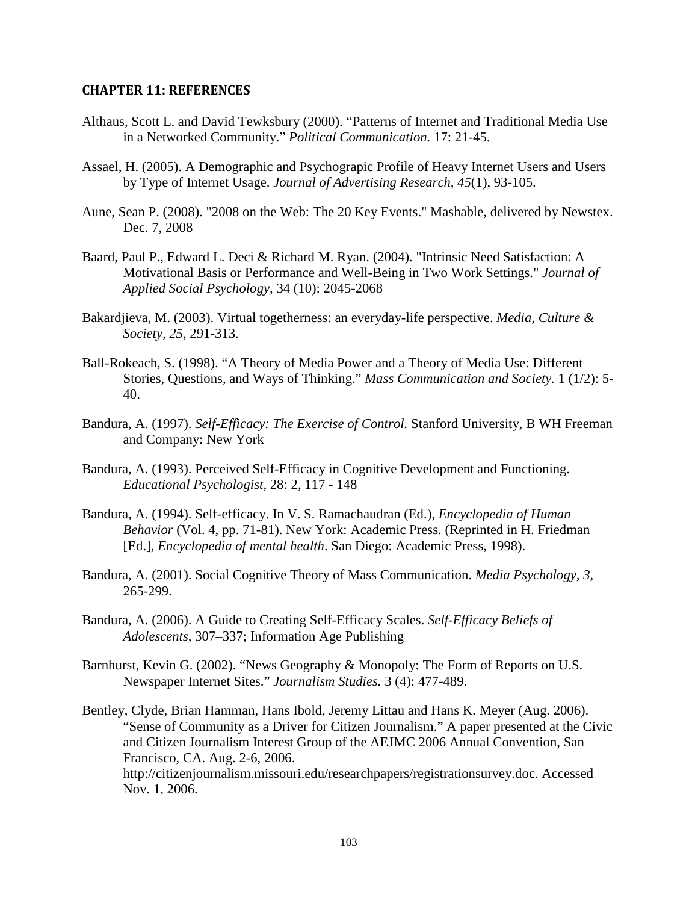## CHAPTER 11: REFERENCES

Althaus, Scott L. and David Tewksbury (2000). "Patterns of Internet and Traditional Media Use in a Networked Community." *Political Communication.* 17: 21-45.

Assael, H. (2005). A Demographic and Psychograpic Profile of Heavy Internet Users and Users by Type of Internet Usage. *Journal of Advertising Research, 45*(1), 93-105.

Aune, Sean P. (2008). "2008 on the Web: The 20 Key Events." Mashable, delivered by Newstex. Dec. 7, 2008

Baard, Paul P., Edward L. Deci & Richard M. Ryan. (2004). "Intrinsic Need Satisfaction: A Motivational Basis or Performance and Well-Being in Two Work Settings." *Journal of Applied Social Psychology,* 34 (10): 2045-2068

Bakardjieva, M. (2003). Virtual togetherness: an everyday-life perspective. *Media, Culture & Society, 25*, 291-313.

Ball-Rokeach, S. (1998). "A Theory of Media Power and a Theory of Media Use: Different Stories, Questions, and Ways of Thinking." *Mass Communication and Society.* 1 (1/2): 5-40.

Bandura, A. (1997). *Self-Efficacy: The Exercise of Control.* Stanford University, B WH Freeman and Company: New York

Bandura, A. (1993). Perceived Self-Efficacy in Cognitive Development and Functioning. *Educational Psychologist,* 28: 2, 117 - 148

Bandura, A. (1994). Self-efficacy. In V. S. Ramachaudran (Ed.), *Encyclopedia of Human Behavior* (Vol. 4, pp. 71-81). New York: Academic Press. (Reprinted in H. Friedman [Ed.], *Encyclopedia of mental health*. San Diego: Academic Press, 1998).

Bandura, A. (2001). Social Cognitive Theory of Mass Communication. *Media Psychology, 3*, 265-299.

Bandura, A. (2006). A Guide to Creating Self-Efficacy Scales. *Self-Efficacy Beliefs of Adolescents,* 307–337; Information Age Publishing

Barnhurst, Kevin G. (2002). "News Geography & Monopoly: The Form of Reports on U.S. Newspaper Internet Sites." *Journalism Studies.* 3 (4): 477-489.

Bentley, Clyde, Brian Hamman, Hans Ibold, Jeremy Littau and Hans K. Meyer (Aug. 2006). "Sense of Community as a Driver for Citizen Journalism." A paper presented at the Civic and Citizen Journalism Interest Group of the AEJMC 2006 Annual Convention, San Francisco, CA. Aug. 2-6, 2006. http://citizenjournalism.missouri.edu/researchpapers/registrationsurvey.doc. Accessed Nov. 1, 2006.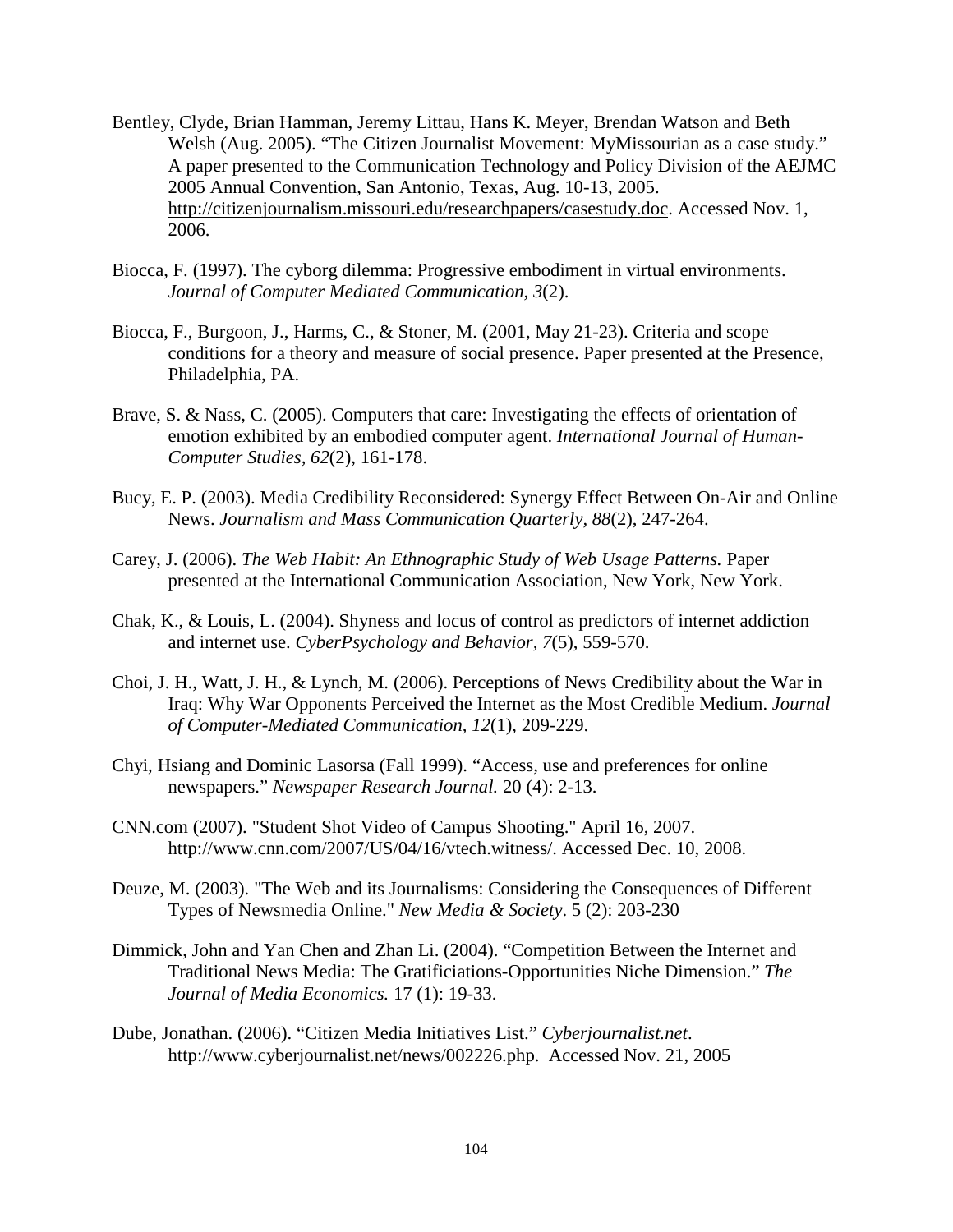Bentley, Clyde, Brian Hamman, Jeremy Littau, Hans K. Meyer, Brendan Watson and Beth Welsh (Aug. 2005). "The Citizen Journalist Movement: MyMissourian as a case study." A paper presented to the Communication Technology and Policy Division of the AEJMC 2005 Annual Convention, San Antonio, Texas, Aug. 10-13, 2005. http://citizenjournalism.missouri.edu/researchpapers/casestudy.doc. Accessed Nov. 1, 2006.

Biocca, F. (1997). The cyborg dilemma: Progressive embodiment in virtual environments. *Journal of Computer Mediated Communication, 3*(2).

Biocca, F., Burgoon, J., Harms, C., & Stoner, M. (2001, May 21-23). Criteria and scope conditions for a theory and measure of social presence. Paper presented at the Presence, Philadelphia, PA.

Brave, S. & Nass, C. (2005). Computers that care: Investigating the effects of orientation of emotion exhibited by an embodied computer agent. *International Journal of Human-Computer Studies, 62*(2), 161-178.

Bucy, E. P. (2003). Media Credibility Reconsidered: Synergy Effect Between On-Air and Online News. *Journalism and Mass Communication Quarterly, 88*(2), 247-264.

Carey, J. (2006). *The Web Habit: An Ethnographic Study of Web Usage Patterns.* Paper presented at the International Communication Association, New York, New York.

Chak, K., & Louis, L. (2004). Shyness and locus of control as predictors of internet addiction and internet use. *CyberPsychology and Behavior, 7*(5), 559-570.

Choi, J. H., Watt, J. H., & Lynch, M. (2006). Perceptions of News Credibility about the War in Iraq: Why War Opponents Perceived the Internet as the Most Credible Medium. *Journal of Computer-Mediated Communication, 12*(1), 209-229.

Chyi, Hsiang and Dominic Lasorsa (Fall 1999). "Access, use and preferences for online newspapers." *Newspaper Research Journal.* 20 (4): 2-13.

CNN.com (2007). "Student Shot Video of Campus Shooting." April 16, 2007. http://www.cnn.com/2007/US/04/16/vtech.witness/. Accessed Dec. 10, 2008.

Deuze, M. (2003). "The Web and its Journalisms: Considering the Consequences of Different Types of Newsmedia Online." *New Media & Society*. 5 (2): 203-230

Dimmick, John and Yan Chen and Zhan Li. (2004). "Competition Between the Internet and Traditional News Media: The Gratificiations-Opportunities Niche Dimension." *The Journal of Media Economics.* 17 (1): 19-33.

Dube, Jonathan. (2006). "Citizen Media Initiatives List." *Cyberjournalist.net*. http://www.cyberjournalist.net/news/002226.php. Accessed Nov. 21, 2005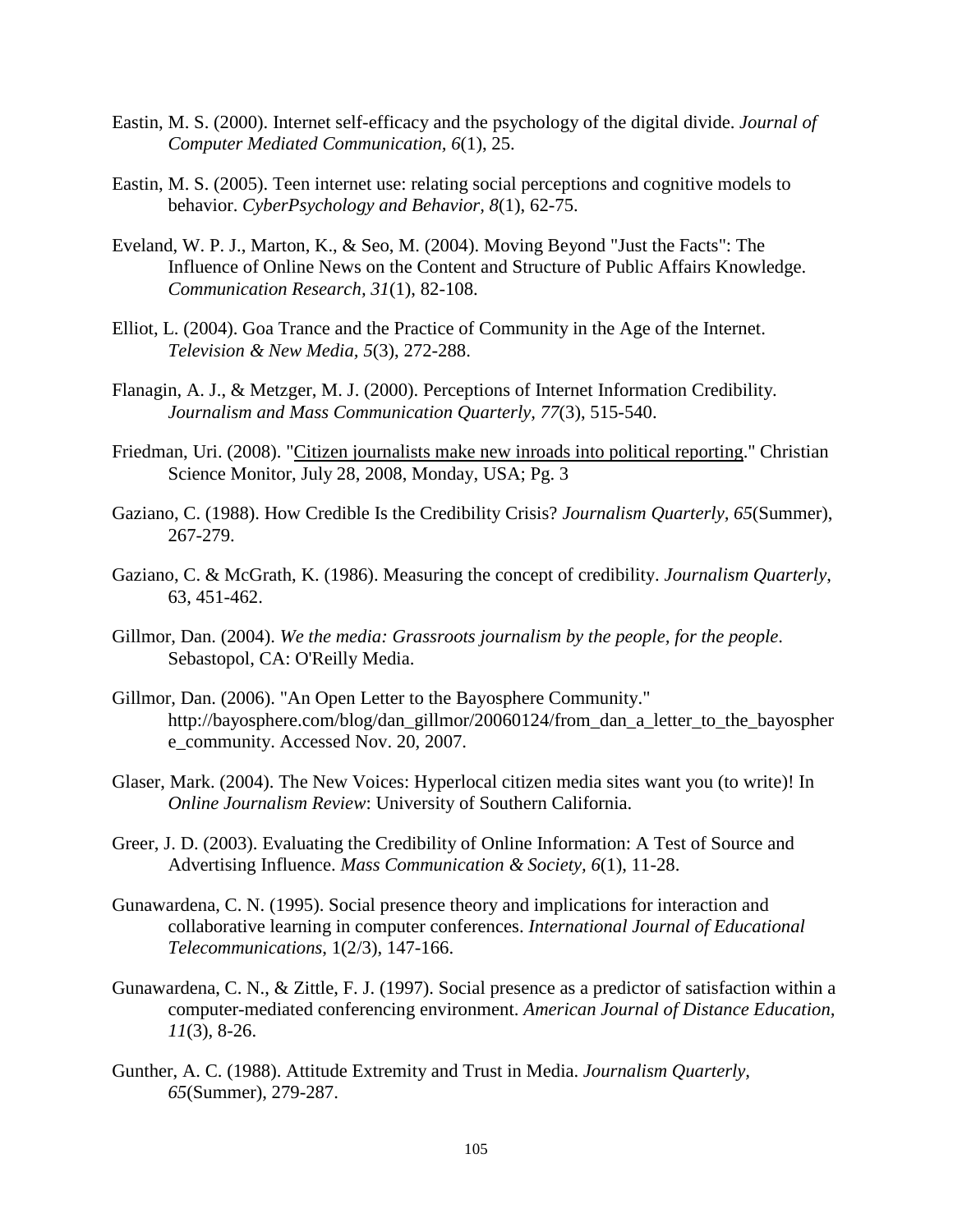Eastin, M. S. (2000). Internet self-efficacy and the psychology of the digital divide. *Journal of Computer Mediated Communication, 6*(1), 25.

Eastin, M. S. (2005). Teen internet use: relating social perceptions and cognitive models to behavior. *CyberPsychology and Behavior, 8*(1), 62-75.

Eveland, W. P. J., Marton, K., & Seo, M. (2004). Moving Beyond "Just the Facts": The Influence of Online News on the Content and Structure of Public Affairs Knowledge. *Communication Research, 31*(1), 82-108.

Elliot, L. (2004). Goa Trance and the Practice of Community in the Age of the Internet. *Television & New Media, 5*(3), 272-288.

Flanagin, A. J., & Metzger, M. J. (2000). Perceptions of Internet Information Credibility. *Journalism and Mass Communication Quarterly, 77*(3), 515-540.

Friedman, Uri. (2008). "Citizen journalists make new inroads into political reporting." Christian Science Monitor, July 28, 2008, Monday, USA; Pg. 3

Gaziano, C. (1988). How Credible Is the Credibility Crisis? *Journalism Quarterly, 65*(Summer), 267-279.

Gaziano, C. & McGrath, K. (1986). Measuring the concept of credibility. *Journalism Quarterly*, 63, 451-462.

Gillmor, Dan. (2004). *We the media: Grassroots journalism by the people, for the people*. Sebastopol, CA: O'Reilly Media.

Gillmor, Dan. (2006). "An Open Letter to the Bayosphere Community." http://bayosphere.com/blog/dan_gillmor/20060124/from_dan_a_letter_to_the_bayosphere_community. Accessed Nov. 20, 2007.

Glaser, Mark. (2004). The New Voices: Hyperlocal citizen media sites want you (to write)! In *Online Journalism Review*: University of Southern California.

Greer, J. D. (2003). Evaluating the Credibility of Online Information: A Test of Source and Advertising Influence. *Mass Communication & Society, 6*(1), 11-28.

Gunawardena, C. N. (1995). Social presence theory and implications for interaction and collaborative learning in computer conferences. *International Journal of Educational Telecommunications*, 1(2/3), 147-166.

Gunawardena, C. N., & Zittle, F. J. (1997). Social presence as a predictor of satisfaction within a computer-mediated conferencing environment. *American Journal of Distance Education, 11*(3), 8-26.

Gunther, A. C. (1988). Attitude Extremity and Trust in Media. *Journalism Quarterly, 65*(Summer), 279-287.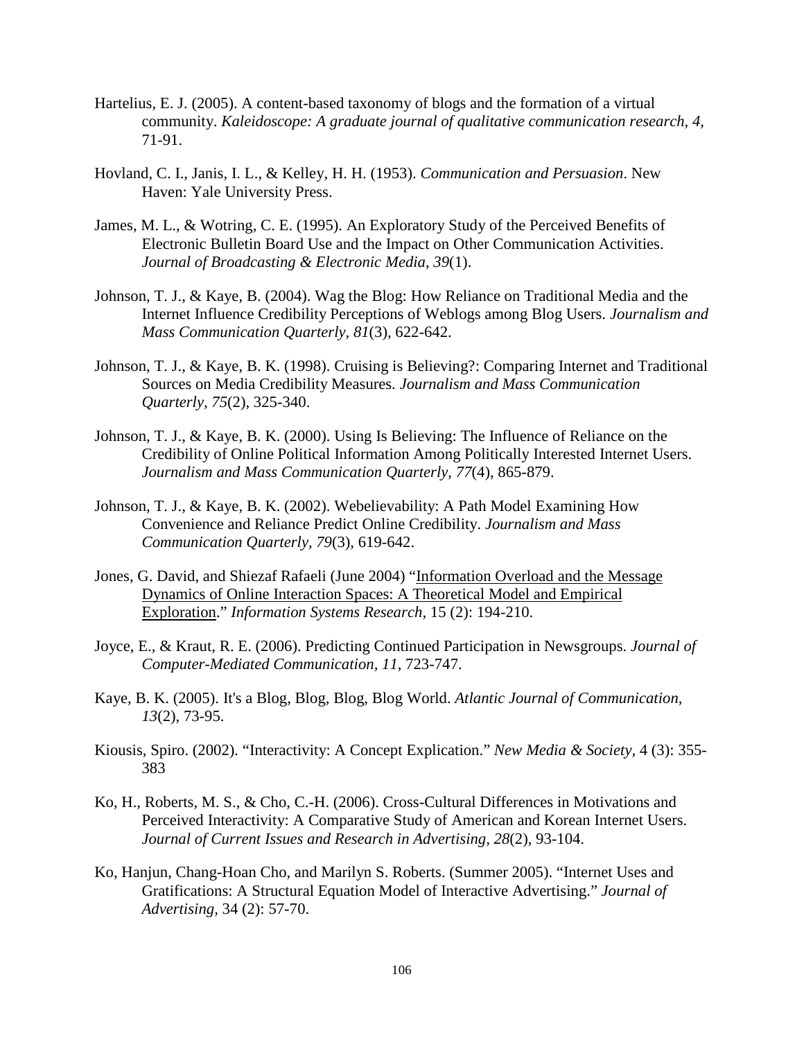Hartelius, E. J. (2005). A content-based taxonomy of blogs and the formation of a virtual community. *Kaleidoscope: A graduate journal of qualitative communication research, 4*, 71-91.

Hovland, C. I., Janis, I. L., & Kelley, H. H. (1953). *Communication and Persuasion*. New Haven: Yale University Press.

James, M. L., & Wotring, C. E. (1995). An Exploratory Study of the Perceived Benefits of Electronic Bulletin Board Use and the Impact on Other Communication Activities. *Journal of Broadcasting & Electronic Media, 39*(1).

Johnson, T. J., & Kaye, B. (2004). Wag the Blog: How Reliance on Traditional Media and the Internet Influence Credibility Perceptions of Weblogs among Blog Users. *Journalism and Mass Communication Quarterly, 81*(3), 622-642.

Johnson, T. J., & Kaye, B. K. (1998). Cruising is Believing?: Comparing Internet and Traditional Sources on Media Credibility Measures. *Journalism and Mass Communication Quarterly, 75*(2), 325-340.

Johnson, T. J., & Kaye, B. K. (2000). Using Is Believing: The Influence of Reliance on the Credibility of Online Political Information Among Politically Interested Internet Users. *Journalism and Mass Communication Quarterly, 77*(4), 865-879.

Johnson, T. J., & Kaye, B. K. (2002). Webelievability: A Path Model Examining How Convenience and Reliance Predict Online Credibility. *Journalism and Mass Communication Quarterly, 79*(3), 619-642.

Jones, G. David, and Shiezaf Rafaeli (June 2004) "Information Overload and the Message Dynamics of Online Interaction Spaces: A Theoretical Model and Empirical Exploration." *Information Systems Research*, 15 (2): 194-210.

Joyce, E., & Kraut, R. E. (2006). Predicting Continued Participation in Newsgroups. *Journal of Computer-Mediated Communication, 11*, 723-747.

Kaye, B. K. (2005). It's a Blog, Blog, Blog, Blog World. *Atlantic Journal of Communication, 13*(2), 73-95.

Kiousis, Spiro. (2002). "Interactivity: A Concept Explication." *New Media & Society*, 4 (3): 355-383

Ko, H., Roberts, M. S., & Cho, C.-H. (2006). Cross-Cultural Differences in Motivations and Perceived Interactivity: A Comparative Study of American and Korean Internet Users. *Journal of Current Issues and Research in Advertising, 28*(2), 93-104.

Ko, Hanjun, Chang-Hoan Cho, and Marilyn S. Roberts. (Summer 2005). "Internet Uses and Gratifications: A Structural Equation Model of Interactive Advertising." *Journal of Advertising*, 34 (2): 57-70.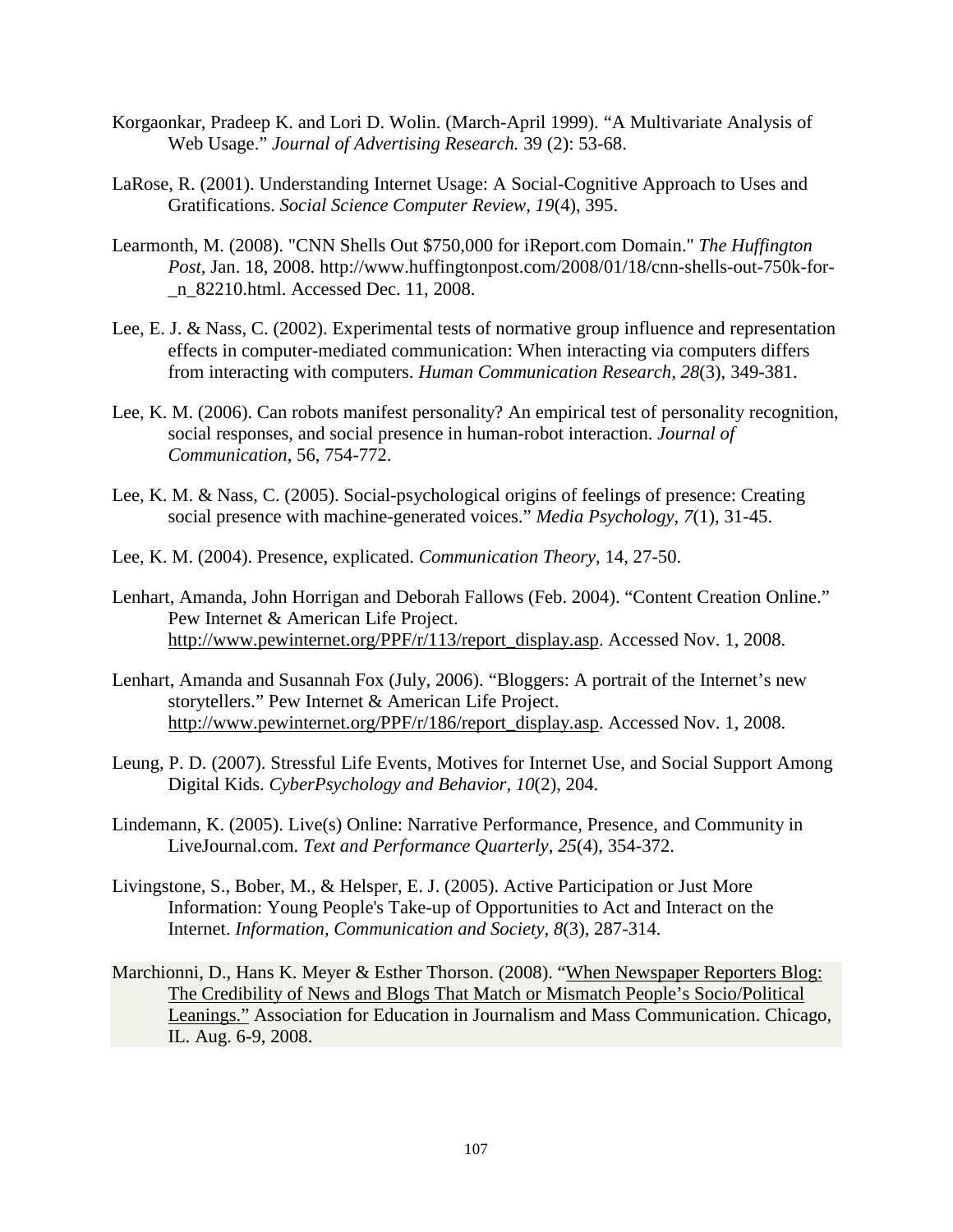Korgaonkar, Pradeep K. and Lori D. Wolin. (March-April 1999). "A Multivariate Analysis of Web Usage." *Journal of Advertising Research.* 39 (2): 53-68.

LaRose, R. (2001). Understanding Internet Usage: A Social-Cognitive Approach to Uses and Gratifications. *Social Science Computer Review, 19*(4), 395.

Learmonth, M. (2008). "CNN Shells Out $750,000 for iReport.com Domain." *The Huffington Post,* Jan. 18, 2008. http://www.huffingtonpost.com/2008/01/18/cnn-shells-out-750k-for-_n_82210.html. Accessed Dec. 11, 2008.

Lee, E. J. & Nass, C. (2002). Experimental tests of normative group influence and representation effects in computer-mediated communication: When interacting via computers differs from interacting with computers. *Human Communication Research, 28*(3), 349-381.

Lee, K. M. (2006). Can robots manifest personality? An empirical test of personality recognition, social responses, and social presence in human-robot interaction. *Journal of Communication*, 56, 754-772.

Lee, K. M. & Nass, C. (2005). Social-psychological origins of feelings of presence: Creating social presence with machine-generated voices." *Media Psychology*, *7*(1), 31-45.

Lee, K. M. (2004). Presence, explicated. *Communication Theory,* 14, 27-50.

Lenhart, Amanda, John Horrigan and Deborah Fallows (Feb. 2004). "Content Creation Online." Pew Internet & American Life Project. http://www.pewinternet.org/PPF/r/113/report_display.asp. Accessed Nov. 1, 2008.

Lenhart, Amanda and Susannah Fox (July, 2006). "Bloggers: A portrait of the Internet's new storytellers." Pew Internet & American Life Project. http://www.pewinternet.org/PPF/r/186/report_display.asp. Accessed Nov. 1, 2008.

Leung, P. D. (2007). Stressful Life Events, Motives for Internet Use, and Social Support Among Digital Kids. *CyberPsychology and Behavior, 10*(2), 204.

Lindemann, K. (2005). Live(s) Online: Narrative Performance, Presence, and Community in LiveJournal.com. *Text and Performance Quarterly, 25*(4), 354-372.

Livingstone, S., Bober, M., & Helsper, E. J. (2005). Active Participation or Just More Information: Young People's Take-up of Opportunities to Act and Interact on the Internet. *Information, Communication and Society, 8*(3), 287-314.

Marchionni, D., Hans K. Meyer & Esther Thorson. (2008). "When Newspaper Reporters Blog: The Credibility of News and Blogs That Match or Mismatch People's Socio/Political Leanings." Association for Education in Journalism and Mass Communication. Chicago, IL. Aug. 6-9, 2008.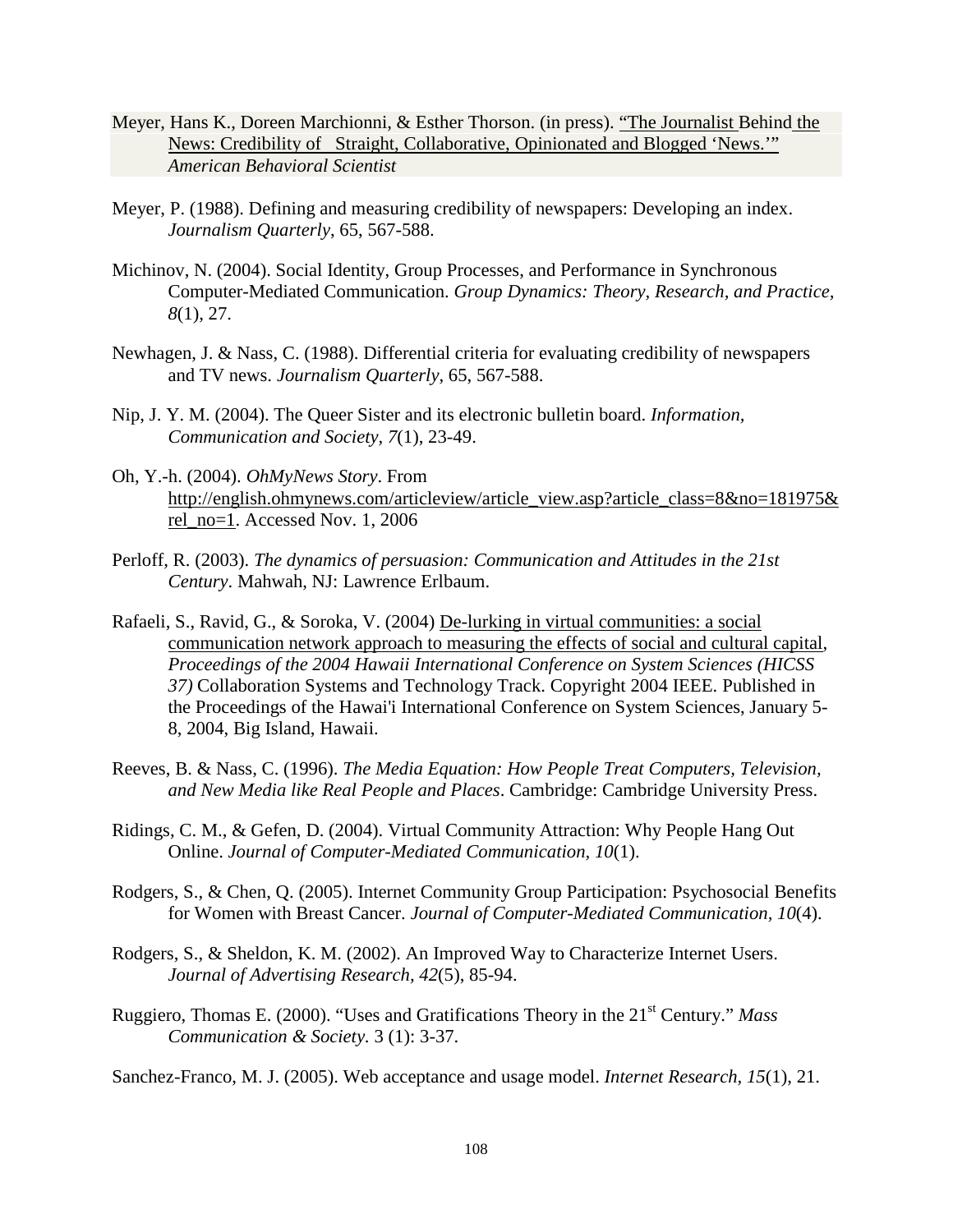Meyer, Hans K., Doreen Marchionni, & Esther Thorson. (in press). "The Journalist Behind the News: Credibility of Straight, Collaborative, Opinionated and Blogged 'News.'" *American Behavioral Scientist*

Meyer, P. (1988). Defining and measuring credibility of newspapers: Developing an index. *Journalism Quarterly*, 65, 567-588.

Michinov, N. (2004). Social Identity, Group Processes, and Performance in Synchronous Computer-Mediated Communication. *Group Dynamics: Theory, Research, and Practice, 8*(1), 27.

Newhagen, J. & Nass, C. (1988). Differential criteria for evaluating credibility of newspapers and TV news. *Journalism Quarterly*, 65, 567-588.

Nip, J. Y. M. (2004). The Queer Sister and its electronic bulletin board. *Information, Communication and Society, 7*(1), 23-49.

Oh, Y.-h. (2004). *OhMyNews Story*. From http://english.ohmynews.com/articleview/article_view.asp?article_class=8&no=181975&rel_no=1. Accessed Nov. 1, 2006

Perloff, R. (2003). *The dynamics of persuasion: Communication and Attitudes in the 21st Century*. Mahwah, NJ: Lawrence Erlbaum.

Rafaeli, S., Ravid, G., & Soroka, V. (2004) De-lurking in virtual communities: a social communication network approach to measuring the effects of social and cultural capital, *Proceedings of the 2004 Hawaii International Conference on System Sciences (HICSS 37)* Collaboration Systems and Technology Track. Copyright 2004 IEEE. Published in the Proceedings of the Hawai'i International Conference on System Sciences, January 5-8, 2004, Big Island, Hawaii.

Reeves, B. & Nass, C. (1996). *The Media Equation: How People Treat Computers, Television, and New Media like Real People and Places*. Cambridge: Cambridge University Press.

Ridings, C. M., & Gefen, D. (2004). Virtual Community Attraction: Why People Hang Out Online. *Journal of Computer-Mediated Communication, 10*(1).

Rodgers, S., & Chen, Q. (2005). Internet Community Group Participation: Psychosocial Benefits for Women with Breast Cancer. *Journal of Computer-Mediated Communication, 10*(4).

Rodgers, S., & Sheldon, K. M. (2002). An Improved Way to Characterize Internet Users. *Journal of Advertising Research, 42*(5), 85-94.

Ruggiero, Thomas E. (2000). "Uses and Gratifications Theory in the 21st Century." *Mass Communication & Society.* 3 (1): 3-37.

Sanchez-Franco, M. J. (2005). Web acceptance and usage model. *Internet Research, 15*(1), 21.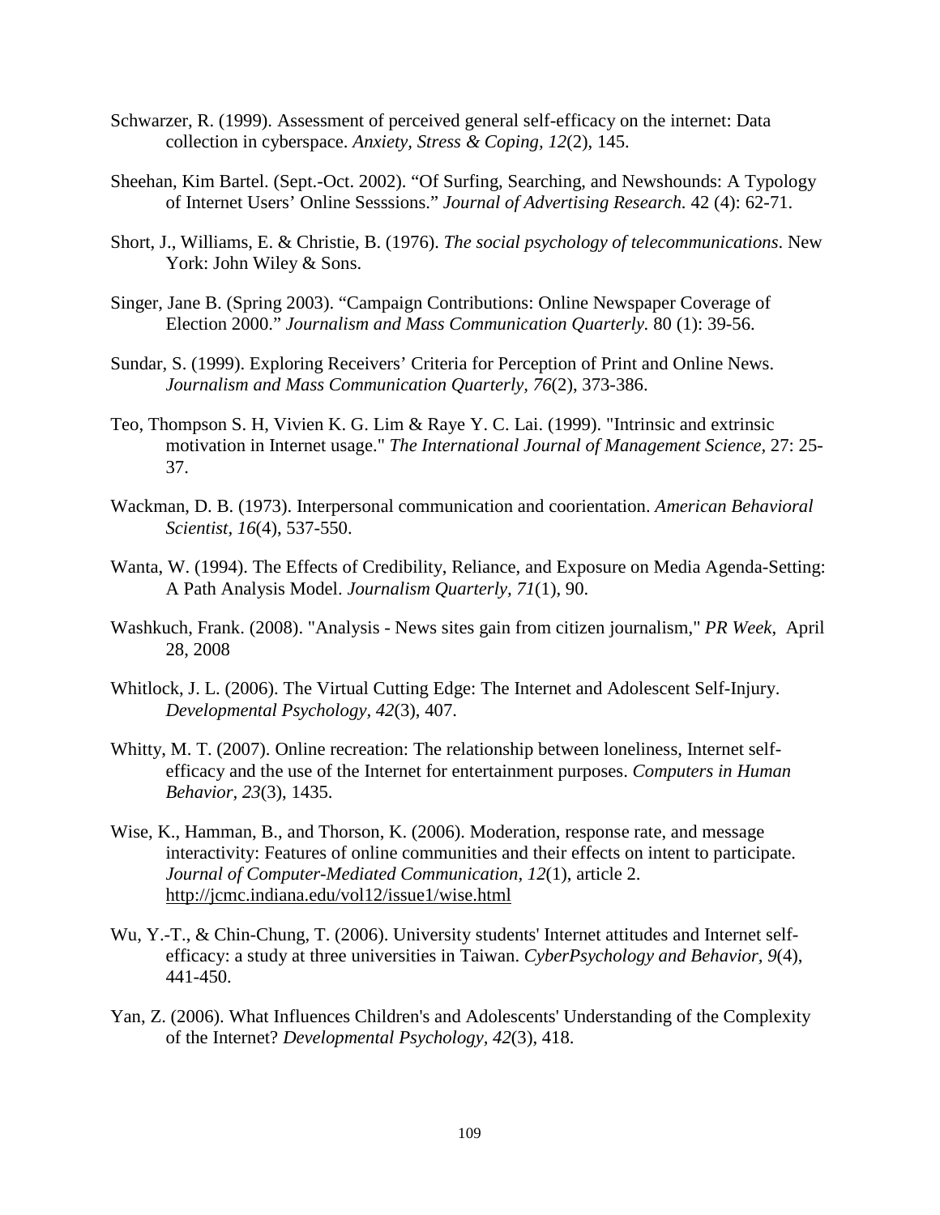Schwarzer, R. (1999). Assessment of perceived general self-efficacy on the internet: Data collection in cyberspace. *Anxiety, Stress & Coping, 12*(2), 145.

Sheehan, Kim Bartel. (Sept.-Oct. 2002). "Of Surfing, Searching, and Newshounds: A Typology of Internet Users' Online Sesssions." *Journal of Advertising Research.* 42 (4): 62-71.

Short, J., Williams, E. & Christie, B. (1976). *The social psychology of telecommunications*. New York: John Wiley & Sons.

Singer, Jane B. (Spring 2003). "Campaign Contributions: Online Newspaper Coverage of Election 2000." *Journalism and Mass Communication Quarterly.* 80 (1): 39-56.

Sundar, S. (1999). Exploring Receivers' Criteria for Perception of Print and Online News. *Journalism and Mass Communication Quarterly, 76*(2), 373-386.

Teo, Thompson S. H, Vivien K. G. Lim & Raye Y. C. Lai. (1999). "Intrinsic and extrinsic motivation in Internet usage." *The International Journal of Management Science,* 27: 25-37.

Wackman, D. B. (1973). Interpersonal communication and coorientation. *American Behavioral Scientist, 16*(4), 537-550.

Wanta, W. (1994). The Effects of Credibility, Reliance, and Exposure on Media Agenda-Setting: A Path Analysis Model. *Journalism Quarterly, 71*(1), 90.

Washkuch, Frank. (2008). "Analysis - News sites gain from citizen journalism," *PR Week*, April 28, 2008

Whitlock, J. L. (2006). The Virtual Cutting Edge: The Internet and Adolescent Self-Injury. *Developmental Psychology, 42*(3), 407.

Whitty, M. T. (2007). Online recreation: The relationship between loneliness, Internet self-efficacy and the use of the Internet for entertainment purposes. *Computers in Human Behavior, 23*(3), 1435.

Wise, K., Hamman, B., and Thorson, K. (2006). Moderation, response rate, and message interactivity: Features of online communities and their effects on intent to participate. *Journal of Computer-Mediated Communication, 12*(1), article 2. http://jcmc.indiana.edu/vol12/issue1/wise.html

Wu, Y.-T., & Chin-Chung, T. (2006). University students' Internet attitudes and Internet self-efficacy: a study at three universities in Taiwan. *CyberPsychology and Behavior, 9*(4), 441-450.

Yan, Z. (2006). What Influences Children's and Adolescents' Understanding of the Complexity of the Internet? *Developmental Psychology, 42*(3), 418.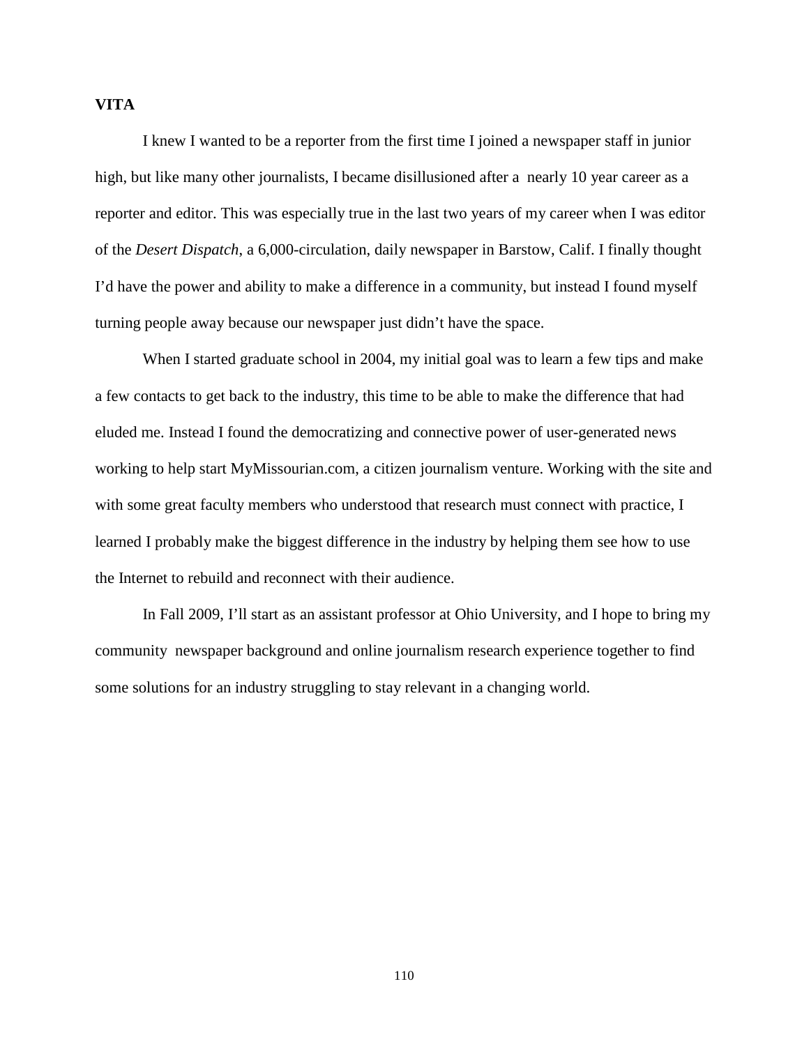## VITA

I knew I wanted to be a reporter from the first time I joined a newspaper staff in junior high, but like many other journalists, I became disillusioned after a nearly 10 year career as a reporter and editor. This was especially true in the last two years of my career when I was editor of the *Desert Dispatch*, a 6,000-circulation, daily newspaper in Barstow, Calif. I finally thought I'd have the power and ability to make a difference in a community, but instead I found myself turning people away because our newspaper just didn't have the space.

When I started graduate school in 2004, my initial goal was to learn a few tips and make a few contacts to get back to the industry, this time to be able to make the difference that had eluded me. Instead I found the democratizing and connective power of user-generated news working to help start MyMissourian.com, a citizen journalism venture. Working with the site and with some great faculty members who understood that research must connect with practice, I learned I probably make the biggest difference in the industry by helping them see how to use the Internet to rebuild and reconnect with their audience.

In Fall 2009, I'll start as an assistant professor at Ohio University, and I hope to bring my community newspaper background and online journalism research experience together to find some solutions for an industry struggling to stay relevant in a changing world.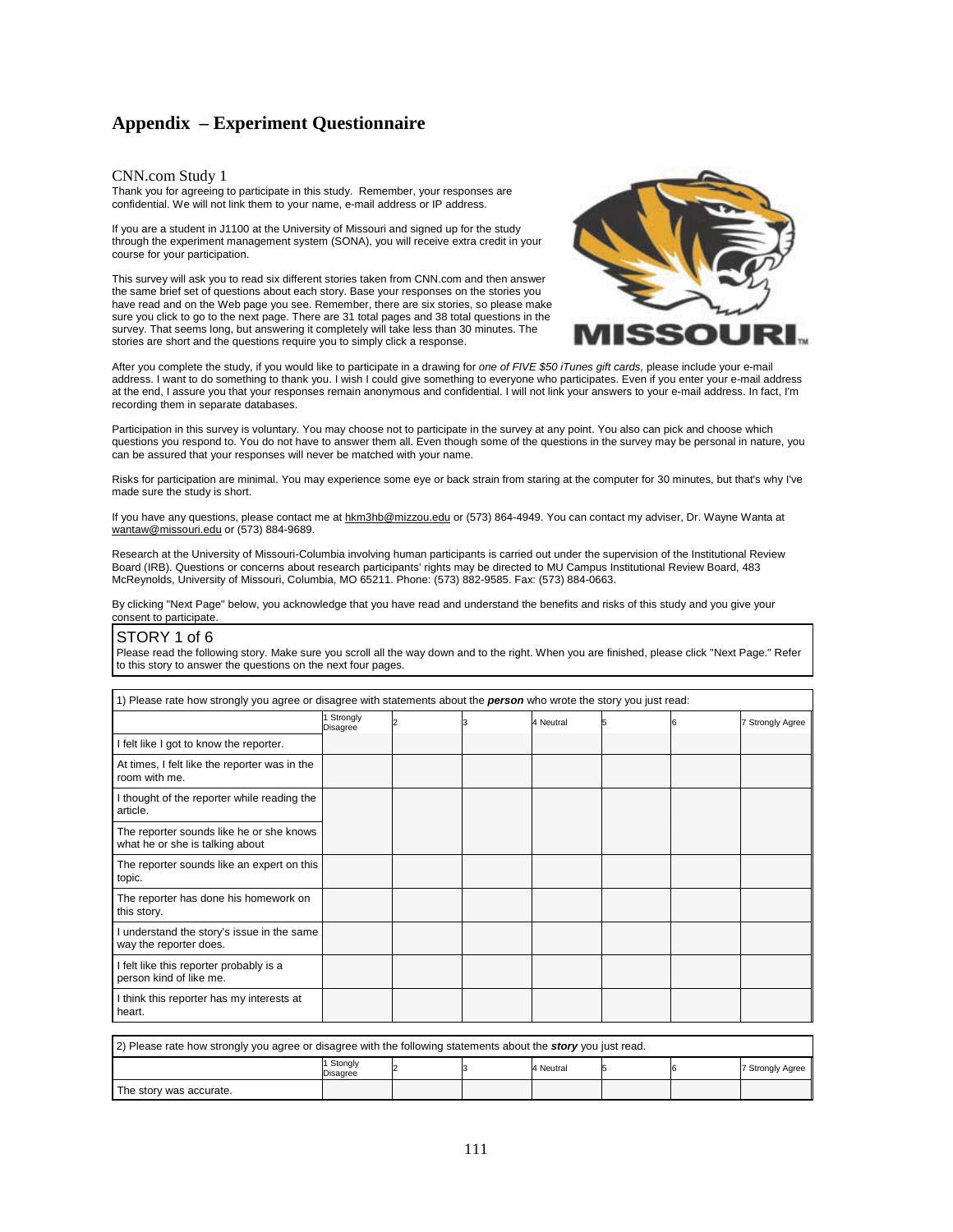# Appendix – Experiment Questionnaire

CNN.com Study 1

Thank you for agreeing to participate in this study. Remember, your responses are confidential. We will not link them to your name, e-mail address or IP address.

If you are a student in J1100 at the University of Missouri and signed up for the study through the experiment management system (SONA), you will receive extra credit in your course for your participation.

This survey will ask you to read six different stories taken from CNN.com and then answer the same brief set of questions about each story. Base your responses on the stories you have read and on the Web page you see. Remember, there are six stories, so please make sure you click to go to the next page. There are 31 total pages and 38 total questions in the survey. That seems long, but answering it completely will take less than 30 minutes. The stories are short and the questions require you to simply click a response.

After you complete the study, if you would like to participate in a drawing for *one of FIVE $50 iTunes gift cards*, please include your e-mail address. I want to do something to thank you. I wish I could give something to everyone who participates. Even if you enter your e-mail address at the end, I assure you that your responses remain anonymous and confidential. I will not link your answers to your e-mail address. In fact, I'm recording them in separate databases.

Participation in this survey is voluntary. You may choose not to participate in the survey at any point. You also can pick and choose which questions you respond to. You do not have to answer them all. Even though some of the questions in the survey may be personal in nature, you can be assured that your responses will never be matched with your name.

Risks for participation are minimal. You may experience some eye or back strain from staring at the computer for 30 minutes, but that's why I've made sure the study is short.

If you have any questions, please contact me at hkm3hb@mizzou.edu or (573) 864-4949. You can contact my adviser, Dr. Wayne Wanta at wantaw@missouri.edu or (573) 884-9689.

Research at the University of Missouri-Columbia involving human participants is carried out under the supervision of the Institutional Review Board (IRB). Questions or concerns about research participants' rights may be directed to MU Campus Institutional Review Board, 483 McReynolds, University of Missouri, Columbia, MO 65211. Phone: (573) 882-9585. Fax: (573) 884-0663.

By clicking "Next Page" below, you acknowledge that you have read and understand the benefits and risks of this study and you give your consent to participate.

STORY 1 of 6

Please read the following story. Make sure you scroll all the way down and to the right. When you are finished, please click "Next Page." Refer to this story to answer the questions on the next four pages.

1) Please rate how strongly you agree or disagree with statements about the ***person*** who wrote the story you just read:

| | 1 Strongly Disagree | 2 | 3 | 4 Neutral | 5 | 6 | 7 Strongly Agree |
|---|---|---|---|---|---|---|---|
| I felt like I got to know the reporter. | | | | | | | |
| At times, I felt like the reporter was in the room with me. | | | | | | | |
| I thought of the reporter while reading the article. | | | | | | | |
| The reporter sounds like he or she knows what he or she is talking about | | | | | | | |
| The reporter sounds like an expert on this topic. | | | | | | | |
| The reporter has done his homework on this story. | | | | | | | |
| I understand the story's issue in the same way the reporter does. | | | | | | | |
| I felt like this reporter probably is a person kind of like me. | | | | | | | |
| I think this reporter has my interests at heart. | | | | | | | |

2) Please rate how strongly you agree or disagree with the following statements about the ***story*** you just read.

| | 1 Stongly Disagree | 2 | 3 | 4 Neutral | 5 | 6 | 7 Strongly Agree |
|---|---|---|---|---|---|---|---|
| The story was accurate. | | | | | | | |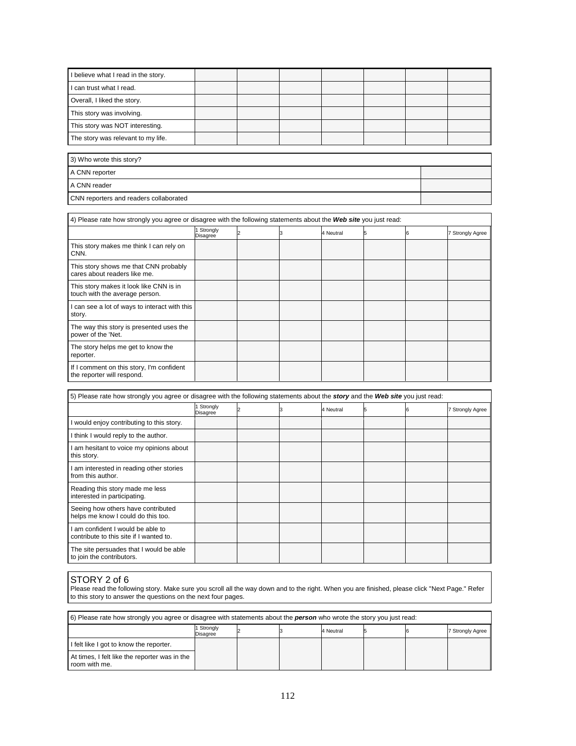| | | | | | | | |
|---|---|---|---|---|---|---|---|
| I believe what I read in the story. | | | | | | | |
| I can trust what I read. | | | | | | | |
| Overall, I liked the story. | | | | | | | |
| This story was involving. | | | | | | | |
| This story was NOT interesting. | | | | | | | |
| The story was relevant to my life. | | | | | | | |

| 3) Who wrote this story? | |
|---|---|
| A CNN reporter | |
| A CNN reader | |
| CNN reporters and readers collaborated | |

4) Please rate how strongly you agree or disagree with the following statements about the ***Web site*** you just read:

| | 1 Strongly Disagree | 2 | 3 | 4 Neutral | 5 | 6 | 7 Strongly Agree |
|---|---|---|---|---|---|---|---|
| This story makes me think I can rely on CNN. | | | | | | | |
| This story shows me that CNN probably cares about readers like me. | | | | | | | |
| This story makes it look like CNN is in touch with the average person. | | | | | | | |
| I can see a lot of ways to interact with this story. | | | | | | | |
| The way this story is presented uses the power of the 'Net. | | | | | | | |
| The story helps me get to know the reporter. | | | | | | | |
| If I comment on this story, I'm confident the reporter will respond. | | | | | | | |

5) Please rate how strongly you agree or disagree with the following statements about the ***story*** and the ***Web site*** you just read:

| | 1 Strongly Disagree | 2 | 3 | 4 Neutral | 5 | 6 | 7 Strongly Agree |
|---|---|---|---|---|---|---|---|
| I would enjoy contributing to this story. | | | | | | | |
| I think I would reply to the author. | | | | | | | |
| I am hesitant to voice my opinions about this story. | | | | | | | |
| I am interested in reading other stories from this author. | | | | | | | |
| Reading this story made me less interested in participating. | | | | | | | |
| Seeing how others have contributed helps me know I could do this too. | | | | | | | |
| I am confident I would be able to contribute to this site if I wanted to. | | | | | | | |
| The site persuades that I would be able to join the contributors. | | | | | | | |

## STORY 2 of 6

Please read the following story. Make sure you scroll all the way down and to the right. When you are finished, please click "Next Page." Refer to this story to answer the questions on the next four pages.

6) Please rate how strongly you agree or disagree with statements about the ***person*** who wrote the story you just read:

| | 1 Strongly Disagree | 2 | 3 | 4 Neutral | 5 | 6 | 7 Strongly Agree |
|---|---|---|---|---|---|---|---|
| I felt like I got to know the reporter. | | | | | | | |
| At times, I felt like the reporter was in the room with me. | | | | | | | |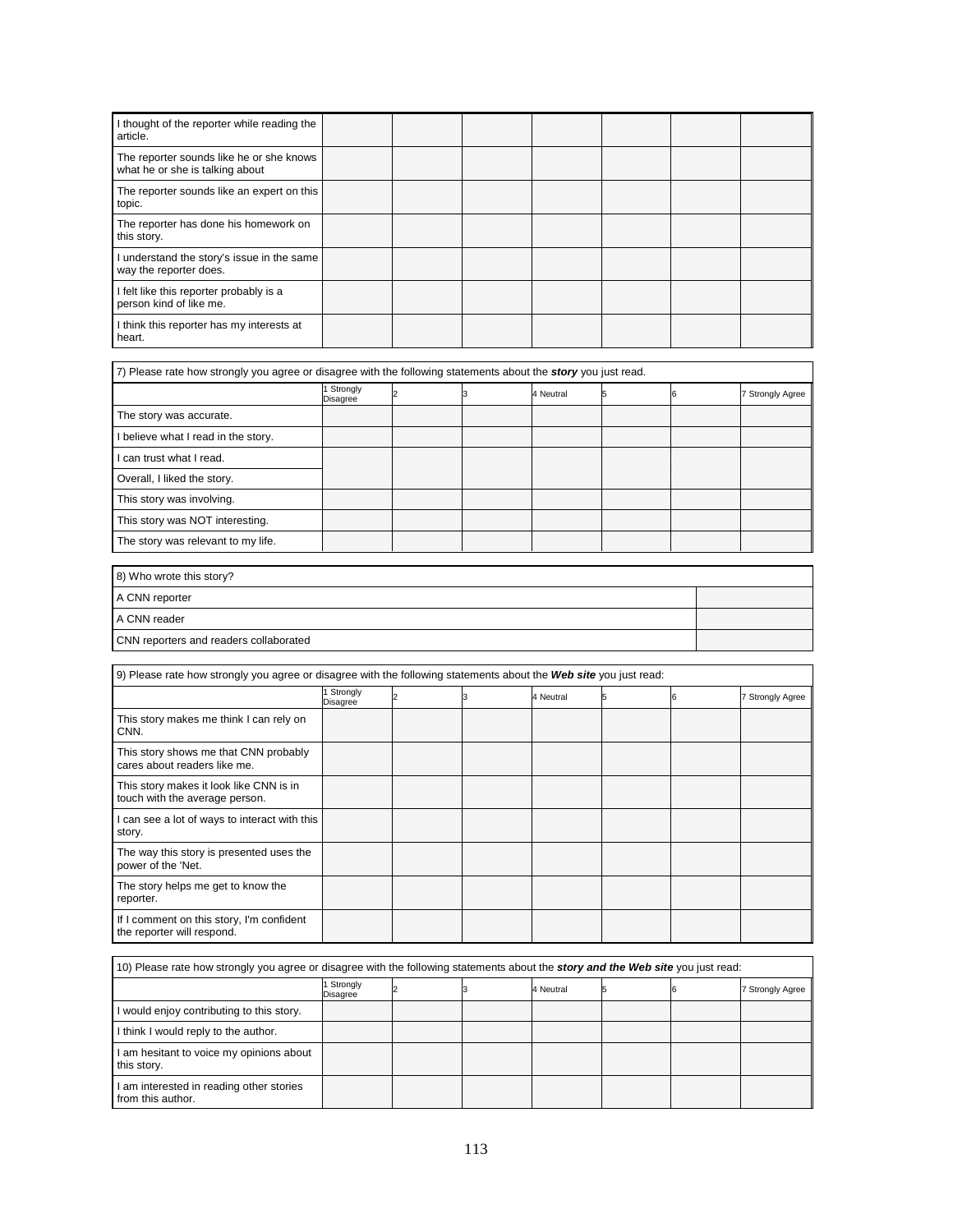| | | | | | | | |
|---|---|---|---|---|---|---|---|
| I thought of the reporter while reading the article. | | | | | | | |
| The reporter sounds like he or she knows what he or she is talking about | | | | | | | |
| The reporter sounds like an expert on this topic. | | | | | | | |
| The reporter has done his homework on this story. | | | | | | | |
| I understand the story's issue in the same way the reporter does. | | | | | | | |
| I felt like this reporter probably is a person kind of like me. | | | | | | | |
| I think this reporter has my interests at heart. | | | | | | | |

7) Please rate how strongly you agree or disagree with the following statements about the ***story*** you just read.

| | 1 Strongly Disagree | 2 | 3 | 4 Neutral | 5 | 6 | 7 Strongly Agree |
|---|---|---|---|---|---|---|---|
| The story was accurate. | | | | | | | |
| I believe what I read in the story. | | | | | | | |
| I can trust what I read. | | | | | | | |
| Overall, I liked the story. | | | | | | | |
| This story was involving. | | | | | | | |
| This story was NOT interesting. | | | | | | | |
| The story was relevant to my life. | | | | | | | |

8) Who wrote this story?

| | |
|---|---|
| A CNN reporter | |
| A CNN reader | |
| CNN reporters and readers collaborated | |

9) Please rate how strongly you agree or disagree with the following statements about the ***Web site*** you just read:

| | 1 Strongly Disagree | 2 | 3 | 4 Neutral | 5 | 6 | 7 Strongly Agree |
|---|---|---|---|---|---|---|---|
| This story makes me think I can rely on CNN. | | | | | | | |
| This story shows me that CNN probably cares about readers like me. | | | | | | | |
| This story makes it look like CNN is in touch with the average person. | | | | | | | |
| I can see a lot of ways to interact with this story. | | | | | | | |
| The way this story is presented uses the power of the 'Net. | | | | | | | |
| The story helps me get to know the reporter. | | | | | | | |
| If I comment on this story, I'm confident the reporter will respond. | | | | | | | |

10) Please rate how strongly you agree or disagree with the following statements about the ***story and the Web site*** you just read:

| | 1 Strongly Disagree | 2 | 3 | 4 Neutral | 5 | 6 | 7 Strongly Agree |
|---|---|---|---|---|---|---|---|
| I would enjoy contributing to this story. | | | | | | | |
| I think I would reply to the author. | | | | | | | |
| I am hesitant to voice my opinions about this story. | | | | | | | |
| I am interested in reading other stories from this author. | | | | | | | |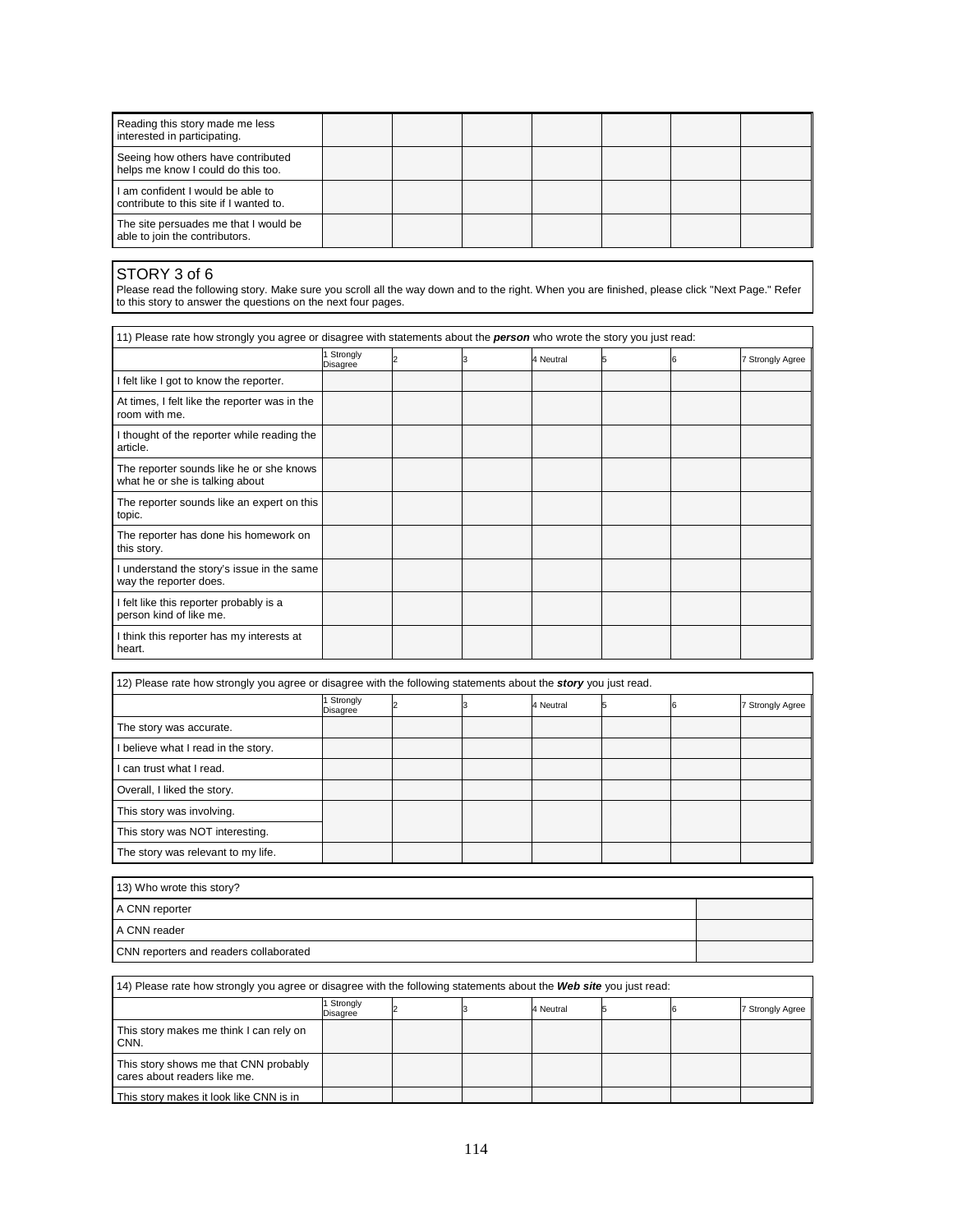| | | | | | | | |
|---|---|---|---|---|---|---|---|
| Reading this story made me less interested in participating. | | | | | | | |
| Seeing how others have contributed helps me know I could do this too. | | | | | | | |
| I am confident I would be able to contribute to this site if I wanted to. | | | | | | | |
| The site persuades me that I would be able to join the contributors. | | | | | | | |

## STORY 3 of 6

Please read the following story. Make sure you scroll all the way down and to the right. When you are finished, please click "Next Page." Refer to this story to answer the questions on the next four pages.

11) Please rate how strongly you agree or disagree with statements about the ***person*** who wrote the story you just read:

| | 1 Strongly Disagree | 2 | 3 | 4 Neutral | 5 | 6 | 7 Strongly Agree |
|---|---|---|---|---|---|---|---|
| I felt like I got to know the reporter. | | | | | | | |
| At times, I felt like the reporter was in the room with me. | | | | | | | |
| I thought of the reporter while reading the article. | | | | | | | |
| The reporter sounds like he or she knows what he or she is talking about | | | | | | | |
| The reporter sounds like an expert on this topic. | | | | | | | |
| The reporter has done his homework on this story. | | | | | | | |
| I understand the story's issue in the same way the reporter does. | | | | | | | |
| I felt like this reporter probably is a person kind of like me. | | | | | | | |
| I think this reporter has my interests at heart. | | | | | | | |

12) Please rate how strongly you agree or disagree with the following statements about the ***story*** you just read.

| | 1 Strongly Disagree | 2 | 3 | 4 Neutral | 5 | 6 | 7 Strongly Agree |
|---|---|---|---|---|---|---|---|
| The story was accurate. | | | | | | | |
| I believe what I read in the story. | | | | | | | |
| I can trust what I read. | | | | | | | |
| Overall, I liked the story. | | | | | | | |
| This story was involving. | | | | | | | |
| This story was NOT interesting. | | | | | | | |
| The story was relevant to my life. | | | | | | | |

13) Who wrote this story?

| | |
|---|---|
| A CNN reporter | |
| A CNN reader | |
| CNN reporters and readers collaborated | |

14) Please rate how strongly you agree or disagree with the following statements about the ***Web site*** you just read:

| | 1 Strongly Disagree | 2 | 3 | 4 Neutral | 5 | 6 | 7 Strongly Agree |
|---|---|---|---|---|---|---|---|
| This story makes me think I can rely on CNN. | | | | | | | |
| This story shows me that CNN probably cares about readers like me. | | | | | | | |
| This story makes it look like CNN is in | | | | | | | |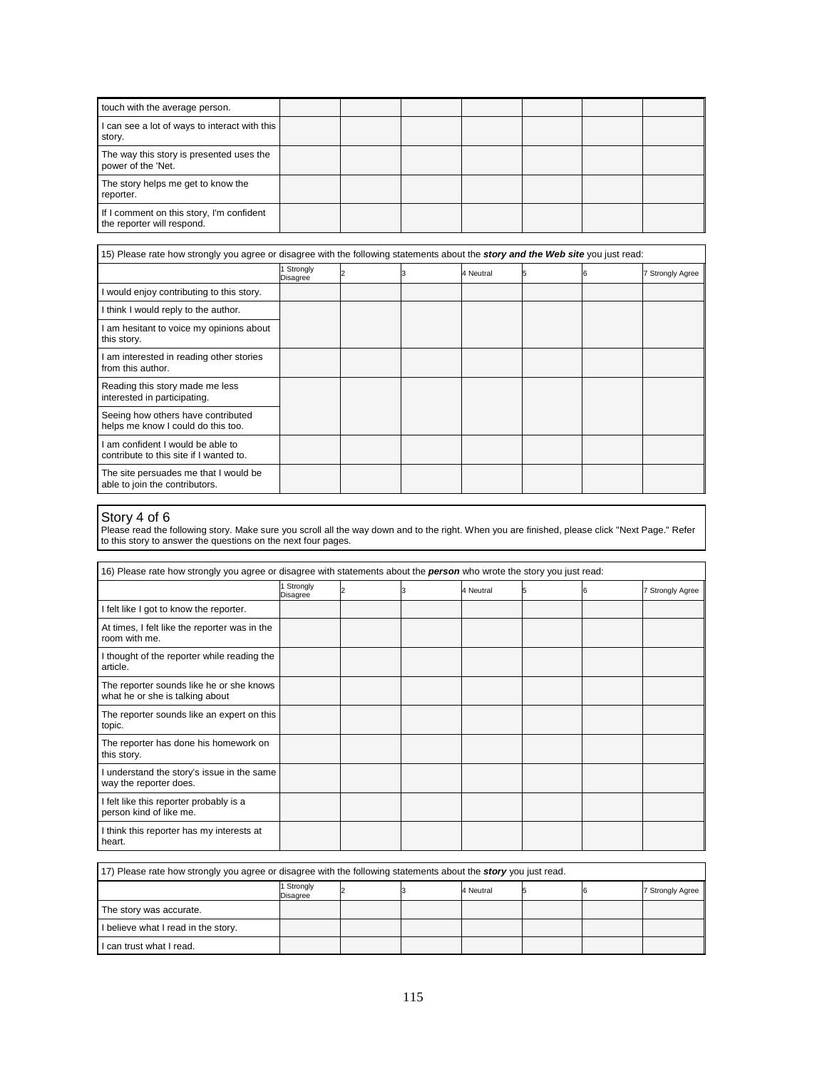| | | | | | | | |
|---|---|---|---|---|---|---|---|
| touch with the average person. | | | | | | | |
| I can see a lot of ways to interact with this story. | | | | | | | |
| The way this story is presented uses the power of the 'Net. | | | | | | | |
| The story helps me get to know the reporter. | | | | | | | |
| If I comment on this story, I'm confident the reporter will respond. | | | | | | | |

15) Please rate how strongly you agree or disagree with the following statements about the ***story and the Web site*** you just read:

| | 1 Strongly Disagree | 2 | 3 | 4 Neutral | 5 | 6 | 7 Strongly Agree |
|---|---|---|---|---|---|---|---|
| I would enjoy contributing to this story. | | | | | | | |
| I think I would reply to the author. | | | | | | | |
| I am hesitant to voice my opinions about this story. | | | | | | | |
| I am interested in reading other stories from this author. | | | | | | | |
| Reading this story made me less interested in participating. | | | | | | | |
| Seeing how others have contributed helps me know I could do this too. | | | | | | | |
| I am confident I would be able to contribute to this site if I wanted to. | | | | | | | |
| The site persuades me that I would be able to join the contributors. | | | | | | | |

## Story 4 of 6

Please read the following story. Make sure you scroll all the way down and to the right. When you are finished, please click "Next Page." Refer to this story to answer the questions on the next four pages.

16) Please rate how strongly you agree or disagree with statements about the ***person*** who wrote the story you just read:

| | 1 Strongly Disagree | 2 | 3 | 4 Neutral | 5 | 6 | 7 Strongly Agree |
|---|---|---|---|---|---|---|---|
| I felt like I got to know the reporter. | | | | | | | |
| At times, I felt like the reporter was in the room with me. | | | | | | | |
| I thought of the reporter while reading the article. | | | | | | | |
| The reporter sounds like he or she knows what he or she is talking about | | | | | | | |
| The reporter sounds like an expert on this topic. | | | | | | | |
| The reporter has done his homework on this story. | | | | | | | |
| I understand the story's issue in the same way the reporter does. | | | | | | | |
| I felt like this reporter probably is a person kind of like me. | | | | | | | |
| I think this reporter has my interests at heart. | | | | | | | |

17) Please rate how strongly you agree or disagree with the following statements about the ***story*** you just read.

| | 1 Strongly Disagree | 2 | 3 | 4 Neutral | 5 | 6 | 7 Strongly Agree |
|---|---|---|---|---|---|---|---|
| The story was accurate. | | | | | | | |
| I believe what I read in the story. | | | | | | | |
| I can trust what I read. | | | | | | | |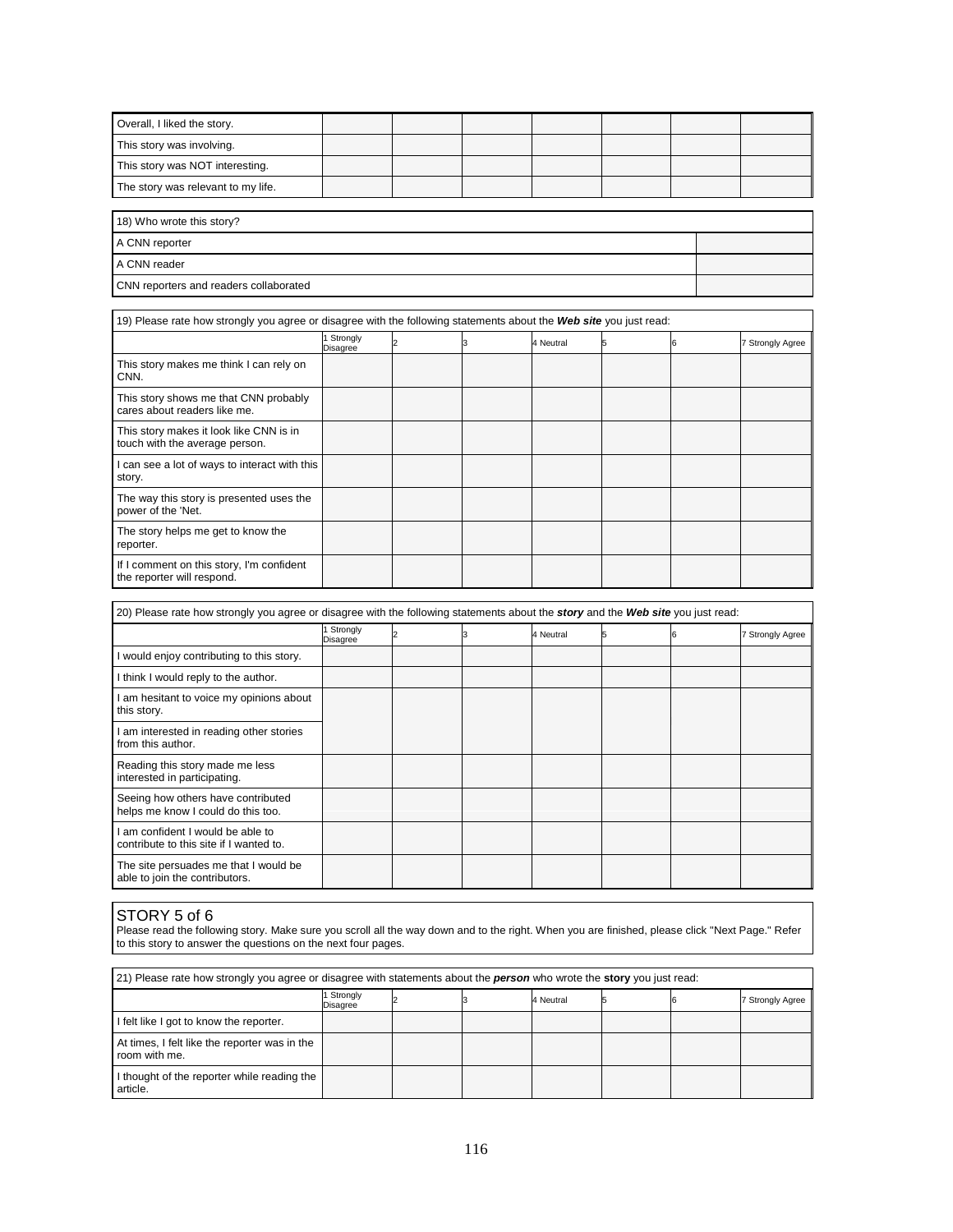| | | | | | | | |
|---|---|---|---|---|---|---|---|
| Overall, I liked the story. | | | | | | | |
| This story was involving. | | | | | | | |
| This story was NOT interesting. | | | | | | | |
| The story was relevant to my life. | | | | | | | |

| 18) Who wrote this story? | |
|---|---|
| A CNN reporter | |
| A CNN reader | |
| CNN reporters and readers collaborated | |

19) Please rate how strongly you agree or disagree with the following statements about the ***Web site*** you just read:

| | 1 Strongly Disagree | 2 | 3 | 4 Neutral | 5 | 6 | 7 Strongly Agree |
|---|---|---|---|---|---|---|---|
| This story makes me think I can rely on CNN. | | | | | | | |
| This story shows me that CNN probably cares about readers like me. | | | | | | | |
| This story makes it look like CNN is in touch with the average person. | | | | | | | |
| I can see a lot of ways to interact with this story. | | | | | | | |
| The way this story is presented uses the power of the 'Net. | | | | | | | |
| The story helps me get to know the reporter. | | | | | | | |
| If I comment on this story, I'm confident the reporter will respond. | | | | | | | |

20) Please rate how strongly you agree or disagree with the following statements about the ***story*** and the ***Web site*** you just read:

| | 1 Strongly Disagree | 2 | 3 | 4 Neutral | 5 | 6 | 7 Strongly Agree |
|---|---|---|---|---|---|---|---|
| I would enjoy contributing to this story. | | | | | | | |
| I think I would reply to the author. | | | | | | | |
| I am hesitant to voice my opinions about this story. | | | | | | | |
| I am interested in reading other stories from this author. | | | | | | | |
| Reading this story made me less interested in participating. | | | | | | | |
| Seeing how others have contributed helps me know I could do this too. | | | | | | | |
| I am confident I would be able to contribute to this site if I wanted to. | | | | | | | |
| The site persuades me that I would be able to join the contributors. | | | | | | | |

## STORY 5 of 6

Please read the following story. Make sure you scroll all the way down and to the right. When you are finished, please click "Next Page." Refer to this story to answer the questions on the next four pages.

21) Please rate how strongly you agree or disagree with statements about the ***person*** who wrote the **story** you just read:

| | 1 Strongly Disagree | 2 | 3 | 4 Neutral | 5 | 6 | 7 Strongly Agree |
|---|---|---|---|---|---|---|---|
| I felt like I got to know the reporter. | | | | | | | |
| At times, I felt like the reporter was in the room with me. | | | | | | | |
| I thought of the reporter while reading the article. | | | | | | | |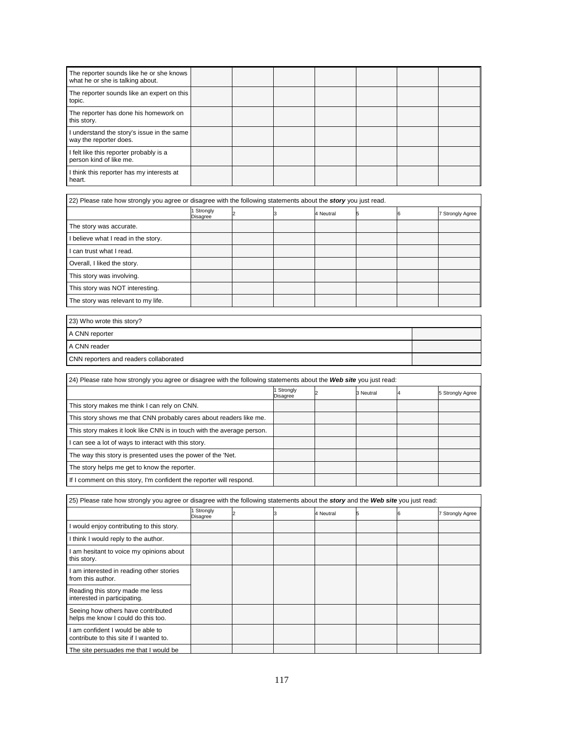| | | | | | | | |
|---|---|---|---|---|---|---|---|
| The reporter sounds like he or she knows what he or she is talking about. | | | | | | | |
| The reporter sounds like an expert on this topic. | | | | | | | |
| The reporter has done his homework on this story. | | | | | | | |
| I understand the story's issue in the same way the reporter does. | | | | | | | |
| I felt like this reporter probably is a person kind of like me. | | | | | | | |
| I think this reporter has my interests at heart. | | | | | | | |

22) Please rate how strongly you agree or disagree with the following statements about the ***story*** you just read.

| | 1 Strongly Disagree | 2 | 3 | 4 Neutral | 5 | 6 | 7 Strongly Agree |
|---|---|---|---|---|---|---|---|
| The story was accurate. | | | | | | | |
| I believe what I read in the story. | | | | | | | |
| I can trust what I read. | | | | | | | |
| Overall, I liked the story. | | | | | | | |
| This story was involving. | | | | | | | |
| This story was NOT interesting. | | | | | | | |
| The story was relevant to my life. | | | | | | | |

23) Who wrote this story?

| | |
|---|---|
| A CNN reporter | |
| A CNN reader | |
| CNN reporters and readers collaborated | |

24) Please rate how strongly you agree or disagree with the following statements about the ***Web site*** you just read:

| | 1 Strongly Disagree | 2 | 3 Neutral | 4 | 5 Strongly Agree |
|---|---|---|---|---|---|
| This story makes me think I can rely on CNN. | | | | | |
| This story shows me that CNN probably cares about readers like me. | | | | | |
| This story makes it look like CNN is in touch with the average person. | | | | | |
| I can see a lot of ways to interact with this story. | | | | | |
| The way this story is presented uses the power of the 'Net. | | | | | |
| The story helps me get to know the reporter. | | | | | |
| If I comment on this story, I'm confident the reporter will respond. | | | | | |

25) Please rate how strongly you agree or disagree with the following statements about the ***story*** and the ***Web site*** you just read:

| | 1 Strongly Disagree | 2 | 3 | 4 Neutral | 5 | 6 | 7 Strongly Agree |
|---|---|---|---|---|---|---|---|
| I would enjoy contributing to this story. | | | | | | | |
| I think I would reply to the author. | | | | | | | |
| I am hesitant to voice my opinions about this story. | | | | | | | |
| I am interested in reading other stories from this author. | | | | | | | |
| Reading this story made me less interested in participating. | | | | | | | |
| Seeing how others have contributed helps me know I could do this too. | | | | | | | |
| I am confident I would be able to contribute to this site if I wanted to. | | | | | | | |
| The site persuades me that I would be | | | | | | | |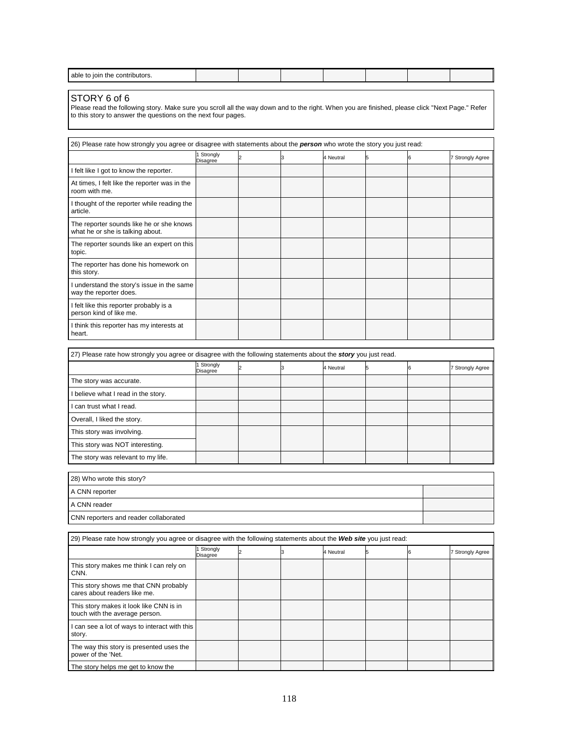| | | | | | | | |
|---|---|---|---|---|---|---|---|
| able to join the contributors. | | | | | | | |

## STORY 6 of 6

Please read the following story. Make sure you scroll all the way down and to the right. When you are finished, please click "Next Page." Refer to this story to answer the questions on the next four pages.

26) Please rate how strongly you agree or disagree with statements about the ***person*** who wrote the story you just read:

| | 1 Strongly Disagree | 2 | 3 | 4 Neutral | 5 | 6 | 7 Strongly Agree |
|---|---|---|---|---|---|---|---|
| I felt like I got to know the reporter. | | | | | | | |
| At times, I felt like the reporter was in the room with me. | | | | | | | |
| I thought of the reporter while reading the article. | | | | | | | |
| The reporter sounds like he or she knows what he or she is talking about. | | | | | | | |
| The reporter sounds like an expert on this topic. | | | | | | | |
| The reporter has done his homework on this story. | | | | | | | |
| I understand the story's issue in the same way the reporter does. | | | | | | | |
| I felt like this reporter probably is a person kind of like me. | | | | | | | |
| I think this reporter has my interests at heart. | | | | | | | |

27) Please rate how strongly you agree or disagree with the following statements about the ***story*** you just read.

| | 1 Strongly Disagree | 2 | 3 | 4 Neutral | 5 | 6 | 7 Strongly Agree |
|---|---|---|---|---|---|---|---|
| The story was accurate. | | | | | | | |
| I believe what I read in the story. | | | | | | | |
| I can trust what I read. | | | | | | | |
| Overall, I liked the story. | | | | | | | |
| This story was involving. | | | | | | | |
| This story was NOT interesting. | | | | | | | |
| The story was relevant to my life. | | | | | | | |

| 28) Who wrote this story? | |
|---|---|
| A CNN reporter | |
| A CNN reader | |
| CNN reporters and reader collaborated | |

29) Please rate how strongly you agree or disagree with the following statements about the ***Web site*** you just read:

| | 1 Strongly Disagree | 2 | 3 | 4 Neutral | 5 | 6 | 7 Strongly Agree |
|---|---|---|---|---|---|---|---|
| This story makes me think I can rely on CNN. | | | | | | | |
| This story shows me that CNN probably cares about readers like me. | | | | | | | |
| This story makes it look like CNN is in touch with the average person. | | | | | | | |
| I can see a lot of ways to interact with this story. | | | | | | | |
| The way this story is presented uses the power of the 'Net. | | | | | | | |
| The story helps me get to know the | | | | | | | |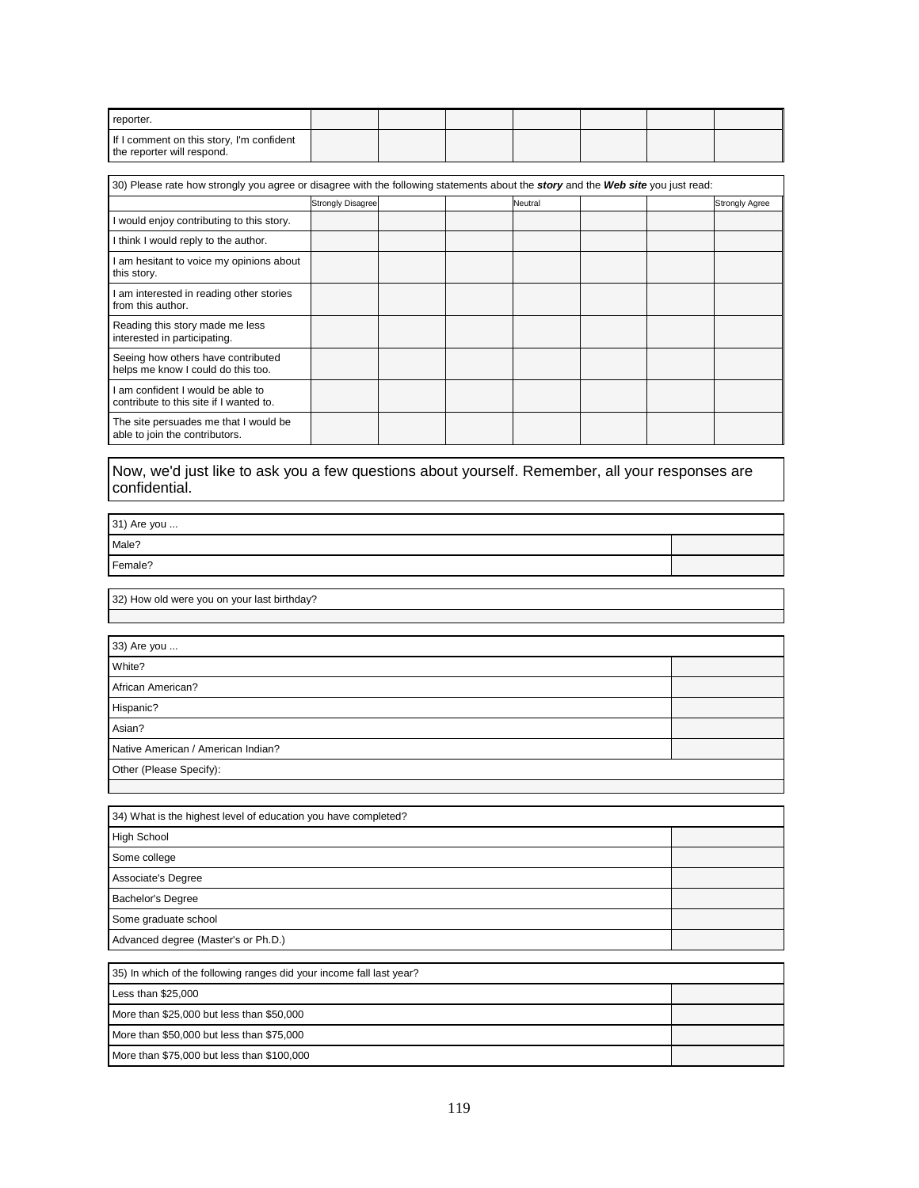| | | | | | | | |
|---|---|---|---|---|---|---|---|
| reporter. | | | | | | | |
| If I comment on this story, I'm confident the reporter will respond. | | | | | | | |

30) Please rate how strongly you agree or disagree with the following statements about the ***story*** and the ***Web site*** you just read:

| | Strongly Disagree | | | Neutral | | | Strongly Agree |
|---|---|---|---|---|---|---|---|
| I would enjoy contributing to this story. | | | | | | | |
| I think I would reply to the author. | | | | | | | |
| I am hesitant to voice my opinions about this story. | | | | | | | |
| I am interested in reading other stories from this author. | | | | | | | |
| Reading this story made me less interested in participating. | | | | | | | |
| Seeing how others have contributed helps me know I could do this too. | | | | | | | |
| I am confident I would be able to contribute to this site if I wanted to. | | | | | | | |
| The site persuades me that I would be able to join the contributors. | | | | | | | |

Now, we'd just like to ask you a few questions about yourself. Remember, all your responses are confidential.

| 31) Are you ... | |
|---|---|
| Male? | |
| Female? | |

32) How old were you on your last birthday?

| 33) Are you ... | |
|---|---|
| White? | |
| African American? | |
| Hispanic? | |
| Asian? | |
| Native American / American Indian? | |
| Other (Please Specify): | |

| 34) What is the highest level of education you have completed? | |
|---|---|
| High School | |
| Some college | |
| Associate's Degree | |
| Bachelor's Degree | |
| Some graduate school | |
| Advanced degree (Master's or Ph.D.) | |

| 35) In which of the following ranges did your income fall last year? | |
|---|---|
| Less than $25,000 | |
| More than $25,000 but less than $50,000 | |
| More than $50,000 but less than $75,000 | |
| More than $75,000 but less than $100,000 | |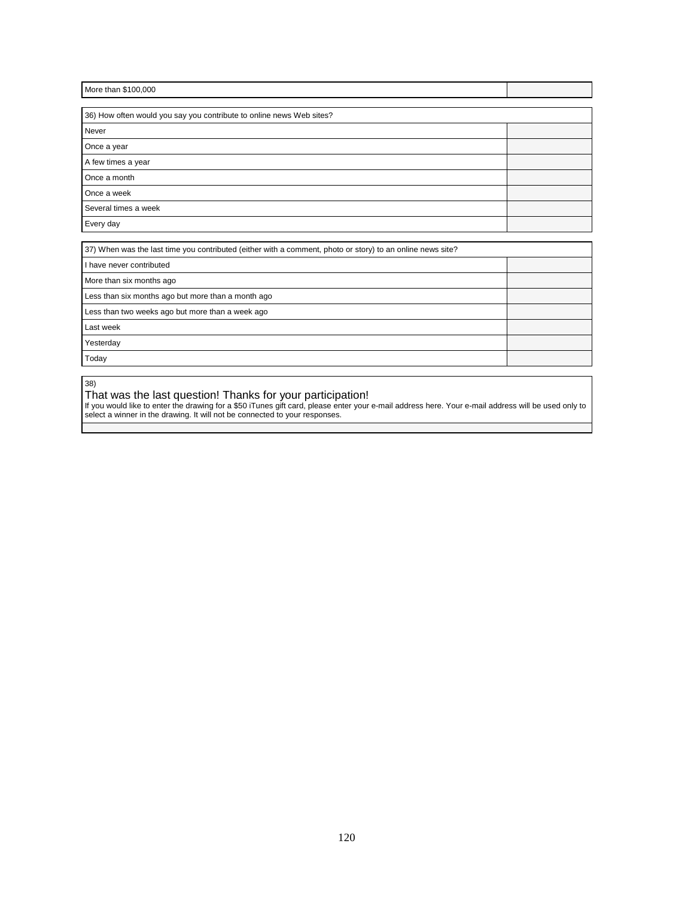| | |
|---|---|
| More than $100,000 | |

| 36) How often would you say you contribute to online news Web sites? | |
|---|---|
| Never | |
| Once a year | |
| A few times a year | |
| Once a month | |
| Once a week | |
| Several times a week | |
| Every day | |

| 37) When was the last time you contributed (either with a comment, photo or story) to an online news site? | |
|---|---|
| I have never contributed | |
| More than six months ago | |
| Less than six months ago but more than a month ago | |
| Less than two weeks ago but more than a week ago | |
| Last week | |
| Yesterday | |
| Today | |

38)

That was the last question! Thanks for your participation!

If you would like to enter the drawing for a $50 iTunes gift card, please enter your e-mail address here. Your e-mail address will be used only to select a winner in the drawing. It will not be connected to your responses.